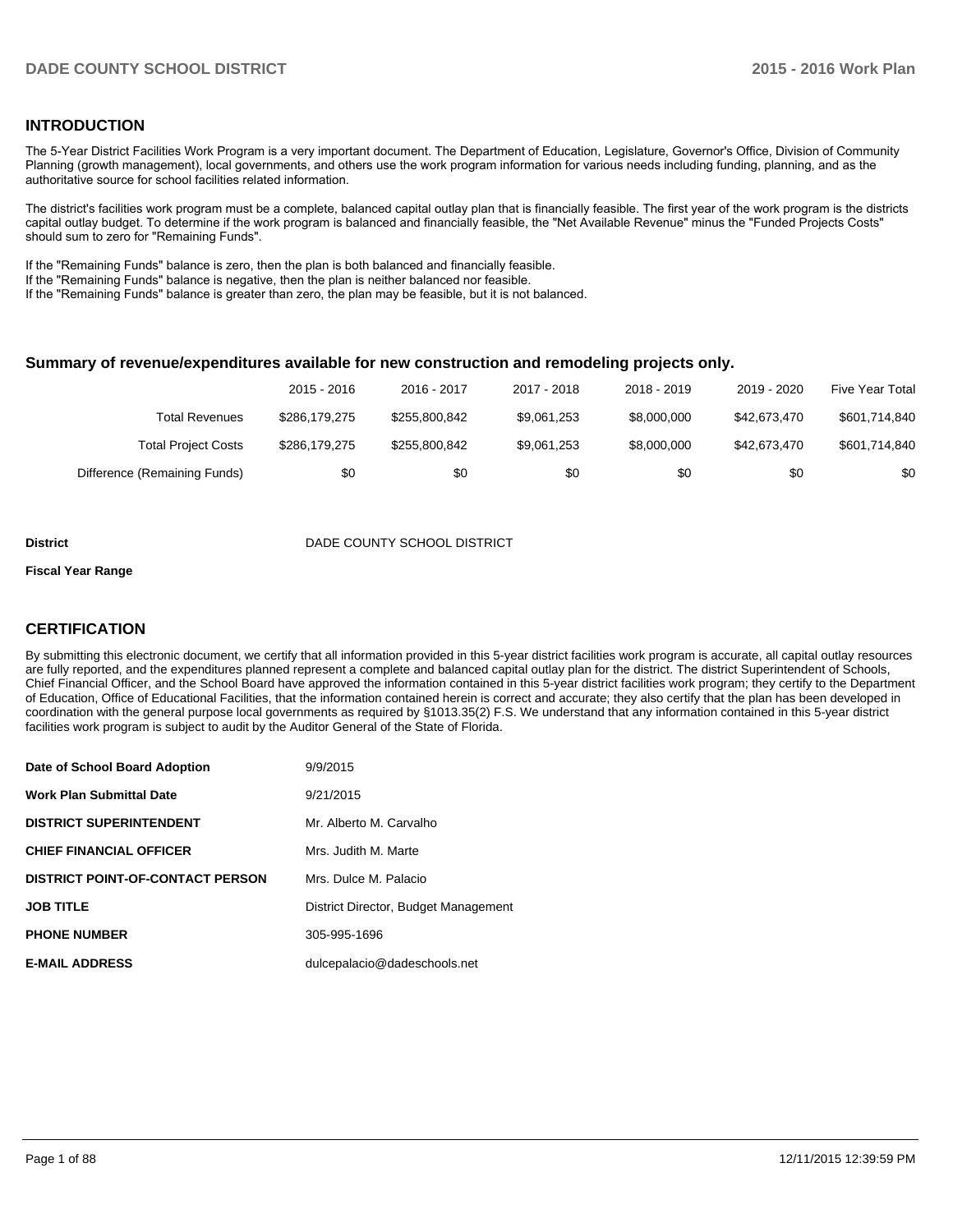## INTRODUCTION

The 5-Year District Facilities Work Program is a very important document. The Department of Education, Legislature, Governor's Office, Division of Community Planning (growth management), local governments, and others use the work program information for various needs including funding, planning, and as the authoritative source for school facilities related information.

The district's facilities work program must be a complete, balanced capital outlay plan that is financially feasible. The first year of the work program is the districts capital outlay budget. To determine if the work program is balanced and financially feasible, the "Net Available Revenue" minus the "Funded Projects Costs" should sum to zero for "Remaining Funds".

If the "Remaining Funds" balance is zero, then the plan is both balanced and financially feasible.
If the "Remaining Funds" balance is negative, then the plan is neither balanced nor feasible.
If the "Remaining Funds" balance is greater than zero, the plan may be feasible, but it is not balanced.

### Summary of revenue/expenditures available for new construction and remodeling projects only.

| | 2015 - 2016 | 2016 - 2017 | 2017 - 2018 | 2018 - 2019 | 2019 - 2020 | Five Year Total |
|---|---|---|---|---|---|---|
| Total Revenues | $286,179,275 | $255,800,842 | $9,061,253 | $8,000,000 | $42,673,470 | $601,714,840 |
| Total Project Costs | $286,179,275 | $255,800,842 | $9,061,253 | $8,000,000 | $42,673,470 | $601,714,840 |
| Difference (Remaining Funds) | $0 | $0 | $0 | $0 | $0 | $0 |

**District** DADE COUNTY SCHOOL DISTRICT

**Fiscal Year Range**

## CERTIFICATION

By submitting this electronic document, we certify that all information provided in this 5-year district facilities work program is accurate, all capital outlay resources are fully reported, and the expenditures planned represent a complete and balanced capital outlay plan for the district. The district Superintendent of Schools, Chief Financial Officer, and the School Board have approved the information contained in this 5-year district facilities work program; they certify to the Department of Education, Office of Educational Facilities, that the information contained herein is correct and accurate; they also certify that the plan has been developed in coordination with the general purpose local governments as required by §1013.35(2) F.S. We understand that any information contained in this 5-year district facilities work program is subject to audit by the Auditor General of the State of Florida.

| | |
|---|---|
| **Date of School Board Adoption** | 9/9/2015 |
| **Work Plan Submittal Date** | 9/21/2015 |
| **DISTRICT SUPERINTENDENT** | Mr. Alberto M. Carvalho |
| **CHIEF FINANCIAL OFFICER** | Mrs. Judith M. Marte |
| **DISTRICT POINT-OF-CONTACT PERSON** | Mrs. Dulce M. Palacio |
| **JOB TITLE** | District Director, Budget Management |
| **PHONE NUMBER** | 305-995-1696 |
| **E-MAIL ADDRESS** | dulcepalacio@dadeschools.net |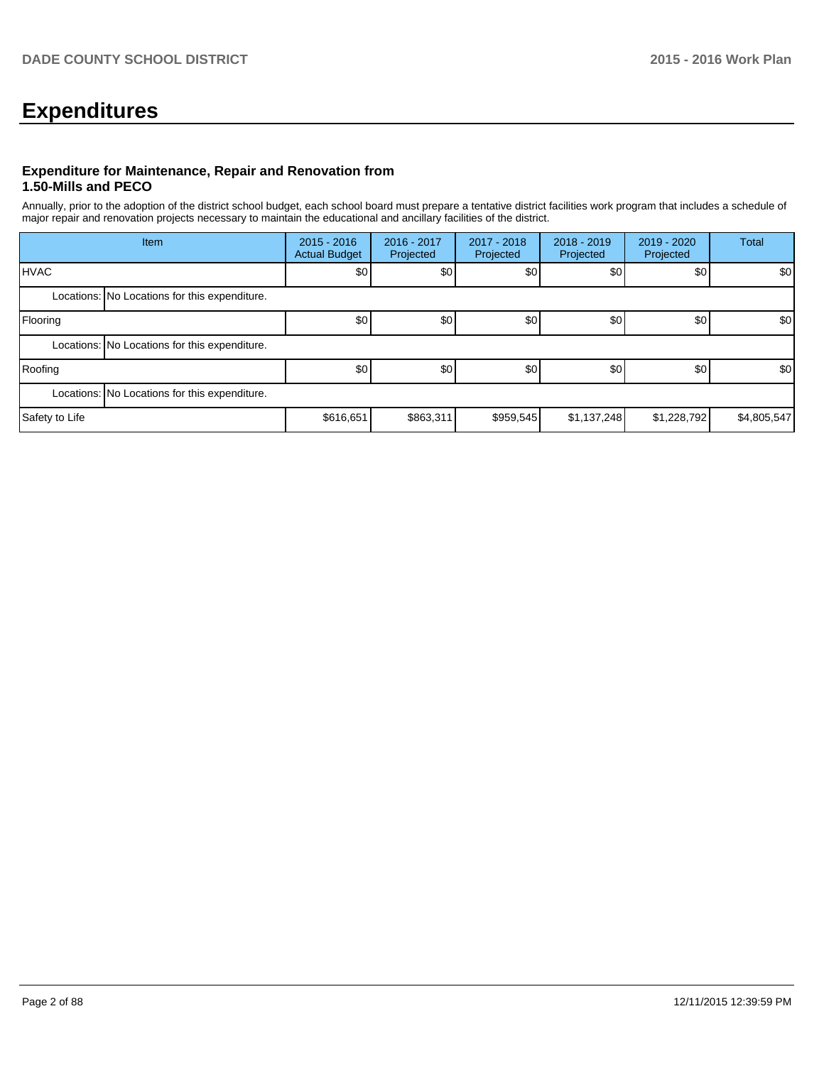# Expenditures

### Expenditure for Maintenance, Repair and Renovation from 1.50-Mills and PECO

Annually, prior to the adoption of the district school budget, each school board must prepare a tentative district facilities work program that includes a schedule of major repair and renovation projects necessary to maintain the educational and ancillary facilities of the district.

| Item | | 2015 - 2016 Actual Budget | 2016 - 2017 Projected | 2017 - 2018 Projected | 2018 - 2019 Projected | 2019 - 2020 Projected | Total |
|---|---|---|---|---|---|---|---|
| HVAC | | $0 | $0 | $0 | $0 | $0 | $0 |
| Locations: | No Locations for this expenditure. | | | | | | |
| Flooring | | $0 | $0 | $0 | $0 | $0 | $0 |
| Locations: | No Locations for this expenditure. | | | | | | |
| Roofing | | $0 | $0 | $0 | $0 | $0 | $0 |
| Locations: | No Locations for this expenditure. | | | | | | |
| Safety to Life | | $616,651 | $863,311 | $959,545 | $1,137,248 | $1,228,792 | $4,805,547 |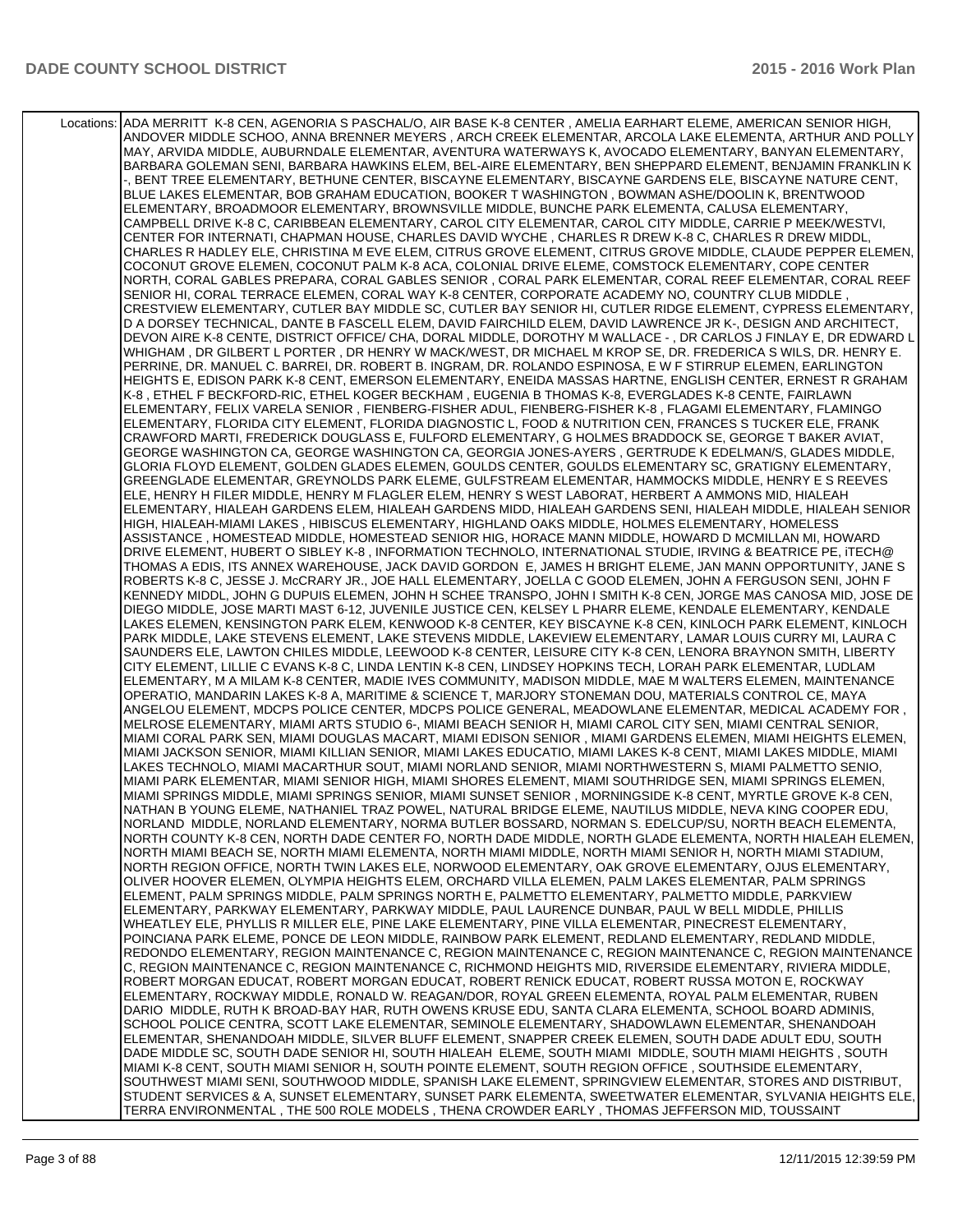| Locations: | ADA MERRITT K-8 CEN, AGENORIA S PASCHAL/O, AIR BASE K-8 CENTER , AMELIA EARHART ELEME, AMERICAN SENIOR HIGH, ANDOVER MIDDLE SCHOO, ANNA BRENNER MEYERS , ARCH CREEK ELEMENTAR, ARCOLA LAKE ELEMENTA, ARTHUR AND POLLY MAY, ARVIDA MIDDLE, AUBURNDALE ELEMENTAR, AVENTURA WATERWAYS K, AVOCADO ELEMENTARY, BANYAN ELEMENTARY, BARBARA GOLEMAN SENI, BARBARA HAWKINS ELEM, BEL-AIRE ELEMENTARY, BEN SHEPPARD ELEMENT, BENJAMIN FRANKLIN K -, BENT TREE ELEMENTARY, BETHUNE CENTER, BISCAYNE ELEMENTARY, BISCAYNE GARDENS ELE, BISCAYNE NATURE CENT, BLUE LAKES ELEMENTAR, BOB GRAHAM EDUCATION, BOOKER T WASHINGTON , BOWMAN ASHE/DOOLIN K, BRENTWOOD ELEMENTARY, BROADMOOR ELEMENTARY, BROWNSVILLE MIDDLE, BUNCHE PARK ELEMENTA, CALUSA ELEMENTARY, CAMPBELL DRIVE K-8 C, CARIBBEAN ELEMENTARY, CAROL CITY ELEMENTAR, CAROL CITY MIDDLE, CARRIE P MEEK/WESTVI, CENTER FOR INTERNATI, CHAPMAN HOUSE, CHARLES DAVID WYCHE , CHARLES R DREW K-8 C, CHARLES R DREW MIDDL, CHARLES R HADLEY ELE, CHRISTINA M EVE ELEM, CITRUS GROVE ELEMENT, CITRUS GROVE MIDDLE, CLAUDE PEPPER ELEMEN, COCONUT GROVE ELEMEN, COCONUT PALM K-8 ACA, COLONIAL DRIVE ELEME, COMSTOCK ELEMENTARY, COPE CENTER NORTH, CORAL GABLES PREPARA, CORAL GABLES SENIOR , CORAL PARK ELEMENTAR, CORAL REEF ELEMENTAR, CORAL REEF SENIOR HI, CORAL TERRACE ELEMEN, CORAL WAY K-8 CENTER, CORPORATE ACADEMY NO, COUNTRY CLUB MIDDLE , CRESTVIEW ELEMENTARY, CUTLER BAY MIDDLE SC, CUTLER BAY SENIOR HI, CUTLER RIDGE ELEMENT, CYPRESS ELEMENTARY, D A DORSEY TECHNICAL, DANTE B FASCELL ELEM, DAVID FAIRCHILD ELEM, DAVID LAWRENCE JR K-, DESIGN AND ARCHITECT, DEVON AIRE K-8 CENTE, DISTRICT OFFICE/ CHA, DORAL MIDDLE, DOROTHY M WALLACE - , DR CARLOS J FINLAY E, DR EDWARD L WHIGHAM , DR GILBERT L PORTER , DR HENRY W MACK/WEST, DR MICHAEL M KROP SE, DR. FREDERICA S WILS, DR. HENRY E. PERRINE, DR. MANUEL C. BARREI, DR. ROBERT B. INGRAM, DR. ROLANDO ESPINOSA, E W F STIRRUP ELEMEN, EARLINGTON HEIGHTS E, EDISON PARK K-8 CENT, EMERSON ELEMENTARY, ENEIDA MASSAS HARTNE, ENGLISH CENTER, ERNEST R GRAHAM K-8 , ETHEL F BECKFORD-RIC, ETHEL KOGER BECKHAM , EUGENIA B THOMAS K-8, EVERGLADES K-8 CENTE, FAIRLAWN ELEMENTARY, FELIX VARELA SENIOR , FIENBERG-FISHER ADUL, FIENBERG-FISHER K-8 , FLAGAMI ELEMENTARY, FLAMINGO ELEMENTARY, FLORIDA CITY ELEMENT, FLORIDA DIAGNOSTIC L, FOOD & NUTRITION CEN, FRANCES S TUCKER ELE, FRANK CRAWFORD MARTI, FREDERICK DOUGLASS E, FULFORD ELEMENTARY, G HOLMES BRADDOCK SE, GEORGE T BAKER AVIAT, GEORGE WASHINGTON CA, GEORGE WASHINGTON CA, GEORGIA JONES-AYERS , GERTRUDE K EDELMAN/S, GLADES MIDDLE, GLORIA FLOYD ELEMENT, GOLDEN GLADES ELEMEN, GOULDS CENTER, GOULDS ELEMENTARY SC, GRATIGNY ELEMENTARY, GREENGLADE ELEMENTAR, GREYNOLDS PARK ELEME, GULFSTREAM ELEMENTAR, HAMMOCKS MIDDLE, HENRY E S REEVES ELE, HENRY H FILER MIDDLE, HENRY M FLAGLER ELEM, HENRY S WEST LABORAT, HERBERT A AMMONS MID, HIALEAH ELEMENTARY, HIALEAH GARDENS ELEM, HIALEAH GARDENS MIDD, HIALEAH GARDENS SENI, HIALEAH MIDDLE, HIALEAH SENIOR HIGH, HIALEAH-MIAMI LAKES , HIBISCUS ELEMENTARY, HIGHLAND OAKS MIDDLE, HOLMES ELEMENTARY, HOMELESS ASSISTANCE , HOMESTEAD MIDDLE, HOMESTEAD SENIOR HIG, HORACE MANN MIDDLE, HOWARD D MCMILLAN MI, HOWARD DRIVE ELEMENT, HUBERT O SIBLEY K-8 , INFORMATION TECHNOLO, INTERNATIONAL STUDIE, IRVING & BEATRICE PE, iTECH@ THOMAS A EDIS, ITS ANNEX WAREHOUSE, JACK DAVID GORDON E, JAMES H BRIGHT ELEME, JAN MANN OPPORTUNITY, JANE S ROBERTS K-8 C, JESSE J. McCRARY JR., JOE HALL ELEMENTARY, JOELLA C GOOD ELEMEN, JOHN A FERGUSON SENI, JOHN F KENNEDY MIDDL, JOHN G DUPUIS ELEMEN, JOHN H SCHEE TRANSPO, JOHN I SMITH K-8 CEN, JORGE MAS CANOSA MID, JOSE DE DIEGO MIDDLE, JOSE MARTI MAST 6-12, JUVENILE JUSTICE CEN, KELSEY L PHARR ELEME, KENDALE ELEMENTARY, KENDALE LAKES ELEMEN, KENSINGTON PARK ELEM, KENWOOD K-8 CENTER, KEY BISCAYNE K-8 CEN, KINLOCH PARK ELEMENT, KINLOCH PARK MIDDLE, LAKE STEVENS ELEMENT, LAKE STEVENS MIDDLE, LAKEVIEW ELEMENTARY, LAMAR LOUIS CURRY MI, LAURA C SAUNDERS ELE, LAWTON CHILES MIDDLE, LEEWOOD K-8 CENTER, LEISURE CITY K-8 CEN, LENORA BRAYNON SMITH, LIBERTY CITY ELEMENT, LILLIE C EVANS K-8 C, LINDA LENTIN K-8 CEN, LINDSEY HOPKINS TECH, LORAH PARK ELEMENTAR, LUDLAM ELEMENTARY, M A MILAM K-8 CENTER, MADIE IVES COMMUNITY, MADISON MIDDLE, MAE M WALTERS ELEMEN, MAINTENANCE OPERATIO, MANDARIN LAKES K-8 A, MARITIME & SCIENCE T, MARJORY STONEMAN DOU, MATERIALS CONTROL CE, MAYA ANGELOU ELEMENT, MDCPS POLICE CENTER, MDCPS POLICE GENERAL, MEADOWLANE ELEMENTAR, MEDICAL ACADEMY FOR , MELROSE ELEMENTARY, MIAMI ARTS STUDIO 6-, MIAMI BEACH SENIOR H, MIAMI CAROL CITY SEN, MIAMI CENTRAL SENIOR, MIAMI CORAL PARK SEN, MIAMI DOUGLAS MACART, MIAMI EDISON SENIOR , MIAMI GARDENS ELEMEN, MIAMI HEIGHTS ELEMEN, MIAMI JACKSON SENIOR, MIAMI KILLIAN SENIOR, MIAMI LAKES EDUCATIO, MIAMI LAKES K-8 CENT, MIAMI LAKES MIDDLE, MIAMI LAKES TECHNOLO, MIAMI MACARTHUR SOUT, MIAMI NORLAND SENIOR, MIAMI NORTHWESTERN S, MIAMI PALMETTO SENIO, MIAMI PARK ELEMENTAR, MIAMI SENIOR HIGH, MIAMI SHORES ELEMENT, MIAMI SOUTHRIDGE SEN, MIAMI SPRINGS ELEMEN, MIAMI SPRINGS MIDDLE, MIAMI SPRINGS SENIOR, MIAMI SUNSET SENIOR , MORNINGSIDE K-8 CENT, MYRTLE GROVE K-8 CEN, NATHAN B YOUNG ELEME, NATHANIEL TRAZ POWEL, NATURAL BRIDGE ELEME, NAUTILUS MIDDLE, NEVA KING COOPER EDU, NORLAND MIDDLE, NORLAND ELEMENTARY, NORMA BUTLER BOSSARD, NORMAN S. EDELCUP/SU, NORTH BEACH ELEMENTA, NORTH COUNTY K-8 CEN, NORTH DADE CENTER FO, NORTH DADE MIDDLE, NORTH GLADE ELEMENTA, NORTH HIALEAH ELEMEN, NORTH MIAMI BEACH SE, NORTH MIAMI ELEMENTA, NORTH MIAMI MIDDLE, NORTH MIAMI SENIOR H, NORTH MIAMI STADIUM, NORTH REGION OFFICE, NORTH TWIN LAKES ELE, NORWOOD ELEMENTARY, OAK GROVE ELEMENTARY, OJUS ELEMENTARY, OLIVER HOOVER ELEMEN, OLYMPIA HEIGHTS ELEM, ORCHARD VILLA ELEMEN, PALM LAKES ELEMENTAR, PALM SPRINGS ELEMENT, PALM SPRINGS MIDDLE, PALM SPRINGS NORTH E, PALMETTO ELEMENTARY, PALMETTO MIDDLE, PARKVIEW ELEMENTARY, PARKWAY ELEMENTARY, PARKWAY MIDDLE, PAUL LAURENCE DUNBAR, PAUL W BELL MIDDLE, PHILLIS WHEATLEY ELE, PHYLLIS R MILLER ELE, PINE LAKE ELEMENTARY, PINE VILLA ELEMENTAR, PINECREST ELEMENTARY, POINCIANA PARK ELEME, PONCE DE LEON MIDDLE, RAINBOW PARK ELEMENT, REDLAND ELEMENTARY, REDLAND MIDDLE, REDONDO ELEMENTARY, REGION MAINTENANCE C, REGION MAINTENANCE C, REGION MAINTENANCE C, REGION MAINTENANCE C, REGION MAINTENANCE C, RICHMOND HEIGHTS MID, RIVERSIDE ELEMENTARY, RIVIERA MIDDLE, ROBERT MORGAN EDUCAT, ROBERT MORGAN EDUCAT, ROBERT RENICK EDUCAT, ROBERT RUSSA MOTON E, ROCKWAY ELEMENTARY, ROCKWAY MIDDLE, RONALD W. REAGAN/DOR, ROYAL GREEN ELEMENTA, ROYAL PALM ELEMENTAR, RUBEN DARIO MIDDLE, RUTH K BROAD-BAY HAR, RUTH OWENS KRUSE EDU, SANTA CLARA ELEMENTA, SCHOOL BOARD ADMINIS, SCHOOL POLICE CENTRA, SCOTT LAKE ELEMENTAR, SEMINOLE ELEMENTARY, SHADOWLAWN ELEMENTAR, SHENANDOAH ELEMENTAR, SHENANDOAH MIDDLE, SILVER BLUFF ELEMENT, SNAPPER CREEK ELEMEN, SOUTH DADE ADULT EDU, SOUTH DADE MIDDLE SC, SOUTH DADE SENIOR HI, SOUTH HIALEAH ELEME, SOUTH MIAMI MIDDLE, SOUTH MIAMI HEIGHTS , SOUTH MIAMI K-8 CENT, SOUTH MIAMI SENIOR H, SOUTH POINTE ELEMENT, SOUTH REGION OFFICE , SOUTHSIDE ELEMENTARY, SOUTHWEST MIAMI SENI, SOUTHWOOD MIDDLE, SPANISH LAKE ELEMENT, SPRINGVIEW ELEMENTAR, STORES AND DISTRIBUT, STUDENT SERVICES & A, SUNSET ELEMENTARY, SUNSET PARK ELEMENTA, SWEETWATER ELEMENTAR, SYLVANIA HEIGHTS ELE, TERRA ENVIRONMENTAL , THE 500 ROLE MODELS , THENA CROWDER EARLY , THOMAS JEFFERSON MID, TOUSSAINT |
|---|---|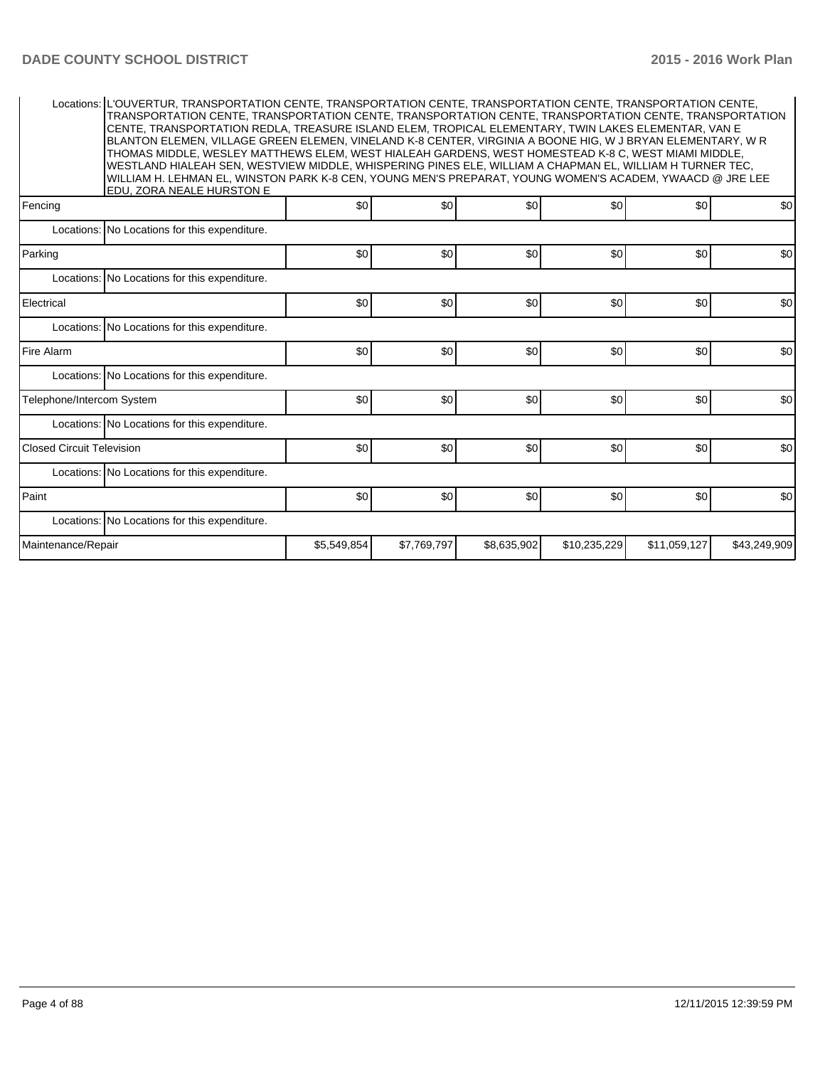| | | | | | | |
|---|---|---|---|---|---|---|
| Locations: | L'OUVERTUR, TRANSPORTATION CENTE, TRANSPORTATION CENTE, TRANSPORTATION CENTE, TRANSPORTATION CENTE, TRANSPORTATION CENTE, TRANSPORTATION CENTE, TRANSPORTATION CENTE, TRANSPORTATION CENTE, TRANSPORTATION CENTE, TRANSPORTATION REDLA, TREASURE ISLAND ELEM, TROPICAL ELEMENTARY, TWIN LAKES ELEMENTAR, VAN E BLANTON ELEMEN, VILLAGE GREEN ELEMEN, VINELAND K-8 CENTER, VIRGINIA A BOONE HIG, W J BRYAN ELEMENTARY, W R THOMAS MIDDLE, WESLEY MATTHEWS ELEM, WEST HIALEAH GARDENS, WEST HOMESTEAD K-8 C, WEST MIAMI MIDDLE, WESTLAND HIALEAH SEN, WESTVIEW MIDDLE, WHISPERING PINES ELE, WILLIAM A CHAPMAN EL, WILLIAM H TURNER TEC, WILLIAM H. LEHMAN EL, WINSTON PARK K-8 CEN, YOUNG MEN'S PREPARAT, YOUNG WOMEN'S ACADEM, YWAACD @ JRE LEE EDU, ZORA NEALE HURSTON E | | | | | |
| Fencing | | $0 | $0 | $0 | $0 | $0 | $0 |
| Locations: | No Locations for this expenditure. | | | | | | |
| Parking | | $0 | $0 | $0 | $0 | $0 | $0 |
| Locations: | No Locations for this expenditure. | | | | | | |
| Electrical | | $0 | $0 | $0 | $0 | $0 | $0 |
| Locations: | No Locations for this expenditure. | | | | | | |
| Fire Alarm | | $0 | $0 | $0 | $0 | $0 | $0 |
| Locations: | No Locations for this expenditure. | | | | | | |
| Telephone/Intercom System | | $0 | $0 | $0 | $0 | $0 | $0 |
| Locations: | No Locations for this expenditure. | | | | | | |
| Closed Circuit Television | | $0 | $0 | $0 | $0 | $0 | $0 |
| Locations: | No Locations for this expenditure. | | | | | | |
| Paint | | $0 | $0 | $0 | $0 | $0 | $0 |
| Locations: | No Locations for this expenditure. | | | | | | |
| Maintenance/Repair | | $5,549,854 | $7,769,797 | $8,635,902 | $10,235,229 | $11,059,127 | $43,249,909 |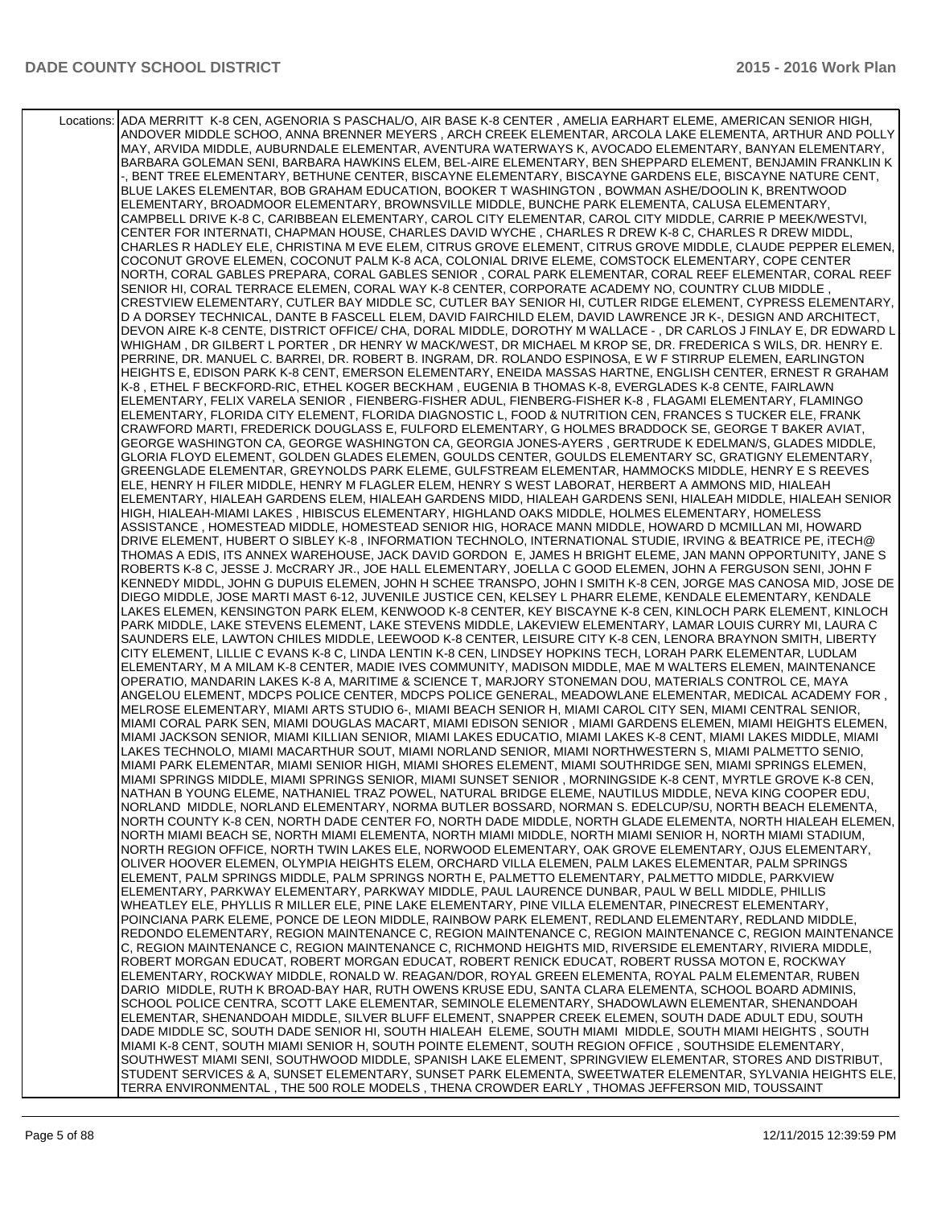| Locations: | ADA MERRITT K-8 CEN, AGENORIA S PASCHAL/O, AIR BASE K-8 CENTER , AMELIA EARHART ELEME, AMERICAN SENIOR HIGH, ANDOVER MIDDLE SCHOO, ANNA BRENNER MEYERS , ARCH CREEK ELEMENTAR, ARCOLA LAKE ELEMENTA, ARTHUR AND POLLY MAY, ARVIDA MIDDLE, AUBURNDALE ELEMENTAR, AVENTURA WATERWAYS K, AVOCADO ELEMENTARY, BANYAN ELEMENTARY, BARBARA GOLEMAN SENI, BARBARA HAWKINS ELEM, BEL-AIRE ELEMENTARY, BEN SHEPPARD ELEMENT, BENJAMIN FRANKLIN K -, BENT TREE ELEMENTARY, BETHUNE CENTER, BISCAYNE ELEMENTARY, BISCAYNE GARDENS ELE, BISCAYNE NATURE CENT, BLUE LAKES ELEMENTAR, BOB GRAHAM EDUCATION, BOOKER T WASHINGTON , BOWMAN ASHE/DOOLIN K, BRENTWOOD ELEMENTARY, BROADMOOR ELEMENTARY, BROWNSVILLE MIDDLE, BUNCHE PARK ELEMENTA, CALUSA ELEMENTARY, CAMPBELL DRIVE K-8 C, CARIBBEAN ELEMENTARY, CAROL CITY ELEMENTAR, CAROL CITY MIDDLE, CARRIE P MEEK/WESTVI, CENTER FOR INTERNATI, CHAPMAN HOUSE, CHARLES DAVID WYCHE , CHARLES R DREW K-8 C, CHARLES R DREW MIDDL, CHARLES R HADLEY ELE, CHRISTINA M EVE ELEM, CITRUS GROVE ELEMENT, CITRUS GROVE MIDDLE, CLAUDE PEPPER ELEMEN, COCONUT GROVE ELEMEN, COCONUT PALM K-8 ACA, COLONIAL DRIVE ELEME, COMSTOCK ELEMENTARY, COPE CENTER NORTH, CORAL GABLES PREPARA, CORAL GABLES SENIOR , CORAL PARK ELEMENTAR, CORAL REEF ELEMENTAR, CORAL REEF SENIOR HI, CORAL TERRACE ELEMEN, CORAL WAY K-8 CENTER, CORPORATE ACADEMY NO, COUNTRY CLUB MIDDLE , CRESTVIEW ELEMENTARY, CUTLER BAY MIDDLE SC, CUTLER BAY SENIOR HI, CUTLER RIDGE ELEMENT, CYPRESS ELEMENTARY, D A DORSEY TECHNICAL, DANTE B FASCELL ELEM, DAVID FAIRCHILD ELEM, DAVID LAWRENCE JR K-, DESIGN AND ARCHITECT, DEVON AIRE K-8 CENTE, DISTRICT OFFICE/ CHA, DORAL MIDDLE, DOROTHY M WALLACE - , DR CARLOS J FINLAY E, DR EDWARD L WHIGHAM , DR GILBERT L PORTER , DR HENRY W MACK/WEST, DR MICHAEL M KROP SE, DR. FREDERICA S WILS, DR. HENRY E. PERRINE, DR. MANUEL C. BARREI, DR. ROBERT B. INGRAM, DR. ROLANDO ESPINOSA, E W F STIRRUP ELEMEN, EARLINGTON HEIGHTS E, EDISON PARK K-8 CENT, EMERSON ELEMENTARY, ENEIDA MASSAS HARTNE, ENGLISH CENTER, ERNEST R GRAHAM K-8 , ETHEL F BECKFORD-RIC, ETHEL KOGER BECKHAM , EUGENIA B THOMAS K-8, EVERGLADES K-8 CENTE, FAIRLAWN ELEMENTARY, FELIX VARELA SENIOR , FIENBERG-FISHER ADUL, FIENBERG-FISHER K-8 , FLAGAMI ELEMENTARY, FLAMINGO ELEMENTARY, FLORIDA CITY ELEMENT, FLORIDA DIAGNOSTIC L, FOOD & NUTRITION CEN, FRANCES S TUCKER ELE, FRANK CRAWFORD MARTI, FREDERICK DOUGLASS E, FULFORD ELEMENTARY, G HOLMES BRADDOCK SE, GEORGE T BAKER AVIAT, GEORGE WASHINGTON CA, GEORGE WASHINGTON CA, GEORGIA JONES-AYERS , GERTRUDE K EDELMAN/S, GLADES MIDDLE, GLORIA FLOYD ELEMENT, GOLDEN GLADES ELEMEN, GOULDS CENTER, GOULDS ELEMENTARY SC, GRATIGNY ELEMENTARY, GREENGLADE ELEMENTAR, GREYNOLDS PARK ELEME, GULFSTREAM ELEMENTAR, HAMMOCKS MIDDLE, HENRY E S REEVES ELE, HENRY H FILER MIDDLE, HENRY M FLAGLER ELEM, HENRY S WEST LABORAT, HERBERT A AMMONS MID, HIALEAH ELEMENTARY, HIALEAH GARDENS ELEM, HIALEAH GARDENS MIDD, HIALEAH GARDENS SENI, HIALEAH MIDDLE, HIALEAH SENIOR HIGH, HIALEAH-MIAMI LAKES , HIBISCUS ELEMENTARY, HIGHLAND OAKS MIDDLE, HOLMES ELEMENTARY, HOMELESS ASSISTANCE , HOMESTEAD MIDDLE, HOMESTEAD SENIOR HIG, HORACE MANN MIDDLE, HOWARD D MCMILLAN MI, HOWARD DRIVE ELEMENT, HUBERT O SIBLEY K-8 , INFORMATION TECHNOLO, INTERNATIONAL STUDIE, IRVING & BEATRICE PE, iTECH@ THOMAS A EDIS, ITS ANNEX WAREHOUSE, JACK DAVID GORDON E, JAMES H BRIGHT ELEME, JAN MANN OPPORTUNITY, JANE S ROBERTS K-8 C, JESSE J. McCRARY JR., JOE HALL ELEMENTARY, JOELLA C GOOD ELEMEN, JOHN A FERGUSON SENI, JOHN F KENNEDY MIDDL, JOHN G DUPUIS ELEMEN, JOHN H SCHEE TRANSPO, JOHN I SMITH K-8 CEN, JORGE MAS CANOSA MID, JOSE DE DIEGO MIDDLE, JOSE MARTI MAST 6-12, JUVENILE JUSTICE CEN, KELSEY L PHARR ELEME, KENDALE ELEMENTARY, KENDALE LAKES ELEMEN, KENSINGTON PARK ELEM, KENWOOD K-8 CENTER, KEY BISCAYNE K-8 CEN, KINLOCH PARK ELEMENT, KINLOCH PARK MIDDLE, LAKE STEVENS ELEMENT, LAKE STEVENS MIDDLE, LAKEVIEW ELEMENTARY, LAMAR LOUIS CURRY MI, LAURA C SAUNDERS ELE, LAWTON CHILES MIDDLE, LEEWOOD K-8 CENTER, LEISURE CITY K-8 CEN, LENORA BRAYNON SMITH, LIBERTY CITY ELEMENT, LILLIE C EVANS K-8 C, LINDA LENTIN K-8 CEN, LINDSEY HOPKINS TECH, LORAH PARK ELEMENTAR, LUDLAM ELEMENTARY, M A MILAM K-8 CENTER, MADIE IVES COMMUNITY, MADISON MIDDLE, MAE M WALTERS ELEMEN, MAINTENANCE OPERATIO, MANDARIN LAKES K-8 A, MARITIME & SCIENCE T, MARJORY STONEMAN DOU, MATERIALS CONTROL CE, MAYA ANGELOU ELEMENT, MDCPS POLICE CENTER, MDCPS POLICE GENERAL, MEADOWLANE ELEMENTAR, MEDICAL ACADEMY FOR , MELROSE ELEMENTARY, MIAMI ARTS STUDIO 6-, MIAMI BEACH SENIOR H, MIAMI CAROL CITY SEN, MIAMI CENTRAL SENIOR, MIAMI CORAL PARK SEN, MIAMI DOUGLAS MACART, MIAMI EDISON SENIOR , MIAMI GARDENS ELEMEN, MIAMI HEIGHTS ELEMEN, MIAMI JACKSON SENIOR, MIAMI KILLIAN SENIOR, MIAMI LAKES EDUCATIO, MIAMI LAKES K-8 CENT, MIAMI LAKES MIDDLE, MIAMI LAKES TECHNOLO, MIAMI MACARTHUR SOUT, MIAMI NORLAND SENIOR, MIAMI NORTHWESTERN S, MIAMI PALMETTO SENIO, MIAMI PARK ELEMENTAR, MIAMI SENIOR HIGH, MIAMI SHORES ELEMENT, MIAMI SOUTHRIDGE SEN, MIAMI SPRINGS ELEMEN, MIAMI SPRINGS MIDDLE, MIAMI SPRINGS SENIOR, MIAMI SUNSET SENIOR , MORNINGSIDE K-8 CENT, MYRTLE GROVE K-8 CEN, NATHAN B YOUNG ELEME, NATHANIEL TRAZ POWEL, NATURAL BRIDGE ELEME, NAUTILUS MIDDLE, NEVA KING COOPER EDU, NORLAND MIDDLE, NORLAND ELEMENTARY, NORMA BUTLER BOSSARD, NORMAN S. EDELCUP/SU, NORTH BEACH ELEMENTA, NORTH COUNTY K-8 CEN, NORTH DADE CENTER FO, NORTH DADE MIDDLE, NORTH GLADE ELEMENTA, NORTH HIALEAH ELEMEN, NORTH MIAMI BEACH SE, NORTH MIAMI ELEMENTA, NORTH MIAMI MIDDLE, NORTH MIAMI SENIOR H, NORTH MIAMI STADIUM, NORTH REGION OFFICE, NORTH TWIN LAKES ELE, NORWOOD ELEMENTARY, OAK GROVE ELEMENTARY, OJUS ELEMENTARY, OLIVER HOOVER ELEMEN, OLYMPIA HEIGHTS ELEM, ORCHARD VILLA ELEMEN, PALM LAKES ELEMENTAR, PALM SPRINGS ELEMENT, PALM SPRINGS MIDDLE, PALM SPRINGS NORTH E, PALMETTO ELEMENTARY, PALMETTO MIDDLE, PARKVIEW ELEMENTARY, PARKWAY ELEMENTARY, PARKWAY MIDDLE, PAUL LAURENCE DUNBAR, PAUL W BELL MIDDLE, PHILLIS WHEATLEY ELE, PHYLLIS R MILLER ELE, PINE LAKE ELEMENTARY, PINE VILLA ELEMENTAR, PINECREST ELEMENTARY, POINCIANA PARK ELEME, PONCE DE LEON MIDDLE, RAINBOW PARK ELEMENT, REDLAND ELEMENTARY, REDLAND MIDDLE, REDONDO ELEMENTARY, REGION MAINTENANCE C, REGION MAINTENANCE C, REGION MAINTENANCE C, REGION MAINTENANCE C, REGION MAINTENANCE C, RICHMOND HEIGHTS MID, RIVERSIDE ELEMENTARY, RIVIERA MIDDLE, ROBERT MORGAN EDUCAT, ROBERT MORGAN EDUCAT, ROBERT RENICK EDUCAT, ROBERT RUSSA MOTON E, ROCKWAY ELEMENTARY, ROCKWAY MIDDLE, RONALD W. REAGAN/DOR, ROYAL GREEN ELEMENTA, ROYAL PALM ELEMENTAR, RUBEN DARIO MIDDLE, RUTH K BROAD-BAY HAR, RUTH OWENS KRUSE EDU, SANTA CLARA ELEMENTA, SCHOOL BOARD ADMINIS, SCHOOL POLICE CENTRA, SCOTT LAKE ELEMENTAR, SEMINOLE ELEMENTARY, SHADOWLAWN ELEMENTAR, SHENANDOAH ELEMENTAR, SHENANDOAH MIDDLE, SILVER BLUFF ELEMENT, SNAPPER CREEK ELEMEN, SOUTH DADE ADULT EDU, SOUTH DADE MIDDLE SC, SOUTH DADE SENIOR HI, SOUTH HIALEAH ELEME, SOUTH MIAMI MIDDLE, SOUTH MIAMI HEIGHTS , SOUTH MIAMI K-8 CENT, SOUTH MIAMI SENIOR H, SOUTH POINTE ELEMENT, SOUTH REGION OFFICE , SOUTHSIDE ELEMENTARY, SOUTHWEST MIAMI SENI, SOUTHWOOD MIDDLE, SPANISH LAKE ELEMENT, SPRINGVIEW ELEMENTAR, STORES AND DISTRIBUT, STUDENT SERVICES & A, SUNSET ELEMENTARY, SUNSET PARK ELEMENTA, SWEETWATER ELEMENTAR, SYLVANIA HEIGHTS ELE, TERRA ENVIRONMENTAL , THE 500 ROLE MODELS , THENA CROWDER EARLY , THOMAS JEFFERSON MID, TOUSSAINT |
|---|---|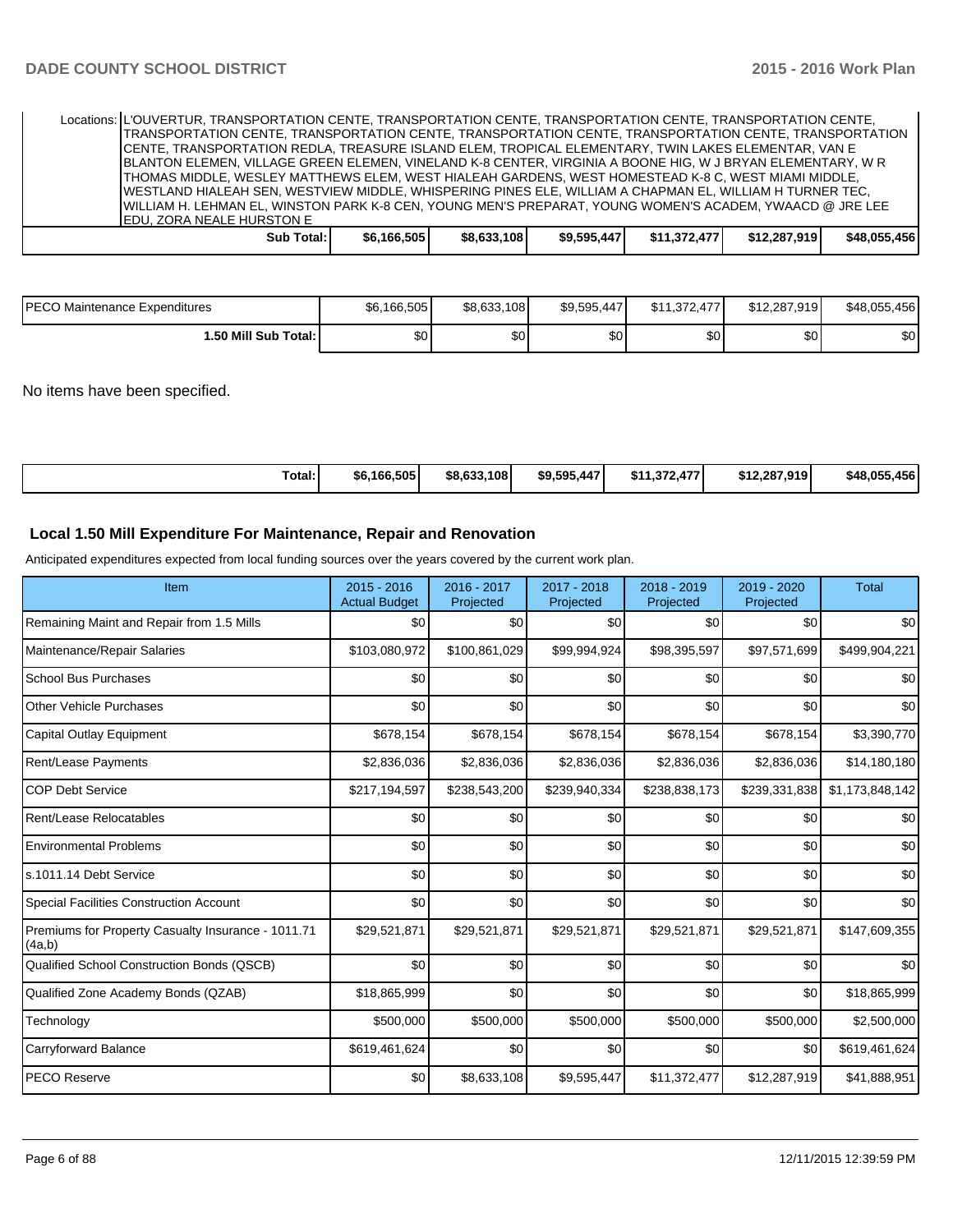| | | | | | | |
|---|---|---|---|---|---|---|
| Locations: | L'OUVERTUR, TRANSPORTATION CENTE, TRANSPORTATION CENTE, TRANSPORTATION CENTE, TRANSPORTATION CENTE, TRANSPORTATION CENTE, TRANSPORTATION CENTE, TRANSPORTATION CENTE, TRANSPORTATION CENTE, TRANSPORTATION CENTE, TRANSPORTATION REDLA, TREASURE ISLAND ELEM, TROPICAL ELEMENTARY, TWIN LAKES ELEMENTAR, VAN E BLANTON ELEMEN, VILLAGE GREEN ELEMEN, VINELAND K-8 CENTER, VIRGINIA A BOONE HIG, W J BRYAN ELEMENTARY, W R THOMAS MIDDLE, WESLEY MATTHEWS ELEM, WEST HIALEAH GARDENS, WEST HOMESTEAD K-8 C, WEST MIAMI MIDDLE, WESTLAND HIALEAH SEN, WESTVIEW MIDDLE, WHISPERING PINES ELE, WILLIAM A CHAPMAN EL, WILLIAM H TURNER TEC, WILLIAM H. LEHMAN EL, WINSTON PARK K-8 CEN, YOUNG MEN'S PREPARAT, YOUNG WOMEN'S ACADEM, YWAACD @ JRE LEE EDU, ZORA NEALE HURSTON E | | | | | |
| **Sub Total:** | **$6,166,505** | **$8,633,108** | **$9,595,447** | **$11,372,477** | **$12,287,919** | **$48,055,456** |

| | | | | | | |
|---|---|---|---|---|---|---|
| PECO Maintenance Expenditures | $6,166,505 | $8,633,108 | $9,595,447 | $11,372,477 | $12,287,919 | $48,055,456 |
| **1.50 Mill Sub Total:** | $0 | $0 | $0 | $0 | $0 | $0 |

No items have been specified.

| | | | | | | |
|---|---|---|---|---|---|---|
| **Total:** | **$6,166,505** | **$8,633,108** | **$9,595,447** | **$11,372,477** | **$12,287,919** | **$48,055,456** |

## Local 1.50 Mill Expenditure For Maintenance, Repair and Renovation

Anticipated expenditures expected from local funding sources over the years covered by the current work plan.

| Item | 2015 - 2016 Actual Budget | 2016 - 2017 Projected | 2017 - 2018 Projected | 2018 - 2019 Projected | 2019 - 2020 Projected | Total |
|---|---|---|---|---|---|---|
| Remaining Maint and Repair from 1.5 Mills | $0 | $0 | $0 | $0 | $0 | $0 |
| Maintenance/Repair Salaries | $103,080,972 | $100,861,029 | $99,994,924 | $98,395,597 | $97,571,699 | $499,904,221 |
| School Bus Purchases | $0 | $0 | $0 | $0 | $0 | $0 |
| Other Vehicle Purchases | $0 | $0 | $0 | $0 | $0 | $0 |
| Capital Outlay Equipment | $678,154 | $678,154 | $678,154 | $678,154 | $678,154 | $3,390,770 |
| Rent/Lease Payments | $2,836,036 | $2,836,036 | $2,836,036 | $2,836,036 | $2,836,036 | $14,180,180 |
| COP Debt Service | $217,194,597 | $238,543,200 | $239,940,334 | $238,838,173 | $239,331,838 | $1,173,848,142 |
| Rent/Lease Relocatables | $0 | $0 | $0 | $0 | $0 | $0 |
| Environmental Problems | $0 | $0 | $0 | $0 | $0 | $0 |
| s.1011.14 Debt Service | $0 | $0 | $0 | $0 | $0 | $0 |
| Special Facilities Construction Account | $0 | $0 | $0 | $0 | $0 | $0 |
| Premiums for Property Casualty Insurance - 1011.71 (4a,b) | $29,521,871 | $29,521,871 | $29,521,871 | $29,521,871 | $29,521,871 | $147,609,355 |
| Qualified School Construction Bonds (QSCB) | $0 | $0 | $0 | $0 | $0 | $0 |
| Qualified Zone Academy Bonds (QZAB) | $18,865,999 | $0 | $0 | $0 | $0 | $18,865,999 |
| Technology | $500,000 | $500,000 | $500,000 | $500,000 | $500,000 | $2,500,000 |
| Carryforward Balance | $619,461,624 | $0 | $0 | $0 | $0 | $619,461,624 |
| PECO Reserve | $0 | $8,633,108 | $9,595,447 | $11,372,477 | $12,287,919 | $41,888,951 |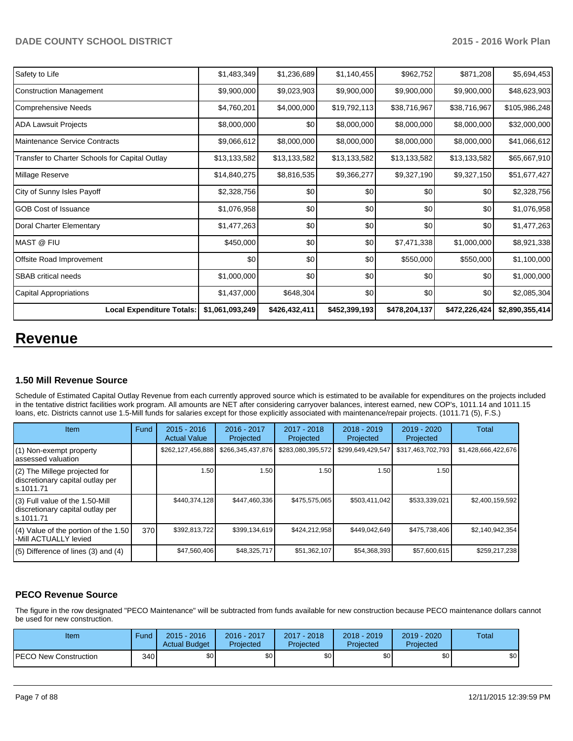| | | | | | | |
|---|---|---|---|---|---|---|
| Safety to Life | $1,483,349 | $1,236,689 | $1,140,455 | $962,752 | $871,208 | $5,694,453 |
| Construction Management | $9,900,000 | $9,023,903 | $9,900,000 | $9,900,000 | $9,900,000 | $48,623,903 |
| Comprehensive Needs | $4,760,201 | $4,000,000 | $19,792,113 | $38,716,967 | $38,716,967 | $105,986,248 |
| ADA Lawsuit Projects | $8,000,000 | $0 | $8,000,000 | $8,000,000 | $8,000,000 | $32,000,000 |
| Maintenance Service Contracts | $9,066,612 | $8,000,000 | $8,000,000 | $8,000,000 | $8,000,000 | $41,066,612 |
| Transfer to Charter Schools for Capital Outlay | $13,133,582 | $13,133,582 | $13,133,582 | $13,133,582 | $13,133,582 | $65,667,910 |
| Millage Reserve | $14,840,275 | $8,816,535 | $9,366,277 | $9,327,190 | $9,327,150 | $51,677,427 |
| City of Sunny Isles Payoff | $2,328,756 | $0 | $0 | $0 | $0 | $2,328,756 |
| GOB Cost of Issuance | $1,076,958 | $0 | $0 | $0 | $0 | $1,076,958 |
| Doral Charter Elementary | $1,477,263 | $0 | $0 | $0 | $0 | $1,477,263 |
| MAST @ FIU | $450,000 | $0 | $0 | $7,471,338 | $1,000,000 | $8,921,338 |
| Offsite Road Improvement | $0 | $0 | $0 | $550,000 | $550,000 | $1,100,000 |
| SBAB critical needs | $1,000,000 | $0 | $0 | $0 | $0 | $1,000,000 |
| Capital Appropriations | $1,437,000 | $648,304 | $0 | $0 | $0 | $2,085,304 |
| **Local Expenditure Totals:** | **$1,061,093,249** | **$426,432,411** | **$452,399,193** | **$478,204,137** | **$472,226,424** | **$2,890,355,414** |

# Revenue

### 1.50 Mill Revenue Source

Schedule of Estimated Capital Outlay Revenue from each currently approved source which is estimated to be available for expenditures on the projects included in the tentative district facilities work program. All amounts are NET after considering carryover balances, interest earned, new COP's, 1011.14 and 1011.15 loans, etc. Districts cannot use 1.5-Mill funds for salaries except for those explicitly associated with maintenance/repair projects. (1011.71 (5), F.S.)

| Item | Fund | 2015 - 2016 Actual Value | 2016 - 2017 Projected | 2017 - 2018 Projected | 2018 - 2019 Projected | 2019 - 2020 Projected | Total |
|---|---|---|---|---|---|---|---|
| (1) Non-exempt property assessed valuation | | $262,127,456,888 | $266,345,437,876 | $283,080,395,572 | $299,649,429,547 | $317,463,702,793 | $1,428,666,422,676 |
| (2) The Millege projected for discretionary capital outlay per s.1011.71 | | 1.50 | 1.50 | 1.50 | 1.50 | 1.50 | |
| (3) Full value of the 1.50-Mill discretionary capital outlay per s.1011.71 | | $440,374,128 | $447,460,336 | $475,575,065 | $503,411,042 | $533,339,021 | $2,400,159,592 |
| (4) Value of the portion of the 1.50 -Mill ACTUALLY levied | 370 | $392,813,722 | $399,134,619 | $424,212,958 | $449,042,649 | $475,738,406 | $2,140,942,354 |
| (5) Difference of lines (3) and (4) | | $47,560,406 | $48,325,717 | $51,362,107 | $54,368,393 | $57,600,615 | $259,217,238 |

### PECO Revenue Source

The figure in the row designated "PECO Maintenance" will be subtracted from funds available for new construction because PECO maintenance dollars cannot be used for new construction.

| Item | Fund | 2015 - 2016 Actual Budget | 2016 - 2017 Projected | 2017 - 2018 Projected | 2018 - 2019 Projected | 2019 - 2020 Projected | Total |
|---|---|---|---|---|---|---|---|
| PECO New Construction | 340 | $0 | $0 | $0 | $0 | $0 | $0 |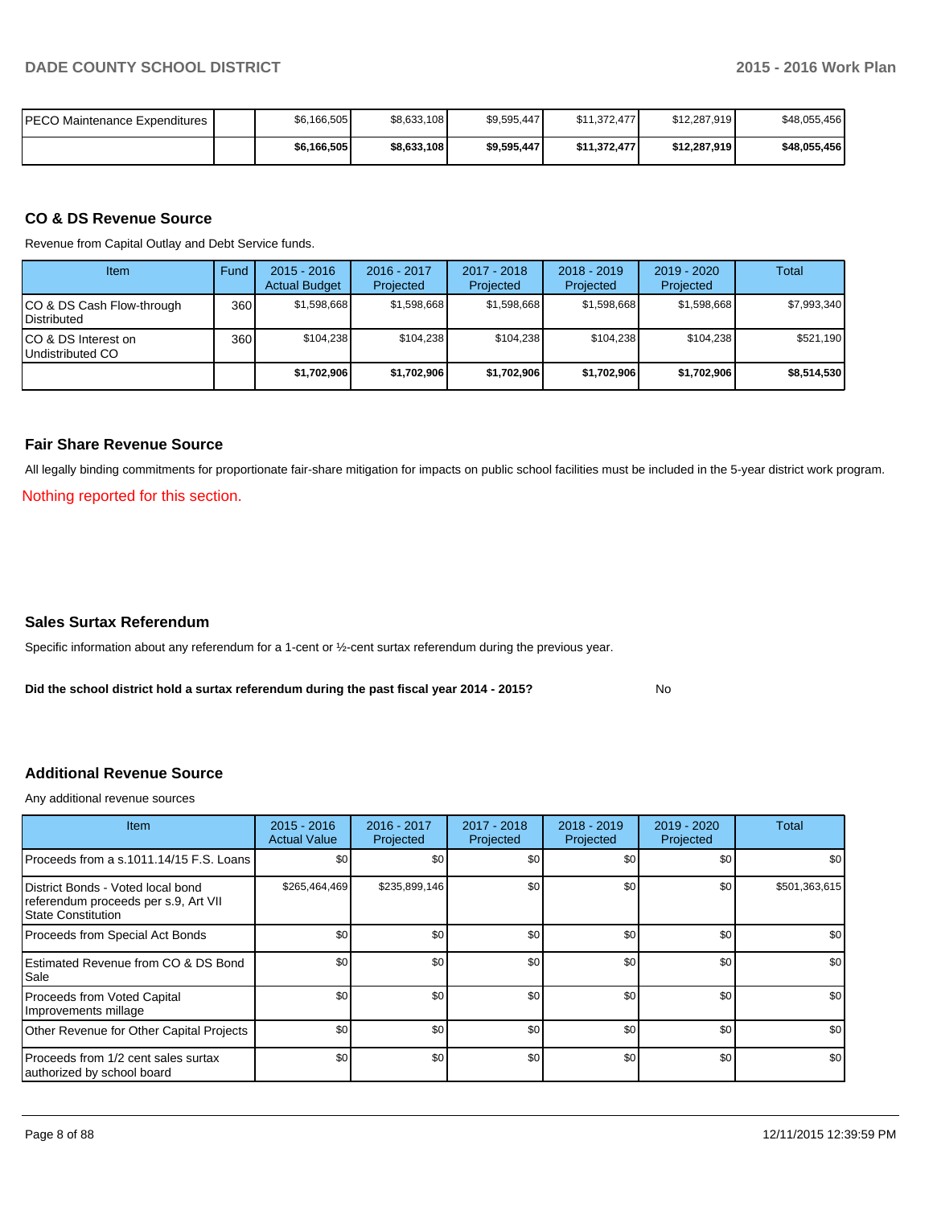| PECO Maintenance Expenditures | | $6,166,505 | $8,633,108 | $9,595,447 | $11,372,477 | $12,287,919 | $48,055,456 |
|---|---|---|---|---|---|---|---|
| | | **$6,166,505** | **$8,633,108** | **$9,595,447** | **$11,372,477** | **$12,287,919** | **$48,055,456** |

## CO & DS Revenue Source

Revenue from Capital Outlay and Debt Service funds.

| Item | Fund | 2015 - 2016 Actual Budget | 2016 - 2017 Projected | 2017 - 2018 Projected | 2018 - 2019 Projected | 2019 - 2020 Projected | Total |
|---|---|---|---|---|---|---|---|
| CO & DS Cash Flow-through Distributed | 360 | $1,598,668 | $1,598,668 | $1,598,668 | $1,598,668 | $1,598,668 | $7,993,340 |
| CO & DS Interest on Undistributed CO | 360 | $104,238 | $104,238 | $104,238 | $104,238 | $104,238 | $521,190 |
| | | **$1,702,906** | **$1,702,906** | **$1,702,906** | **$1,702,906** | **$1,702,906** | **$8,514,530** |

## Fair Share Revenue Source

All legally binding commitments for proportionate fair-share mitigation for impacts on public school facilities must be included in the 5-year district work program.

Nothing reported for this section.

## Sales Surtax Referendum

Specific information about any referendum for a 1-cent or ½-cent surtax referendum during the previous year.

**Did the school district hold a surtax referendum during the past fiscal year 2014 - 2015?** No

## Additional Revenue Source

Any additional revenue sources

| Item | 2015 - 2016 Actual Value | 2016 - 2017 Projected | 2017 - 2018 Projected | 2018 - 2019 Projected | 2019 - 2020 Projected | Total |
|---|---|---|---|---|---|---|
| Proceeds from a s.1011.14/15 F.S. Loans | $0 | $0 | $0 | $0 | $0 | $0 |
| District Bonds - Voted local bond referendum proceeds per s.9, Art VII State Constitution | $265,464,469 | $235,899,146 | $0 | $0 | $0 | $501,363,615 |
| Proceeds from Special Act Bonds | $0 | $0 | $0 | $0 | $0 | $0 |
| Estimated Revenue from CO & DS Bond Sale | $0 | $0 | $0 | $0 | $0 | $0 |
| Proceeds from Voted Capital Improvements millage | $0 | $0 | $0 | $0 | $0 | $0 |
| Other Revenue for Other Capital Projects | $0 | $0 | $0 | $0 | $0 | $0 |
| Proceeds from 1/2 cent sales surtax authorized by school board | $0 | $0 | $0 | $0 | $0 | $0 |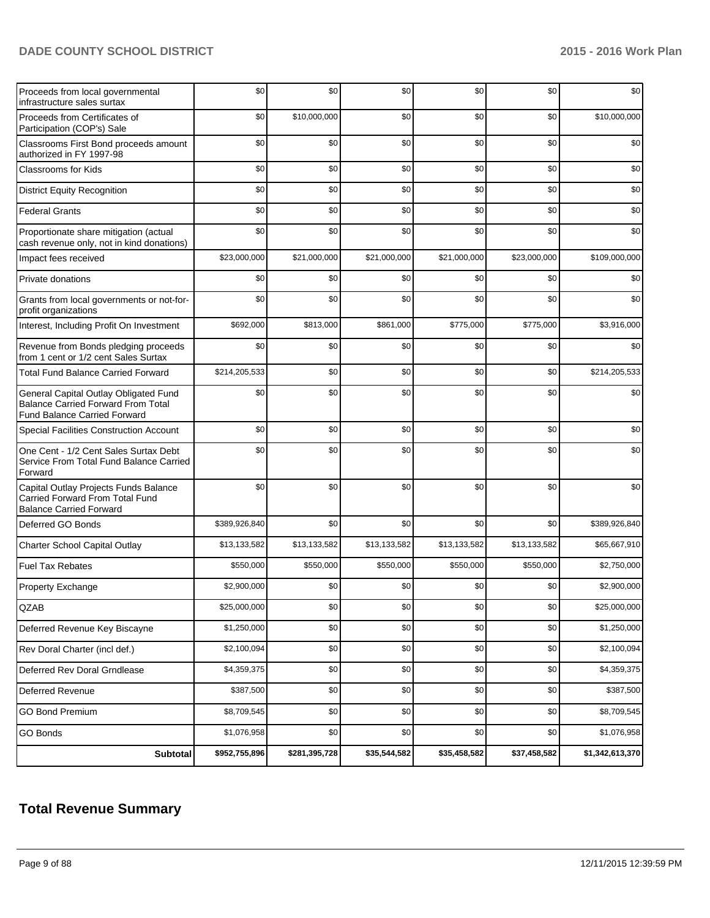| | | | | | | |
|---|---|---|---|---|---|---|
| Proceeds from local governmental infrastructure sales surtax | $0 | $0 | $0 | $0 | $0 | $0 |
| Proceeds from Certificates of Participation (COP's) Sale | $0 | $10,000,000 | $0 | $0 | $0 | $10,000,000 |
| Classrooms First Bond proceeds amount authorized in FY 1997-98 | $0 | $0 | $0 | $0 | $0 | $0 |
| Classrooms for Kids | $0 | $0 | $0 | $0 | $0 | $0 |
| District Equity Recognition | $0 | $0 | $0 | $0 | $0 | $0 |
| Federal Grants | $0 | $0 | $0 | $0 | $0 | $0 |
| Proportionate share mitigation (actual cash revenue only, not in kind donations) | $0 | $0 | $0 | $0 | $0 | $0 |
| Impact fees received | $23,000,000 | $21,000,000 | $21,000,000 | $21,000,000 | $23,000,000 | $109,000,000 |
| Private donations | $0 | $0 | $0 | $0 | $0 | $0 |
| Grants from local governments or not-for-profit organizations | $0 | $0 | $0 | $0 | $0 | $0 |
| Interest, Including Profit On Investment | $692,000 | $813,000 | $861,000 | $775,000 | $775,000 | $3,916,000 |
| Revenue from Bonds pledging proceeds from 1 cent or 1/2 cent Sales Surtax | $0 | $0 | $0 | $0 | $0 | $0 |
| Total Fund Balance Carried Forward | $214,205,533 | $0 | $0 | $0 | $0 | $214,205,533 |
| General Capital Outlay Obligated Fund Balance Carried Forward From Total Fund Balance Carried Forward | $0 | $0 | $0 | $0 | $0 | $0 |
| Special Facilities Construction Account | $0 | $0 | $0 | $0 | $0 | $0 |
| One Cent - 1/2 Cent Sales Surtax Debt Service From Total Fund Balance Carried Forward | $0 | $0 | $0 | $0 | $0 | $0 |
| Capital Outlay Projects Funds Balance Carried Forward From Total Fund Balance Carried Forward | $0 | $0 | $0 | $0 | $0 | $0 |
| Deferred GO Bonds | $389,926,840 | $0 | $0 | $0 | $0 | $389,926,840 |
| Charter School Capital Outlay | $13,133,582 | $13,133,582 | $13,133,582 | $13,133,582 | $13,133,582 | $65,667,910 |
| Fuel Tax Rebates | $550,000 | $550,000 | $550,000 | $550,000 | $550,000 | $2,750,000 |
| Property Exchange | $2,900,000 | $0 | $0 | $0 | $0 | $2,900,000 |
| QZAB | $25,000,000 | $0 | $0 | $0 | $0 | $25,000,000 |
| Deferred Revenue Key Biscayne | $1,250,000 | $0 | $0 | $0 | $0 | $1,250,000 |
| Rev Doral Charter (incl def.) | $2,100,094 | $0 | $0 | $0 | $0 | $2,100,094 |
| Deferred Rev Doral Grndlease | $4,359,375 | $0 | $0 | $0 | $0 | $4,359,375 |
| Deferred Revenue | $387,500 | $0 | $0 | $0 | $0 | $387,500 |
| GO Bond Premium | $8,709,545 | $0 | $0 | $0 | $0 | $8,709,545 |
| GO Bonds | $1,076,958 | $0 | $0 | $0 | $0 | $1,076,958 |
| **Subtotal** | **$952,755,896** | **$281,395,728** | **$35,544,582** | **$35,458,582** | **$37,458,582** | **$1,342,613,370** |

## Total Revenue Summary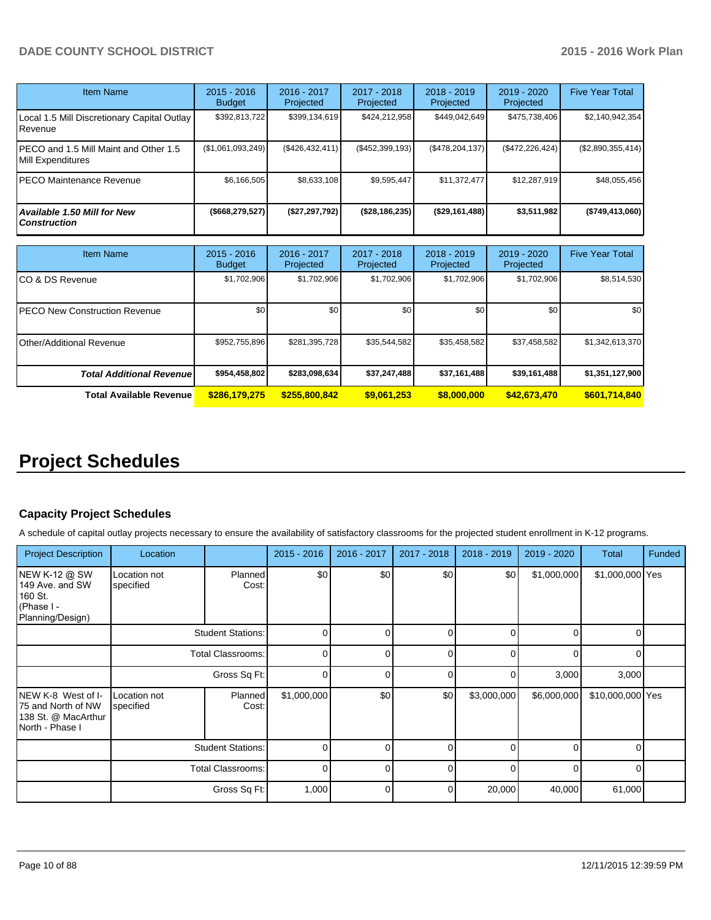| Item Name | 2015 - 2016 Budget | 2016 - 2017 Projected | 2017 - 2018 Projected | 2018 - 2019 Projected | 2019 - 2020 Projected | Five Year Total |
|---|---|---|---|---|---|---|
| Local 1.5 Mill Discretionary Capital Outlay Revenue | $392,813,722 | $399,134,619 | $424,212,958 | $449,042,649 | $475,738,406 | $2,140,942,354 |
| PECO and 1.5 Mill Maint and Other 1.5 Mill Expenditures | ($1,061,093,249) | ($426,432,411) | ($452,399,193) | ($478,204,137) | ($472,226,424) | ($2,890,355,414) |
| PECO Maintenance Revenue | $6,166,505 | $8,633,108 | $9,595,447 | $11,372,477 | $12,287,919 | $48,055,456 |
| ***Available 1.50 Mill for New Construction*** | **($668,279,527)** | **($27,297,792)** | **($28,186,235)** | **($29,161,488)** | **$3,511,982** | **($749,413,060)** |

| Item Name | 2015 - 2016 Budget | 2016 - 2017 Projected | 2017 - 2018 Projected | 2018 - 2019 Projected | 2019 - 2020 Projected | Five Year Total |
|---|---|---|---|---|---|---|
| CO & DS Revenue | $1,702,906 | $1,702,906 | $1,702,906 | $1,702,906 | $1,702,906 | $8,514,530 |
| PECO New Construction Revenue | $0 | $0 | $0 | $0 | $0 | $0 |
| Other/Additional Revenue | $952,755,896 | $281,395,728 | $35,544,582 | $35,458,582 | $37,458,582 | $1,342,613,370 |
| ***Total Additional Revenue*** | **$954,458,802** | **$283,098,634** | **$37,247,488** | **$37,161,488** | **$39,161,488** | **$1,351,127,900** |
| **Total Available Revenue** | **$286,179,275** | **$255,800,842** | **$9,061,253** | **$8,000,000** | **$42,673,470** | **$601,714,840** |

# Project Schedules

### Capacity Project Schedules

A schedule of capital outlay projects necessary to ensure the availability of satisfactory classrooms for the projected student enrollment in K-12 programs.

| Project Description | Location | | 2015 - 2016 | 2016 - 2017 | 2017 - 2018 | 2018 - 2019 | 2019 - 2020 | Total | Funded |
|---|---|---|---|---|---|---|---|---|---|
| NEW K-12 @ SW 149 Ave. and SW 160 St. (Phase I - Planning/Design) | Location not specified | Planned Cost: | $0 | $0 | $0 | $0 | $1,000,000 | $1,000,000 | Yes |
| | | Student Stations: | 0 | 0 | 0 | 0 | 0 | 0 | |
| | | Total Classrooms: | 0 | 0 | 0 | 0 | 0 | 0 | |
| | | Gross Sq Ft: | 0 | 0 | 0 | 0 | 3,000 | 3,000 | |
| NEW K-8 West of I-75 and North of NW 138 St. @ MacArthur North - Phase I | Location not specified | Planned Cost: | $1,000,000 | $0 | $0 | $3,000,000 | $6,000,000 | $10,000,000 | Yes |
| | | Student Stations: | 0 | 0 | 0 | 0 | 0 | 0 | |
| | | Total Classrooms: | 0 | 0 | 0 | 0 | 0 | 0 | |
| | | Gross Sq Ft: | 1,000 | 0 | 0 | 20,000 | 40,000 | 61,000 | |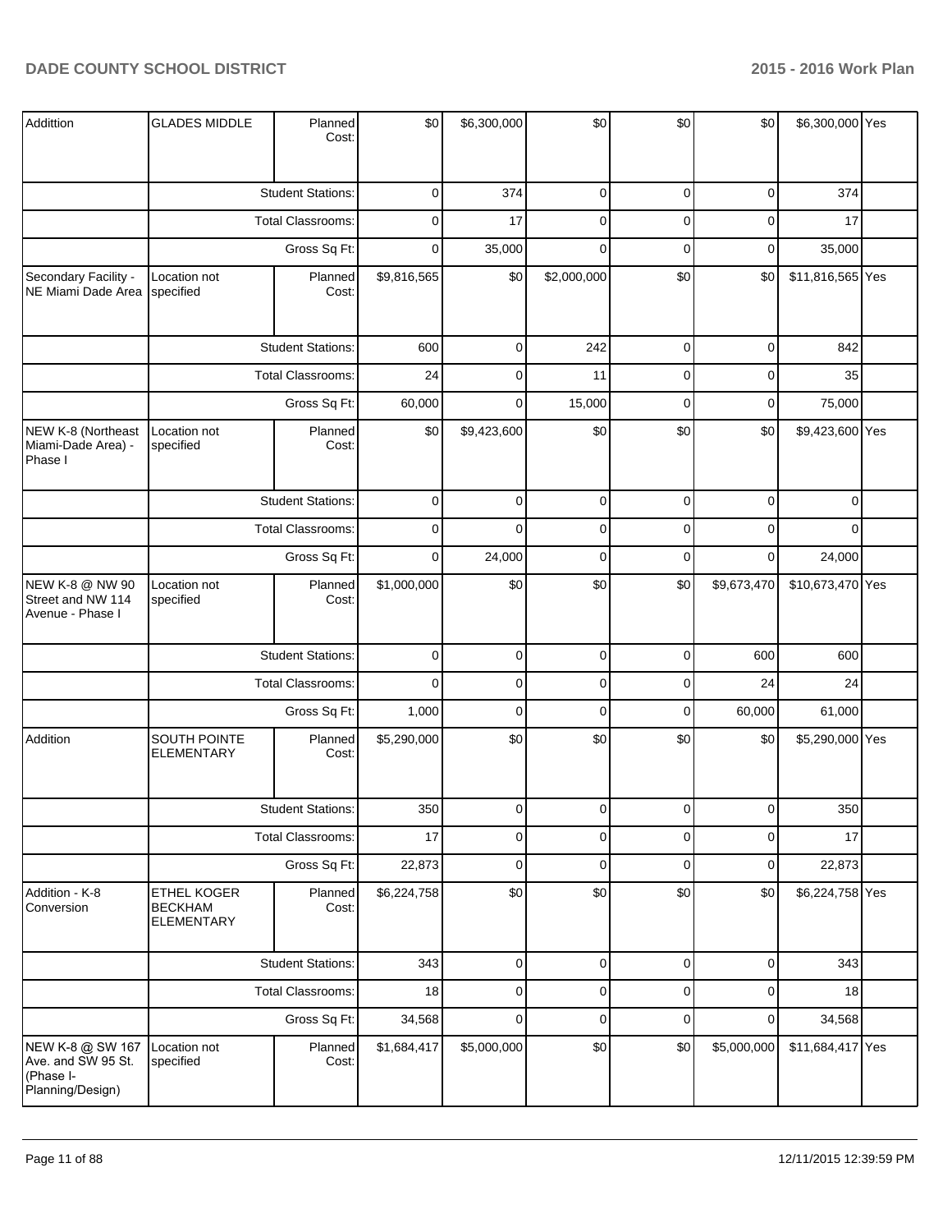| | | | | | | | | | |
|---|---|---|---|---|---|---|---|---|---|
| Addittion | GLADES MIDDLE | Planned Cost: | $0 | $6,300,000 | $0 | $0 | $0 | $6,300,000 | Yes |
| | | Student Stations: | 0 | 374 | 0 | 0 | 0 | 374 | |
| | | Total Classrooms: | 0 | 17 | 0 | 0 | 0 | 17 | |
| | | Gross Sq Ft: | 0 | 35,000 | 0 | 0 | 0 | 35,000 | |
| Secondary Facility - NE Miami Dade Area | Location not specified | Planned Cost: | $9,816,565 | $0 | $2,000,000 | $0 | $0 | $11,816,565 | Yes |
| | | Student Stations: | 600 | 0 | 242 | 0 | 0 | 842 | |
| | | Total Classrooms: | 24 | 0 | 11 | 0 | 0 | 35 | |
| | | Gross Sq Ft: | 60,000 | 0 | 15,000 | 0 | 0 | 75,000 | |
| NEW K-8 (Northeast Miami-Dade Area) - Phase I | Location not specified | Planned Cost: | $0 | $9,423,600 | $0 | $0 | $0 | $9,423,600 | Yes |
| | | Student Stations: | 0 | 0 | 0 | 0 | 0 | 0 | |
| | | Total Classrooms: | 0 | 0 | 0 | 0 | 0 | 0 | |
| | | Gross Sq Ft: | 0 | 24,000 | 0 | 0 | 0 | 24,000 | |
| NEW K-8 @ NW 90 Street and NW 114 Avenue - Phase I | Location not specified | Planned Cost: | $1,000,000 | $0 | $0 | $0 | $9,673,470 | $10,673,470 | Yes |
| | | Student Stations: | 0 | 0 | 0 | 0 | 600 | 600 | |
| | | Total Classrooms: | 0 | 0 | 0 | 0 | 24 | 24 | |
| | | Gross Sq Ft: | 1,000 | 0 | 0 | 0 | 60,000 | 61,000 | |
| Addition | SOUTH POINTE ELEMENTARY | Planned Cost: | $5,290,000 | $0 | $0 | $0 | $0 | $5,290,000 | Yes |
| | | Student Stations: | 350 | 0 | 0 | 0 | 0 | 350 | |
| | | Total Classrooms: | 17 | 0 | 0 | 0 | 0 | 17 | |
| | | Gross Sq Ft: | 22,873 | 0 | 0 | 0 | 0 | 22,873 | |
| Addition - K-8 Conversion | ETHEL KOGER BECKHAM ELEMENTARY | Planned Cost: | $6,224,758 | $0 | $0 | $0 | $0 | $6,224,758 | Yes |
| | | Student Stations: | 343 | 0 | 0 | 0 | 0 | 343 | |
| | | Total Classrooms: | 18 | 0 | 0 | 0 | 0 | 18 | |
| | | Gross Sq Ft: | 34,568 | 0 | 0 | 0 | 0 | 34,568 | |
| NEW K-8 @ SW 167 Ave. and SW 95 St. (Phase I-Planning/Design) | Location not specified | Planned Cost: | $1,684,417 | $5,000,000 | $0 | $0 | $5,000,000 | $11,684,417 | Yes |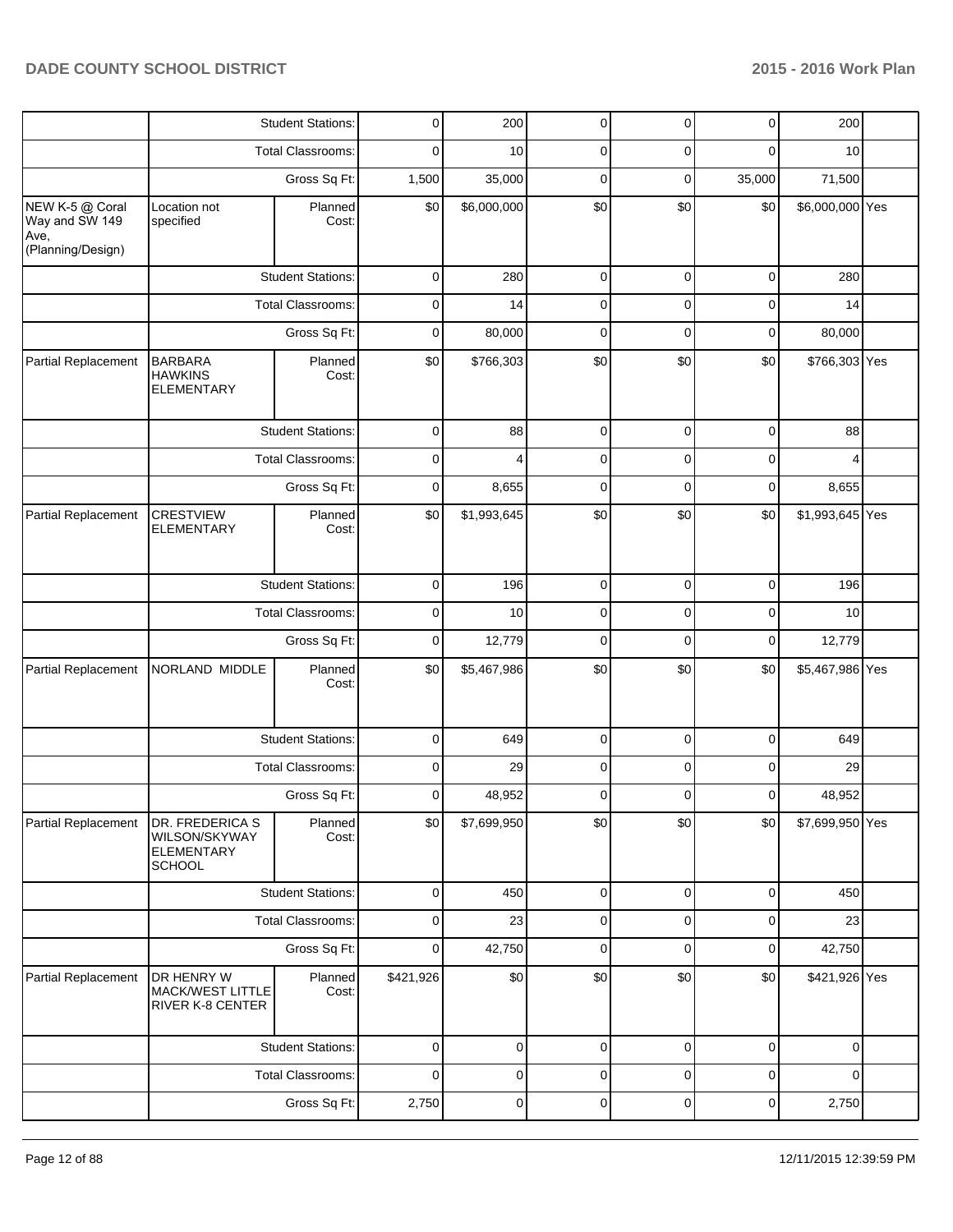| | | | | | | | | | |
|---|---|---|---|---|---|---|---|---|---|
| | | Student Stations: | 0 | 200 | 0 | 0 | 0 | 200 | |
| | | Total Classrooms: | 0 | 10 | 0 | 0 | 0 | 10 | |
| | | Gross Sq Ft: | 1,500 | 35,000 | 0 | 0 | 35,000 | 71,500 | |
| NEW K-5 @ Coral Way and SW 149 Ave, (Planning/Design) | Location not specified | Planned Cost: | $0 | $6,000,000 | $0 | $0 | $0 | $6,000,000 | Yes |
| | | Student Stations: | 0 | 280 | 0 | 0 | 0 | 280 | |
| | | Total Classrooms: | 0 | 14 | 0 | 0 | 0 | 14 | |
| | | Gross Sq Ft: | 0 | 80,000 | 0 | 0 | 0 | 80,000 | |
| Partial Replacement | BARBARA HAWKINS ELEMENTARY | Planned Cost: | $0 | $766,303 | $0 | $0 | $0 | $766,303 | Yes |
| | | Student Stations: | 0 | 88 | 0 | 0 | 0 | 88 | |
| | | Total Classrooms: | 0 | 4 | 0 | 0 | 0 | 4 | |
| | | Gross Sq Ft: | 0 | 8,655 | 0 | 0 | 0 | 8,655 | |
| Partial Replacement | CRESTVIEW ELEMENTARY | Planned Cost: | $0 | $1,993,645 | $0 | $0 | $0 | $1,993,645 | Yes |
| | | Student Stations: | 0 | 196 | 0 | 0 | 0 | 196 | |
| | | Total Classrooms: | 0 | 10 | 0 | 0 | 0 | 10 | |
| | | Gross Sq Ft: | 0 | 12,779 | 0 | 0 | 0 | 12,779 | |
| Partial Replacement | NORLAND MIDDLE | Planned Cost: | $0 | $5,467,986 | $0 | $0 | $0 | $5,467,986 | Yes |
| | | Student Stations: | 0 | 649 | 0 | 0 | 0 | 649 | |
| | | Total Classrooms: | 0 | 29 | 0 | 0 | 0 | 29 | |
| | | Gross Sq Ft: | 0 | 48,952 | 0 | 0 | 0 | 48,952 | |
| Partial Replacement | DR. FREDERICA S WILSON/SKYWAY ELEMENTARY SCHOOL | Planned Cost: | $0 | $7,699,950 | $0 | $0 | $0 | $7,699,950 | Yes |
| | | Student Stations: | 0 | 450 | 0 | 0 | 0 | 450 | |
| | | Total Classrooms: | 0 | 23 | 0 | 0 | 0 | 23 | |
| | | Gross Sq Ft: | 0 | 42,750 | 0 | 0 | 0 | 42,750 | |
| Partial Replacement | DR HENRY W MACK/WEST LITTLE RIVER K-8 CENTER | Planned Cost: | $421,926 | $0 | $0 | $0 | $0 | $421,926 | Yes |
| | | Student Stations: | 0 | 0 | 0 | 0 | 0 | 0 | |
| | | Total Classrooms: | 0 | 0 | 0 | 0 | 0 | 0 | |
| | | Gross Sq Ft: | 2,750 | 0 | 0 | 0 | 0 | 2,750 | |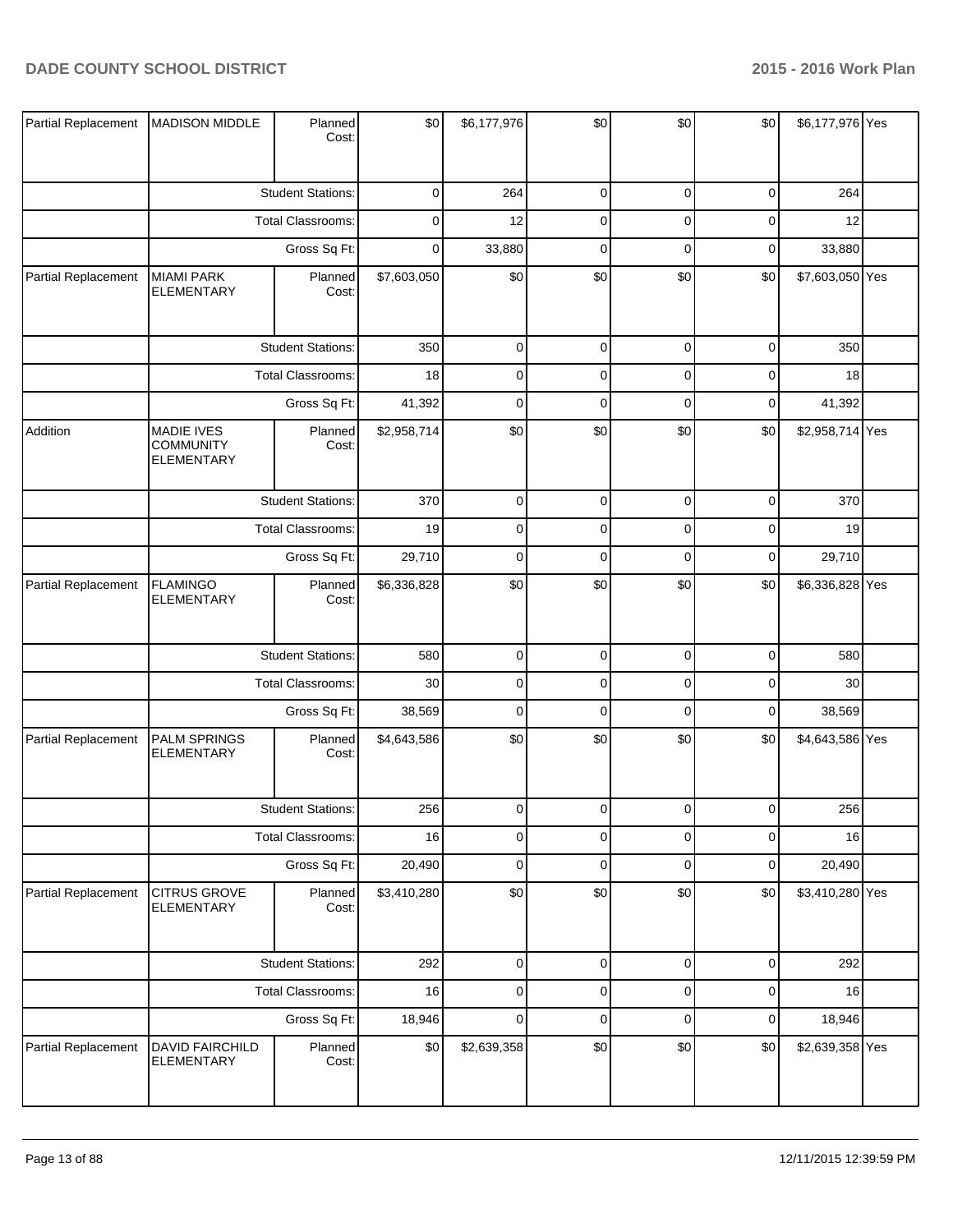| Partial Replacement | MADISON MIDDLE | Planned Cost: | $0 | $6,177,976 | $0 | $0 | $0 | $6,177,976 | Yes |
|---|---|---|---|---|---|---|---|---|---|
| | | Student Stations: | 0 | 264 | 0 | 0 | 0 | 264 | |
| | | Total Classrooms: | 0 | 12 | 0 | 0 | 0 | 12 | |
| | | Gross Sq Ft: | 0 | 33,880 | 0 | 0 | 0 | 33,880 | |
| Partial Replacement | MIAMI PARK ELEMENTARY | Planned Cost: | $7,603,050 | $0 | $0 | $0 | $0 | $7,603,050 | Yes |
| | | Student Stations: | 350 | 0 | 0 | 0 | 0 | 350 | |
| | | Total Classrooms: | 18 | 0 | 0 | 0 | 0 | 18 | |
| | | Gross Sq Ft: | 41,392 | 0 | 0 | 0 | 0 | 41,392 | |
| Addition | MADIE IVES COMMUNITY ELEMENTARY | Planned Cost: | $2,958,714 | $0 | $0 | $0 | $0 | $2,958,714 | Yes |
| | | Student Stations: | 370 | 0 | 0 | 0 | 0 | 370 | |
| | | Total Classrooms: | 19 | 0 | 0 | 0 | 0 | 19 | |
| | | Gross Sq Ft: | 29,710 | 0 | 0 | 0 | 0 | 29,710 | |
| Partial Replacement | FLAMINGO ELEMENTARY | Planned Cost: | $6,336,828 | $0 | $0 | $0 | $0 | $6,336,828 | Yes |
| | | Student Stations: | 580 | 0 | 0 | 0 | 0 | 580 | |
| | | Total Classrooms: | 30 | 0 | 0 | 0 | 0 | 30 | |
| | | Gross Sq Ft: | 38,569 | 0 | 0 | 0 | 0 | 38,569 | |
| Partial Replacement | PALM SPRINGS ELEMENTARY | Planned Cost: | $4,643,586 | $0 | $0 | $0 | $0 | $4,643,586 | Yes |
| | | Student Stations: | 256 | 0 | 0 | 0 | 0 | 256 | |
| | | Total Classrooms: | 16 | 0 | 0 | 0 | 0 | 16 | |
| | | Gross Sq Ft: | 20,490 | 0 | 0 | 0 | 0 | 20,490 | |
| Partial Replacement | CITRUS GROVE ELEMENTARY | Planned Cost: | $3,410,280 | $0 | $0 | $0 | $0 | $3,410,280 | Yes |
| | | Student Stations: | 292 | 0 | 0 | 0 | 0 | 292 | |
| | | Total Classrooms: | 16 | 0 | 0 | 0 | 0 | 16 | |
| | | Gross Sq Ft: | 18,946 | 0 | 0 | 0 | 0 | 18,946 | |
| Partial Replacement | DAVID FAIRCHILD ELEMENTARY | Planned Cost: | $0 | $2,639,358 | $0 | $0 | $0 | $2,639,358 | Yes |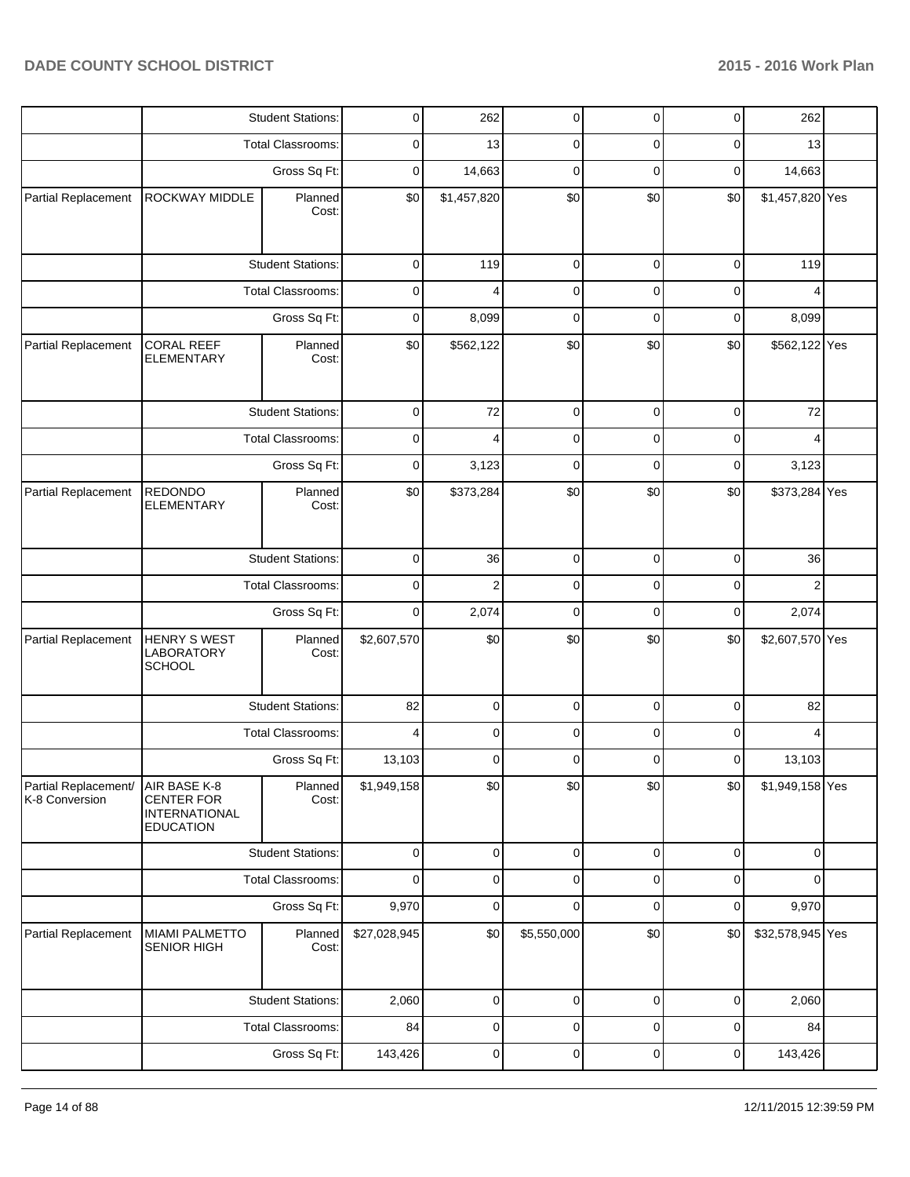| | | | | | | | | | |
|---|---|---|---|---|---|---|---|---|---|
| | Student Stations: | | 0 | 262 | 0 | 0 | 0 | 262 | |
| | Total Classrooms: | | 0 | 13 | 0 | 0 | 0 | 13 | |
| | Gross Sq Ft: | | 0 | 14,663 | 0 | 0 | 0 | 14,663 | |
| Partial Replacement | ROCKWAY MIDDLE | Planned Cost: | $0 | $1,457,820 | $0 | $0 | $0 | $1,457,820 | Yes |
| | Student Stations: | | 0 | 119 | 0 | 0 | 0 | 119 | |
| | Total Classrooms: | | 0 | 4 | 0 | 0 | 0 | 4 | |
| | Gross Sq Ft: | | 0 | 8,099 | 0 | 0 | 0 | 8,099 | |
| Partial Replacement | CORAL REEF ELEMENTARY | Planned Cost: | $0 | $562,122 | $0 | $0 | $0 | $562,122 | Yes |
| | Student Stations: | | 0 | 72 | 0 | 0 | 0 | 72 | |
| | Total Classrooms: | | 0 | 4 | 0 | 0 | 0 | 4 | |
| | Gross Sq Ft: | | 0 | 3,123 | 0 | 0 | 0 | 3,123 | |
| Partial Replacement | REDONDO ELEMENTARY | Planned Cost: | $0 | $373,284 | $0 | $0 | $0 | $373,284 | Yes |
| | Student Stations: | | 0 | 36 | 0 | 0 | 0 | 36 | |
| | Total Classrooms: | | 0 | 2 | 0 | 0 | 0 | 2 | |
| | Gross Sq Ft: | | 0 | 2,074 | 0 | 0 | 0 | 2,074 | |
| Partial Replacement | HENRY S WEST LABORATORY SCHOOL | Planned Cost: | $2,607,570 | $0 | $0 | $0 | $0 | $2,607,570 | Yes |
| | Student Stations: | | 82 | 0 | 0 | 0 | 0 | 82 | |
| | Total Classrooms: | | 4 | 0 | 0 | 0 | 0 | 4 | |
| | Gross Sq Ft: | | 13,103 | 0 | 0 | 0 | 0 | 13,103 | |
| Partial Replacement/ K-8 Conversion | AIR BASE K-8 CENTER FOR INTERNATIONAL EDUCATION | Planned Cost: | $1,949,158 | $0 | $0 | $0 | $0 | $1,949,158 | Yes |
| | Student Stations: | | 0 | 0 | 0 | 0 | 0 | 0 | |
| | Total Classrooms: | | 0 | 0 | 0 | 0 | 0 | 0 | |
| | Gross Sq Ft: | | 9,970 | 0 | 0 | 0 | 0 | 9,970 | |
| Partial Replacement | MIAMI PALMETTO SENIOR HIGH | Planned Cost: | $27,028,945 | $0 | $5,550,000 | $0 | $0 | $32,578,945 | Yes |
| | Student Stations: | | 2,060 | 0 | 0 | 0 | 0 | 2,060 | |
| | Total Classrooms: | | 84 | 0 | 0 | 0 | 0 | 84 | |
| | Gross Sq Ft: | | 143,426 | 0 | 0 | 0 | 0 | 143,426 | |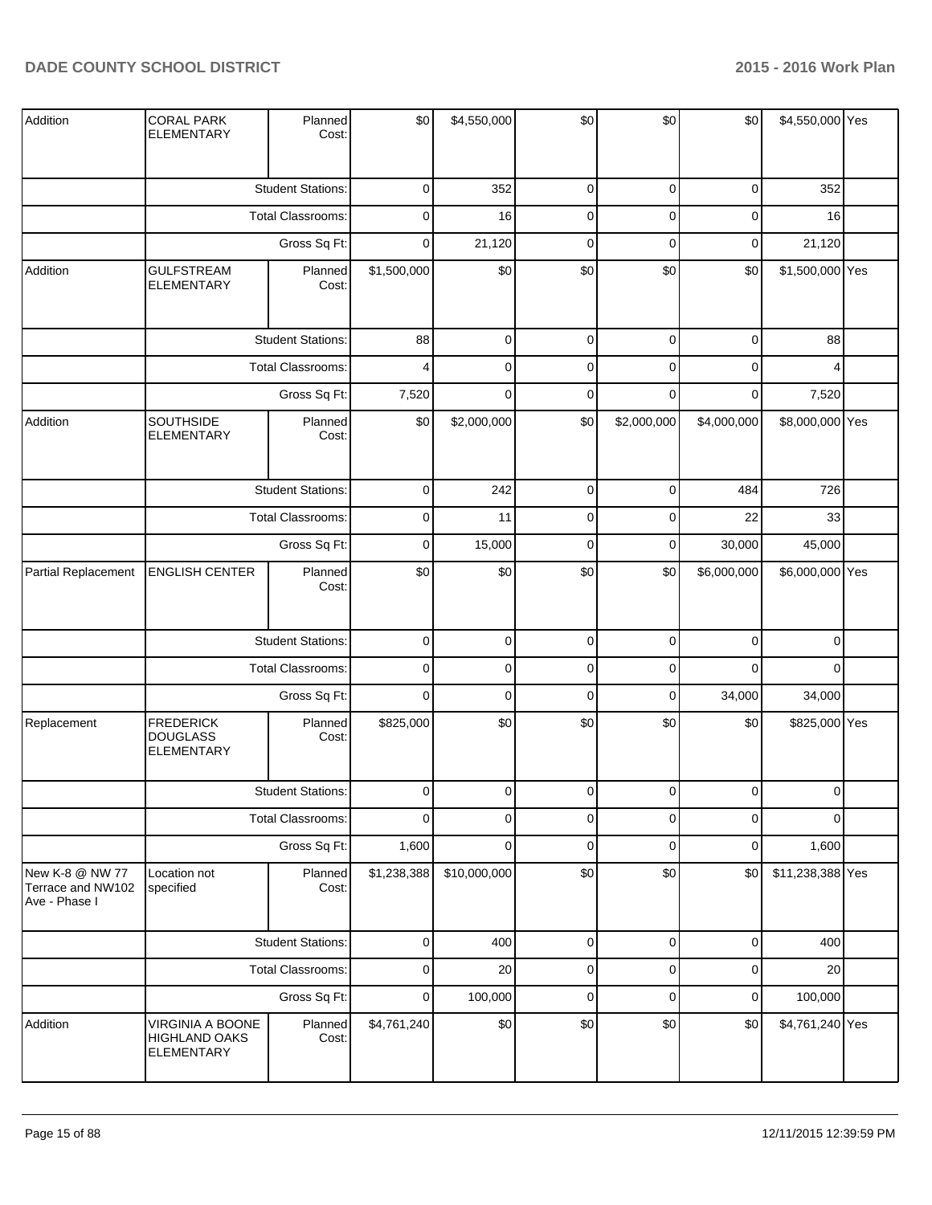| | | | | | | | | | |
|---|---|---|---|---|---|---|---|---|---|
| Addition | CORAL PARK ELEMENTARY | Planned Cost: | $0 | $4,550,000 | $0 | $0 | $0 | $4,550,000 | Yes |
| | | Student Stations: | 0 | 352 | 0 | 0 | 0 | 352 | |
| | | Total Classrooms: | 0 | 16 | 0 | 0 | 0 | 16 | |
| | | Gross Sq Ft: | 0 | 21,120 | 0 | 0 | 0 | 21,120 | |
| Addition | GULFSTREAM ELEMENTARY | Planned Cost: | $1,500,000 | $0 | $0 | $0 | $0 | $1,500,000 | Yes |
| | | Student Stations: | 88 | 0 | 0 | 0 | 0 | 88 | |
| | | Total Classrooms: | 4 | 0 | 0 | 0 | 0 | 4 | |
| | | Gross Sq Ft: | 7,520 | 0 | 0 | 0 | 0 | 7,520 | |
| Addition | SOUTHSIDE ELEMENTARY | Planned Cost: | $0 | $2,000,000 | $0 | $2,000,000 | $4,000,000 | $8,000,000 | Yes |
| | | Student Stations: | 0 | 242 | 0 | 0 | 484 | 726 | |
| | | Total Classrooms: | 0 | 11 | 0 | 0 | 22 | 33 | |
| | | Gross Sq Ft: | 0 | 15,000 | 0 | 0 | 30,000 | 45,000 | |
| Partial Replacement | ENGLISH CENTER | Planned Cost: | $0 | $0 | $0 | $0 | $6,000,000 | $6,000,000 | Yes |
| | | Student Stations: | 0 | 0 | 0 | 0 | 0 | 0 | |
| | | Total Classrooms: | 0 | 0 | 0 | 0 | 0 | 0 | |
| | | Gross Sq Ft: | 0 | 0 | 0 | 0 | 34,000 | 34,000 | |
| Replacement | FREDERICK DOUGLASS ELEMENTARY | Planned Cost: | $825,000 | $0 | $0 | $0 | $0 | $825,000 | Yes |
| | | Student Stations: | 0 | 0 | 0 | 0 | 0 | 0 | |
| | | Total Classrooms: | 0 | 0 | 0 | 0 | 0 | 0 | |
| | | Gross Sq Ft: | 1,600 | 0 | 0 | 0 | 0 | 1,600 | |
| New K-8 @ NW 77 Terrace and NW102 Ave - Phase I | Location not specified | Planned Cost: | $1,238,388 | $10,000,000 | $0 | $0 | $0 | $11,238,388 | Yes |
| | | Student Stations: | 0 | 400 | 0 | 0 | 0 | 400 | |
| | | Total Classrooms: | 0 | 20 | 0 | 0 | 0 | 20 | |
| | | Gross Sq Ft: | 0 | 100,000 | 0 | 0 | 0 | 100,000 | |
| Addition | VIRGINIA A BOONE HIGHLAND OAKS ELEMENTARY | Planned Cost: | $4,761,240 | $0 | $0 | $0 | $0 | $4,761,240 | Yes |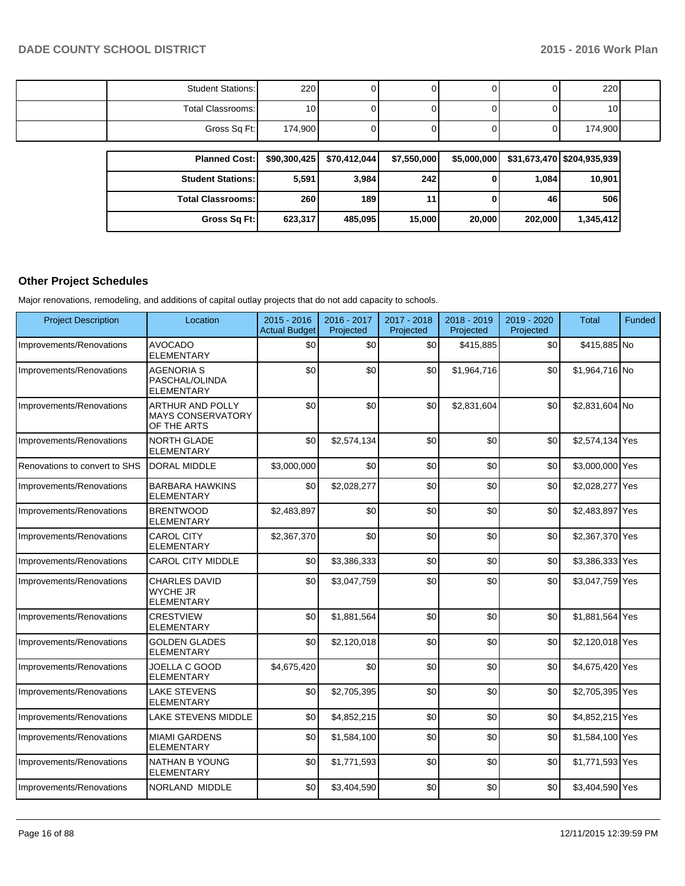| | | | | | | | | |
|---|---|---|---|---|---|---|---|---|
| | Student Stations: | 220 | 0 | 0 | 0 | 0 | 220 | |
| | Total Classrooms: | 10 | 0 | 0 | 0 | 0 | 10 | |
| | Gross Sq Ft: | 174,900 | 0 | 0 | 0 | 0 | 174,900 | |

| | | | | | | |
|---|---|---|---|---|---|---|
| **Planned Cost:** | **$90,300,425** | **$70,412,044** | **$7,550,000** | **$5,000,000** | **$31,673,470** | **$204,935,939** |
| **Student Stations:** | **5,591** | **3,984** | **242** | **0** | **1,084** | **10,901** |
| **Total Classrooms:** | **260** | **189** | **11** | **0** | **46** | **506** |
| **Gross Sq Ft:** | **623,317** | **485,095** | **15,000** | **20,000** | **202,000** | **1,345,412** |

## Other Project Schedules

Major renovations, remodeling, and additions of capital outlay projects that do not add capacity to schools.

| Project Description | Location | 2015 - 2016 Actual Budget | 2016 - 2017 Projected | 2017 - 2018 Projected | 2018 - 2019 Projected | 2019 - 2020 Projected | Total | Funded |
|---|---|---|---|---|---|---|---|---|
| Improvements/Renovations | AVOCADO ELEMENTARY | $0 | $0 | $0 | $415,885 | $0 | $415,885 | No |
| Improvements/Renovations | AGENORIA S PASCHAL/OLINDA ELEMENTARY | $0 | $0 | $0 | $1,964,716 | $0 | $1,964,716 | No |
| Improvements/Renovations | ARTHUR AND POLLY MAYS CONSERVATORY OF THE ARTS | $0 | $0 | $0 | $2,831,604 | $0 | $2,831,604 | No |
| Improvements/Renovations | NORTH GLADE ELEMENTARY | $0 | $2,574,134 | $0 | $0 | $0 | $2,574,134 | Yes |
| Renovations to convert to SHS | DORAL MIDDLE | $3,000,000 | $0 | $0 | $0 | $0 | $3,000,000 | Yes |
| Improvements/Renovations | BARBARA HAWKINS ELEMENTARY | $0 | $2,028,277 | $0 | $0 | $0 | $2,028,277 | Yes |
| Improvements/Renovations | BRENTWOOD ELEMENTARY | $2,483,897 | $0 | $0 | $0 | $0 | $2,483,897 | Yes |
| Improvements/Renovations | CAROL CITY ELEMENTARY | $2,367,370 | $0 | $0 | $0 | $0 | $2,367,370 | Yes |
| Improvements/Renovations | CAROL CITY MIDDLE | $0 | $3,386,333 | $0 | $0 | $0 | $3,386,333 | Yes |
| Improvements/Renovations | CHARLES DAVID WYCHE JR ELEMENTARY | $0 | $3,047,759 | $0 | $0 | $0 | $3,047,759 | Yes |
| Improvements/Renovations | CRESTVIEW ELEMENTARY | $0 | $1,881,564 | $0 | $0 | $0 | $1,881,564 | Yes |
| Improvements/Renovations | GOLDEN GLADES ELEMENTARY | $0 | $2,120,018 | $0 | $0 | $0 | $2,120,018 | Yes |
| Improvements/Renovations | JOELLA C GOOD ELEMENTARY | $4,675,420 | $0 | $0 | $0 | $0 | $4,675,420 | Yes |
| Improvements/Renovations | LAKE STEVENS ELEMENTARY | $0 | $2,705,395 | $0 | $0 | $0 | $2,705,395 | Yes |
| Improvements/Renovations | LAKE STEVENS MIDDLE | $0 | $4,852,215 | $0 | $0 | $0 | $4,852,215 | Yes |
| Improvements/Renovations | MIAMI GARDENS ELEMENTARY | $0 | $1,584,100 | $0 | $0 | $0 | $1,584,100 | Yes |
| Improvements/Renovations | NATHAN B YOUNG ELEMENTARY | $0 | $1,771,593 | $0 | $0 | $0 | $1,771,593 | Yes |
| Improvements/Renovations | NORLAND MIDDLE | $0 | $3,404,590 | $0 | $0 | $0 | $3,404,590 | Yes |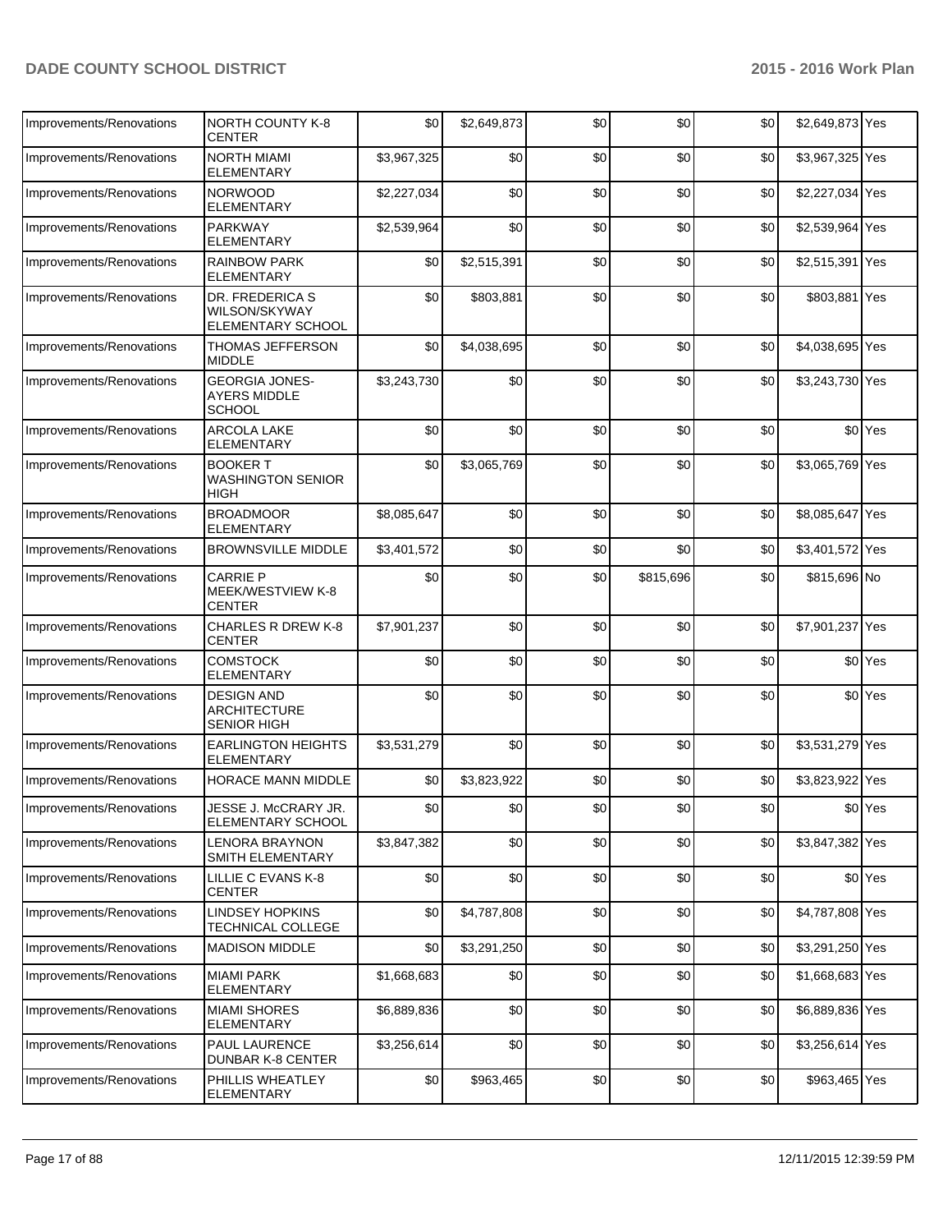| Improvements/Renovations | NORTH COUNTY K-8 CENTER | $0 | $2,649,873 | $0 | $0 | $0 | $2,649,873 | Yes |
|---|---|---|---|---|---|---|---|---|
| Improvements/Renovations | NORTH MIAMI ELEMENTARY | $3,967,325 | $0 | $0 | $0 | $0 | $3,967,325 | Yes |
| Improvements/Renovations | NORWOOD ELEMENTARY | $2,227,034 | $0 | $0 | $0 | $0 | $2,227,034 | Yes |
| Improvements/Renovations | PARKWAY ELEMENTARY | $2,539,964 | $0 | $0 | $0 | $0 | $2,539,964 | Yes |
| Improvements/Renovations | RAINBOW PARK ELEMENTARY | $0 | $2,515,391 | $0 | $0 | $0 | $2,515,391 | Yes |
| Improvements/Renovations | DR. FREDERICA S WILSON/SKYWAY ELEMENTARY SCHOOL | $0 | $803,881 | $0 | $0 | $0 | $803,881 | Yes |
| Improvements/Renovations | THOMAS JEFFERSON MIDDLE | $0 | $4,038,695 | $0 | $0 | $0 | $4,038,695 | Yes |
| Improvements/Renovations | GEORGIA JONES-AYERS MIDDLE SCHOOL | $3,243,730 | $0 | $0 | $0 | $0 | $3,243,730 | Yes |
| Improvements/Renovations | ARCOLA LAKE ELEMENTARY | $0 | $0 | $0 | $0 | $0 | $0 | Yes |
| Improvements/Renovations | BOOKER T WASHINGTON SENIOR HIGH | $0 | $3,065,769 | $0 | $0 | $0 | $3,065,769 | Yes |
| Improvements/Renovations | BROADMOOR ELEMENTARY | $8,085,647 | $0 | $0 | $0 | $0 | $8,085,647 | Yes |
| Improvements/Renovations | BROWNSVILLE MIDDLE | $3,401,572 | $0 | $0 | $0 | $0 | $3,401,572 | Yes |
| Improvements/Renovations | CARRIE P MEEK/WESTVIEW K-8 CENTER | $0 | $0 | $0 | $815,696 | $0 | $815,696 | No |
| Improvements/Renovations | CHARLES R DREW K-8 CENTER | $7,901,237 | $0 | $0 | $0 | $0 | $7,901,237 | Yes |
| Improvements/Renovations | COMSTOCK ELEMENTARY | $0 | $0 | $0 | $0 | $0 | $0 | Yes |
| Improvements/Renovations | DESIGN AND ARCHITECTURE SENIOR HIGH | $0 | $0 | $0 | $0 | $0 | $0 | Yes |
| Improvements/Renovations | EARLINGTON HEIGHTS ELEMENTARY | $3,531,279 | $0 | $0 | $0 | $0 | $3,531,279 | Yes |
| Improvements/Renovations | HORACE MANN MIDDLE | $0 | $3,823,922 | $0 | $0 | $0 | $3,823,922 | Yes |
| Improvements/Renovations | JESSE J. McCRARY JR. ELEMENTARY SCHOOL | $0 | $0 | $0 | $0 | $0 | $0 | Yes |
| Improvements/Renovations | LENORA BRAYNON SMITH ELEMENTARY | $3,847,382 | $0 | $0 | $0 | $0 | $3,847,382 | Yes |
| Improvements/Renovations | LILLIE C EVANS K-8 CENTER | $0 | $0 | $0 | $0 | $0 | $0 | Yes |
| Improvements/Renovations | LINDSEY HOPKINS TECHNICAL COLLEGE | $0 | $4,787,808 | $0 | $0 | $0 | $4,787,808 | Yes |
| Improvements/Renovations | MADISON MIDDLE | $0 | $3,291,250 | $0 | $0 | $0 | $3,291,250 | Yes |
| Improvements/Renovations | MIAMI PARK ELEMENTARY | $1,668,683 | $0 | $0 | $0 | $0 | $1,668,683 | Yes |
| Improvements/Renovations | MIAMI SHORES ELEMENTARY | $6,889,836 | $0 | $0 | $0 | $0 | $6,889,836 | Yes |
| Improvements/Renovations | PAUL LAURENCE DUNBAR K-8 CENTER | $3,256,614 | $0 | $0 | $0 | $0 | $3,256,614 | Yes |
| Improvements/Renovations | PHILLIS WHEATLEY ELEMENTARY | $0 | $963,465 | $0 | $0 | $0 | $963,465 | Yes |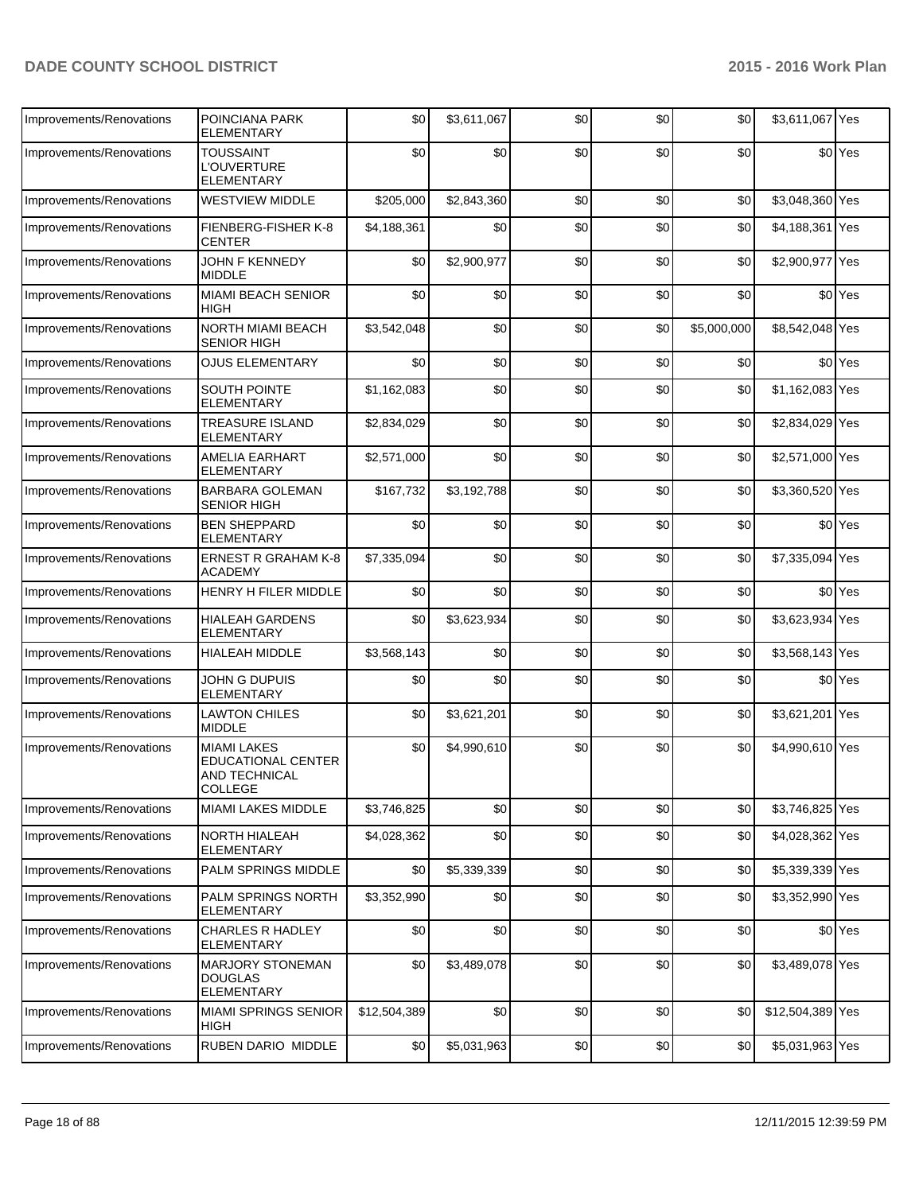| Improvements/Renovations | POINCIANA PARK ELEMENTARY | $0 | $3,611,067 | $0 | $0 | $0 | $3,611,067 | Yes |
|---|---|---|---|---|---|---|---|---|
| Improvements/Renovations | TOUSSAINT L'OUVERTURE ELEMENTARY | $0 | $0 | $0 | $0 | $0 | $0 | Yes |
| Improvements/Renovations | WESTVIEW MIDDLE | $205,000 | $2,843,360 | $0 | $0 | $0 | $3,048,360 | Yes |
| Improvements/Renovations | FIENBERG-FISHER K-8 CENTER | $4,188,361 | $0 | $0 | $0 | $0 | $4,188,361 | Yes |
| Improvements/Renovations | JOHN F KENNEDY MIDDLE | $0 | $2,900,977 | $0 | $0 | $0 | $2,900,977 | Yes |
| Improvements/Renovations | MIAMI BEACH SENIOR HIGH | $0 | $0 | $0 | $0 | $0 | $0 | Yes |
| Improvements/Renovations | NORTH MIAMI BEACH SENIOR HIGH | $3,542,048 | $0 | $0 | $0 | $5,000,000 | $8,542,048 | Yes |
| Improvements/Renovations | OJUS ELEMENTARY | $0 | $0 | $0 | $0 | $0 | $0 | Yes |
| Improvements/Renovations | SOUTH POINTE ELEMENTARY | $1,162,083 | $0 | $0 | $0 | $0 | $1,162,083 | Yes |
| Improvements/Renovations | TREASURE ISLAND ELEMENTARY | $2,834,029 | $0 | $0 | $0 | $0 | $2,834,029 | Yes |
| Improvements/Renovations | AMELIA EARHART ELEMENTARY | $2,571,000 | $0 | $0 | $0 | $0 | $2,571,000 | Yes |
| Improvements/Renovations | BARBARA GOLEMAN SENIOR HIGH | $167,732 | $3,192,788 | $0 | $0 | $0 | $3,360,520 | Yes |
| Improvements/Renovations | BEN SHEPPARD ELEMENTARY | $0 | $0 | $0 | $0 | $0 | $0 | Yes |
| Improvements/Renovations | ERNEST R GRAHAM K-8 ACADEMY | $7,335,094 | $0 | $0 | $0 | $0 | $7,335,094 | Yes |
| Improvements/Renovations | HENRY H FILER MIDDLE | $0 | $0 | $0 | $0 | $0 | $0 | Yes |
| Improvements/Renovations | HIALEAH GARDENS ELEMENTARY | $0 | $3,623,934 | $0 | $0 | $0 | $3,623,934 | Yes |
| Improvements/Renovations | HIALEAH MIDDLE | $3,568,143 | $0 | $0 | $0 | $0 | $3,568,143 | Yes |
| Improvements/Renovations | JOHN G DUPUIS ELEMENTARY | $0 | $0 | $0 | $0 | $0 | $0 | Yes |
| Improvements/Renovations | LAWTON CHILES MIDDLE | $0 | $3,621,201 | $0 | $0 | $0 | $3,621,201 | Yes |
| Improvements/Renovations | MIAMI LAKES EDUCATIONAL CENTER AND TECHNICAL COLLEGE | $0 | $4,990,610 | $0 | $0 | $0 | $4,990,610 | Yes |
| Improvements/Renovations | MIAMI LAKES MIDDLE | $3,746,825 | $0 | $0 | $0 | $0 | $3,746,825 | Yes |
| Improvements/Renovations | NORTH HIALEAH ELEMENTARY | $4,028,362 | $0 | $0 | $0 | $0 | $4,028,362 | Yes |
| Improvements/Renovations | PALM SPRINGS MIDDLE | $0 | $5,339,339 | $0 | $0 | $0 | $5,339,339 | Yes |
| Improvements/Renovations | PALM SPRINGS NORTH ELEMENTARY | $3,352,990 | $0 | $0 | $0 | $0 | $3,352,990 | Yes |
| Improvements/Renovations | CHARLES R HADLEY ELEMENTARY | $0 | $0 | $0 | $0 | $0 | $0 | Yes |
| Improvements/Renovations | MARJORY STONEMAN DOUGLAS ELEMENTARY | $0 | $3,489,078 | $0 | $0 | $0 | $3,489,078 | Yes |
| Improvements/Renovations | MIAMI SPRINGS SENIOR HIGH | $12,504,389 | $0 | $0 | $0 | $0 | $12,504,389 | Yes |
| Improvements/Renovations | RUBEN DARIO MIDDLE | $0 | $5,031,963 | $0 | $0 | $0 | $5,031,963 | Yes |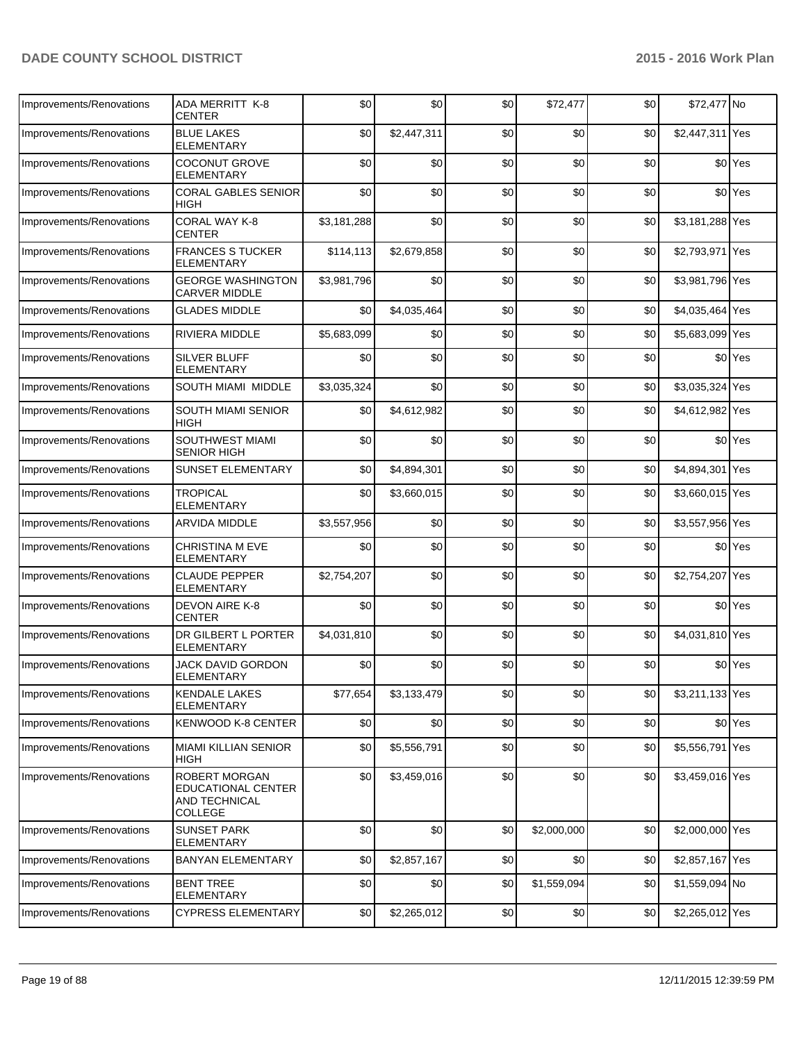| Improvements/Renovations | ADA MERRITT K-8 CENTER | $0 | $0 | $0 | $72,477 | $0 | $72,477 | No |
|---|---|---|---|---|---|---|---|---|
| Improvements/Renovations | BLUE LAKES ELEMENTARY | $0 | $2,447,311 | $0 | $0 | $0 | $2,447,311 | Yes |
| Improvements/Renovations | COCONUT GROVE ELEMENTARY | $0 | $0 | $0 | $0 | $0 | $0 | Yes |
| Improvements/Renovations | CORAL GABLES SENIOR HIGH | $0 | $0 | $0 | $0 | $0 | $0 | Yes |
| Improvements/Renovations | CORAL WAY K-8 CENTER | $3,181,288 | $0 | $0 | $0 | $0 | $3,181,288 | Yes |
| Improvements/Renovations | FRANCES S TUCKER ELEMENTARY | $114,113 | $2,679,858 | $0 | $0 | $0 | $2,793,971 | Yes |
| Improvements/Renovations | GEORGE WASHINGTON CARVER MIDDLE | $3,981,796 | $0 | $0 | $0 | $0 | $3,981,796 | Yes |
| Improvements/Renovations | GLADES MIDDLE | $0 | $4,035,464 | $0 | $0 | $0 | $4,035,464 | Yes |
| Improvements/Renovations | RIVIERA MIDDLE | $5,683,099 | $0 | $0 | $0 | $0 | $5,683,099 | Yes |
| Improvements/Renovations | SILVER BLUFF ELEMENTARY | $0 | $0 | $0 | $0 | $0 | $0 | Yes |
| Improvements/Renovations | SOUTH MIAMI MIDDLE | $3,035,324 | $0 | $0 | $0 | $0 | $3,035,324 | Yes |
| Improvements/Renovations | SOUTH MIAMI SENIOR HIGH | $0 | $4,612,982 | $0 | $0 | $0 | $4,612,982 | Yes |
| Improvements/Renovations | SOUTHWEST MIAMI SENIOR HIGH | $0 | $0 | $0 | $0 | $0 | $0 | Yes |
| Improvements/Renovations | SUNSET ELEMENTARY | $0 | $4,894,301 | $0 | $0 | $0 | $4,894,301 | Yes |
| Improvements/Renovations | TROPICAL ELEMENTARY | $0 | $3,660,015 | $0 | $0 | $0 | $3,660,015 | Yes |
| Improvements/Renovations | ARVIDA MIDDLE | $3,557,956 | $0 | $0 | $0 | $0 | $3,557,956 | Yes |
| Improvements/Renovations | CHRISTINA M EVE ELEMENTARY | $0 | $0 | $0 | $0 | $0 | $0 | Yes |
| Improvements/Renovations | CLAUDE PEPPER ELEMENTARY | $2,754,207 | $0 | $0 | $0 | $0 | $2,754,207 | Yes |
| Improvements/Renovations | DEVON AIRE K-8 CENTER | $0 | $0 | $0 | $0 | $0 | $0 | Yes |
| Improvements/Renovations | DR GILBERT L PORTER ELEMENTARY | $4,031,810 | $0 | $0 | $0 | $0 | $4,031,810 | Yes |
| Improvements/Renovations | JACK DAVID GORDON ELEMENTARY | $0 | $0 | $0 | $0 | $0 | $0 | Yes |
| Improvements/Renovations | KENDALE LAKES ELEMENTARY | $77,654 | $3,133,479 | $0 | $0 | $0 | $3,211,133 | Yes |
| Improvements/Renovations | KENWOOD K-8 CENTER | $0 | $0 | $0 | $0 | $0 | $0 | Yes |
| Improvements/Renovations | MIAMI KILLIAN SENIOR HIGH | $0 | $5,556,791 | $0 | $0 | $0 | $5,556,791 | Yes |
| Improvements/Renovations | ROBERT MORGAN EDUCATIONAL CENTER AND TECHNICAL COLLEGE | $0 | $3,459,016 | $0 | $0 | $0 | $3,459,016 | Yes |
| Improvements/Renovations | SUNSET PARK ELEMENTARY | $0 | $0 | $0 | $2,000,000 | $0 | $2,000,000 | Yes |
| Improvements/Renovations | BANYAN ELEMENTARY | $0 | $2,857,167 | $0 | $0 | $0 | $2,857,167 | Yes |
| Improvements/Renovations | BENT TREE ELEMENTARY | $0 | $0 | $0 | $1,559,094 | $0 | $1,559,094 | No |
| Improvements/Renovations | CYPRESS ELEMENTARY | $0 | $2,265,012 | $0 | $0 | $0 | $2,265,012 | Yes |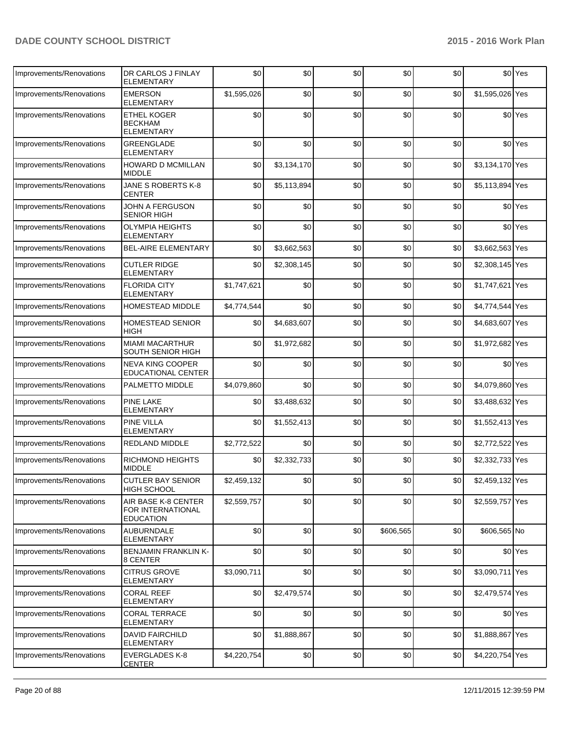| Improvements/Renovations | DR CARLOS J FINLAY ELEMENTARY | $0 | $0 | $0 | $0 | $0 | $0 | Yes |
|---|---|---|---|---|---|---|---|---|
| Improvements/Renovations | EMERSON ELEMENTARY | $1,595,026 | $0 | $0 | $0 | $0 | $1,595,026 | Yes |
| Improvements/Renovations | ETHEL KOGER BECKHAM ELEMENTARY | $0 | $0 | $0 | $0 | $0 | $0 | Yes |
| Improvements/Renovations | GREENGLADE ELEMENTARY | $0 | $0 | $0 | $0 | $0 | $0 | Yes |
| Improvements/Renovations | HOWARD D MCMILLAN MIDDLE | $0 | $3,134,170 | $0 | $0 | $0 | $3,134,170 | Yes |
| Improvements/Renovations | JANE S ROBERTS K-8 CENTER | $0 | $5,113,894 | $0 | $0 | $0 | $5,113,894 | Yes |
| Improvements/Renovations | JOHN A FERGUSON SENIOR HIGH | $0 | $0 | $0 | $0 | $0 | $0 | Yes |
| Improvements/Renovations | OLYMPIA HEIGHTS ELEMENTARY | $0 | $0 | $0 | $0 | $0 | $0 | Yes |
| Improvements/Renovations | BEL-AIRE ELEMENTARY | $0 | $3,662,563 | $0 | $0 | $0 | $3,662,563 | Yes |
| Improvements/Renovations | CUTLER RIDGE ELEMENTARY | $0 | $2,308,145 | $0 | $0 | $0 | $2,308,145 | Yes |
| Improvements/Renovations | FLORIDA CITY ELEMENTARY | $1,747,621 | $0 | $0 | $0 | $0 | $1,747,621 | Yes |
| Improvements/Renovations | HOMESTEAD MIDDLE | $4,774,544 | $0 | $0 | $0 | $0 | $4,774,544 | Yes |
| Improvements/Renovations | HOMESTEAD SENIOR HIGH | $0 | $4,683,607 | $0 | $0 | $0 | $4,683,607 | Yes |
| Improvements/Renovations | MIAMI MACARTHUR SOUTH SENIOR HIGH | $0 | $1,972,682 | $0 | $0 | $0 | $1,972,682 | Yes |
| Improvements/Renovations | NEVA KING COOPER EDUCATIONAL CENTER | $0 | $0 | $0 | $0 | $0 | $0 | Yes |
| Improvements/Renovations | PALMETTO MIDDLE | $4,079,860 | $0 | $0 | $0 | $0 | $4,079,860 | Yes |
| Improvements/Renovations | PINE LAKE ELEMENTARY | $0 | $3,488,632 | $0 | $0 | $0 | $3,488,632 | Yes |
| Improvements/Renovations | PINE VILLA ELEMENTARY | $0 | $1,552,413 | $0 | $0 | $0 | $1,552,413 | Yes |
| Improvements/Renovations | REDLAND MIDDLE | $2,772,522 | $0 | $0 | $0 | $0 | $2,772,522 | Yes |
| Improvements/Renovations | RICHMOND HEIGHTS MIDDLE | $0 | $2,332,733 | $0 | $0 | $0 | $2,332,733 | Yes |
| Improvements/Renovations | CUTLER BAY SENIOR HIGH SCHOOL | $2,459,132 | $0 | $0 | $0 | $0 | $2,459,132 | Yes |
| Improvements/Renovations | AIR BASE K-8 CENTER FOR INTERNATIONAL EDUCATION | $2,559,757 | $0 | $0 | $0 | $0 | $2,559,757 | Yes |
| Improvements/Renovations | AUBURNDALE ELEMENTARY | $0 | $0 | $0 | $606,565 | $0 | $606,565 | No |
| Improvements/Renovations | BENJAMIN FRANKLIN K-8 CENTER | $0 | $0 | $0 | $0 | $0 | $0 | Yes |
| Improvements/Renovations | CITRUS GROVE ELEMENTARY | $3,090,711 | $0 | $0 | $0 | $0 | $3,090,711 | Yes |
| Improvements/Renovations | CORAL REEF ELEMENTARY | $0 | $2,479,574 | $0 | $0 | $0 | $2,479,574 | Yes |
| Improvements/Renovations | CORAL TERRACE ELEMENTARY | $0 | $0 | $0 | $0 | $0 | $0 | Yes |
| Improvements/Renovations | DAVID FAIRCHILD ELEMENTARY | $0 | $1,888,867 | $0 | $0 | $0 | $1,888,867 | Yes |
| Improvements/Renovations | EVERGLADES K-8 CENTER | $4,220,754 | $0 | $0 | $0 | $0 | $4,220,754 | Yes |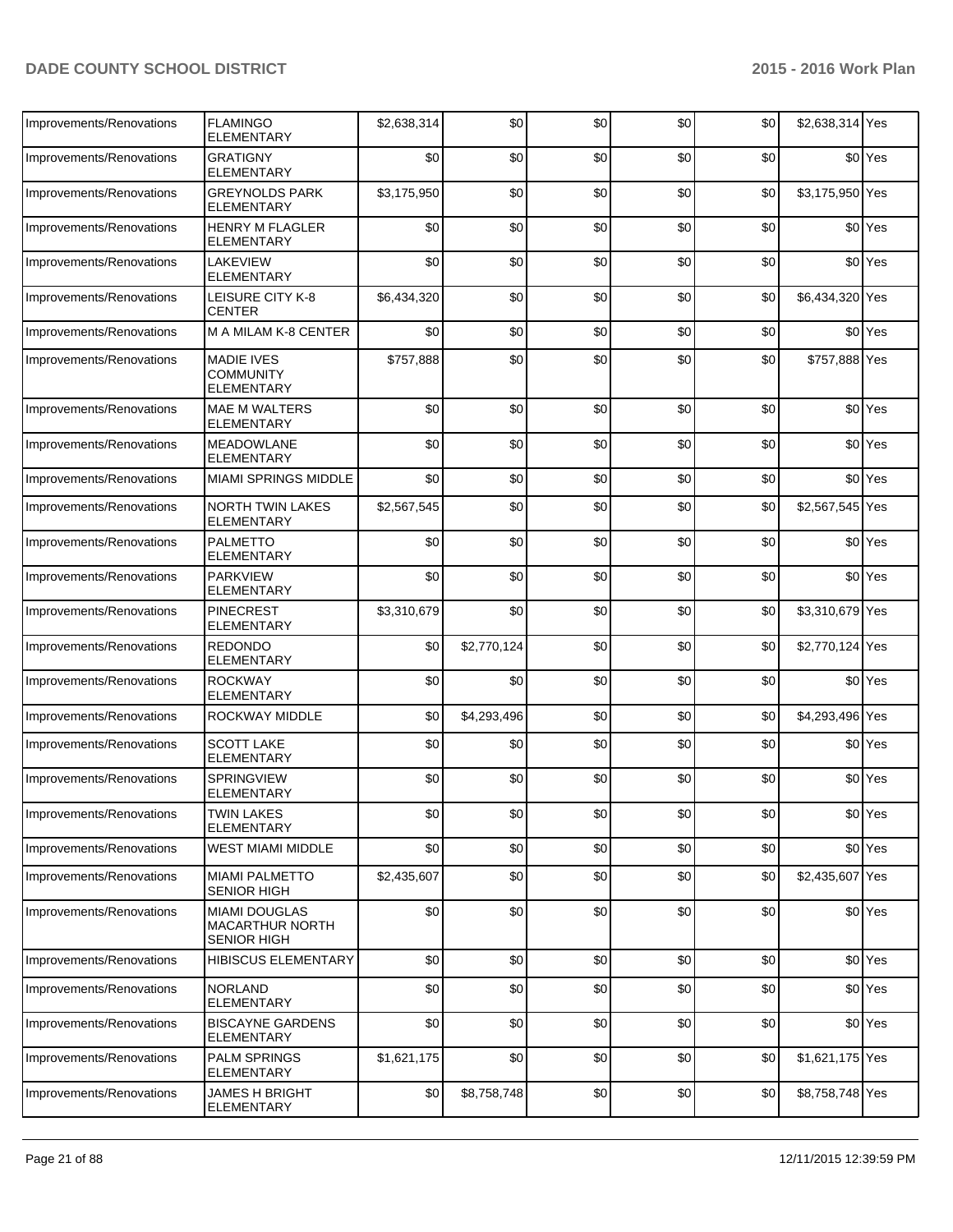| | | | | | | | | |
|---|---|---|---|---|---|---|---|---|
| Improvements/Renovations | FLAMINGO ELEMENTARY | $2,638,314 | $0 | $0 | $0 | $0 | $2,638,314 | Yes |
| Improvements/Renovations | GRATIGNY ELEMENTARY | $0 | $0 | $0 | $0 | $0 | $0 | Yes |
| Improvements/Renovations | GREYNOLDS PARK ELEMENTARY | $3,175,950 | $0 | $0 | $0 | $0 | $3,175,950 | Yes |
| Improvements/Renovations | HENRY M FLAGLER ELEMENTARY | $0 | $0 | $0 | $0 | $0 | $0 | Yes |
| Improvements/Renovations | LAKEVIEW ELEMENTARY | $0 | $0 | $0 | $0 | $0 | $0 | Yes |
| Improvements/Renovations | LEISURE CITY K-8 CENTER | $6,434,320 | $0 | $0 | $0 | $0 | $6,434,320 | Yes |
| Improvements/Renovations | M A MILAM K-8 CENTER | $0 | $0 | $0 | $0 | $0 | $0 | Yes |
| Improvements/Renovations | MADIE IVES COMMUNITY ELEMENTARY | $757,888 | $0 | $0 | $0 | $0 | $757,888 | Yes |
| Improvements/Renovations | MAE M WALTERS ELEMENTARY | $0 | $0 | $0 | $0 | $0 | $0 | Yes |
| Improvements/Renovations | MEADOWLANE ELEMENTARY | $0 | $0 | $0 | $0 | $0 | $0 | Yes |
| Improvements/Renovations | MIAMI SPRINGS MIDDLE | $0 | $0 | $0 | $0 | $0 | $0 | Yes |
| Improvements/Renovations | NORTH TWIN LAKES ELEMENTARY | $2,567,545 | $0 | $0 | $0 | $0 | $2,567,545 | Yes |
| Improvements/Renovations | PALMETTO ELEMENTARY | $0 | $0 | $0 | $0 | $0 | $0 | Yes |
| Improvements/Renovations | PARKVIEW ELEMENTARY | $0 | $0 | $0 | $0 | $0 | $0 | Yes |
| Improvements/Renovations | PINECREST ELEMENTARY | $3,310,679 | $0 | $0 | $0 | $0 | $3,310,679 | Yes |
| Improvements/Renovations | REDONDO ELEMENTARY | $0 | $2,770,124 | $0 | $0 | $0 | $2,770,124 | Yes |
| Improvements/Renovations | ROCKWAY ELEMENTARY | $0 | $0 | $0 | $0 | $0 | $0 | Yes |
| Improvements/Renovations | ROCKWAY MIDDLE | $0 | $4,293,496 | $0 | $0 | $0 | $4,293,496 | Yes |
| Improvements/Renovations | SCOTT LAKE ELEMENTARY | $0 | $0 | $0 | $0 | $0 | $0 | Yes |
| Improvements/Renovations | SPRINGVIEW ELEMENTARY | $0 | $0 | $0 | $0 | $0 | $0 | Yes |
| Improvements/Renovations | TWIN LAKES ELEMENTARY | $0 | $0 | $0 | $0 | $0 | $0 | Yes |
| Improvements/Renovations | WEST MIAMI MIDDLE | $0 | $0 | $0 | $0 | $0 | $0 | Yes |
| Improvements/Renovations | MIAMI PALMETTO SENIOR HIGH | $2,435,607 | $0 | $0 | $0 | $0 | $2,435,607 | Yes |
| Improvements/Renovations | MIAMI DOUGLAS MACARTHUR NORTH SENIOR HIGH | $0 | $0 | $0 | $0 | $0 | $0 | Yes |
| Improvements/Renovations | HIBISCUS ELEMENTARY | $0 | $0 | $0 | $0 | $0 | $0 | Yes |
| Improvements/Renovations | NORLAND ELEMENTARY | $0 | $0 | $0 | $0 | $0 | $0 | Yes |
| Improvements/Renovations | BISCAYNE GARDENS ELEMENTARY | $0 | $0 | $0 | $0 | $0 | $0 | Yes |
| Improvements/Renovations | PALM SPRINGS ELEMENTARY | $1,621,175 | $0 | $0 | $0 | $0 | $1,621,175 | Yes |
| Improvements/Renovations | JAMES H BRIGHT ELEMENTARY | $0 | $8,758,748 | $0 | $0 | $0 | $8,758,748 | Yes |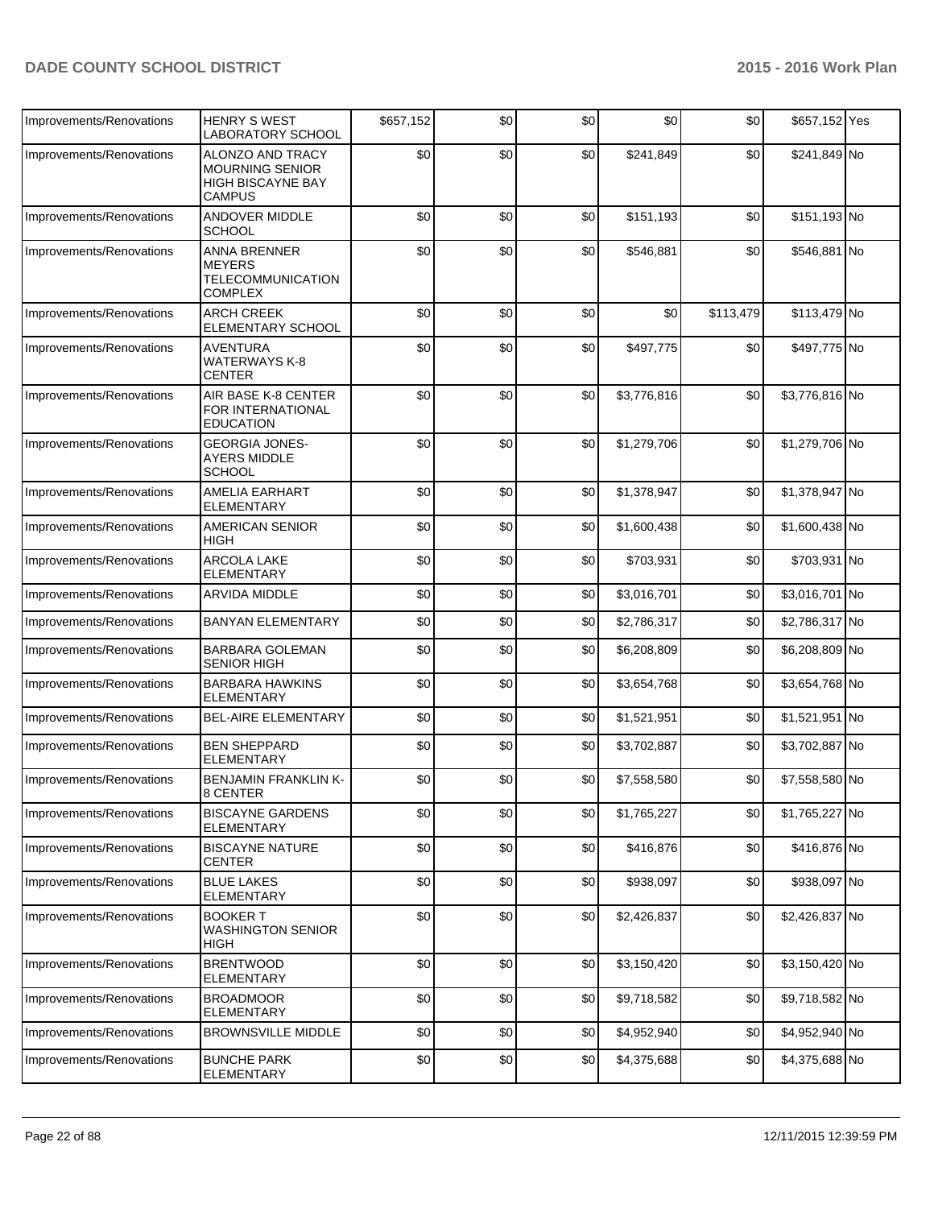| Improvements/Renovations | HENRY S WEST LABORATORY SCHOOL | $657,152 | $0 | $0 | $0 | $0 | $657,152 | Yes |
|---|---|---|---|---|---|---|---|---|
| Improvements/Renovations | ALONZO AND TRACY MOURNING SENIOR HIGH BISCAYNE BAY CAMPUS | $0 | $0 | $0 | $241,849 | $0 | $241,849 | No |
| Improvements/Renovations | ANDOVER MIDDLE SCHOOL | $0 | $0 | $0 | $151,193 | $0 | $151,193 | No |
| Improvements/Renovations | ANNA BRENNER MEYERS TELECOMMUNICATION COMPLEX | $0 | $0 | $0 | $546,881 | $0 | $546,881 | No |
| Improvements/Renovations | ARCH CREEK ELEMENTARY SCHOOL | $0 | $0 | $0 | $0 | $113,479 | $113,479 | No |
| Improvements/Renovations | AVENTURA WATERWAYS K-8 CENTER | $0 | $0 | $0 | $497,775 | $0 | $497,775 | No |
| Improvements/Renovations | AIR BASE K-8 CENTER FOR INTERNATIONAL EDUCATION | $0 | $0 | $0 | $3,776,816 | $0 | $3,776,816 | No |
| Improvements/Renovations | GEORGIA JONES-AYERS MIDDLE SCHOOL | $0 | $0 | $0 | $1,279,706 | $0 | $1,279,706 | No |
| Improvements/Renovations | AMELIA EARHART ELEMENTARY | $0 | $0 | $0 | $1,378,947 | $0 | $1,378,947 | No |
| Improvements/Renovations | AMERICAN SENIOR HIGH | $0 | $0 | $0 | $1,600,438 | $0 | $1,600,438 | No |
| Improvements/Renovations | ARCOLA LAKE ELEMENTARY | $0 | $0 | $0 | $703,931 | $0 | $703,931 | No |
| Improvements/Renovations | ARVIDA MIDDLE | $0 | $0 | $0 | $3,016,701 | $0 | $3,016,701 | No |
| Improvements/Renovations | BANYAN ELEMENTARY | $0 | $0 | $0 | $2,786,317 | $0 | $2,786,317 | No |
| Improvements/Renovations | BARBARA GOLEMAN SENIOR HIGH | $0 | $0 | $0 | $6,208,809 | $0 | $6,208,809 | No |
| Improvements/Renovations | BARBARA HAWKINS ELEMENTARY | $0 | $0 | $0 | $3,654,768 | $0 | $3,654,768 | No |
| Improvements/Renovations | BEL-AIRE ELEMENTARY | $0 | $0 | $0 | $1,521,951 | $0 | $1,521,951 | No |
| Improvements/Renovations | BEN SHEPPARD ELEMENTARY | $0 | $0 | $0 | $3,702,887 | $0 | $3,702,887 | No |
| Improvements/Renovations | BENJAMIN FRANKLIN K-8 CENTER | $0 | $0 | $0 | $7,558,580 | $0 | $7,558,580 | No |
| Improvements/Renovations | BISCAYNE GARDENS ELEMENTARY | $0 | $0 | $0 | $1,765,227 | $0 | $1,765,227 | No |
| Improvements/Renovations | BISCAYNE NATURE CENTER | $0 | $0 | $0 | $416,876 | $0 | $416,876 | No |
| Improvements/Renovations | BLUE LAKES ELEMENTARY | $0 | $0 | $0 | $938,097 | $0 | $938,097 | No |
| Improvements/Renovations | BOOKER T WASHINGTON SENIOR HIGH | $0 | $0 | $0 | $2,426,837 | $0 | $2,426,837 | No |
| Improvements/Renovations | BRENTWOOD ELEMENTARY | $0 | $0 | $0 | $3,150,420 | $0 | $3,150,420 | No |
| Improvements/Renovations | BROADMOOR ELEMENTARY | $0 | $0 | $0 | $9,718,582 | $0 | $9,718,582 | No |
| Improvements/Renovations | BROWNSVILLE MIDDLE | $0 | $0 | $0 | $4,952,940 | $0 | $4,952,940 | No |
| Improvements/Renovations | BUNCHE PARK ELEMENTARY | $0 | $0 | $0 | $4,375,688 | $0 | $4,375,688 | No |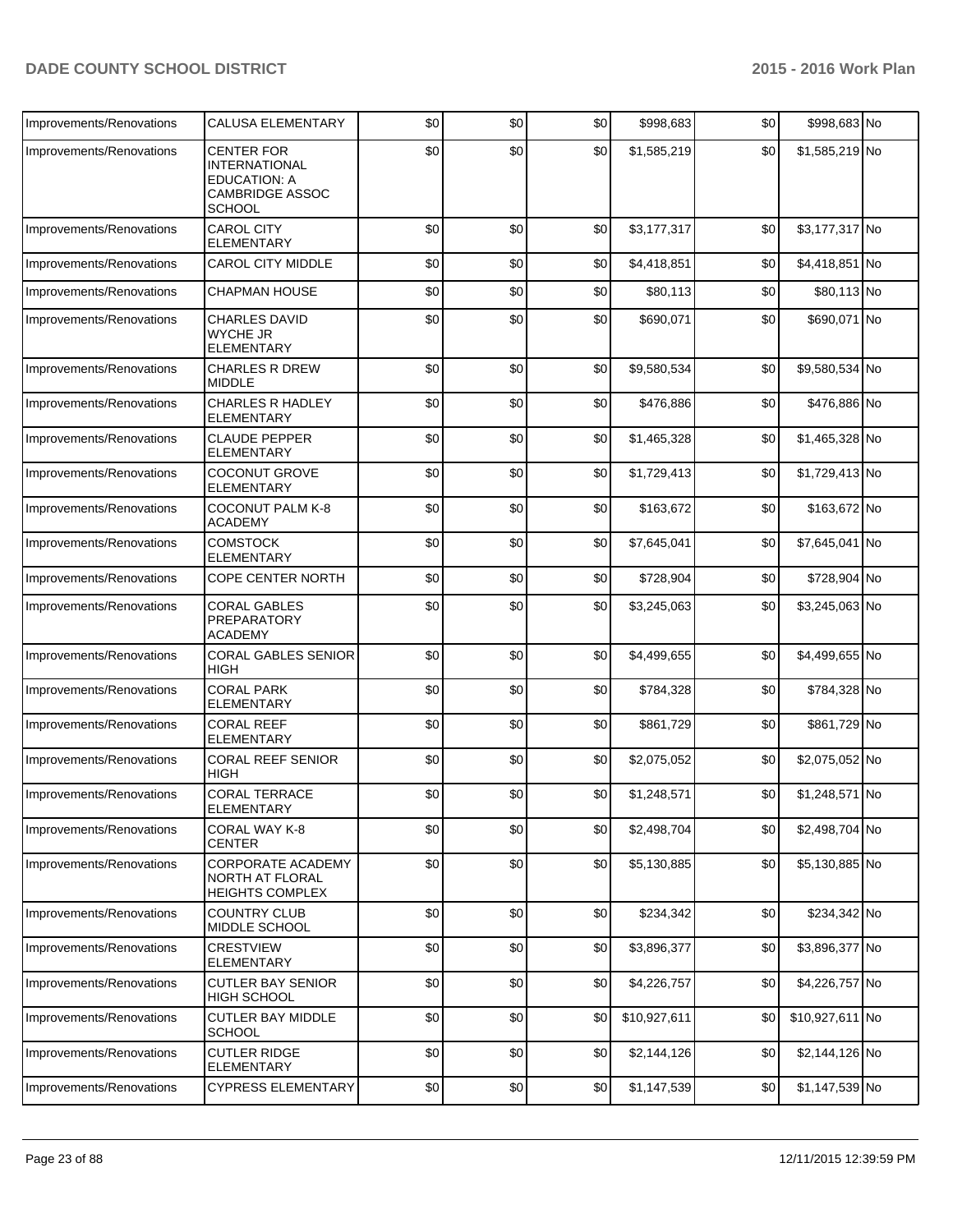| | | | | | | | | |
|---|---|---|---|---|---|---|---|---|
| Improvements/Renovations | CALUSA ELEMENTARY | $0 | $0 | $0 | $998,683 | $0 | $998,683 | No |
| Improvements/Renovations | CENTER FOR INTERNATIONAL EDUCATION: A CAMBRIDGE ASSOC SCHOOL | $0 | $0 | $0 | $1,585,219 | $0 | $1,585,219 | No |
| Improvements/Renovations | CAROL CITY ELEMENTARY | $0 | $0 | $0 | $3,177,317 | $0 | $3,177,317 | No |
| Improvements/Renovations | CAROL CITY MIDDLE | $0 | $0 | $0 | $4,418,851 | $0 | $4,418,851 | No |
| Improvements/Renovations | CHAPMAN HOUSE | $0 | $0 | $0 | $80,113 | $0 | $80,113 | No |
| Improvements/Renovations | CHARLES DAVID WYCHE JR ELEMENTARY | $0 | $0 | $0 | $690,071 | $0 | $690,071 | No |
| Improvements/Renovations | CHARLES R DREW MIDDLE | $0 | $0 | $0 | $9,580,534 | $0 | $9,580,534 | No |
| Improvements/Renovations | CHARLES R HADLEY ELEMENTARY | $0 | $0 | $0 | $476,886 | $0 | $476,886 | No |
| Improvements/Renovations | CLAUDE PEPPER ELEMENTARY | $0 | $0 | $0 | $1,465,328 | $0 | $1,465,328 | No |
| Improvements/Renovations | COCONUT GROVE ELEMENTARY | $0 | $0 | $0 | $1,729,413 | $0 | $1,729,413 | No |
| Improvements/Renovations | COCONUT PALM K-8 ACADEMY | $0 | $0 | $0 | $163,672 | $0 | $163,672 | No |
| Improvements/Renovations | COMSTOCK ELEMENTARY | $0 | $0 | $0 | $7,645,041 | $0 | $7,645,041 | No |
| Improvements/Renovations | COPE CENTER NORTH | $0 | $0 | $0 | $728,904 | $0 | $728,904 | No |
| Improvements/Renovations | CORAL GABLES PREPARATORY ACADEMY | $0 | $0 | $0 | $3,245,063 | $0 | $3,245,063 | No |
| Improvements/Renovations | CORAL GABLES SENIOR HIGH | $0 | $0 | $0 | $4,499,655 | $0 | $4,499,655 | No |
| Improvements/Renovations | CORAL PARK ELEMENTARY | $0 | $0 | $0 | $784,328 | $0 | $784,328 | No |
| Improvements/Renovations | CORAL REEF ELEMENTARY | $0 | $0 | $0 | $861,729 | $0 | $861,729 | No |
| Improvements/Renovations | CORAL REEF SENIOR HIGH | $0 | $0 | $0 | $2,075,052 | $0 | $2,075,052 | No |
| Improvements/Renovations | CORAL TERRACE ELEMENTARY | $0 | $0 | $0 | $1,248,571 | $0 | $1,248,571 | No |
| Improvements/Renovations | CORAL WAY K-8 CENTER | $0 | $0 | $0 | $2,498,704 | $0 | $2,498,704 | No |
| Improvements/Renovations | CORPORATE ACADEMY NORTH AT FLORAL HEIGHTS COMPLEX | $0 | $0 | $0 | $5,130,885 | $0 | $5,130,885 | No |
| Improvements/Renovations | COUNTRY CLUB MIDDLE SCHOOL | $0 | $0 | $0 | $234,342 | $0 | $234,342 | No |
| Improvements/Renovations | CRESTVIEW ELEMENTARY | $0 | $0 | $0 | $3,896,377 | $0 | $3,896,377 | No |
| Improvements/Renovations | CUTLER BAY SENIOR HIGH SCHOOL | $0 | $0 | $0 | $4,226,757 | $0 | $4,226,757 | No |
| Improvements/Renovations | CUTLER BAY MIDDLE SCHOOL | $0 | $0 | $0 | $10,927,611 | $0 | $10,927,611 | No |
| Improvements/Renovations | CUTLER RIDGE ELEMENTARY | $0 | $0 | $0 | $2,144,126 | $0 | $2,144,126 | No |
| Improvements/Renovations | CYPRESS ELEMENTARY | $0 | $0 | $0 | $1,147,539 | $0 | $1,147,539 | No |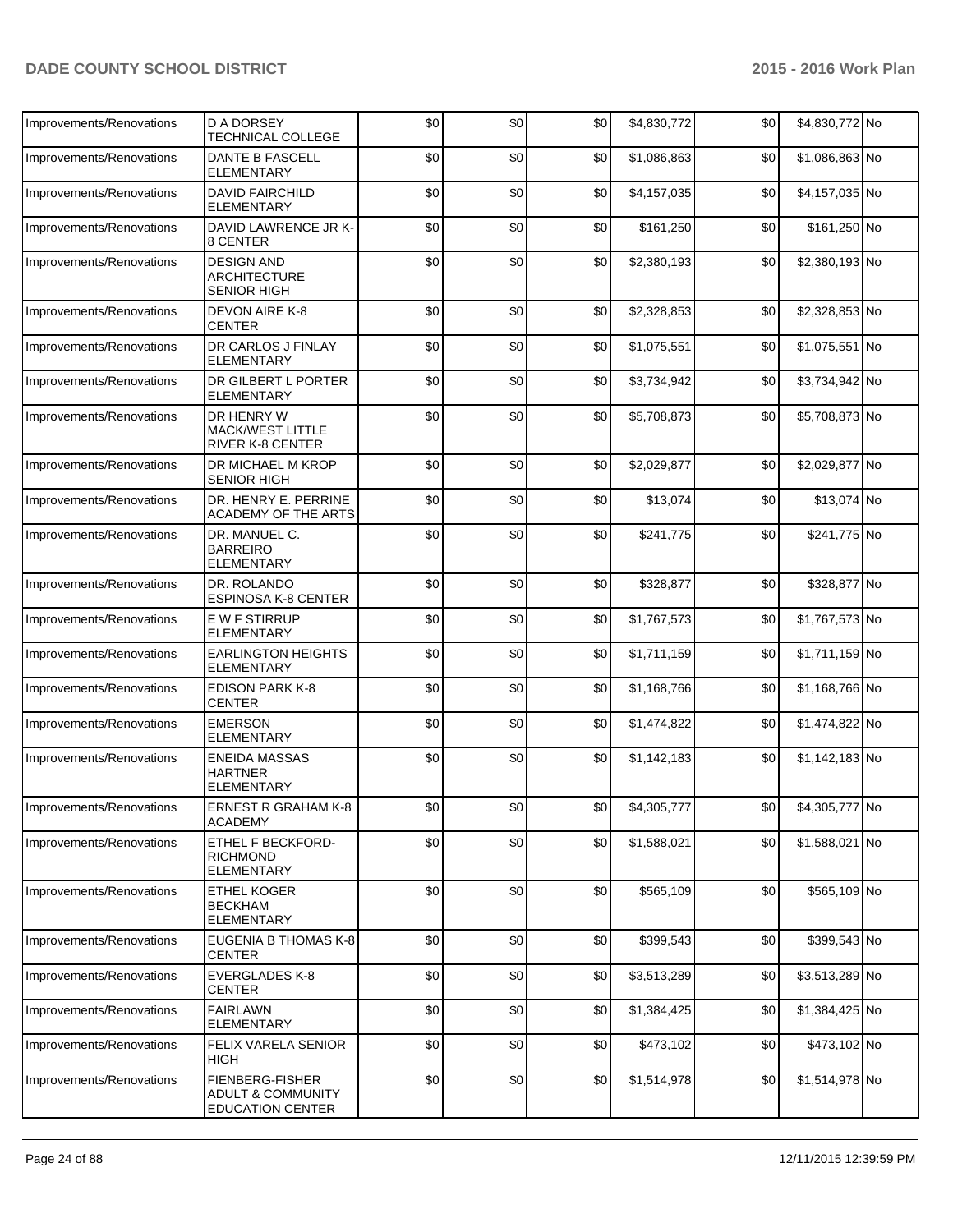| | | | | | | | | |
|---|---|---|---|---|---|---|---|---|
| Improvements/Renovations | D A DORSEY TECHNICAL COLLEGE | $0 | $0 | $0 | $4,830,772 | $0 | $4,830,772 | No |
| Improvements/Renovations | DANTE B FASCELL ELEMENTARY | $0 | $0 | $0 | $1,086,863 | $0 | $1,086,863 | No |
| Improvements/Renovations | DAVID FAIRCHILD ELEMENTARY | $0 | $0 | $0 | $4,157,035 | $0 | $4,157,035 | No |
| Improvements/Renovations | DAVID LAWRENCE JR K-8 CENTER | $0 | $0 | $0 | $161,250 | $0 | $161,250 | No |
| Improvements/Renovations | DESIGN AND ARCHITECTURE SENIOR HIGH | $0 | $0 | $0 | $2,380,193 | $0 | $2,380,193 | No |
| Improvements/Renovations | DEVON AIRE K-8 CENTER | $0 | $0 | $0 | $2,328,853 | $0 | $2,328,853 | No |
| Improvements/Renovations | DR CARLOS J FINLAY ELEMENTARY | $0 | $0 | $0 | $1,075,551 | $0 | $1,075,551 | No |
| Improvements/Renovations | DR GILBERT L PORTER ELEMENTARY | $0 | $0 | $0 | $3,734,942 | $0 | $3,734,942 | No |
| Improvements/Renovations | DR HENRY W MACK/WEST LITTLE RIVER K-8 CENTER | $0 | $0 | $0 | $5,708,873 | $0 | $5,708,873 | No |
| Improvements/Renovations | DR MICHAEL M KROP SENIOR HIGH | $0 | $0 | $0 | $2,029,877 | $0 | $2,029,877 | No |
| Improvements/Renovations | DR. HENRY E. PERRINE ACADEMY OF THE ARTS | $0 | $0 | $0 | $13,074 | $0 | $13,074 | No |
| Improvements/Renovations | DR. MANUEL C. BARREIRO ELEMENTARY | $0 | $0 | $0 | $241,775 | $0 | $241,775 | No |
| Improvements/Renovations | DR. ROLANDO ESPINOSA K-8 CENTER | $0 | $0 | $0 | $328,877 | $0 | $328,877 | No |
| Improvements/Renovations | E W F STIRRUP ELEMENTARY | $0 | $0 | $0 | $1,767,573 | $0 | $1,767,573 | No |
| Improvements/Renovations | EARLINGTON HEIGHTS ELEMENTARY | $0 | $0 | $0 | $1,711,159 | $0 | $1,711,159 | No |
| Improvements/Renovations | EDISON PARK K-8 CENTER | $0 | $0 | $0 | $1,168,766 | $0 | $1,168,766 | No |
| Improvements/Renovations | EMERSON ELEMENTARY | $0 | $0 | $0 | $1,474,822 | $0 | $1,474,822 | No |
| Improvements/Renovations | ENEIDA MASSAS HARTNER ELEMENTARY | $0 | $0 | $0 | $1,142,183 | $0 | $1,142,183 | No |
| Improvements/Renovations | ERNEST R GRAHAM K-8 ACADEMY | $0 | $0 | $0 | $4,305,777 | $0 | $4,305,777 | No |
| Improvements/Renovations | ETHEL F BECKFORD-RICHMOND ELEMENTARY | $0 | $0 | $0 | $1,588,021 | $0 | $1,588,021 | No |
| Improvements/Renovations | ETHEL KOGER BECKHAM ELEMENTARY | $0 | $0 | $0 | $565,109 | $0 | $565,109 | No |
| Improvements/Renovations | EUGENIA B THOMAS K-8 CENTER | $0 | $0 | $0 | $399,543 | $0 | $399,543 | No |
| Improvements/Renovations | EVERGLADES K-8 CENTER | $0 | $0 | $0 | $3,513,289 | $0 | $3,513,289 | No |
| Improvements/Renovations | FAIRLAWN ELEMENTARY | $0 | $0 | $0 | $1,384,425 | $0 | $1,384,425 | No |
| Improvements/Renovations | FELIX VARELA SENIOR HIGH | $0 | $0 | $0 | $473,102 | $0 | $473,102 | No |
| Improvements/Renovations | FIENBERG-FISHER ADULT & COMMUNITY EDUCATION CENTER | $0 | $0 | $0 | $1,514,978 | $0 | $1,514,978 | No |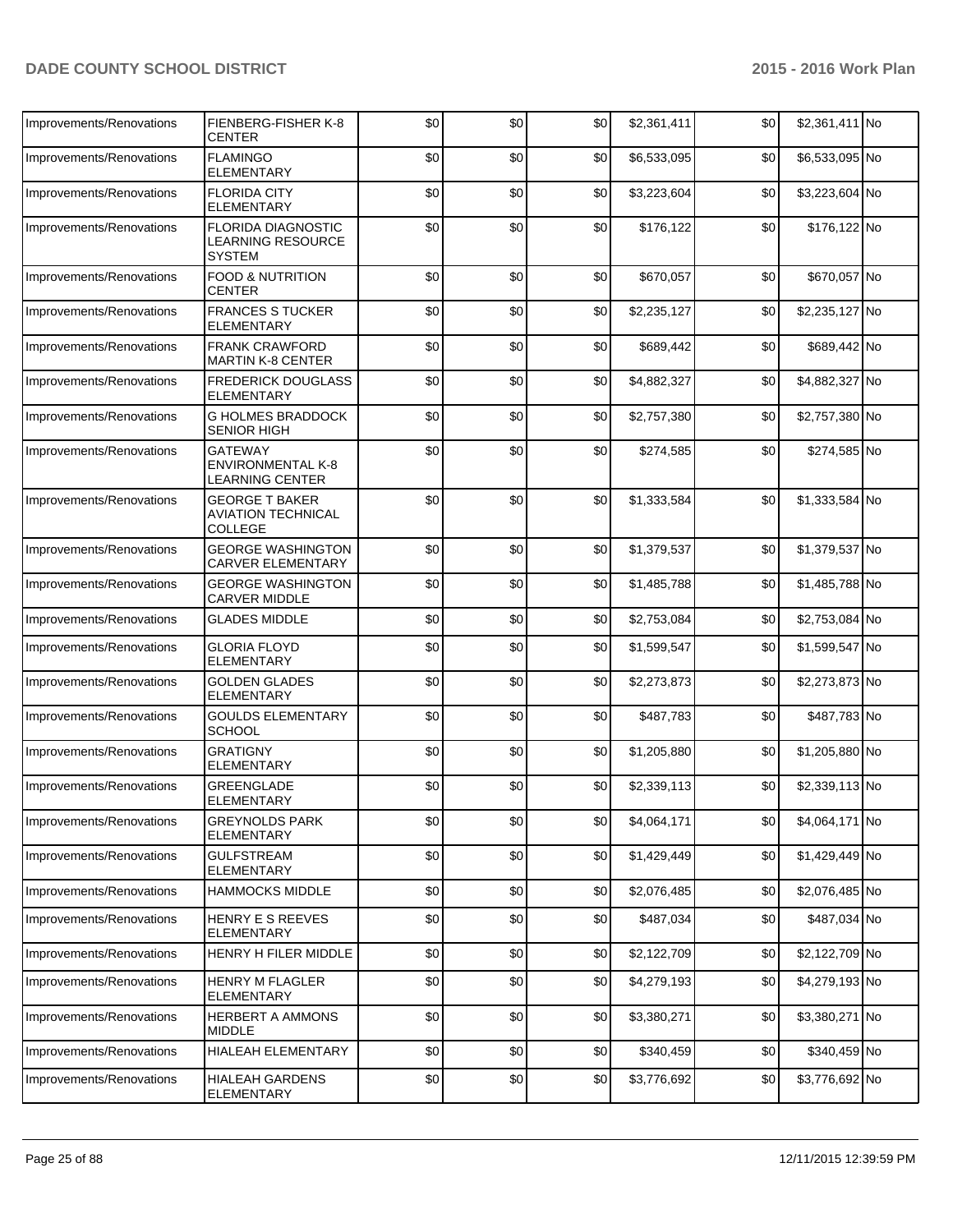| Improvements/Renovations | FIENBERG-FISHER K-8 CENTER | $0 | $0 | $0 | $2,361,411 | $0 | $2,361,411 | No |
|---|---|---|---|---|---|---|---|---|
| Improvements/Renovations | FLAMINGO ELEMENTARY | $0 | $0 | $0 | $6,533,095 | $0 | $6,533,095 | No |
| Improvements/Renovations | FLORIDA CITY ELEMENTARY | $0 | $0 | $0 | $3,223,604 | $0 | $3,223,604 | No |
| Improvements/Renovations | FLORIDA DIAGNOSTIC LEARNING RESOURCE SYSTEM | $0 | $0 | $0 | $176,122 | $0 | $176,122 | No |
| Improvements/Renovations | FOOD & NUTRITION CENTER | $0 | $0 | $0 | $670,057 | $0 | $670,057 | No |
| Improvements/Renovations | FRANCES S TUCKER ELEMENTARY | $0 | $0 | $0 | $2,235,127 | $0 | $2,235,127 | No |
| Improvements/Renovations | FRANK CRAWFORD MARTIN K-8 CENTER | $0 | $0 | $0 | $689,442 | $0 | $689,442 | No |
| Improvements/Renovations | FREDERICK DOUGLASS ELEMENTARY | $0 | $0 | $0 | $4,882,327 | $0 | $4,882,327 | No |
| Improvements/Renovations | G HOLMES BRADDOCK SENIOR HIGH | $0 | $0 | $0 | $2,757,380 | $0 | $2,757,380 | No |
| Improvements/Renovations | GATEWAY ENVIRONMENTAL K-8 LEARNING CENTER | $0 | $0 | $0 | $274,585 | $0 | $274,585 | No |
| Improvements/Renovations | GEORGE T BAKER AVIATION TECHNICAL COLLEGE | $0 | $0 | $0 | $1,333,584 | $0 | $1,333,584 | No |
| Improvements/Renovations | GEORGE WASHINGTON CARVER ELEMENTARY | $0 | $0 | $0 | $1,379,537 | $0 | $1,379,537 | No |
| Improvements/Renovations | GEORGE WASHINGTON CARVER MIDDLE | $0 | $0 | $0 | $1,485,788 | $0 | $1,485,788 | No |
| Improvements/Renovations | GLADES MIDDLE | $0 | $0 | $0 | $2,753,084 | $0 | $2,753,084 | No |
| Improvements/Renovations | GLORIA FLOYD ELEMENTARY | $0 | $0 | $0 | $1,599,547 | $0 | $1,599,547 | No |
| Improvements/Renovations | GOLDEN GLADES ELEMENTARY | $0 | $0 | $0 | $2,273,873 | $0 | $2,273,873 | No |
| Improvements/Renovations | GOULDS ELEMENTARY SCHOOL | $0 | $0 | $0 | $487,783 | $0 | $487,783 | No |
| Improvements/Renovations | GRATIGNY ELEMENTARY | $0 | $0 | $0 | $1,205,880 | $0 | $1,205,880 | No |
| Improvements/Renovations | GREENGLADE ELEMENTARY | $0 | $0 | $0 | $2,339,113 | $0 | $2,339,113 | No |
| Improvements/Renovations | GREYNOLDS PARK ELEMENTARY | $0 | $0 | $0 | $4,064,171 | $0 | $4,064,171 | No |
| Improvements/Renovations | GULFSTREAM ELEMENTARY | $0 | $0 | $0 | $1,429,449 | $0 | $1,429,449 | No |
| Improvements/Renovations | HAMMOCKS MIDDLE | $0 | $0 | $0 | $2,076,485 | $0 | $2,076,485 | No |
| Improvements/Renovations | HENRY E S REEVES ELEMENTARY | $0 | $0 | $0 | $487,034 | $0 | $487,034 | No |
| Improvements/Renovations | HENRY H FILER MIDDLE | $0 | $0 | $0 | $2,122,709 | $0 | $2,122,709 | No |
| Improvements/Renovations | HENRY M FLAGLER ELEMENTARY | $0 | $0 | $0 | $4,279,193 | $0 | $4,279,193 | No |
| Improvements/Renovations | HERBERT A AMMONS MIDDLE | $0 | $0 | $0 | $3,380,271 | $0 | $3,380,271 | No |
| Improvements/Renovations | HIALEAH ELEMENTARY | $0 | $0 | $0 | $340,459 | $0 | $340,459 | No |
| Improvements/Renovations | HIALEAH GARDENS ELEMENTARY | $0 | $0 | $0 | $3,776,692 | $0 | $3,776,692 | No |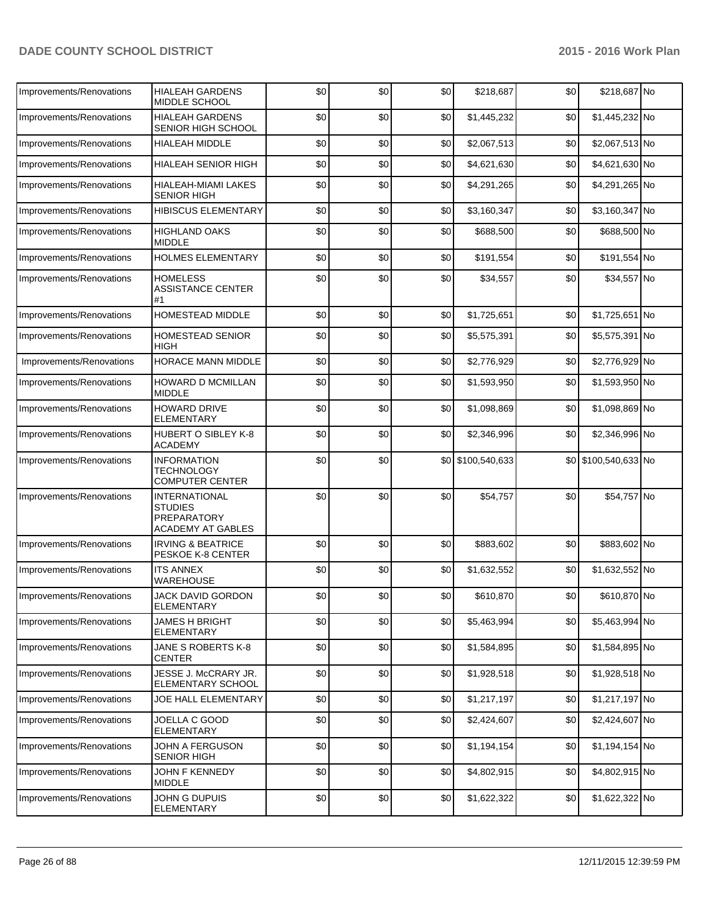| Improvements/Renovations | HIALEAH GARDENS MIDDLE SCHOOL | $0 | $0 | $0 | $218,687 | $0 | $218,687 | No |
|---|---|---|---|---|---|---|---|---|
| Improvements/Renovations | HIALEAH GARDENS SENIOR HIGH SCHOOL | $0 | $0 | $0 | $1,445,232 | $0 | $1,445,232 | No |
| Improvements/Renovations | HIALEAH MIDDLE | $0 | $0 | $0 | $2,067,513 | $0 | $2,067,513 | No |
| Improvements/Renovations | HIALEAH SENIOR HIGH | $0 | $0 | $0 | $4,621,630 | $0 | $4,621,630 | No |
| Improvements/Renovations | HIALEAH-MIAMI LAKES SENIOR HIGH | $0 | $0 | $0 | $4,291,265 | $0 | $4,291,265 | No |
| Improvements/Renovations | HIBISCUS ELEMENTARY | $0 | $0 | $0 | $3,160,347 | $0 | $3,160,347 | No |
| Improvements/Renovations | HIGHLAND OAKS MIDDLE | $0 | $0 | $0 | $688,500 | $0 | $688,500 | No |
| Improvements/Renovations | HOLMES ELEMENTARY | $0 | $0 | $0 | $191,554 | $0 | $191,554 | No |
| Improvements/Renovations | HOMELESS ASSISTANCE CENTER #1 | $0 | $0 | $0 | $34,557 | $0 | $34,557 | No |
| Improvements/Renovations | HOMESTEAD MIDDLE | $0 | $0 | $0 | $1,725,651 | $0 | $1,725,651 | No |
| Improvements/Renovations | HOMESTEAD SENIOR HIGH | $0 | $0 | $0 | $5,575,391 | $0 | $5,575,391 | No |
| Improvements/Renovations | HORACE MANN MIDDLE | $0 | $0 | $0 | $2,776,929 | $0 | $2,776,929 | No |
| Improvements/Renovations | HOWARD D MCMILLAN MIDDLE | $0 | $0 | $0 | $1,593,950 | $0 | $1,593,950 | No |
| Improvements/Renovations | HOWARD DRIVE ELEMENTARY | $0 | $0 | $0 | $1,098,869 | $0 | $1,098,869 | No |
| Improvements/Renovations | HUBERT O SIBLEY K-8 ACADEMY | $0 | $0 | $0 | $2,346,996 | $0 | $2,346,996 | No |
| Improvements/Renovations | INFORMATION TECHNOLOGY COMPUTER CENTER | $0 | $0 | $0 | $100,540,633 | $0 | $100,540,633 | No |
| Improvements/Renovations | INTERNATIONAL STUDIES PREPARATORY ACADEMY AT GABLES | $0 | $0 | $0 | $54,757 | $0 | $54,757 | No |
| Improvements/Renovations | IRVING & BEATRICE PESKOE K-8 CENTER | $0 | $0 | $0 | $883,602 | $0 | $883,602 | No |
| Improvements/Renovations | ITS ANNEX WAREHOUSE | $0 | $0 | $0 | $1,632,552 | $0 | $1,632,552 | No |
| Improvements/Renovations | JACK DAVID GORDON ELEMENTARY | $0 | $0 | $0 | $610,870 | $0 | $610,870 | No |
| Improvements/Renovations | JAMES H BRIGHT ELEMENTARY | $0 | $0 | $0 | $5,463,994 | $0 | $5,463,994 | No |
| Improvements/Renovations | JANE S ROBERTS K-8 CENTER | $0 | $0 | $0 | $1,584,895 | $0 | $1,584,895 | No |
| Improvements/Renovations | JESSE J. McCRARY JR. ELEMENTARY SCHOOL | $0 | $0 | $0 | $1,928,518 | $0 | $1,928,518 | No |
| Improvements/Renovations | JOE HALL ELEMENTARY | $0 | $0 | $0 | $1,217,197 | $0 | $1,217,197 | No |
| Improvements/Renovations | JOELLA C GOOD ELEMENTARY | $0 | $0 | $0 | $2,424,607 | $0 | $2,424,607 | No |
| Improvements/Renovations | JOHN A FERGUSON SENIOR HIGH | $0 | $0 | $0 | $1,194,154 | $0 | $1,194,154 | No |
| Improvements/Renovations | JOHN F KENNEDY MIDDLE | $0 | $0 | $0 | $4,802,915 | $0 | $4,802,915 | No |
| Improvements/Renovations | JOHN G DUPUIS ELEMENTARY | $0 | $0 | $0 | $1,622,322 | $0 | $1,622,322 | No |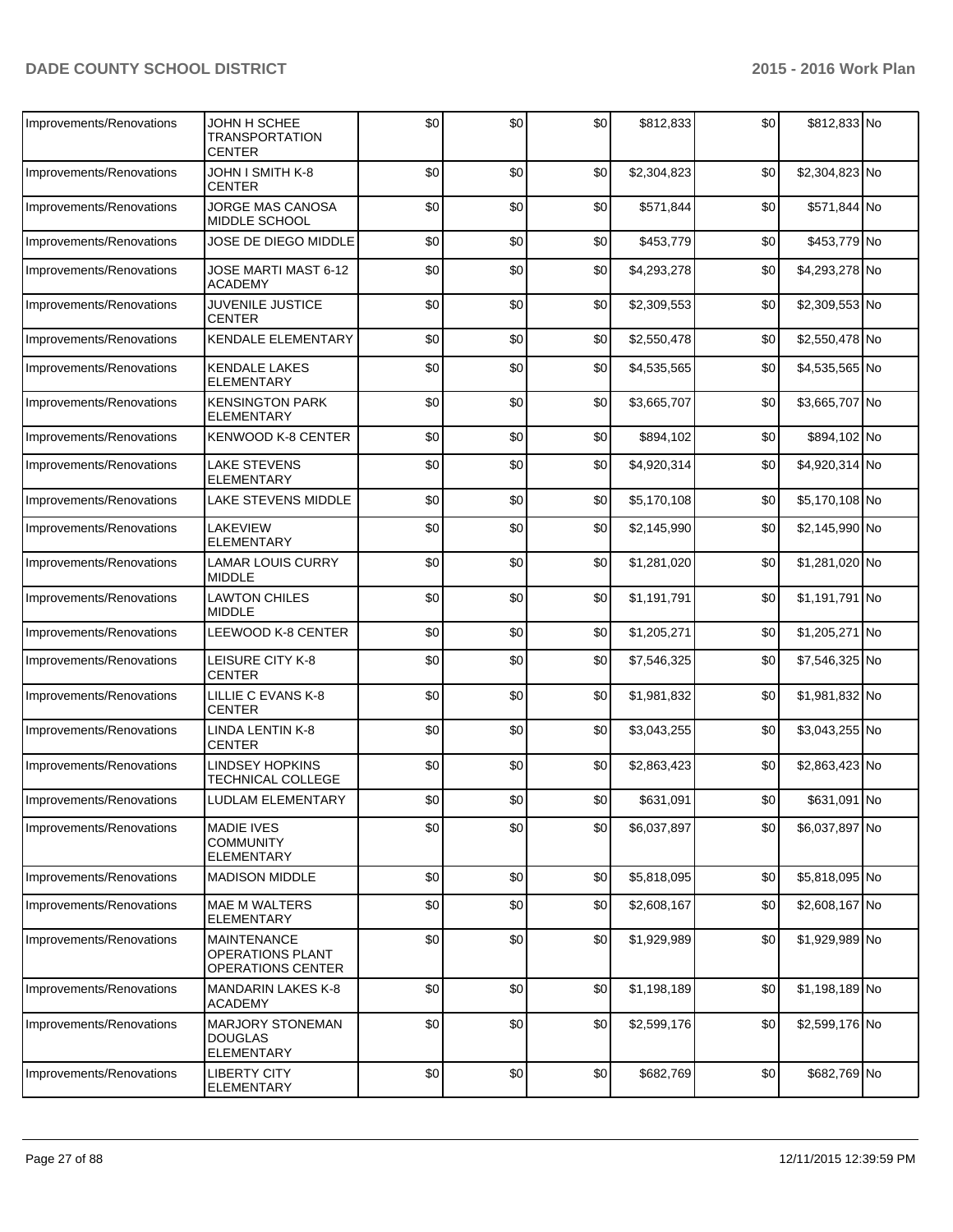| Improvements/Renovations | JOHN H SCHEE TRANSPORTATION CENTER | $0 | $0 | $0 | $812,833 | $0 | $812,833 | No |
|---|---|---|---|---|---|---|---|---|
| Improvements/Renovations | JOHN I SMITH K-8 CENTER | $0 | $0 | $0 | $2,304,823 | $0 | $2,304,823 | No |
| Improvements/Renovations | JORGE MAS CANOSA MIDDLE SCHOOL | $0 | $0 | $0 | $571,844 | $0 | $571,844 | No |
| Improvements/Renovations | JOSE DE DIEGO MIDDLE | $0 | $0 | $0 | $453,779 | $0 | $453,779 | No |
| Improvements/Renovations | JOSE MARTI MAST 6-12 ACADEMY | $0 | $0 | $0 | $4,293,278 | $0 | $4,293,278 | No |
| Improvements/Renovations | JUVENILE JUSTICE CENTER | $0 | $0 | $0 | $2,309,553 | $0 | $2,309,553 | No |
| Improvements/Renovations | KENDALE ELEMENTARY | $0 | $0 | $0 | $2,550,478 | $0 | $2,550,478 | No |
| Improvements/Renovations | KENDALE LAKES ELEMENTARY | $0 | $0 | $0 | $4,535,565 | $0 | $4,535,565 | No |
| Improvements/Renovations | KENSINGTON PARK ELEMENTARY | $0 | $0 | $0 | $3,665,707 | $0 | $3,665,707 | No |
| Improvements/Renovations | KENWOOD K-8 CENTER | $0 | $0 | $0 | $894,102 | $0 | $894,102 | No |
| Improvements/Renovations | LAKE STEVENS ELEMENTARY | $0 | $0 | $0 | $4,920,314 | $0 | $4,920,314 | No |
| Improvements/Renovations | LAKE STEVENS MIDDLE | $0 | $0 | $0 | $5,170,108 | $0 | $5,170,108 | No |
| Improvements/Renovations | LAKEVIEW ELEMENTARY | $0 | $0 | $0 | $2,145,990 | $0 | $2,145,990 | No |
| Improvements/Renovations | LAMAR LOUIS CURRY MIDDLE | $0 | $0 | $0 | $1,281,020 | $0 | $1,281,020 | No |
| Improvements/Renovations | LAWTON CHILES MIDDLE | $0 | $0 | $0 | $1,191,791 | $0 | $1,191,791 | No |
| Improvements/Renovations | LEEWOOD K-8 CENTER | $0 | $0 | $0 | $1,205,271 | $0 | $1,205,271 | No |
| Improvements/Renovations | LEISURE CITY K-8 CENTER | $0 | $0 | $0 | $7,546,325 | $0 | $7,546,325 | No |
| Improvements/Renovations | LILLIE C EVANS K-8 CENTER | $0 | $0 | $0 | $1,981,832 | $0 | $1,981,832 | No |
| Improvements/Renovations | LINDA LENTIN K-8 CENTER | $0 | $0 | $0 | $3,043,255 | $0 | $3,043,255 | No |
| Improvements/Renovations | LINDSEY HOPKINS TECHNICAL COLLEGE | $0 | $0 | $0 | $2,863,423 | $0 | $2,863,423 | No |
| Improvements/Renovations | LUDLAM ELEMENTARY | $0 | $0 | $0 | $631,091 | $0 | $631,091 | No |
| Improvements/Renovations | MADIE IVES COMMUNITY ELEMENTARY | $0 | $0 | $0 | $6,037,897 | $0 | $6,037,897 | No |
| Improvements/Renovations | MADISON MIDDLE | $0 | $0 | $0 | $5,818,095 | $0 | $5,818,095 | No |
| Improvements/Renovations | MAE M WALTERS ELEMENTARY | $0 | $0 | $0 | $2,608,167 | $0 | $2,608,167 | No |
| Improvements/Renovations | MAINTENANCE OPERATIONS PLANT OPERATIONS CENTER | $0 | $0 | $0 | $1,929,989 | $0 | $1,929,989 | No |
| Improvements/Renovations | MANDARIN LAKES K-8 ACADEMY | $0 | $0 | $0 | $1,198,189 | $0 | $1,198,189 | No |
| Improvements/Renovations | MARJORY STONEMAN DOUGLAS ELEMENTARY | $0 | $0 | $0 | $2,599,176 | $0 | $2,599,176 | No |
| Improvements/Renovations | LIBERTY CITY ELEMENTARY | $0 | $0 | $0 | $682,769 | $0 | $682,769 | No |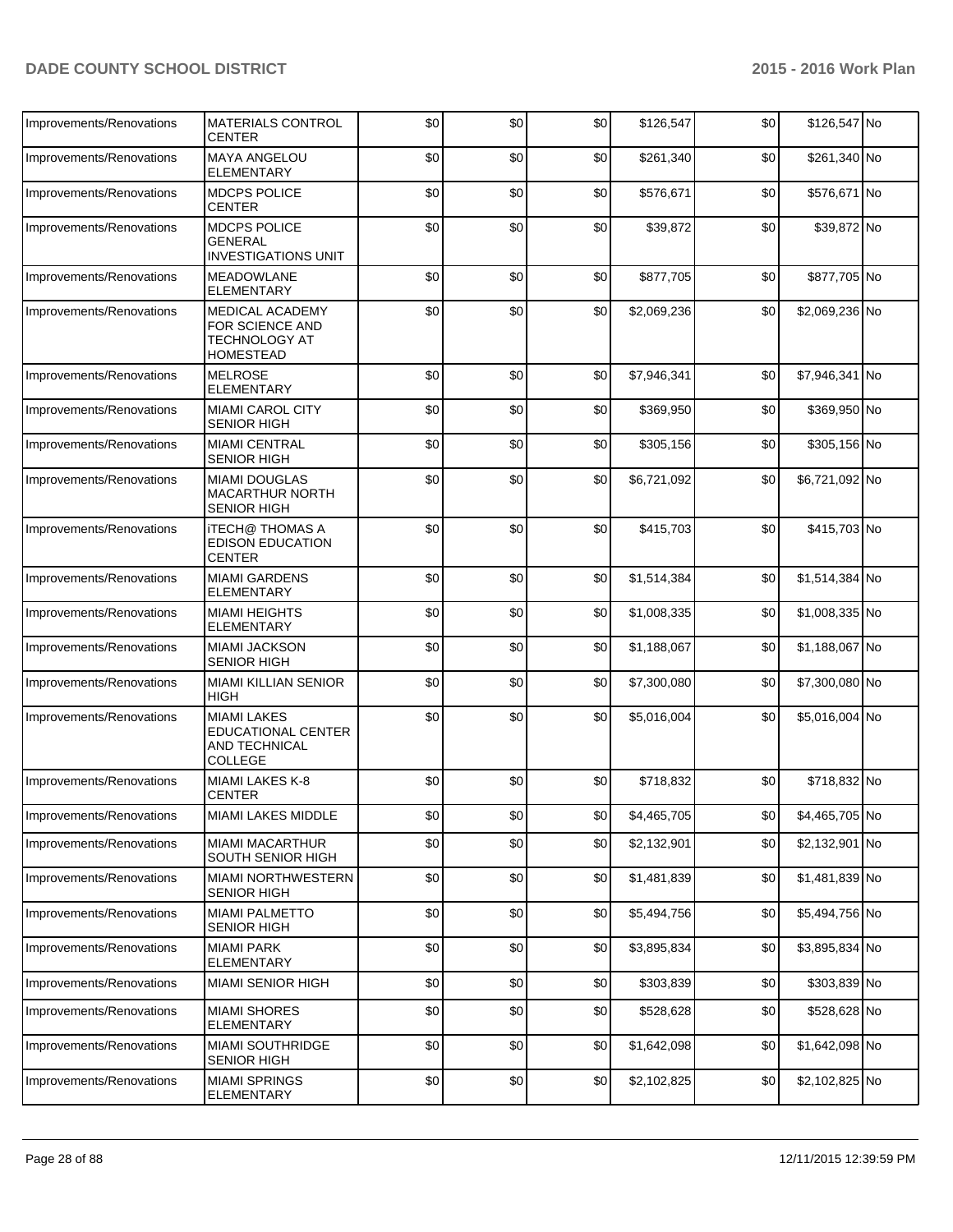| | | | | | | | | |
|---|---|---|---|---|---|---|---|---|
| Improvements/Renovations | MATERIALS CONTROL CENTER | $0 | $0 | $0 | $126,547 | $0 | $126,547 | No |
| Improvements/Renovations | MAYA ANGELOU ELEMENTARY | $0 | $0 | $0 | $261,340 | $0 | $261,340 | No |
| Improvements/Renovations | MDCPS POLICE CENTER | $0 | $0 | $0 | $576,671 | $0 | $576,671 | No |
| Improvements/Renovations | MDCPS POLICE GENERAL INVESTIGATIONS UNIT | $0 | $0 | $0 | $39,872 | $0 | $39,872 | No |
| Improvements/Renovations | MEADOWLANE ELEMENTARY | $0 | $0 | $0 | $877,705 | $0 | $877,705 | No |
| Improvements/Renovations | MEDICAL ACADEMY FOR SCIENCE AND TECHNOLOGY AT HOMESTEAD | $0 | $0 | $0 | $2,069,236 | $0 | $2,069,236 | No |
| Improvements/Renovations | MELROSE ELEMENTARY | $0 | $0 | $0 | $7,946,341 | $0 | $7,946,341 | No |
| Improvements/Renovations | MIAMI CAROL CITY SENIOR HIGH | $0 | $0 | $0 | $369,950 | $0 | $369,950 | No |
| Improvements/Renovations | MIAMI CENTRAL SENIOR HIGH | $0 | $0 | $0 | $305,156 | $0 | $305,156 | No |
| Improvements/Renovations | MIAMI DOUGLAS MACARTHUR NORTH SENIOR HIGH | $0 | $0 | $0 | $6,721,092 | $0 | $6,721,092 | No |
| Improvements/Renovations | iTECH@ THOMAS A EDISON EDUCATION CENTER | $0 | $0 | $0 | $415,703 | $0 | $415,703 | No |
| Improvements/Renovations | MIAMI GARDENS ELEMENTARY | $0 | $0 | $0 | $1,514,384 | $0 | $1,514,384 | No |
| Improvements/Renovations | MIAMI HEIGHTS ELEMENTARY | $0 | $0 | $0 | $1,008,335 | $0 | $1,008,335 | No |
| Improvements/Renovations | MIAMI JACKSON SENIOR HIGH | $0 | $0 | $0 | $1,188,067 | $0 | $1,188,067 | No |
| Improvements/Renovations | MIAMI KILLIAN SENIOR HIGH | $0 | $0 | $0 | $7,300,080 | $0 | $7,300,080 | No |
| Improvements/Renovations | MIAMI LAKES EDUCATIONAL CENTER AND TECHNICAL COLLEGE | $0 | $0 | $0 | $5,016,004 | $0 | $5,016,004 | No |
| Improvements/Renovations | MIAMI LAKES K-8 CENTER | $0 | $0 | $0 | $718,832 | $0 | $718,832 | No |
| Improvements/Renovations | MIAMI LAKES MIDDLE | $0 | $0 | $0 | $4,465,705 | $0 | $4,465,705 | No |
| Improvements/Renovations | MIAMI MACARTHUR SOUTH SENIOR HIGH | $0 | $0 | $0 | $2,132,901 | $0 | $2,132,901 | No |
| Improvements/Renovations | MIAMI NORTHWESTERN SENIOR HIGH | $0 | $0 | $0 | $1,481,839 | $0 | $1,481,839 | No |
| Improvements/Renovations | MIAMI PALMETTO SENIOR HIGH | $0 | $0 | $0 | $5,494,756 | $0 | $5,494,756 | No |
| Improvements/Renovations | MIAMI PARK ELEMENTARY | $0 | $0 | $0 | $3,895,834 | $0 | $3,895,834 | No |
| Improvements/Renovations | MIAMI SENIOR HIGH | $0 | $0 | $0 | $303,839 | $0 | $303,839 | No |
| Improvements/Renovations | MIAMI SHORES ELEMENTARY | $0 | $0 | $0 | $528,628 | $0 | $528,628 | No |
| Improvements/Renovations | MIAMI SOUTHRIDGE SENIOR HIGH | $0 | $0 | $0 | $1,642,098 | $0 | $1,642,098 | No |
| Improvements/Renovations | MIAMI SPRINGS ELEMENTARY | $0 | $0 | $0 | $2,102,825 | $0 | $2,102,825 | No |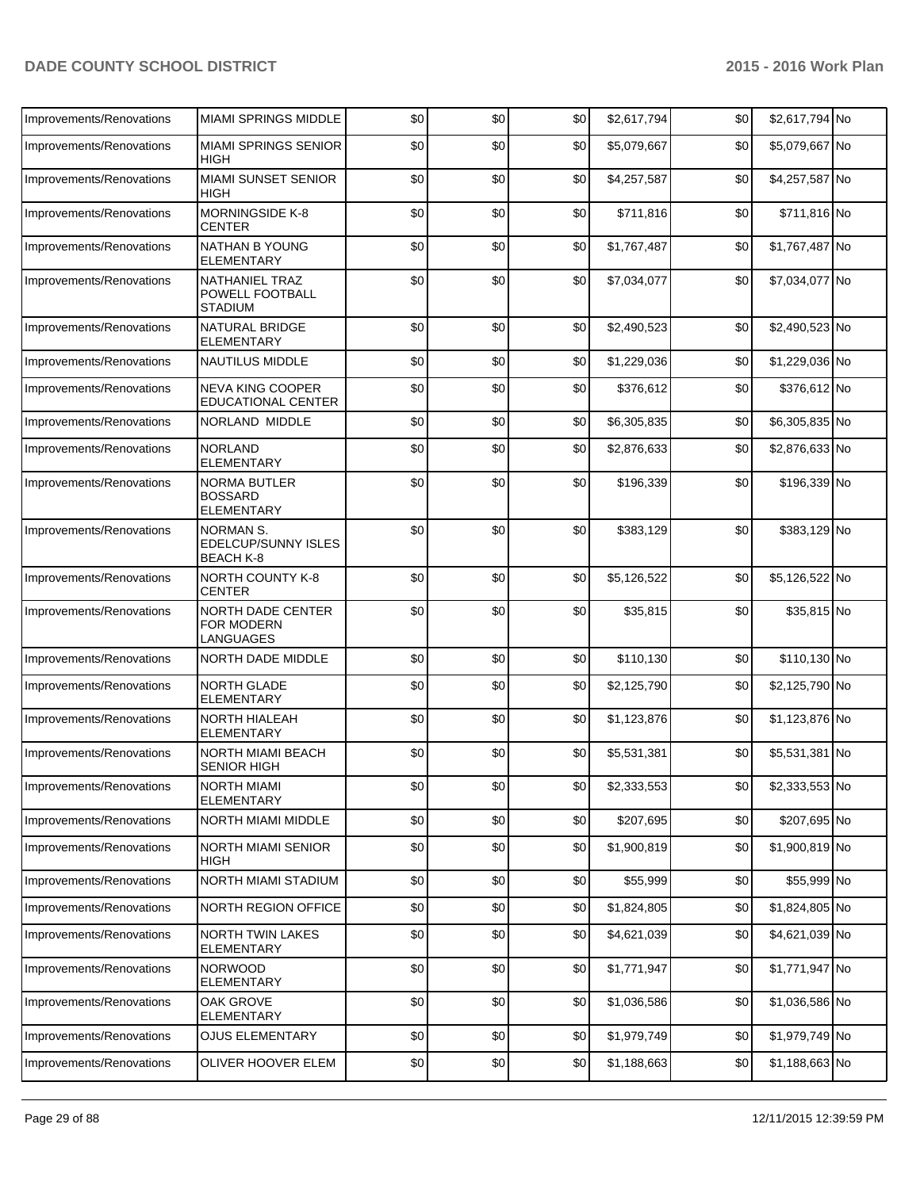| | | | | | | | | |
|---|---|---|---|---|---|---|---|---|
| Improvements/Renovations | MIAMI SPRINGS MIDDLE | $0 | $0 | $0 | $2,617,794 | $0 | $2,617,794 | No |
| Improvements/Renovations | MIAMI SPRINGS SENIOR HIGH | $0 | $0 | $0 | $5,079,667 | $0 | $5,079,667 | No |
| Improvements/Renovations | MIAMI SUNSET SENIOR HIGH | $0 | $0 | $0 | $4,257,587 | $0 | $4,257,587 | No |
| Improvements/Renovations | MORNINGSIDE K-8 CENTER | $0 | $0 | $0 | $711,816 | $0 | $711,816 | No |
| Improvements/Renovations | NATHAN B YOUNG ELEMENTARY | $0 | $0 | $0 | $1,767,487 | $0 | $1,767,487 | No |
| Improvements/Renovations | NATHANIEL TRAZ POWELL FOOTBALL STADIUM | $0 | $0 | $0 | $7,034,077 | $0 | $7,034,077 | No |
| Improvements/Renovations | NATURAL BRIDGE ELEMENTARY | $0 | $0 | $0 | $2,490,523 | $0 | $2,490,523 | No |
| Improvements/Renovations | NAUTILUS MIDDLE | $0 | $0 | $0 | $1,229,036 | $0 | $1,229,036 | No |
| Improvements/Renovations | NEVA KING COOPER EDUCATIONAL CENTER | $0 | $0 | $0 | $376,612 | $0 | $376,612 | No |
| Improvements/Renovations | NORLAND MIDDLE | $0 | $0 | $0 | $6,305,835 | $0 | $6,305,835 | No |
| Improvements/Renovations | NORLAND ELEMENTARY | $0 | $0 | $0 | $2,876,633 | $0 | $2,876,633 | No |
| Improvements/Renovations | NORMA BUTLER BOSSARD ELEMENTARY | $0 | $0 | $0 | $196,339 | $0 | $196,339 | No |
| Improvements/Renovations | NORMAN S. EDELCUP/SUNNY ISLES BEACH K-8 | $0 | $0 | $0 | $383,129 | $0 | $383,129 | No |
| Improvements/Renovations | NORTH COUNTY K-8 CENTER | $0 | $0 | $0 | $5,126,522 | $0 | $5,126,522 | No |
| Improvements/Renovations | NORTH DADE CENTER FOR MODERN LANGUAGES | $0 | $0 | $0 | $35,815 | $0 | $35,815 | No |
| Improvements/Renovations | NORTH DADE MIDDLE | $0 | $0 | $0 | $110,130 | $0 | $110,130 | No |
| Improvements/Renovations | NORTH GLADE ELEMENTARY | $0 | $0 | $0 | $2,125,790 | $0 | $2,125,790 | No |
| Improvements/Renovations | NORTH HIALEAH ELEMENTARY | $0 | $0 | $0 | $1,123,876 | $0 | $1,123,876 | No |
| Improvements/Renovations | NORTH MIAMI BEACH SENIOR HIGH | $0 | $0 | $0 | $5,531,381 | $0 | $5,531,381 | No |
| Improvements/Renovations | NORTH MIAMI ELEMENTARY | $0 | $0 | $0 | $2,333,553 | $0 | $2,333,553 | No |
| Improvements/Renovations | NORTH MIAMI MIDDLE | $0 | $0 | $0 | $207,695 | $0 | $207,695 | No |
| Improvements/Renovations | NORTH MIAMI SENIOR HIGH | $0 | $0 | $0 | $1,900,819 | $0 | $1,900,819 | No |
| Improvements/Renovations | NORTH MIAMI STADIUM | $0 | $0 | $0 | $55,999 | $0 | $55,999 | No |
| Improvements/Renovations | NORTH REGION OFFICE | $0 | $0 | $0 | $1,824,805 | $0 | $1,824,805 | No |
| Improvements/Renovations | NORTH TWIN LAKES ELEMENTARY | $0 | $0 | $0 | $4,621,039 | $0 | $4,621,039 | No |
| Improvements/Renovations | NORWOOD ELEMENTARY | $0 | $0 | $0 | $1,771,947 | $0 | $1,771,947 | No |
| Improvements/Renovations | OAK GROVE ELEMENTARY | $0 | $0 | $0 | $1,036,586 | $0 | $1,036,586 | No |
| Improvements/Renovations | OJUS ELEMENTARY | $0 | $0 | $0 | $1,979,749 | $0 | $1,979,749 | No |
| Improvements/Renovations | OLIVER HOOVER ELEM | $0 | $0 | $0 | $1,188,663 | $0 | $1,188,663 | No |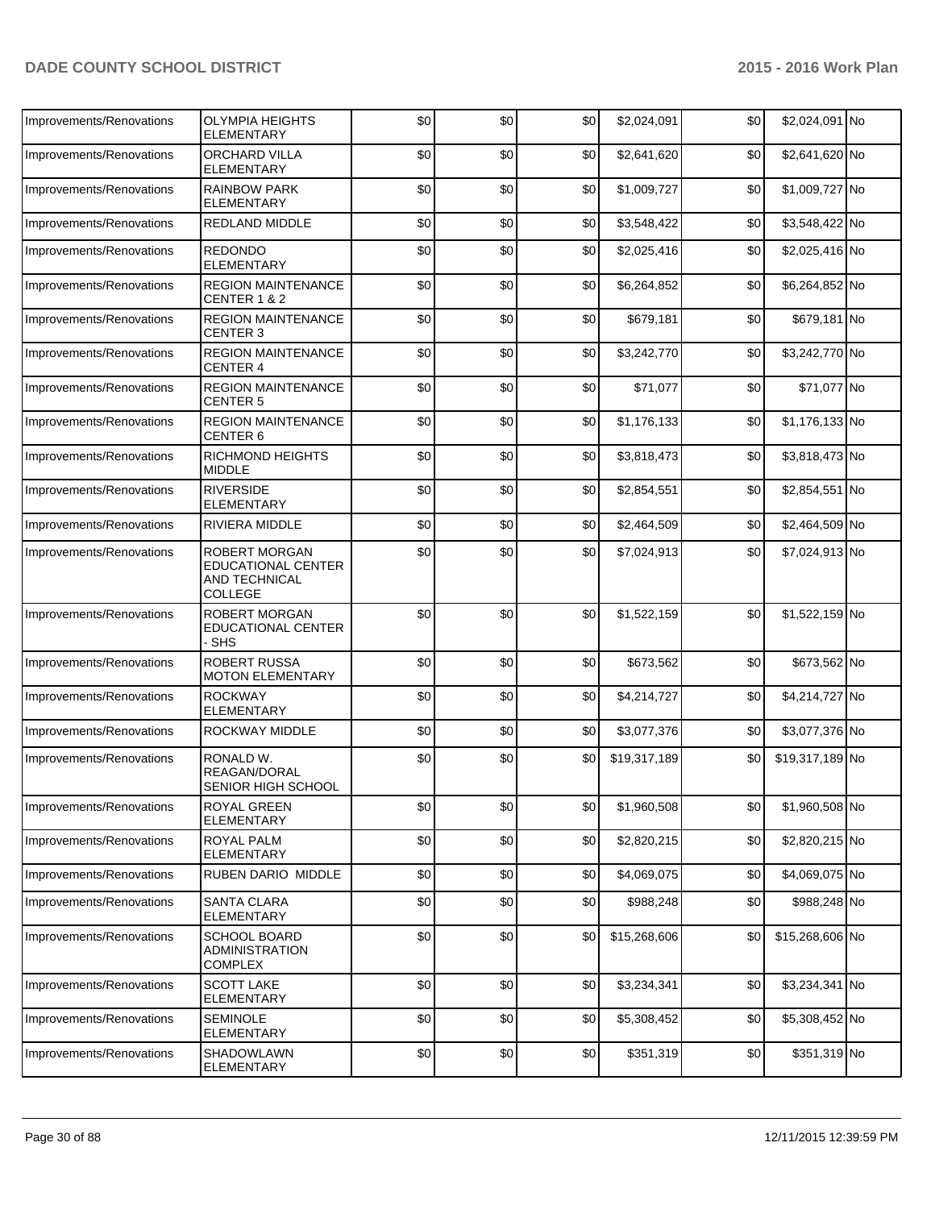| Improvements/Renovations | OLYMPIA HEIGHTS ELEMENTARY | $0 | $0 | $0 | $2,024,091 | $0 | $2,024,091 | No |
|---|---|---|---|---|---|---|---|---|
| Improvements/Renovations | ORCHARD VILLA ELEMENTARY | $0 | $0 | $0 | $2,641,620 | $0 | $2,641,620 | No |
| Improvements/Renovations | RAINBOW PARK ELEMENTARY | $0 | $0 | $0 | $1,009,727 | $0 | $1,009,727 | No |
| Improvements/Renovations | REDLAND MIDDLE | $0 | $0 | $0 | $3,548,422 | $0 | $3,548,422 | No |
| Improvements/Renovations | REDONDO ELEMENTARY | $0 | $0 | $0 | $2,025,416 | $0 | $2,025,416 | No |
| Improvements/Renovations | REGION MAINTENANCE CENTER 1 & 2 | $0 | $0 | $0 | $6,264,852 | $0 | $6,264,852 | No |
| Improvements/Renovations | REGION MAINTENANCE CENTER 3 | $0 | $0 | $0 | $679,181 | $0 | $679,181 | No |
| Improvements/Renovations | REGION MAINTENANCE CENTER 4 | $0 | $0 | $0 | $3,242,770 | $0 | $3,242,770 | No |
| Improvements/Renovations | REGION MAINTENANCE CENTER 5 | $0 | $0 | $0 | $71,077 | $0 | $71,077 | No |
| Improvements/Renovations | REGION MAINTENANCE CENTER 6 | $0 | $0 | $0 | $1,176,133 | $0 | $1,176,133 | No |
| Improvements/Renovations | RICHMOND HEIGHTS MIDDLE | $0 | $0 | $0 | $3,818,473 | $0 | $3,818,473 | No |
| Improvements/Renovations | RIVERSIDE ELEMENTARY | $0 | $0 | $0 | $2,854,551 | $0 | $2,854,551 | No |
| Improvements/Renovations | RIVIERA MIDDLE | $0 | $0 | $0 | $2,464,509 | $0 | $2,464,509 | No |
| Improvements/Renovations | ROBERT MORGAN EDUCATIONAL CENTER AND TECHNICAL COLLEGE | $0 | $0 | $0 | $7,024,913 | $0 | $7,024,913 | No |
| Improvements/Renovations | ROBERT MORGAN EDUCATIONAL CENTER - SHS | $0 | $0 | $0 | $1,522,159 | $0 | $1,522,159 | No |
| Improvements/Renovations | ROBERT RUSSA MOTON ELEMENTARY | $0 | $0 | $0 | $673,562 | $0 | $673,562 | No |
| Improvements/Renovations | ROCKWAY ELEMENTARY | $0 | $0 | $0 | $4,214,727 | $0 | $4,214,727 | No |
| Improvements/Renovations | ROCKWAY MIDDLE | $0 | $0 | $0 | $3,077,376 | $0 | $3,077,376 | No |
| Improvements/Renovations | RONALD W. REAGAN/DORAL SENIOR HIGH SCHOOL | $0 | $0 | $0 | $19,317,189 | $0 | $19,317,189 | No |
| Improvements/Renovations | ROYAL GREEN ELEMENTARY | $0 | $0 | $0 | $1,960,508 | $0 | $1,960,508 | No |
| Improvements/Renovations | ROYAL PALM ELEMENTARY | $0 | $0 | $0 | $2,820,215 | $0 | $2,820,215 | No |
| Improvements/Renovations | RUBEN DARIO MIDDLE | $0 | $0 | $0 | $4,069,075 | $0 | $4,069,075 | No |
| Improvements/Renovations | SANTA CLARA ELEMENTARY | $0 | $0 | $0 | $988,248 | $0 | $988,248 | No |
| Improvements/Renovations | SCHOOL BOARD ADMINISTRATION COMPLEX | $0 | $0 | $0 | $15,268,606 | $0 | $15,268,606 | No |
| Improvements/Renovations | SCOTT LAKE ELEMENTARY | $0 | $0 | $0 | $3,234,341 | $0 | $3,234,341 | No |
| Improvements/Renovations | SEMINOLE ELEMENTARY | $0 | $0 | $0 | $5,308,452 | $0 | $5,308,452 | No |
| Improvements/Renovations | SHADOWLAWN ELEMENTARY | $0 | $0 | $0 | $351,319 | $0 | $351,319 | No |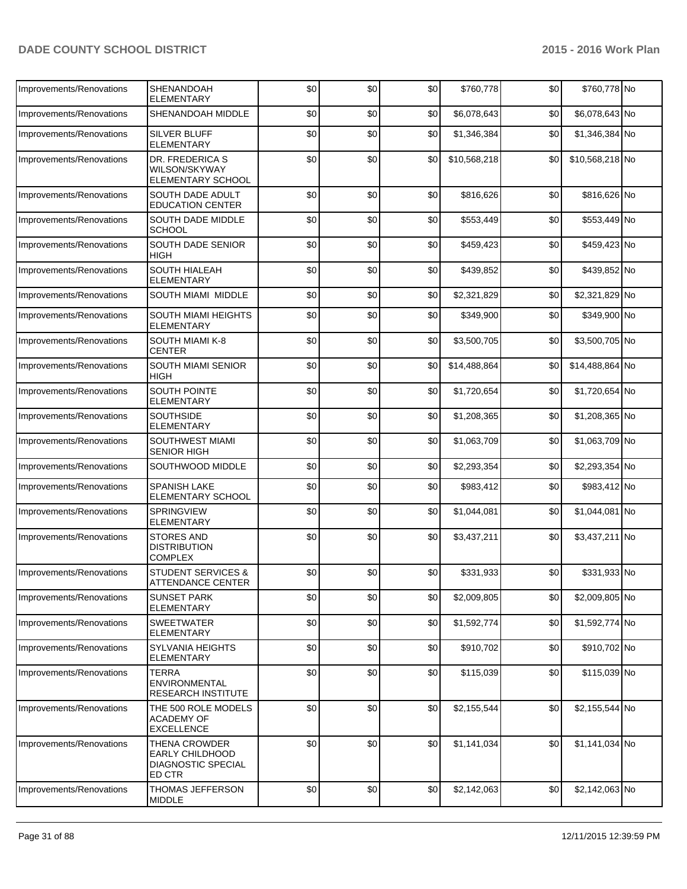| Improvements/Renovations | SHENANDOAH ELEMENTARY | $0 | $0 | $0 | $760,778 | $0 | $760,778 | No |
|---|---|---|---|---|---|---|---|---|
| Improvements/Renovations | SHENANDOAH MIDDLE | $0 | $0 | $0 | $6,078,643 | $0 | $6,078,643 | No |
| Improvements/Renovations | SILVER BLUFF ELEMENTARY | $0 | $0 | $0 | $1,346,384 | $0 | $1,346,384 | No |
| Improvements/Renovations | DR. FREDERICA S WILSON/SKYWAY ELEMENTARY SCHOOL | $0 | $0 | $0 | $10,568,218 | $0 | $10,568,218 | No |
| Improvements/Renovations | SOUTH DADE ADULT EDUCATION CENTER | $0 | $0 | $0 | $816,626 | $0 | $816,626 | No |
| Improvements/Renovations | SOUTH DADE MIDDLE SCHOOL | $0 | $0 | $0 | $553,449 | $0 | $553,449 | No |
| Improvements/Renovations | SOUTH DADE SENIOR HIGH | $0 | $0 | $0 | $459,423 | $0 | $459,423 | No |
| Improvements/Renovations | SOUTH HIALEAH ELEMENTARY | $0 | $0 | $0 | $439,852 | $0 | $439,852 | No |
| Improvements/Renovations | SOUTH MIAMI MIDDLE | $0 | $0 | $0 | $2,321,829 | $0 | $2,321,829 | No |
| Improvements/Renovations | SOUTH MIAMI HEIGHTS ELEMENTARY | $0 | $0 | $0 | $349,900 | $0 | $349,900 | No |
| Improvements/Renovations | SOUTH MIAMI K-8 CENTER | $0 | $0 | $0 | $3,500,705 | $0 | $3,500,705 | No |
| Improvements/Renovations | SOUTH MIAMI SENIOR HIGH | $0 | $0 | $0 | $14,488,864 | $0 | $14,488,864 | No |
| Improvements/Renovations | SOUTH POINTE ELEMENTARY | $0 | $0 | $0 | $1,720,654 | $0 | $1,720,654 | No |
| Improvements/Renovations | SOUTHSIDE ELEMENTARY | $0 | $0 | $0 | $1,208,365 | $0 | $1,208,365 | No |
| Improvements/Renovations | SOUTHWEST MIAMI SENIOR HIGH | $0 | $0 | $0 | $1,063,709 | $0 | $1,063,709 | No |
| Improvements/Renovations | SOUTHWOOD MIDDLE | $0 | $0 | $0 | $2,293,354 | $0 | $2,293,354 | No |
| Improvements/Renovations | SPANISH LAKE ELEMENTARY SCHOOL | $0 | $0 | $0 | $983,412 | $0 | $983,412 | No |
| Improvements/Renovations | SPRINGVIEW ELEMENTARY | $0 | $0 | $0 | $1,044,081 | $0 | $1,044,081 | No |
| Improvements/Renovations | STORES AND DISTRIBUTION COMPLEX | $0 | $0 | $0 | $3,437,211 | $0 | $3,437,211 | No |
| Improvements/Renovations | STUDENT SERVICES & ATTENDANCE CENTER | $0 | $0 | $0 | $331,933 | $0 | $331,933 | No |
| Improvements/Renovations | SUNSET PARK ELEMENTARY | $0 | $0 | $0 | $2,009,805 | $0 | $2,009,805 | No |
| Improvements/Renovations | SWEETWATER ELEMENTARY | $0 | $0 | $0 | $1,592,774 | $0 | $1,592,774 | No |
| Improvements/Renovations | SYLVANIA HEIGHTS ELEMENTARY | $0 | $0 | $0 | $910,702 | $0 | $910,702 | No |
| Improvements/Renovations | TERRA ENVIRONMENTAL RESEARCH INSTITUTE | $0 | $0 | $0 | $115,039 | $0 | $115,039 | No |
| Improvements/Renovations | THE 500 ROLE MODELS ACADEMY OF EXCELLENCE | $0 | $0 | $0 | $2,155,544 | $0 | $2,155,544 | No |
| Improvements/Renovations | THENA CROWDER EARLY CHILDHOOD DIAGNOSTIC SPECIAL ED CTR | $0 | $0 | $0 | $1,141,034 | $0 | $1,141,034 | No |
| Improvements/Renovations | THOMAS JEFFERSON MIDDLE | $0 | $0 | $0 | $2,142,063 | $0 | $2,142,063 | No |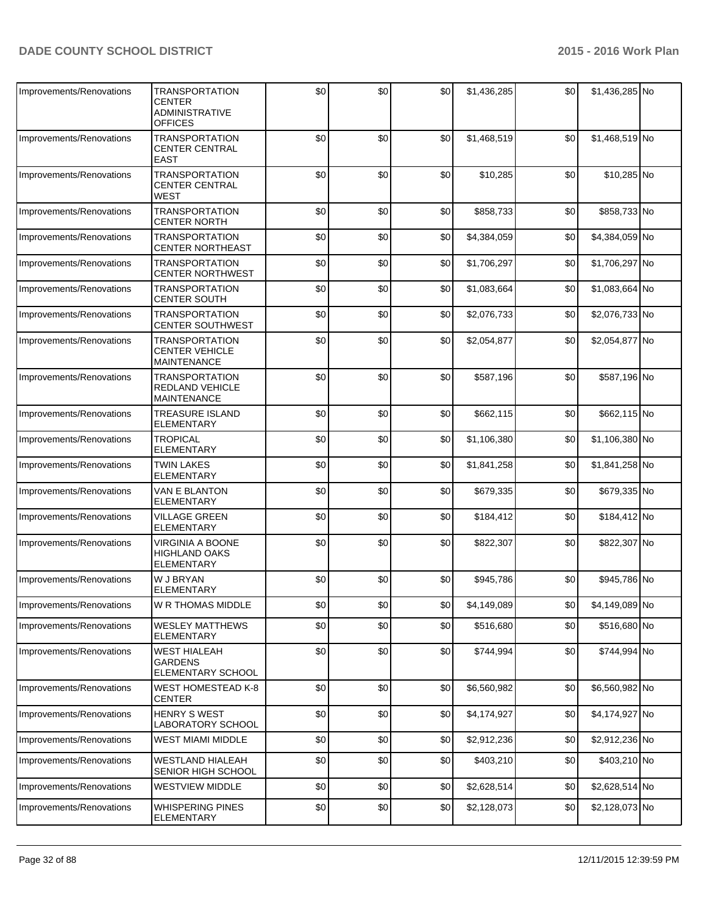| | | | | | | | | |
|---|---|---|---|---|---|---|---|---|
| Improvements/Renovations | TRANSPORTATION CENTER ADMINISTRATIVE OFFICES | $0 | $0 | $0 | $1,436,285 | $0 | $1,436,285 | No |
| Improvements/Renovations | TRANSPORTATION CENTER CENTRAL EAST | $0 | $0 | $0 | $1,468,519 | $0 | $1,468,519 | No |
| Improvements/Renovations | TRANSPORTATION CENTER CENTRAL WEST | $0 | $0 | $0 | $10,285 | $0 | $10,285 | No |
| Improvements/Renovations | TRANSPORTATION CENTER NORTH | $0 | $0 | $0 | $858,733 | $0 | $858,733 | No |
| Improvements/Renovations | TRANSPORTATION CENTER NORTHEAST | $0 | $0 | $0 | $4,384,059 | $0 | $4,384,059 | No |
| Improvements/Renovations | TRANSPORTATION CENTER NORTHWEST | $0 | $0 | $0 | $1,706,297 | $0 | $1,706,297 | No |
| Improvements/Renovations | TRANSPORTATION CENTER SOUTH | $0 | $0 | $0 | $1,083,664 | $0 | $1,083,664 | No |
| Improvements/Renovations | TRANSPORTATION CENTER SOUTHWEST | $0 | $0 | $0 | $2,076,733 | $0 | $2,076,733 | No |
| Improvements/Renovations | TRANSPORTATION CENTER VEHICLE MAINTENANCE | $0 | $0 | $0 | $2,054,877 | $0 | $2,054,877 | No |
| Improvements/Renovations | TRANSPORTATION REDLAND VEHICLE MAINTENANCE | $0 | $0 | $0 | $587,196 | $0 | $587,196 | No |
| Improvements/Renovations | TREASURE ISLAND ELEMENTARY | $0 | $0 | $0 | $662,115 | $0 | $662,115 | No |
| Improvements/Renovations | TROPICAL ELEMENTARY | $0 | $0 | $0 | $1,106,380 | $0 | $1,106,380 | No |
| Improvements/Renovations | TWIN LAKES ELEMENTARY | $0 | $0 | $0 | $1,841,258 | $0 | $1,841,258 | No |
| Improvements/Renovations | VAN E BLANTON ELEMENTARY | $0 | $0 | $0 | $679,335 | $0 | $679,335 | No |
| Improvements/Renovations | VILLAGE GREEN ELEMENTARY | $0 | $0 | $0 | $184,412 | $0 | $184,412 | No |
| Improvements/Renovations | VIRGINIA A BOONE HIGHLAND OAKS ELEMENTARY | $0 | $0 | $0 | $822,307 | $0 | $822,307 | No |
| Improvements/Renovations | W J BRYAN ELEMENTARY | $0 | $0 | $0 | $945,786 | $0 | $945,786 | No |
| Improvements/Renovations | W R THOMAS MIDDLE | $0 | $0 | $0 | $4,149,089 | $0 | $4,149,089 | No |
| Improvements/Renovations | WESLEY MATTHEWS ELEMENTARY | $0 | $0 | $0 | $516,680 | $0 | $516,680 | No |
| Improvements/Renovations | WEST HIALEAH GARDENS ELEMENTARY SCHOOL | $0 | $0 | $0 | $744,994 | $0 | $744,994 | No |
| Improvements/Renovations | WEST HOMESTEAD K-8 CENTER | $0 | $0 | $0 | $6,560,982 | $0 | $6,560,982 | No |
| Improvements/Renovations | HENRY S WEST LABORATORY SCHOOL | $0 | $0 | $0 | $4,174,927 | $0 | $4,174,927 | No |
| Improvements/Renovations | WEST MIAMI MIDDLE | $0 | $0 | $0 | $2,912,236 | $0 | $2,912,236 | No |
| Improvements/Renovations | WESTLAND HIALEAH SENIOR HIGH SCHOOL | $0 | $0 | $0 | $403,210 | $0 | $403,210 | No |
| Improvements/Renovations | WESTVIEW MIDDLE | $0 | $0 | $0 | $2,628,514 | $0 | $2,628,514 | No |
| Improvements/Renovations | WHISPERING PINES ELEMENTARY | $0 | $0 | $0 | $2,128,073 | $0 | $2,128,073 | No |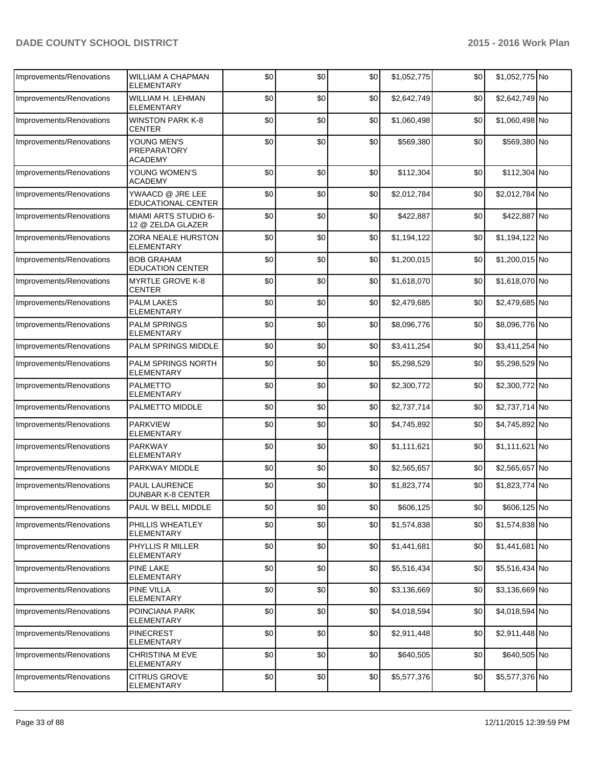| Improvements/Renovations | WILLIAM A CHAPMAN ELEMENTARY | $0 | $0 | $0 | $1,052,775 | $0 | $1,052,775 | No |
|---|---|---|---|---|---|---|---|---|
| Improvements/Renovations | WILLIAM H. LEHMAN ELEMENTARY | $0 | $0 | $0 | $2,642,749 | $0 | $2,642,749 | No |
| Improvements/Renovations | WINSTON PARK K-8 CENTER | $0 | $0 | $0 | $1,060,498 | $0 | $1,060,498 | No |
| Improvements/Renovations | YOUNG MEN'S PREPARATORY ACADEMY | $0 | $0 | $0 | $569,380 | $0 | $569,380 | No |
| Improvements/Renovations | YOUNG WOMEN'S ACADEMY | $0 | $0 | $0 | $112,304 | $0 | $112,304 | No |
| Improvements/Renovations | YWAACD @ JRE LEE EDUCATIONAL CENTER | $0 | $0 | $0 | $2,012,784 | $0 | $2,012,784 | No |
| Improvements/Renovations | MIAMI ARTS STUDIO 6-12 @ ZELDA GLAZER | $0 | $0 | $0 | $422,887 | $0 | $422,887 | No |
| Improvements/Renovations | ZORA NEALE HURSTON ELEMENTARY | $0 | $0 | $0 | $1,194,122 | $0 | $1,194,122 | No |
| Improvements/Renovations | BOB GRAHAM EDUCATION CENTER | $0 | $0 | $0 | $1,200,015 | $0 | $1,200,015 | No |
| Improvements/Renovations | MYRTLE GROVE K-8 CENTER | $0 | $0 | $0 | $1,618,070 | $0 | $1,618,070 | No |
| Improvements/Renovations | PALM LAKES ELEMENTARY | $0 | $0 | $0 | $2,479,685 | $0 | $2,479,685 | No |
| Improvements/Renovations | PALM SPRINGS ELEMENTARY | $0 | $0 | $0 | $8,096,776 | $0 | $8,096,776 | No |
| Improvements/Renovations | PALM SPRINGS MIDDLE | $0 | $0 | $0 | $3,411,254 | $0 | $3,411,254 | No |
| Improvements/Renovations | PALM SPRINGS NORTH ELEMENTARY | $0 | $0 | $0 | $5,298,529 | $0 | $5,298,529 | No |
| Improvements/Renovations | PALMETTO ELEMENTARY | $0 | $0 | $0 | $2,300,772 | $0 | $2,300,772 | No |
| Improvements/Renovations | PALMETTO MIDDLE | $0 | $0 | $0 | $2,737,714 | $0 | $2,737,714 | No |
| Improvements/Renovations | PARKVIEW ELEMENTARY | $0 | $0 | $0 | $4,745,892 | $0 | $4,745,892 | No |
| Improvements/Renovations | PARKWAY ELEMENTARY | $0 | $0 | $0 | $1,111,621 | $0 | $1,111,621 | No |
| Improvements/Renovations | PARKWAY MIDDLE | $0 | $0 | $0 | $2,565,657 | $0 | $2,565,657 | No |
| Improvements/Renovations | PAUL LAURENCE DUNBAR K-8 CENTER | $0 | $0 | $0 | $1,823,774 | $0 | $1,823,774 | No |
| Improvements/Renovations | PAUL W BELL MIDDLE | $0 | $0 | $0 | $606,125 | $0 | $606,125 | No |
| Improvements/Renovations | PHILLIS WHEATLEY ELEMENTARY | $0 | $0 | $0 | $1,574,838 | $0 | $1,574,838 | No |
| Improvements/Renovations | PHYLLIS R MILLER ELEMENTARY | $0 | $0 | $0 | $1,441,681 | $0 | $1,441,681 | No |
| Improvements/Renovations | PINE LAKE ELEMENTARY | $0 | $0 | $0 | $5,516,434 | $0 | $5,516,434 | No |
| Improvements/Renovations | PINE VILLA ELEMENTARY | $0 | $0 | $0 | $3,136,669 | $0 | $3,136,669 | No |
| Improvements/Renovations | POINCIANA PARK ELEMENTARY | $0 | $0 | $0 | $4,018,594 | $0 | $4,018,594 | No |
| Improvements/Renovations | PINECREST ELEMENTARY | $0 | $0 | $0 | $2,911,448 | $0 | $2,911,448 | No |
| Improvements/Renovations | CHRISTINA M EVE ELEMENTARY | $0 | $0 | $0 | $640,505 | $0 | $640,505 | No |
| Improvements/Renovations | CITRUS GROVE ELEMENTARY | $0 | $0 | $0 | $5,577,376 | $0 | $5,577,376 | No |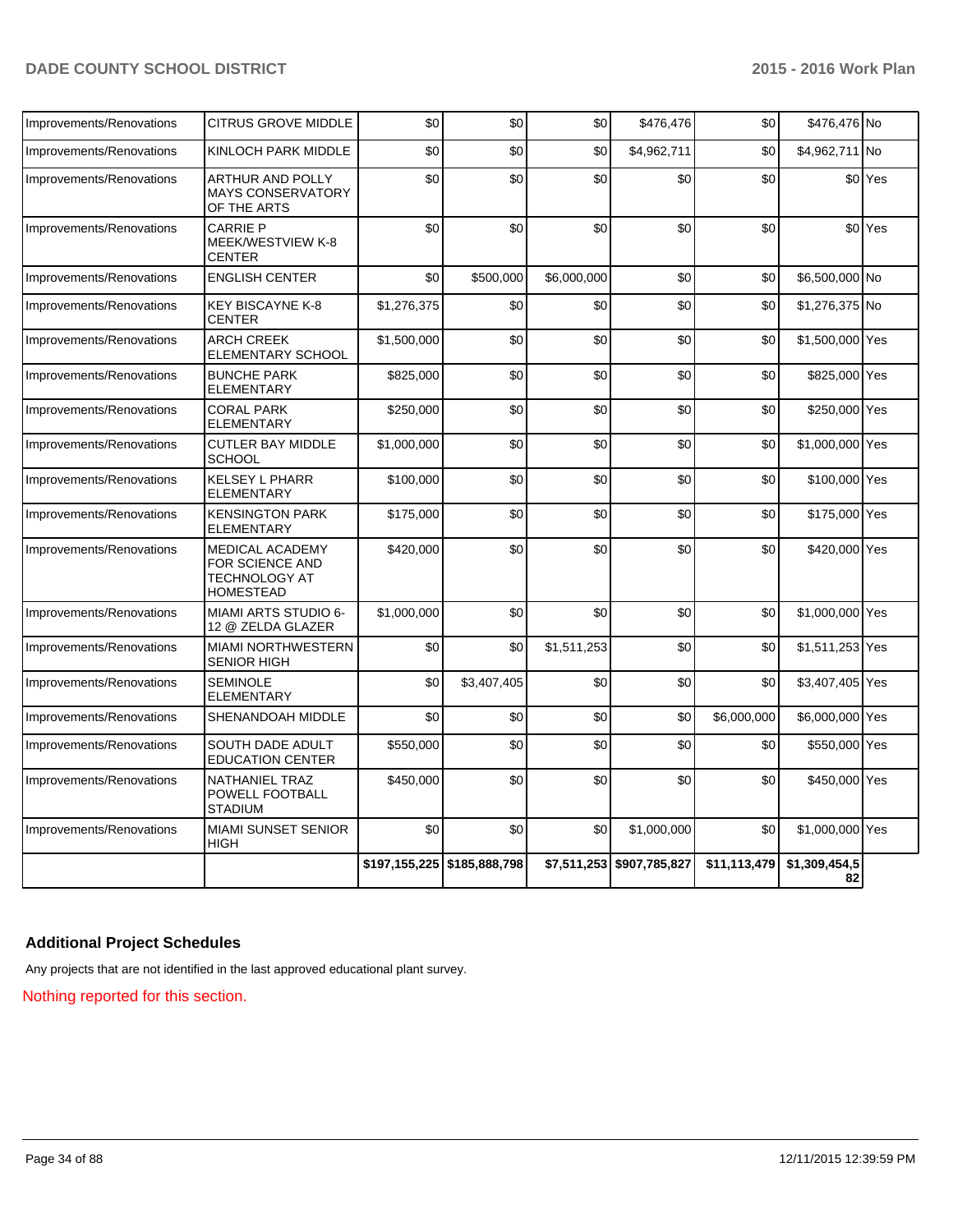| | | | | | | | | |
|---|---|---|---|---|---|---|---|---|
| Improvements/Renovations | CITRUS GROVE MIDDLE | $0 | $0 | $0 | $476,476 | $0 | $476,476 | No |
| Improvements/Renovations | KINLOCH PARK MIDDLE | $0 | $0 | $0 | $4,962,711 | $0 | $4,962,711 | No |
| Improvements/Renovations | ARTHUR AND POLLY MAYS CONSERVATORY OF THE ARTS | $0 | $0 | $0 | $0 | $0 | $0 | Yes |
| Improvements/Renovations | CARRIE P MEEK/WESTVIEW K-8 CENTER | $0 | $0 | $0 | $0 | $0 | $0 | Yes |
| Improvements/Renovations | ENGLISH CENTER | $0 | $500,000 | $6,000,000 | $0 | $0 | $6,500,000 | No |
| Improvements/Renovations | KEY BISCAYNE K-8 CENTER | $1,276,375 | $0 | $0 | $0 | $0 | $1,276,375 | No |
| Improvements/Renovations | ARCH CREEK ELEMENTARY SCHOOL | $1,500,000 | $0 | $0 | $0 | $0 | $1,500,000 | Yes |
| Improvements/Renovations | BUNCHE PARK ELEMENTARY | $825,000 | $0 | $0 | $0 | $0 | $825,000 | Yes |
| Improvements/Renovations | CORAL PARK ELEMENTARY | $250,000 | $0 | $0 | $0 | $0 | $250,000 | Yes |
| Improvements/Renovations | CUTLER BAY MIDDLE SCHOOL | $1,000,000 | $0 | $0 | $0 | $0 | $1,000,000 | Yes |
| Improvements/Renovations | KELSEY L PHARR ELEMENTARY | $100,000 | $0 | $0 | $0 | $0 | $100,000 | Yes |
| Improvements/Renovations | KENSINGTON PARK ELEMENTARY | $175,000 | $0 | $0 | $0 | $0 | $175,000 | Yes |
| Improvements/Renovations | MEDICAL ACADEMY FOR SCIENCE AND TECHNOLOGY AT HOMESTEAD | $420,000 | $0 | $0 | $0 | $0 | $420,000 | Yes |
| Improvements/Renovations | MIAMI ARTS STUDIO 6-12 @ ZELDA GLAZER | $1,000,000 | $0 | $0 | $0 | $0 | $1,000,000 | Yes |
| Improvements/Renovations | MIAMI NORTHWESTERN SENIOR HIGH | $0 | $0 | $1,511,253 | $0 | $0 | $1,511,253 | Yes |
| Improvements/Renovations | SEMINOLE ELEMENTARY | $0 | $3,407,405 | $0 | $0 | $0 | $3,407,405 | Yes |
| Improvements/Renovations | SHENANDOAH MIDDLE | $0 | $0 | $0 | $0 | $6,000,000 | $6,000,000 | Yes |
| Improvements/Renovations | SOUTH DADE ADULT EDUCATION CENTER | $550,000 | $0 | $0 | $0 | $0 | $550,000 | Yes |
| Improvements/Renovations | NATHANIEL TRAZ POWELL FOOTBALL STADIUM | $450,000 | $0 | $0 | $0 | $0 | $450,000 | Yes |
| Improvements/Renovations | MIAMI SUNSET SENIOR HIGH | $0 | $0 | $0 | $1,000,000 | $0 | $1,000,000 | Yes |
| | | $197,155,225 | $185,888,798 | $7,511,253 | $907,785,827 | $11,113,479 | $1,309,454,582 | |

## Additional Project Schedules

Any projects that are not identified in the last approved educational plant survey.

Nothing reported for this section.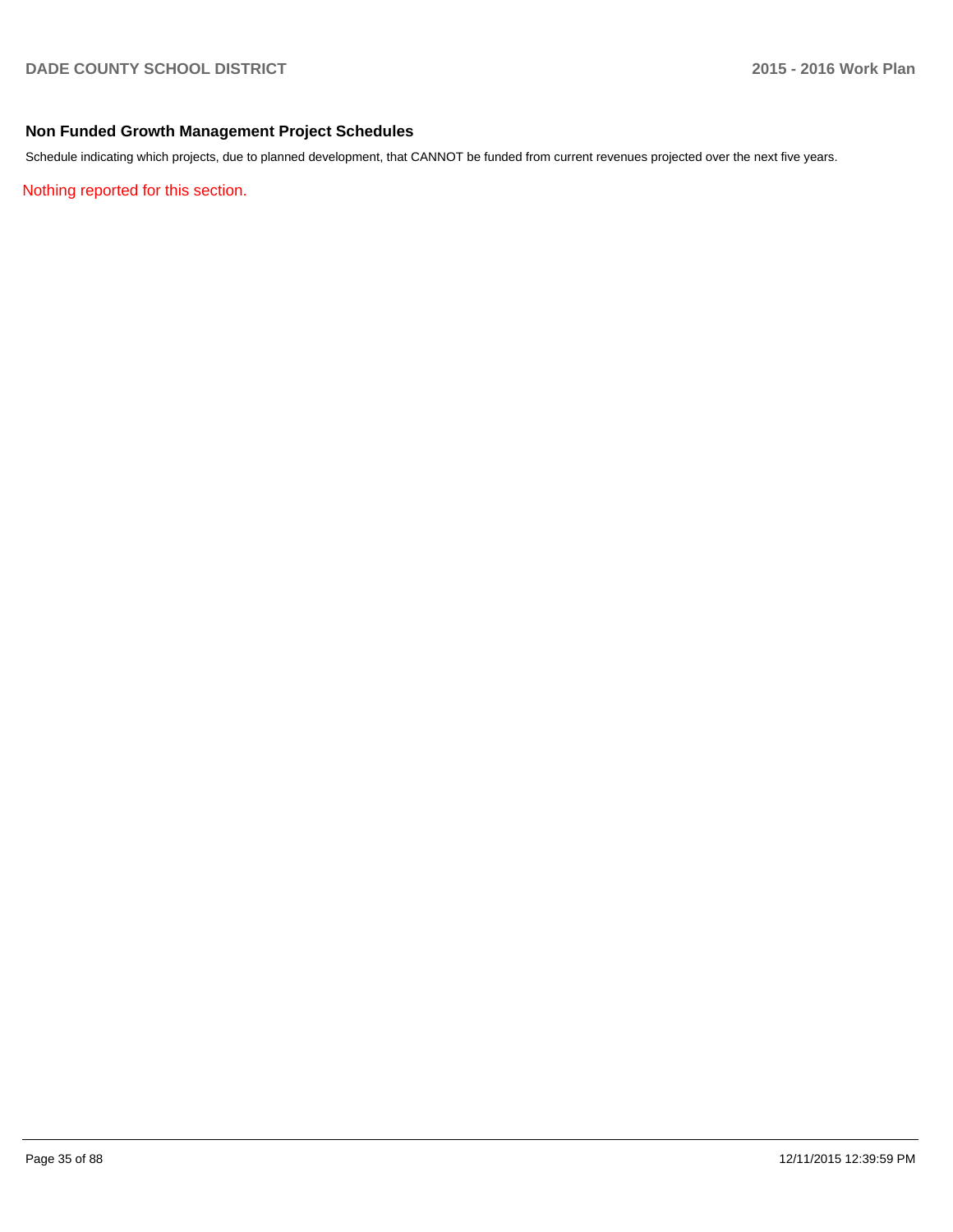## Non Funded Growth Management Project Schedules

Schedule indicating which projects, due to planned development, that CANNOT be funded from current revenues projected over the next five years.

Nothing reported for this section.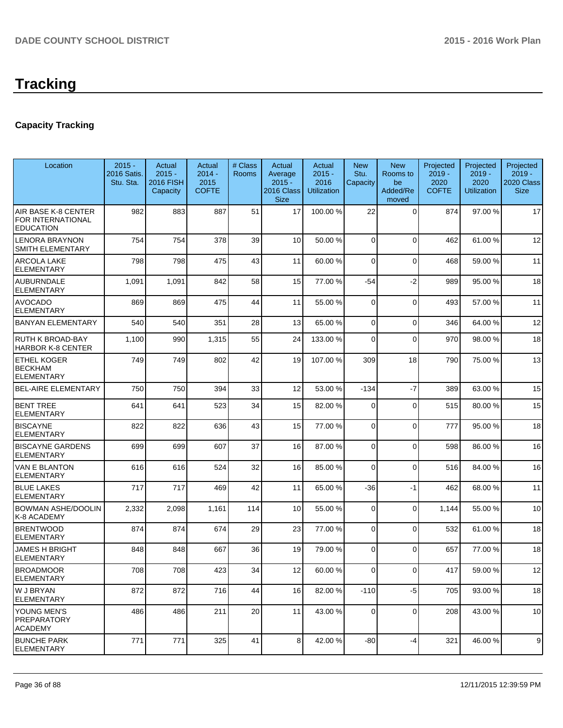# Tracking

## Capacity Tracking

| Location | 2015 - 2016 Satis. Stu. Sta. | Actual 2015 - 2016 FISH Capacity | Actual 2014 - 2015 COFTE | # Class Rooms | Actual Average 2015 - 2016 Class Size | Actual 2015 - 2016 Utilization | New Stu. Capacity | New Rooms to be Added/Removed | Projected 2019 - 2020 COFTE | Projected 2019 - 2020 Utilization | Projected 2019 - 2020 Class Size |
|---|---|---|---|---|---|---|---|---|---|---|---|
| AIR BASE K-8 CENTER FOR INTERNATIONAL EDUCATION | 982 | 883 | 887 | 51 | 17 | 100.00 % | 22 | 0 | 874 | 97.00 % | 17 |
| LENORA BRAYNON SMITH ELEMENTARY | 754 | 754 | 378 | 39 | 10 | 50.00 % | 0 | 0 | 462 | 61.00 % | 12 |
| ARCOLA LAKE ELEMENTARY | 798 | 798 | 475 | 43 | 11 | 60.00 % | 0 | 0 | 468 | 59.00 % | 11 |
| AUBURNDALE ELEMENTARY | 1,091 | 1,091 | 842 | 58 | 15 | 77.00 % | -54 | -2 | 989 | 95.00 % | 18 |
| AVOCADO ELEMENTARY | 869 | 869 | 475 | 44 | 11 | 55.00 % | 0 | 0 | 493 | 57.00 % | 11 |
| BANYAN ELEMENTARY | 540 | 540 | 351 | 28 | 13 | 65.00 % | 0 | 0 | 346 | 64.00 % | 12 |
| RUTH K BROAD-BAY HARBOR K-8 CENTER | 1,100 | 990 | 1,315 | 55 | 24 | 133.00 % | 0 | 0 | 970 | 98.00 % | 18 |
| ETHEL KOGER BECKHAM ELEMENTARY | 749 | 749 | 802 | 42 | 19 | 107.00 % | 309 | 18 | 790 | 75.00 % | 13 |
| BEL-AIRE ELEMENTARY | 750 | 750 | 394 | 33 | 12 | 53.00 % | -134 | -7 | 389 | 63.00 % | 15 |
| BENT TREE ELEMENTARY | 641 | 641 | 523 | 34 | 15 | 82.00 % | 0 | 0 | 515 | 80.00 % | 15 |
| BISCAYNE ELEMENTARY | 822 | 822 | 636 | 43 | 15 | 77.00 % | 0 | 0 | 777 | 95.00 % | 18 |
| BISCAYNE GARDENS ELEMENTARY | 699 | 699 | 607 | 37 | 16 | 87.00 % | 0 | 0 | 598 | 86.00 % | 16 |
| VAN E BLANTON ELEMENTARY | 616 | 616 | 524 | 32 | 16 | 85.00 % | 0 | 0 | 516 | 84.00 % | 16 |
| BLUE LAKES ELEMENTARY | 717 | 717 | 469 | 42 | 11 | 65.00 % | -36 | -1 | 462 | 68.00 % | 11 |
| BOWMAN ASHE/DOOLIN K-8 ACADEMY | 2,332 | 2,098 | 1,161 | 114 | 10 | 55.00 % | 0 | 0 | 1,144 | 55.00 % | 10 |
| BRENTWOOD ELEMENTARY | 874 | 874 | 674 | 29 | 23 | 77.00 % | 0 | 0 | 532 | 61.00 % | 18 |
| JAMES H BRIGHT ELEMENTARY | 848 | 848 | 667 | 36 | 19 | 79.00 % | 0 | 0 | 657 | 77.00 % | 18 |
| BROADMOOR ELEMENTARY | 708 | 708 | 423 | 34 | 12 | 60.00 % | 0 | 0 | 417 | 59.00 % | 12 |
| W J BRYAN ELEMENTARY | 872 | 872 | 716 | 44 | 16 | 82.00 % | -110 | -5 | 705 | 93.00 % | 18 |
| YOUNG MEN'S PREPARATORY ACADEMY | 486 | 486 | 211 | 20 | 11 | 43.00 % | 0 | 0 | 208 | 43.00 % | 10 |
| BUNCHE PARK ELEMENTARY | 771 | 771 | 325 | 41 | 8 | 42.00 % | -80 | -4 | 321 | 46.00 % | 9 |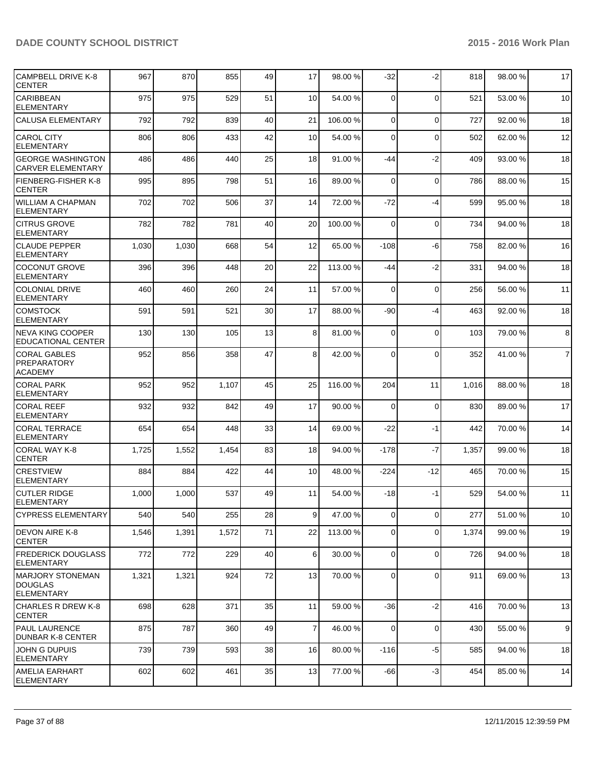| CAMPBELL DRIVE K-8 CENTER | 967 | 870 | 855 | 49 | 17 | 98.00 % | -32 | -2 | 818 | 98.00 % | 17 |
|---|---|---|---|---|---|---|---|---|---|---|---|
| CARIBBEAN ELEMENTARY | 975 | 975 | 529 | 51 | 10 | 54.00 % | 0 | 0 | 521 | 53.00 % | 10 |
| CALUSA ELEMENTARY | 792 | 792 | 839 | 40 | 21 | 106.00 % | 0 | 0 | 727 | 92.00 % | 18 |
| CAROL CITY ELEMENTARY | 806 | 806 | 433 | 42 | 10 | 54.00 % | 0 | 0 | 502 | 62.00 % | 12 |
| GEORGE WASHINGTON CARVER ELEMENTARY | 486 | 486 | 440 | 25 | 18 | 91.00 % | -44 | -2 | 409 | 93.00 % | 18 |
| FIENBERG-FISHER K-8 CENTER | 995 | 895 | 798 | 51 | 16 | 89.00 % | 0 | 0 | 786 | 88.00 % | 15 |
| WILLIAM A CHAPMAN ELEMENTARY | 702 | 702 | 506 | 37 | 14 | 72.00 % | -72 | -4 | 599 | 95.00 % | 18 |
| CITRUS GROVE ELEMENTARY | 782 | 782 | 781 | 40 | 20 | 100.00 % | 0 | 0 | 734 | 94.00 % | 18 |
| CLAUDE PEPPER ELEMENTARY | 1,030 | 1,030 | 668 | 54 | 12 | 65.00 % | -108 | -6 | 758 | 82.00 % | 16 |
| COCONUT GROVE ELEMENTARY | 396 | 396 | 448 | 20 | 22 | 113.00 % | -44 | -2 | 331 | 94.00 % | 18 |
| COLONIAL DRIVE ELEMENTARY | 460 | 460 | 260 | 24 | 11 | 57.00 % | 0 | 0 | 256 | 56.00 % | 11 |
| COMSTOCK ELEMENTARY | 591 | 591 | 521 | 30 | 17 | 88.00 % | -90 | -4 | 463 | 92.00 % | 18 |
| NEVA KING COOPER EDUCATIONAL CENTER | 130 | 130 | 105 | 13 | 8 | 81.00 % | 0 | 0 | 103 | 79.00 % | 8 |
| CORAL GABLES PREPARATORY ACADEMY | 952 | 856 | 358 | 47 | 8 | 42.00 % | 0 | 0 | 352 | 41.00 % | 7 |
| CORAL PARK ELEMENTARY | 952 | 952 | 1,107 | 45 | 25 | 116.00 % | 204 | 11 | 1,016 | 88.00 % | 18 |
| CORAL REEF ELEMENTARY | 932 | 932 | 842 | 49 | 17 | 90.00 % | 0 | 0 | 830 | 89.00 % | 17 |
| CORAL TERRACE ELEMENTARY | 654 | 654 | 448 | 33 | 14 | 69.00 % | -22 | -1 | 442 | 70.00 % | 14 |
| CORAL WAY K-8 CENTER | 1,725 | 1,552 | 1,454 | 83 | 18 | 94.00 % | -178 | -7 | 1,357 | 99.00 % | 18 |
| CRESTVIEW ELEMENTARY | 884 | 884 | 422 | 44 | 10 | 48.00 % | -224 | -12 | 465 | 70.00 % | 15 |
| CUTLER RIDGE ELEMENTARY | 1,000 | 1,000 | 537 | 49 | 11 | 54.00 % | -18 | -1 | 529 | 54.00 % | 11 |
| CYPRESS ELEMENTARY | 540 | 540 | 255 | 28 | 9 | 47.00 % | 0 | 0 | 277 | 51.00 % | 10 |
| DEVON AIRE K-8 CENTER | 1,546 | 1,391 | 1,572 | 71 | 22 | 113.00 % | 0 | 0 | 1,374 | 99.00 % | 19 |
| FREDERICK DOUGLASS ELEMENTARY | 772 | 772 | 229 | 40 | 6 | 30.00 % | 0 | 0 | 726 | 94.00 % | 18 |
| MARJORY STONEMAN DOUGLAS ELEMENTARY | 1,321 | 1,321 | 924 | 72 | 13 | 70.00 % | 0 | 0 | 911 | 69.00 % | 13 |
| CHARLES R DREW K-8 CENTER | 698 | 628 | 371 | 35 | 11 | 59.00 % | -36 | -2 | 416 | 70.00 % | 13 |
| PAUL LAURENCE DUNBAR K-8 CENTER | 875 | 787 | 360 | 49 | 7 | 46.00 % | 0 | 0 | 430 | 55.00 % | 9 |
| JOHN G DUPUIS ELEMENTARY | 739 | 739 | 593 | 38 | 16 | 80.00 % | -116 | -5 | 585 | 94.00 % | 18 |
| AMELIA EARHART ELEMENTARY | 602 | 602 | 461 | 35 | 13 | 77.00 % | -66 | -3 | 454 | 85.00 % | 14 |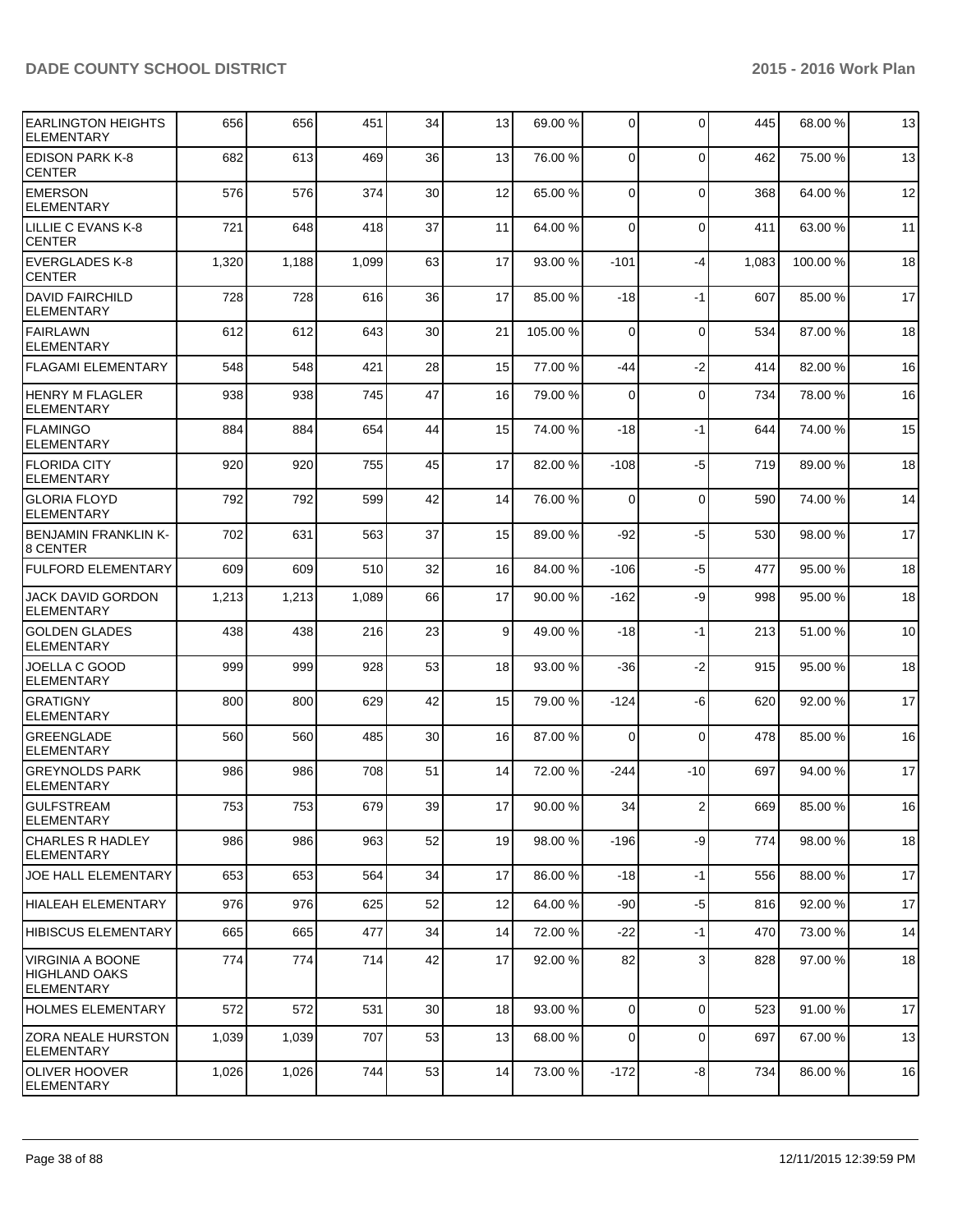| | | | | | | | | | | | |
|---|---|---|---|---|---|---|---|---|---|---|---|
| EARLINGTON HEIGHTS ELEMENTARY | 656 | 656 | 451 | 34 | 13 | 69.00 % | 0 | 0 | 445 | 68.00 % | 13 |
| EDISON PARK K-8 CENTER | 682 | 613 | 469 | 36 | 13 | 76.00 % | 0 | 0 | 462 | 75.00 % | 13 |
| EMERSON ELEMENTARY | 576 | 576 | 374 | 30 | 12 | 65.00 % | 0 | 0 | 368 | 64.00 % | 12 |
| LILLIE C EVANS K-8 CENTER | 721 | 648 | 418 | 37 | 11 | 64.00 % | 0 | 0 | 411 | 63.00 % | 11 |
| EVERGLADES K-8 CENTER | 1,320 | 1,188 | 1,099 | 63 | 17 | 93.00 % | -101 | -4 | 1,083 | 100.00 % | 18 |
| DAVID FAIRCHILD ELEMENTARY | 728 | 728 | 616 | 36 | 17 | 85.00 % | -18 | -1 | 607 | 85.00 % | 17 |
| FAIRLAWN ELEMENTARY | 612 | 612 | 643 | 30 | 21 | 105.00 % | 0 | 0 | 534 | 87.00 % | 18 |
| FLAGAMI ELEMENTARY | 548 | 548 | 421 | 28 | 15 | 77.00 % | -44 | -2 | 414 | 82.00 % | 16 |
| HENRY M FLAGLER ELEMENTARY | 938 | 938 | 745 | 47 | 16 | 79.00 % | 0 | 0 | 734 | 78.00 % | 16 |
| FLAMINGO ELEMENTARY | 884 | 884 | 654 | 44 | 15 | 74.00 % | -18 | -1 | 644 | 74.00 % | 15 |
| FLORIDA CITY ELEMENTARY | 920 | 920 | 755 | 45 | 17 | 82.00 % | -108 | -5 | 719 | 89.00 % | 18 |
| GLORIA FLOYD ELEMENTARY | 792 | 792 | 599 | 42 | 14 | 76.00 % | 0 | 0 | 590 | 74.00 % | 14 |
| BENJAMIN FRANKLIN K-8 CENTER | 702 | 631 | 563 | 37 | 15 | 89.00 % | -92 | -5 | 530 | 98.00 % | 17 |
| FULFORD ELEMENTARY | 609 | 609 | 510 | 32 | 16 | 84.00 % | -106 | -5 | 477 | 95.00 % | 18 |
| JACK DAVID GORDON ELEMENTARY | 1,213 | 1,213 | 1,089 | 66 | 17 | 90.00 % | -162 | -9 | 998 | 95.00 % | 18 |
| GOLDEN GLADES ELEMENTARY | 438 | 438 | 216 | 23 | 9 | 49.00 % | -18 | -1 | 213 | 51.00 % | 10 |
| JOELLA C GOOD ELEMENTARY | 999 | 999 | 928 | 53 | 18 | 93.00 % | -36 | -2 | 915 | 95.00 % | 18 |
| GRATIGNY ELEMENTARY | 800 | 800 | 629 | 42 | 15 | 79.00 % | -124 | -6 | 620 | 92.00 % | 17 |
| GREENGLADE ELEMENTARY | 560 | 560 | 485 | 30 | 16 | 87.00 % | 0 | 0 | 478 | 85.00 % | 16 |
| GREYNOLDS PARK ELEMENTARY | 986 | 986 | 708 | 51 | 14 | 72.00 % | -244 | -10 | 697 | 94.00 % | 17 |
| GULFSTREAM ELEMENTARY | 753 | 753 | 679 | 39 | 17 | 90.00 % | 34 | 2 | 669 | 85.00 % | 16 |
| CHARLES R HADLEY ELEMENTARY | 986 | 986 | 963 | 52 | 19 | 98.00 % | -196 | -9 | 774 | 98.00 % | 18 |
| JOE HALL ELEMENTARY | 653 | 653 | 564 | 34 | 17 | 86.00 % | -18 | -1 | 556 | 88.00 % | 17 |
| HIALEAH ELEMENTARY | 976 | 976 | 625 | 52 | 12 | 64.00 % | -90 | -5 | 816 | 92.00 % | 17 |
| HIBISCUS ELEMENTARY | 665 | 665 | 477 | 34 | 14 | 72.00 % | -22 | -1 | 470 | 73.00 % | 14 |
| VIRGINIA A BOONE HIGHLAND OAKS ELEMENTARY | 774 | 774 | 714 | 42 | 17 | 92.00 % | 82 | 3 | 828 | 97.00 % | 18 |
| HOLMES ELEMENTARY | 572 | 572 | 531 | 30 | 18 | 93.00 % | 0 | 0 | 523 | 91.00 % | 17 |
| ZORA NEALE HURSTON ELEMENTARY | 1,039 | 1,039 | 707 | 53 | 13 | 68.00 % | 0 | 0 | 697 | 67.00 % | 13 |
| OLIVER HOOVER ELEMENTARY | 1,026 | 1,026 | 744 | 53 | 14 | 73.00 % | -172 | -8 | 734 | 86.00 % | 16 |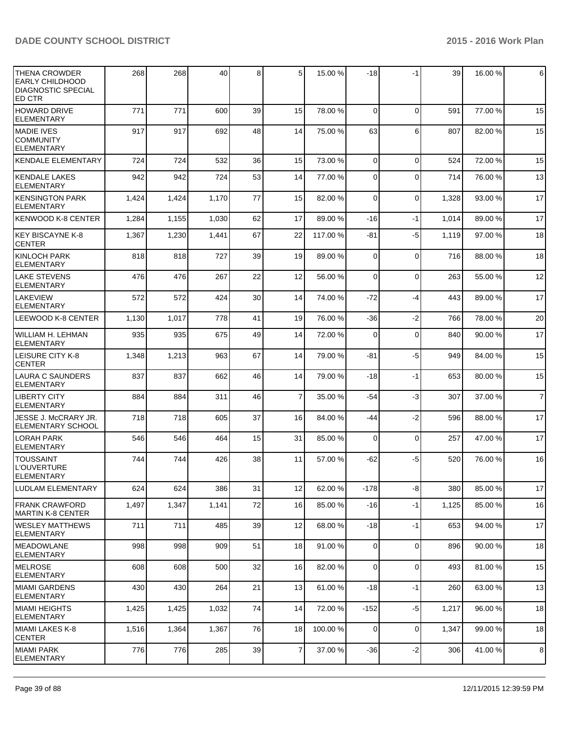| | | | | | | | | | | | |
|---|---|---|---|---|---|---|---|---|---|---|---|
| THENA CROWDER EARLY CHILDHOOD DIAGNOSTIC SPECIAL ED CTR | 268 | 268 | 40 | 8 | 5 | 15.00 % | -18 | -1 | 39 | 16.00 % | 6 |
| HOWARD DRIVE ELEMENTARY | 771 | 771 | 600 | 39 | 15 | 78.00 % | 0 | 0 | 591 | 77.00 % | 15 |
| MADIE IVES COMMUNITY ELEMENTARY | 917 | 917 | 692 | 48 | 14 | 75.00 % | 63 | 6 | 807 | 82.00 % | 15 |
| KENDALE ELEMENTARY | 724 | 724 | 532 | 36 | 15 | 73.00 % | 0 | 0 | 524 | 72.00 % | 15 |
| KENDALE LAKES ELEMENTARY | 942 | 942 | 724 | 53 | 14 | 77.00 % | 0 | 0 | 714 | 76.00 % | 13 |
| KENSINGTON PARK ELEMENTARY | 1,424 | 1,424 | 1,170 | 77 | 15 | 82.00 % | 0 | 0 | 1,328 | 93.00 % | 17 |
| KENWOOD K-8 CENTER | 1,284 | 1,155 | 1,030 | 62 | 17 | 89.00 % | -16 | -1 | 1,014 | 89.00 % | 17 |
| KEY BISCAYNE K-8 CENTER | 1,367 | 1,230 | 1,441 | 67 | 22 | 117.00 % | -81 | -5 | 1,119 | 97.00 % | 18 |
| KINLOCH PARK ELEMENTARY | 818 | 818 | 727 | 39 | 19 | 89.00 % | 0 | 0 | 716 | 88.00 % | 18 |
| LAKE STEVENS ELEMENTARY | 476 | 476 | 267 | 22 | 12 | 56.00 % | 0 | 0 | 263 | 55.00 % | 12 |
| LAKEVIEW ELEMENTARY | 572 | 572 | 424 | 30 | 14 | 74.00 % | -72 | -4 | 443 | 89.00 % | 17 |
| LEEWOOD K-8 CENTER | 1,130 | 1,017 | 778 | 41 | 19 | 76.00 % | -36 | -2 | 766 | 78.00 % | 20 |
| WILLIAM H. LEHMAN ELEMENTARY | 935 | 935 | 675 | 49 | 14 | 72.00 % | 0 | 0 | 840 | 90.00 % | 17 |
| LEISURE CITY K-8 CENTER | 1,348 | 1,213 | 963 | 67 | 14 | 79.00 % | -81 | -5 | 949 | 84.00 % | 15 |
| LAURA C SAUNDERS ELEMENTARY | 837 | 837 | 662 | 46 | 14 | 79.00 % | -18 | -1 | 653 | 80.00 % | 15 |
| LIBERTY CITY ELEMENTARY | 884 | 884 | 311 | 46 | 7 | 35.00 % | -54 | -3 | 307 | 37.00 % | 7 |
| JESSE J. McCRARY JR. ELEMENTARY SCHOOL | 718 | 718 | 605 | 37 | 16 | 84.00 % | -44 | -2 | 596 | 88.00 % | 17 |
| LORAH PARK ELEMENTARY | 546 | 546 | 464 | 15 | 31 | 85.00 % | 0 | 0 | 257 | 47.00 % | 17 |
| TOUSSAINT L'OUVERTURE ELEMENTARY | 744 | 744 | 426 | 38 | 11 | 57.00 % | -62 | -5 | 520 | 76.00 % | 16 |
| LUDLAM ELEMENTARY | 624 | 624 | 386 | 31 | 12 | 62.00 % | -178 | -8 | 380 | 85.00 % | 17 |
| FRANK CRAWFORD MARTIN K-8 CENTER | 1,497 | 1,347 | 1,141 | 72 | 16 | 85.00 % | -16 | -1 | 1,125 | 85.00 % | 16 |
| WESLEY MATTHEWS ELEMENTARY | 711 | 711 | 485 | 39 | 12 | 68.00 % | -18 | -1 | 653 | 94.00 % | 17 |
| MEADOWLANE ELEMENTARY | 998 | 998 | 909 | 51 | 18 | 91.00 % | 0 | 0 | 896 | 90.00 % | 18 |
| MELROSE ELEMENTARY | 608 | 608 | 500 | 32 | 16 | 82.00 % | 0 | 0 | 493 | 81.00 % | 15 |
| MIAMI GARDENS ELEMENTARY | 430 | 430 | 264 | 21 | 13 | 61.00 % | -18 | -1 | 260 | 63.00 % | 13 |
| MIAMI HEIGHTS ELEMENTARY | 1,425 | 1,425 | 1,032 | 74 | 14 | 72.00 % | -152 | -5 | 1,217 | 96.00 % | 18 |
| MIAMI LAKES K-8 CENTER | 1,516 | 1,364 | 1,367 | 76 | 18 | 100.00 % | 0 | 0 | 1,347 | 99.00 % | 18 |
| MIAMI PARK ELEMENTARY | 776 | 776 | 285 | 39 | 7 | 37.00 % | -36 | -2 | 306 | 41.00 % | 8 |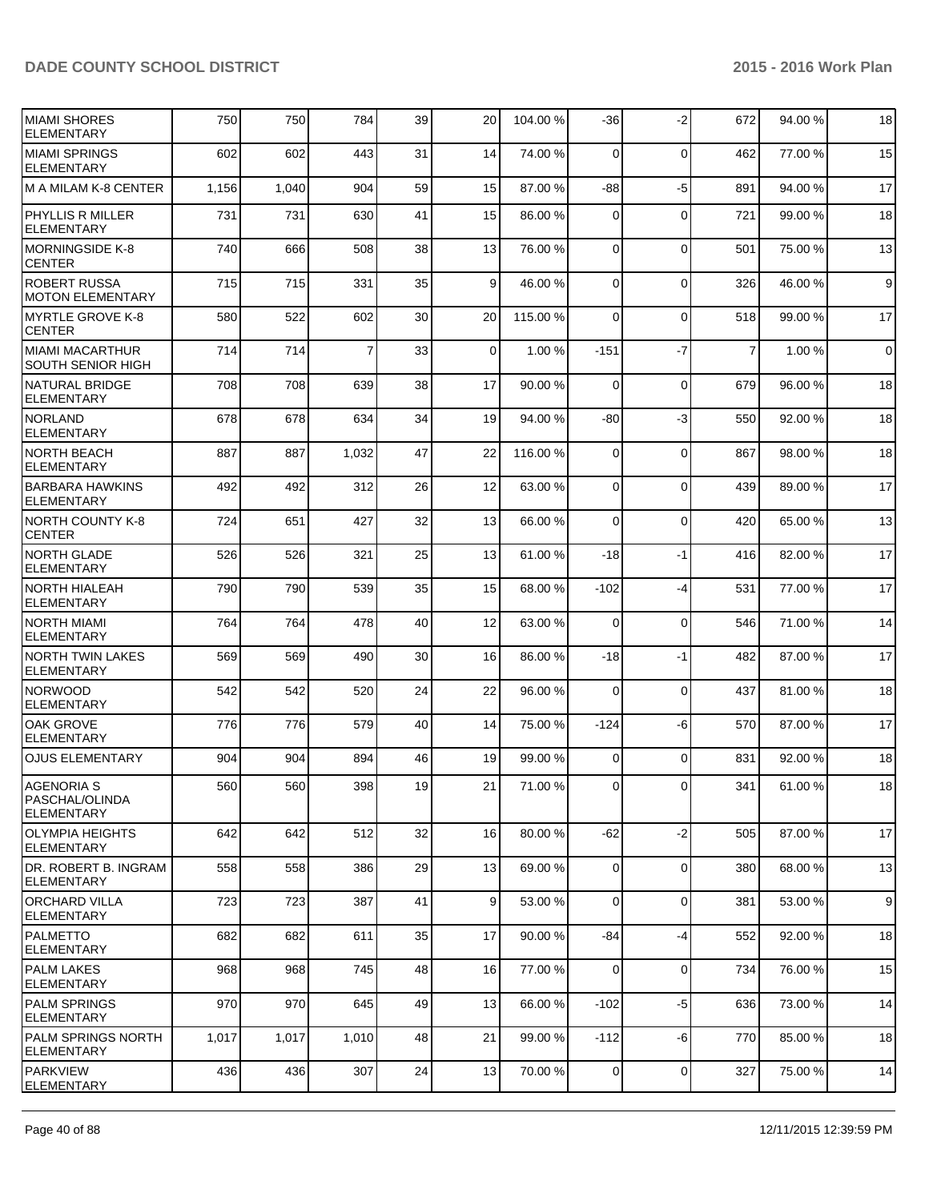| MIAMI SHORES ELEMENTARY | 750 | 750 | 784 | 39 | 20 | 104.00 % | -36 | -2 | 672 | 94.00 % | 18 |
|---|---|---|---|---|---|---|---|---|---|---|---|
| MIAMI SPRINGS ELEMENTARY | 602 | 602 | 443 | 31 | 14 | 74.00 % | 0 | 0 | 462 | 77.00 % | 15 |
| M A MILAM K-8 CENTER | 1,156 | 1,040 | 904 | 59 | 15 | 87.00 % | -88 | -5 | 891 | 94.00 % | 17 |
| PHYLLIS R MILLER ELEMENTARY | 731 | 731 | 630 | 41 | 15 | 86.00 % | 0 | 0 | 721 | 99.00 % | 18 |
| MORNINGSIDE K-8 CENTER | 740 | 666 | 508 | 38 | 13 | 76.00 % | 0 | 0 | 501 | 75.00 % | 13 |
| ROBERT RUSSA MOTON ELEMENTARY | 715 | 715 | 331 | 35 | 9 | 46.00 % | 0 | 0 | 326 | 46.00 % | 9 |
| MYRTLE GROVE K-8 CENTER | 580 | 522 | 602 | 30 | 20 | 115.00 % | 0 | 0 | 518 | 99.00 % | 17 |
| MIAMI MACARTHUR SOUTH SENIOR HIGH | 714 | 714 | 7 | 33 | 0 | 1.00 % | -151 | -7 | 7 | 1.00 % | 0 |
| NATURAL BRIDGE ELEMENTARY | 708 | 708 | 639 | 38 | 17 | 90.00 % | 0 | 0 | 679 | 96.00 % | 18 |
| NORLAND ELEMENTARY | 678 | 678 | 634 | 34 | 19 | 94.00 % | -80 | -3 | 550 | 92.00 % | 18 |
| NORTH BEACH ELEMENTARY | 887 | 887 | 1,032 | 47 | 22 | 116.00 % | 0 | 0 | 867 | 98.00 % | 18 |
| BARBARA HAWKINS ELEMENTARY | 492 | 492 | 312 | 26 | 12 | 63.00 % | 0 | 0 | 439 | 89.00 % | 17 |
| NORTH COUNTY K-8 CENTER | 724 | 651 | 427 | 32 | 13 | 66.00 % | 0 | 0 | 420 | 65.00 % | 13 |
| NORTH GLADE ELEMENTARY | 526 | 526 | 321 | 25 | 13 | 61.00 % | -18 | -1 | 416 | 82.00 % | 17 |
| NORTH HIALEAH ELEMENTARY | 790 | 790 | 539 | 35 | 15 | 68.00 % | -102 | -4 | 531 | 77.00 % | 17 |
| NORTH MIAMI ELEMENTARY | 764 | 764 | 478 | 40 | 12 | 63.00 % | 0 | 0 | 546 | 71.00 % | 14 |
| NORTH TWIN LAKES ELEMENTARY | 569 | 569 | 490 | 30 | 16 | 86.00 % | -18 | -1 | 482 | 87.00 % | 17 |
| NORWOOD ELEMENTARY | 542 | 542 | 520 | 24 | 22 | 96.00 % | 0 | 0 | 437 | 81.00 % | 18 |
| OAK GROVE ELEMENTARY | 776 | 776 | 579 | 40 | 14 | 75.00 % | -124 | -6 | 570 | 87.00 % | 17 |
| OJUS ELEMENTARY | 904 | 904 | 894 | 46 | 19 | 99.00 % | 0 | 0 | 831 | 92.00 % | 18 |
| AGENORIA S PASCHAL/OLINDA ELEMENTARY | 560 | 560 | 398 | 19 | 21 | 71.00 % | 0 | 0 | 341 | 61.00 % | 18 |
| OLYMPIA HEIGHTS ELEMENTARY | 642 | 642 | 512 | 32 | 16 | 80.00 % | -62 | -2 | 505 | 87.00 % | 17 |
| DR. ROBERT B. INGRAM ELEMENTARY | 558 | 558 | 386 | 29 | 13 | 69.00 % | 0 | 0 | 380 | 68.00 % | 13 |
| ORCHARD VILLA ELEMENTARY | 723 | 723 | 387 | 41 | 9 | 53.00 % | 0 | 0 | 381 | 53.00 % | 9 |
| PALMETTO ELEMENTARY | 682 | 682 | 611 | 35 | 17 | 90.00 % | -84 | -4 | 552 | 92.00 % | 18 |
| PALM LAKES ELEMENTARY | 968 | 968 | 745 | 48 | 16 | 77.00 % | 0 | 0 | 734 | 76.00 % | 15 |
| PALM SPRINGS ELEMENTARY | 970 | 970 | 645 | 49 | 13 | 66.00 % | -102 | -5 | 636 | 73.00 % | 14 |
| PALM SPRINGS NORTH ELEMENTARY | 1,017 | 1,017 | 1,010 | 48 | 21 | 99.00 % | -112 | -6 | 770 | 85.00 % | 18 |
| PARKVIEW ELEMENTARY | 436 | 436 | 307 | 24 | 13 | 70.00 % | 0 | 0 | 327 | 75.00 % | 14 |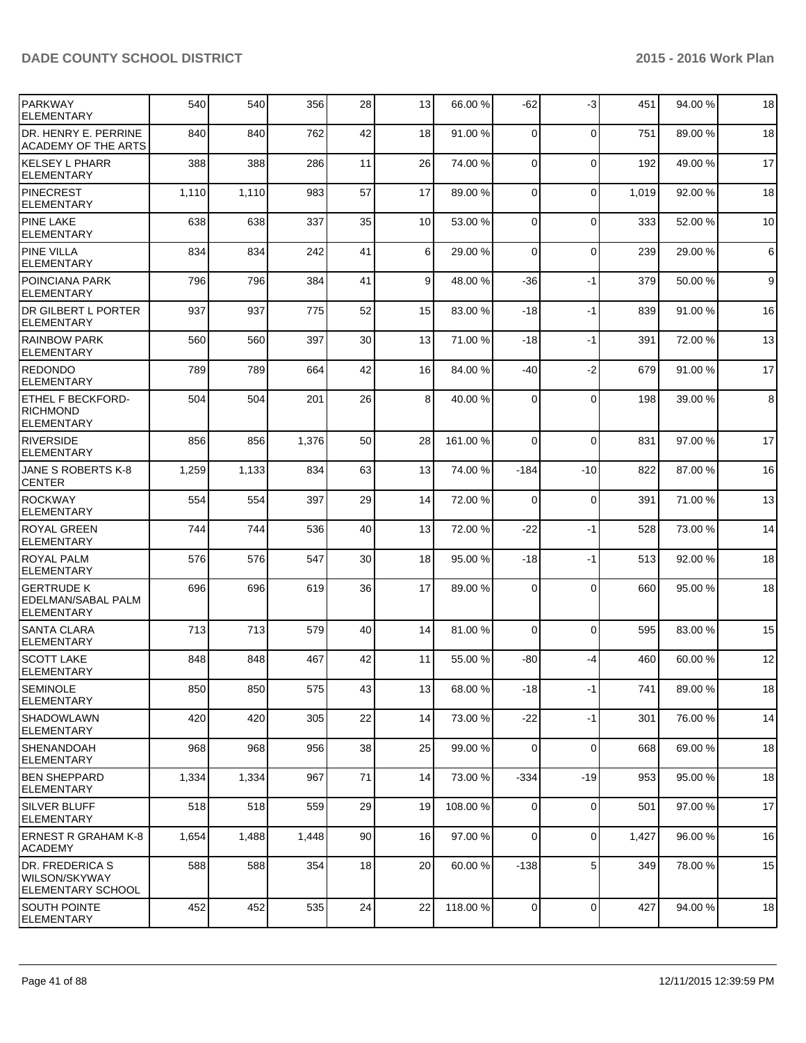| | | | | | | | | | | |
|---|---|---|---|---|---|---|---|---|---|---|
| PARKWAY ELEMENTARY | 540 | 540 | 356 | 28 | 13 | 66.00 % | -62 | -3 | 451 | 94.00 % | 18 |
| DR. HENRY E. PERRINE ACADEMY OF THE ARTS | 840 | 840 | 762 | 42 | 18 | 91.00 % | 0 | 0 | 751 | 89.00 % | 18 |
| KELSEY L PHARR ELEMENTARY | 388 | 388 | 286 | 11 | 26 | 74.00 % | 0 | 0 | 192 | 49.00 % | 17 |
| PINECREST ELEMENTARY | 1,110 | 1,110 | 983 | 57 | 17 | 89.00 % | 0 | 0 | 1,019 | 92.00 % | 18 |
| PINE LAKE ELEMENTARY | 638 | 638 | 337 | 35 | 10 | 53.00 % | 0 | 0 | 333 | 52.00 % | 10 |
| PINE VILLA ELEMENTARY | 834 | 834 | 242 | 41 | 6 | 29.00 % | 0 | 0 | 239 | 29.00 % | 6 |
| POINCIANA PARK ELEMENTARY | 796 | 796 | 384 | 41 | 9 | 48.00 % | -36 | -1 | 379 | 50.00 % | 9 |
| DR GILBERT L PORTER ELEMENTARY | 937 | 937 | 775 | 52 | 15 | 83.00 % | -18 | -1 | 839 | 91.00 % | 16 |
| RAINBOW PARK ELEMENTARY | 560 | 560 | 397 | 30 | 13 | 71.00 % | -18 | -1 | 391 | 72.00 % | 13 |
| REDONDO ELEMENTARY | 789 | 789 | 664 | 42 | 16 | 84.00 % | -40 | -2 | 679 | 91.00 % | 17 |
| ETHEL F BECKFORD-RICHMOND ELEMENTARY | 504 | 504 | 201 | 26 | 8 | 40.00 % | 0 | 0 | 198 | 39.00 % | 8 |
| RIVERSIDE ELEMENTARY | 856 | 856 | 1,376 | 50 | 28 | 161.00 % | 0 | 0 | 831 | 97.00 % | 17 |
| JANE S ROBERTS K-8 CENTER | 1,259 | 1,133 | 834 | 63 | 13 | 74.00 % | -184 | -10 | 822 | 87.00 % | 16 |
| ROCKWAY ELEMENTARY | 554 | 554 | 397 | 29 | 14 | 72.00 % | 0 | 0 | 391 | 71.00 % | 13 |
| ROYAL GREEN ELEMENTARY | 744 | 744 | 536 | 40 | 13 | 72.00 % | -22 | -1 | 528 | 73.00 % | 14 |
| ROYAL PALM ELEMENTARY | 576 | 576 | 547 | 30 | 18 | 95.00 % | -18 | -1 | 513 | 92.00 % | 18 |
| GERTRUDE K EDELMAN/SABAL PALM ELEMENTARY | 696 | 696 | 619 | 36 | 17 | 89.00 % | 0 | 0 | 660 | 95.00 % | 18 |
| SANTA CLARA ELEMENTARY | 713 | 713 | 579 | 40 | 14 | 81.00 % | 0 | 0 | 595 | 83.00 % | 15 |
| SCOTT LAKE ELEMENTARY | 848 | 848 | 467 | 42 | 11 | 55.00 % | -80 | -4 | 460 | 60.00 % | 12 |
| SEMINOLE ELEMENTARY | 850 | 850 | 575 | 43 | 13 | 68.00 % | -18 | -1 | 741 | 89.00 % | 18 |
| SHADOWLAWN ELEMENTARY | 420 | 420 | 305 | 22 | 14 | 73.00 % | -22 | -1 | 301 | 76.00 % | 14 |
| SHENANDOAH ELEMENTARY | 968 | 968 | 956 | 38 | 25 | 99.00 % | 0 | 0 | 668 | 69.00 % | 18 |
| BEN SHEPPARD ELEMENTARY | 1,334 | 1,334 | 967 | 71 | 14 | 73.00 % | -334 | -19 | 953 | 95.00 % | 18 |
| SILVER BLUFF ELEMENTARY | 518 | 518 | 559 | 29 | 19 | 108.00 % | 0 | 0 | 501 | 97.00 % | 17 |
| ERNEST R GRAHAM K-8 ACADEMY | 1,654 | 1,488 | 1,448 | 90 | 16 | 97.00 % | 0 | 0 | 1,427 | 96.00 % | 16 |
| DR. FREDERICA S WILSON/SKYWAY ELEMENTARY SCHOOL | 588 | 588 | 354 | 18 | 20 | 60.00 % | -138 | 5 | 349 | 78.00 % | 15 |
| SOUTH POINTE ELEMENTARY | 452 | 452 | 535 | 24 | 22 | 118.00 % | 0 | 0 | 427 | 94.00 % | 18 |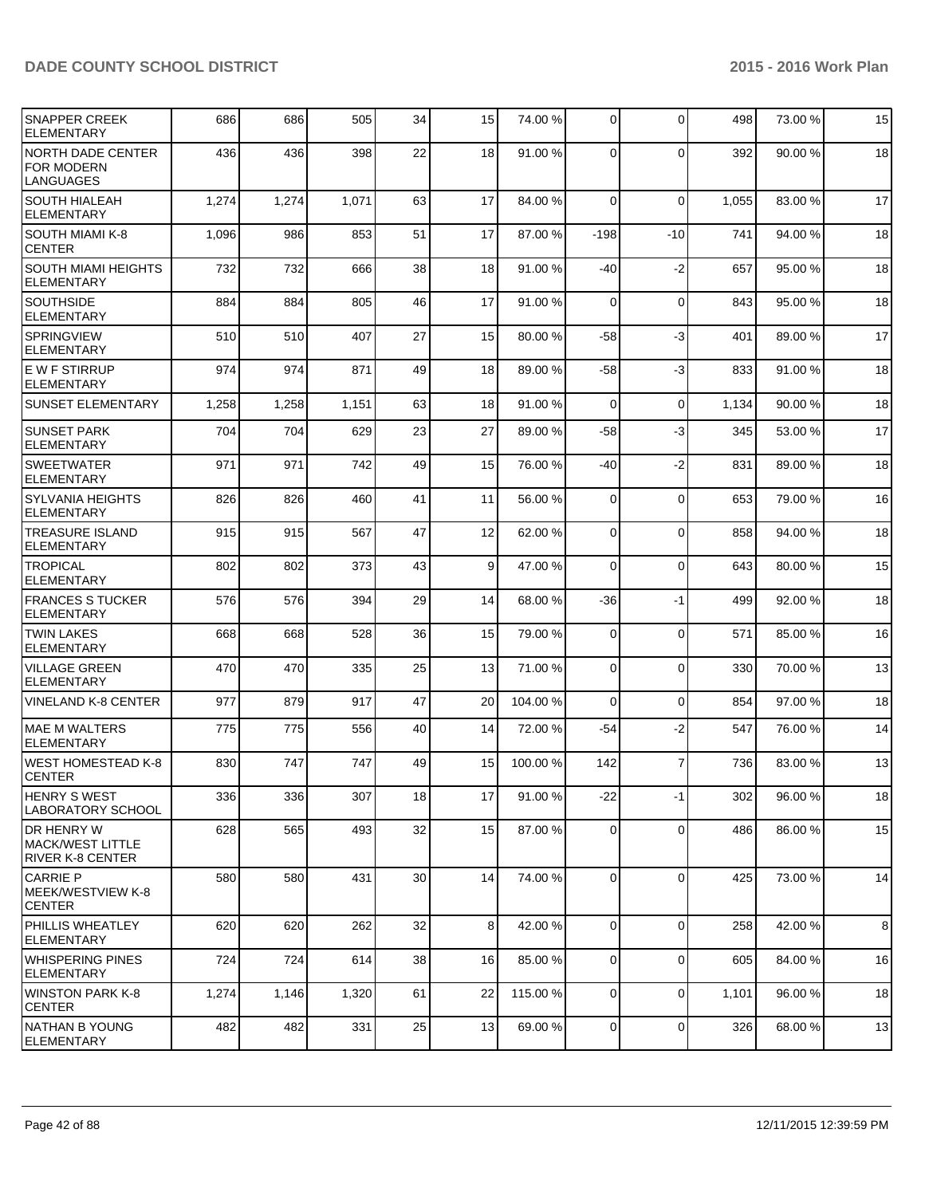| SNAPPER CREEK ELEMENTARY | 686 | 686 | 505 | 34 | 15 | 74.00 % | 0 | 0 | 498 | 73.00 % | 15 |
|---|---|---|---|---|---|---|---|---|---|---|---|
| NORTH DADE CENTER FOR MODERN LANGUAGES | 436 | 436 | 398 | 22 | 18 | 91.00 % | 0 | 0 | 392 | 90.00 % | 18 |
| SOUTH HIALEAH ELEMENTARY | 1,274 | 1,274 | 1,071 | 63 | 17 | 84.00 % | 0 | 0 | 1,055 | 83.00 % | 17 |
| SOUTH MIAMI K-8 CENTER | 1,096 | 986 | 853 | 51 | 17 | 87.00 % | -198 | -10 | 741 | 94.00 % | 18 |
| SOUTH MIAMI HEIGHTS ELEMENTARY | 732 | 732 | 666 | 38 | 18 | 91.00 % | -40 | -2 | 657 | 95.00 % | 18 |
| SOUTHSIDE ELEMENTARY | 884 | 884 | 805 | 46 | 17 | 91.00 % | 0 | 0 | 843 | 95.00 % | 18 |
| SPRINGVIEW ELEMENTARY | 510 | 510 | 407 | 27 | 15 | 80.00 % | -58 | -3 | 401 | 89.00 % | 17 |
| E W F STIRRUP ELEMENTARY | 974 | 974 | 871 | 49 | 18 | 89.00 % | -58 | -3 | 833 | 91.00 % | 18 |
| SUNSET ELEMENTARY | 1,258 | 1,258 | 1,151 | 63 | 18 | 91.00 % | 0 | 0 | 1,134 | 90.00 % | 18 |
| SUNSET PARK ELEMENTARY | 704 | 704 | 629 | 23 | 27 | 89.00 % | -58 | -3 | 345 | 53.00 % | 17 |
| SWEETWATER ELEMENTARY | 971 | 971 | 742 | 49 | 15 | 76.00 % | -40 | -2 | 831 | 89.00 % | 18 |
| SYLVANIA HEIGHTS ELEMENTARY | 826 | 826 | 460 | 41 | 11 | 56.00 % | 0 | 0 | 653 | 79.00 % | 16 |
| TREASURE ISLAND ELEMENTARY | 915 | 915 | 567 | 47 | 12 | 62.00 % | 0 | 0 | 858 | 94.00 % | 18 |
| TROPICAL ELEMENTARY | 802 | 802 | 373 | 43 | 9 | 47.00 % | 0 | 0 | 643 | 80.00 % | 15 |
| FRANCES S TUCKER ELEMENTARY | 576 | 576 | 394 | 29 | 14 | 68.00 % | -36 | -1 | 499 | 92.00 % | 18 |
| TWIN LAKES ELEMENTARY | 668 | 668 | 528 | 36 | 15 | 79.00 % | 0 | 0 | 571 | 85.00 % | 16 |
| VILLAGE GREEN ELEMENTARY | 470 | 470 | 335 | 25 | 13 | 71.00 % | 0 | 0 | 330 | 70.00 % | 13 |
| VINELAND K-8 CENTER | 977 | 879 | 917 | 47 | 20 | 104.00 % | 0 | 0 | 854 | 97.00 % | 18 |
| MAE M WALTERS ELEMENTARY | 775 | 775 | 556 | 40 | 14 | 72.00 % | -54 | -2 | 547 | 76.00 % | 14 |
| WEST HOMESTEAD K-8 CENTER | 830 | 747 | 747 | 49 | 15 | 100.00 % | 142 | 7 | 736 | 83.00 % | 13 |
| HENRY S WEST LABORATORY SCHOOL | 336 | 336 | 307 | 18 | 17 | 91.00 % | -22 | -1 | 302 | 96.00 % | 18 |
| DR HENRY W MACK/WEST LITTLE RIVER K-8 CENTER | 628 | 565 | 493 | 32 | 15 | 87.00 % | 0 | 0 | 486 | 86.00 % | 15 |
| CARRIE P MEEK/WESTVIEW K-8 CENTER | 580 | 580 | 431 | 30 | 14 | 74.00 % | 0 | 0 | 425 | 73.00 % | 14 |
| PHILLIS WHEATLEY ELEMENTARY | 620 | 620 | 262 | 32 | 8 | 42.00 % | 0 | 0 | 258 | 42.00 % | 8 |
| WHISPERING PINES ELEMENTARY | 724 | 724 | 614 | 38 | 16 | 85.00 % | 0 | 0 | 605 | 84.00 % | 16 |
| WINSTON PARK K-8 CENTER | 1,274 | 1,146 | 1,320 | 61 | 22 | 115.00 % | 0 | 0 | 1,101 | 96.00 % | 18 |
| NATHAN B YOUNG ELEMENTARY | 482 | 482 | 331 | 25 | 13 | 69.00 % | 0 | 0 | 326 | 68.00 % | 13 |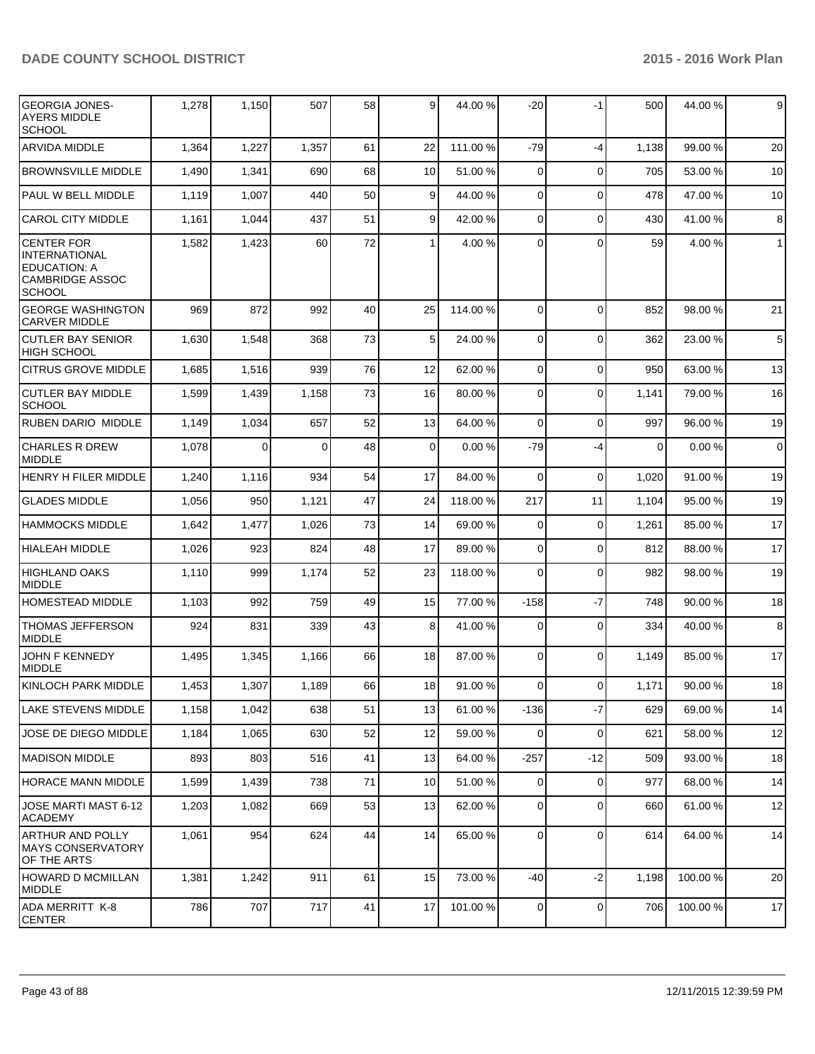| GEORGIA JONES-AYERS MIDDLE SCHOOL | 1,278 | 1,150 | 507 | 58 | 9 | 44.00 % | -20 | -1 | 500 | 44.00 % | 9 |
|---|---|---|---|---|---|---|---|---|---|---|---|
| ARVIDA MIDDLE | 1,364 | 1,227 | 1,357 | 61 | 22 | 111.00 % | -79 | -4 | 1,138 | 99.00 % | 20 |
| BROWNSVILLE MIDDLE | 1,490 | 1,341 | 690 | 68 | 10 | 51.00 % | 0 | 0 | 705 | 53.00 % | 10 |
| PAUL W BELL MIDDLE | 1,119 | 1,007 | 440 | 50 | 9 | 44.00 % | 0 | 0 | 478 | 47.00 % | 10 |
| CAROL CITY MIDDLE | 1,161 | 1,044 | 437 | 51 | 9 | 42.00 % | 0 | 0 | 430 | 41.00 % | 8 |
| CENTER FOR INTERNATIONAL EDUCATION: A CAMBRIDGE ASSOC SCHOOL | 1,582 | 1,423 | 60 | 72 | 1 | 4.00 % | 0 | 0 | 59 | 4.00 % | 1 |
| GEORGE WASHINGTON CARVER MIDDLE | 969 | 872 | 992 | 40 | 25 | 114.00 % | 0 | 0 | 852 | 98.00 % | 21 |
| CUTLER BAY SENIOR HIGH SCHOOL | 1,630 | 1,548 | 368 | 73 | 5 | 24.00 % | 0 | 0 | 362 | 23.00 % | 5 |
| CITRUS GROVE MIDDLE | 1,685 | 1,516 | 939 | 76 | 12 | 62.00 % | 0 | 0 | 950 | 63.00 % | 13 |
| CUTLER BAY MIDDLE SCHOOL | 1,599 | 1,439 | 1,158 | 73 | 16 | 80.00 % | 0 | 0 | 1,141 | 79.00 % | 16 |
| RUBEN DARIO MIDDLE | 1,149 | 1,034 | 657 | 52 | 13 | 64.00 % | 0 | 0 | 997 | 96.00 % | 19 |
| CHARLES R DREW MIDDLE | 1,078 | 0 | 0 | 48 | 0 | 0.00 % | -79 | -4 | 0 | 0.00 % | 0 |
| HENRY H FILER MIDDLE | 1,240 | 1,116 | 934 | 54 | 17 | 84.00 % | 0 | 0 | 1,020 | 91.00 % | 19 |
| GLADES MIDDLE | 1,056 | 950 | 1,121 | 47 | 24 | 118.00 % | 217 | 11 | 1,104 | 95.00 % | 19 |
| HAMMOCKS MIDDLE | 1,642 | 1,477 | 1,026 | 73 | 14 | 69.00 % | 0 | 0 | 1,261 | 85.00 % | 17 |
| HIALEAH MIDDLE | 1,026 | 923 | 824 | 48 | 17 | 89.00 % | 0 | 0 | 812 | 88.00 % | 17 |
| HIGHLAND OAKS MIDDLE | 1,110 | 999 | 1,174 | 52 | 23 | 118.00 % | 0 | 0 | 982 | 98.00 % | 19 |
| HOMESTEAD MIDDLE | 1,103 | 992 | 759 | 49 | 15 | 77.00 % | -158 | -7 | 748 | 90.00 % | 18 |
| THOMAS JEFFERSON MIDDLE | 924 | 831 | 339 | 43 | 8 | 41.00 % | 0 | 0 | 334 | 40.00 % | 8 |
| JOHN F KENNEDY MIDDLE | 1,495 | 1,345 | 1,166 | 66 | 18 | 87.00 % | 0 | 0 | 1,149 | 85.00 % | 17 |
| KINLOCH PARK MIDDLE | 1,453 | 1,307 | 1,189 | 66 | 18 | 91.00 % | 0 | 0 | 1,171 | 90.00 % | 18 |
| LAKE STEVENS MIDDLE | 1,158 | 1,042 | 638 | 51 | 13 | 61.00 % | -136 | -7 | 629 | 69.00 % | 14 |
| JOSE DE DIEGO MIDDLE | 1,184 | 1,065 | 630 | 52 | 12 | 59.00 % | 0 | 0 | 621 | 58.00 % | 12 |
| MADISON MIDDLE | 893 | 803 | 516 | 41 | 13 | 64.00 % | -257 | -12 | 509 | 93.00 % | 18 |
| HORACE MANN MIDDLE | 1,599 | 1,439 | 738 | 71 | 10 | 51.00 % | 0 | 0 | 977 | 68.00 % | 14 |
| JOSE MARTI MAST 6-12 ACADEMY | 1,203 | 1,082 | 669 | 53 | 13 | 62.00 % | 0 | 0 | 660 | 61.00 % | 12 |
| ARTHUR AND POLLY MAYS CONSERVATORY OF THE ARTS | 1,061 | 954 | 624 | 44 | 14 | 65.00 % | 0 | 0 | 614 | 64.00 % | 14 |
| HOWARD D MCMILLAN MIDDLE | 1,381 | 1,242 | 911 | 61 | 15 | 73.00 % | -40 | -2 | 1,198 | 100.00 % | 20 |
| ADA MERRITT K-8 CENTER | 786 | 707 | 717 | 41 | 17 | 101.00 % | 0 | 0 | 706 | 100.00 % | 17 |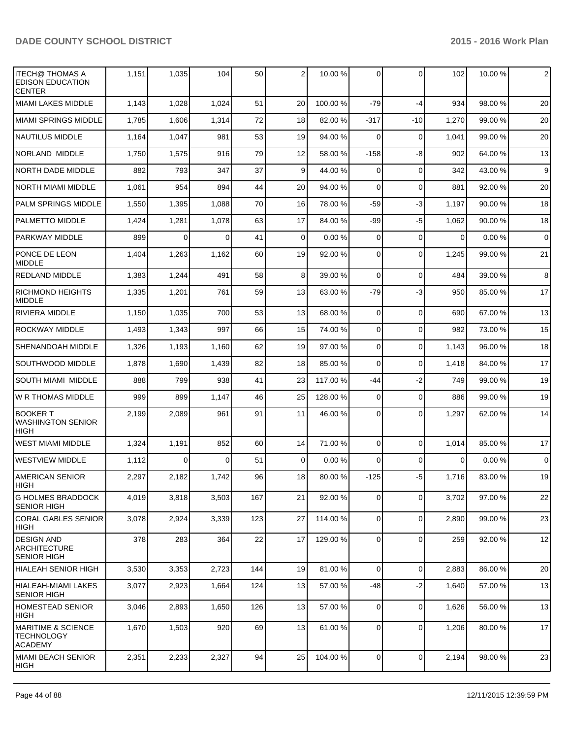| iTECH@ THOMAS A EDISON EDUCATION CENTER | 1,151 | 1,035 | 104 | 50 | 2 | 10.00 % | 0 | 0 | 102 | 10.00 % | 2 |
|---|---|---|---|---|---|---|---|---|---|---|---|
| MIAMI LAKES MIDDLE | 1,143 | 1,028 | 1,024 | 51 | 20 | 100.00 % | -79 | -4 | 934 | 98.00 % | 20 |
| MIAMI SPRINGS MIDDLE | 1,785 | 1,606 | 1,314 | 72 | 18 | 82.00 % | -317 | -10 | 1,270 | 99.00 % | 20 |
| NAUTILUS MIDDLE | 1,164 | 1,047 | 981 | 53 | 19 | 94.00 % | 0 | 0 | 1,041 | 99.00 % | 20 |
| NORLAND MIDDLE | 1,750 | 1,575 | 916 | 79 | 12 | 58.00 % | -158 | -8 | 902 | 64.00 % | 13 |
| NORTH DADE MIDDLE | 882 | 793 | 347 | 37 | 9 | 44.00 % | 0 | 0 | 342 | 43.00 % | 9 |
| NORTH MIAMI MIDDLE | 1,061 | 954 | 894 | 44 | 20 | 94.00 % | 0 | 0 | 881 | 92.00 % | 20 |
| PALM SPRINGS MIDDLE | 1,550 | 1,395 | 1,088 | 70 | 16 | 78.00 % | -59 | -3 | 1,197 | 90.00 % | 18 |
| PALMETTO MIDDLE | 1,424 | 1,281 | 1,078 | 63 | 17 | 84.00 % | -99 | -5 | 1,062 | 90.00 % | 18 |
| PARKWAY MIDDLE | 899 | 0 | 0 | 41 | 0 | 0.00 % | 0 | 0 | 0 | 0.00 % | 0 |
| PONCE DE LEON MIDDLE | 1,404 | 1,263 | 1,162 | 60 | 19 | 92.00 % | 0 | 0 | 1,245 | 99.00 % | 21 |
| REDLAND MIDDLE | 1,383 | 1,244 | 491 | 58 | 8 | 39.00 % | 0 | 0 | 484 | 39.00 % | 8 |
| RICHMOND HEIGHTS MIDDLE | 1,335 | 1,201 | 761 | 59 | 13 | 63.00 % | -79 | -3 | 950 | 85.00 % | 17 |
| RIVIERA MIDDLE | 1,150 | 1,035 | 700 | 53 | 13 | 68.00 % | 0 | 0 | 690 | 67.00 % | 13 |
| ROCKWAY MIDDLE | 1,493 | 1,343 | 997 | 66 | 15 | 74.00 % | 0 | 0 | 982 | 73.00 % | 15 |
| SHENANDOAH MIDDLE | 1,326 | 1,193 | 1,160 | 62 | 19 | 97.00 % | 0 | 0 | 1,143 | 96.00 % | 18 |
| SOUTHWOOD MIDDLE | 1,878 | 1,690 | 1,439 | 82 | 18 | 85.00 % | 0 | 0 | 1,418 | 84.00 % | 17 |
| SOUTH MIAMI MIDDLE | 888 | 799 | 938 | 41 | 23 | 117.00 % | -44 | -2 | 749 | 99.00 % | 19 |
| W R THOMAS MIDDLE | 999 | 899 | 1,147 | 46 | 25 | 128.00 % | 0 | 0 | 886 | 99.00 % | 19 |
| BOOKER T WASHINGTON SENIOR HIGH | 2,199 | 2,089 | 961 | 91 | 11 | 46.00 % | 0 | 0 | 1,297 | 62.00 % | 14 |
| WEST MIAMI MIDDLE | 1,324 | 1,191 | 852 | 60 | 14 | 71.00 % | 0 | 0 | 1,014 | 85.00 % | 17 |
| WESTVIEW MIDDLE | 1,112 | 0 | 0 | 51 | 0 | 0.00 % | 0 | 0 | 0 | 0.00 % | 0 |
| AMERICAN SENIOR HIGH | 2,297 | 2,182 | 1,742 | 96 | 18 | 80.00 % | -125 | -5 | 1,716 | 83.00 % | 19 |
| G HOLMES BRADDOCK SENIOR HIGH | 4,019 | 3,818 | 3,503 | 167 | 21 | 92.00 % | 0 | 0 | 3,702 | 97.00 % | 22 |
| CORAL GABLES SENIOR HIGH | 3,078 | 2,924 | 3,339 | 123 | 27 | 114.00 % | 0 | 0 | 2,890 | 99.00 % | 23 |
| DESIGN AND ARCHITECTURE SENIOR HIGH | 378 | 283 | 364 | 22 | 17 | 129.00 % | 0 | 0 | 259 | 92.00 % | 12 |
| HIALEAH SENIOR HIGH | 3,530 | 3,353 | 2,723 | 144 | 19 | 81.00 % | 0 | 0 | 2,883 | 86.00 % | 20 |
| HIALEAH-MIAMI LAKES SENIOR HIGH | 3,077 | 2,923 | 1,664 | 124 | 13 | 57.00 % | -48 | -2 | 1,640 | 57.00 % | 13 |
| HOMESTEAD SENIOR HIGH | 3,046 | 2,893 | 1,650 | 126 | 13 | 57.00 % | 0 | 0 | 1,626 | 56.00 % | 13 |
| MARITIME & SCIENCE TECHNOLOGY ACADEMY | 1,670 | 1,503 | 920 | 69 | 13 | 61.00 % | 0 | 0 | 1,206 | 80.00 % | 17 |
| MIAMI BEACH SENIOR HIGH | 2,351 | 2,233 | 2,327 | 94 | 25 | 104.00 % | 0 | 0 | 2,194 | 98.00 % | 23 |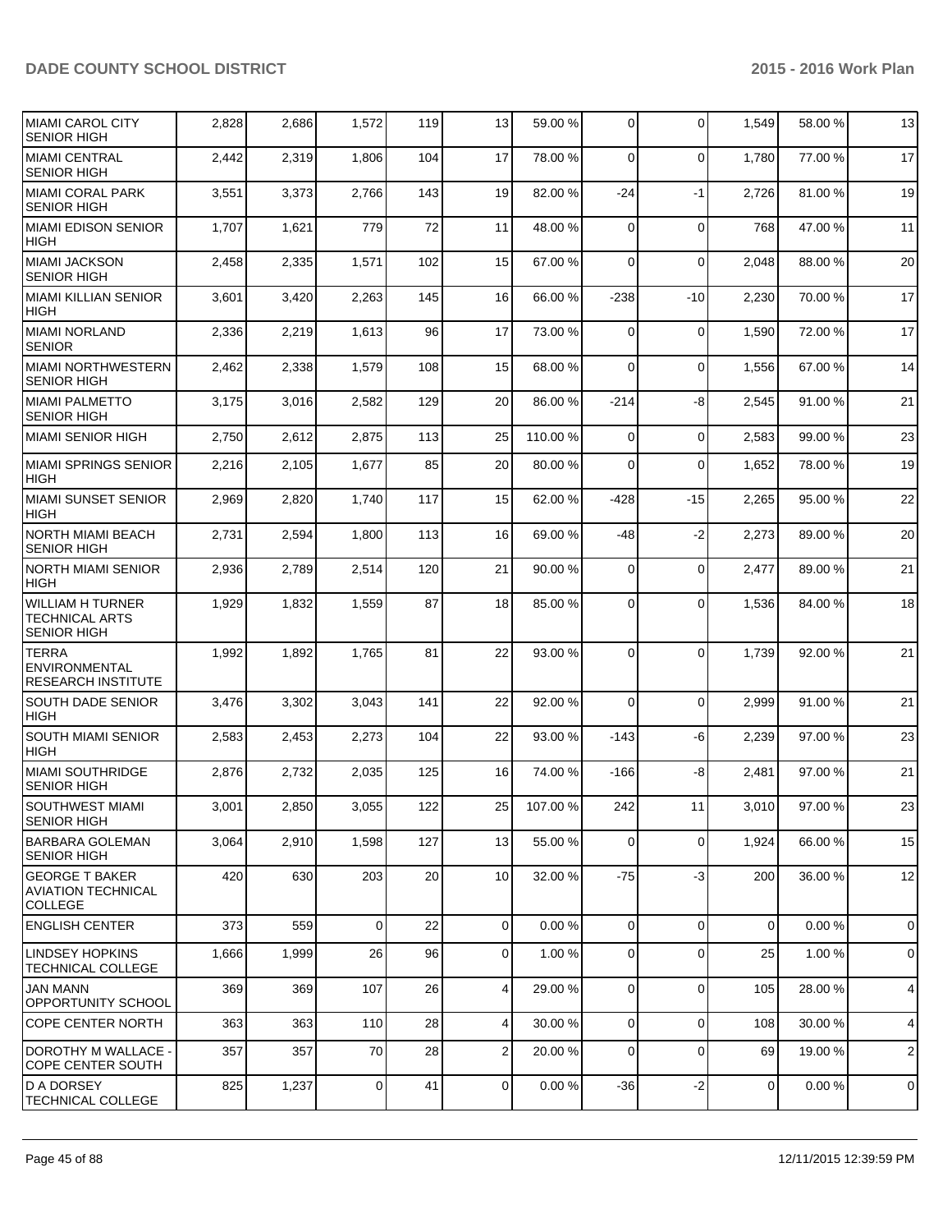| | | | | | | | | | | |
|---|---|---|---|---|---|---|---|---|---|---|
| MIAMI CAROL CITY SENIOR HIGH | 2,828 | 2,686 | 1,572 | 119 | 13 | 59.00 % | 0 | 0 | 1,549 | 58.00 % | 13 |
| MIAMI CENTRAL SENIOR HIGH | 2,442 | 2,319 | 1,806 | 104 | 17 | 78.00 % | 0 | 0 | 1,780 | 77.00 % | 17 |
| MIAMI CORAL PARK SENIOR HIGH | 3,551 | 3,373 | 2,766 | 143 | 19 | 82.00 % | -24 | -1 | 2,726 | 81.00 % | 19 |
| MIAMI EDISON SENIOR HIGH | 1,707 | 1,621 | 779 | 72 | 11 | 48.00 % | 0 | 0 | 768 | 47.00 % | 11 |
| MIAMI JACKSON SENIOR HIGH | 2,458 | 2,335 | 1,571 | 102 | 15 | 67.00 % | 0 | 0 | 2,048 | 88.00 % | 20 |
| MIAMI KILLIAN SENIOR HIGH | 3,601 | 3,420 | 2,263 | 145 | 16 | 66.00 % | -238 | -10 | 2,230 | 70.00 % | 17 |
| MIAMI NORLAND SENIOR | 2,336 | 2,219 | 1,613 | 96 | 17 | 73.00 % | 0 | 0 | 1,590 | 72.00 % | 17 |
| MIAMI NORTHWESTERN SENIOR HIGH | 2,462 | 2,338 | 1,579 | 108 | 15 | 68.00 % | 0 | 0 | 1,556 | 67.00 % | 14 |
| MIAMI PALMETTO SENIOR HIGH | 3,175 | 3,016 | 2,582 | 129 | 20 | 86.00 % | -214 | -8 | 2,545 | 91.00 % | 21 |
| MIAMI SENIOR HIGH | 2,750 | 2,612 | 2,875 | 113 | 25 | 110.00 % | 0 | 0 | 2,583 | 99.00 % | 23 |
| MIAMI SPRINGS SENIOR HIGH | 2,216 | 2,105 | 1,677 | 85 | 20 | 80.00 % | 0 | 0 | 1,652 | 78.00 % | 19 |
| MIAMI SUNSET SENIOR HIGH | 2,969 | 2,820 | 1,740 | 117 | 15 | 62.00 % | -428 | -15 | 2,265 | 95.00 % | 22 |
| NORTH MIAMI BEACH SENIOR HIGH | 2,731 | 2,594 | 1,800 | 113 | 16 | 69.00 % | -48 | -2 | 2,273 | 89.00 % | 20 |
| NORTH MIAMI SENIOR HIGH | 2,936 | 2,789 | 2,514 | 120 | 21 | 90.00 % | 0 | 0 | 2,477 | 89.00 % | 21 |
| WILLIAM H TURNER TECHNICAL ARTS SENIOR HIGH | 1,929 | 1,832 | 1,559 | 87 | 18 | 85.00 % | 0 | 0 | 1,536 | 84.00 % | 18 |
| TERRA ENVIRONMENTAL RESEARCH INSTITUTE | 1,992 | 1,892 | 1,765 | 81 | 22 | 93.00 % | 0 | 0 | 1,739 | 92.00 % | 21 |
| SOUTH DADE SENIOR HIGH | 3,476 | 3,302 | 3,043 | 141 | 22 | 92.00 % | 0 | 0 | 2,999 | 91.00 % | 21 |
| SOUTH MIAMI SENIOR HIGH | 2,583 | 2,453 | 2,273 | 104 | 22 | 93.00 % | -143 | -6 | 2,239 | 97.00 % | 23 |
| MIAMI SOUTHRIDGE SENIOR HIGH | 2,876 | 2,732 | 2,035 | 125 | 16 | 74.00 % | -166 | -8 | 2,481 | 97.00 % | 21 |
| SOUTHWEST MIAMI SENIOR HIGH | 3,001 | 2,850 | 3,055 | 122 | 25 | 107.00 % | 242 | 11 | 3,010 | 97.00 % | 23 |
| BARBARA GOLEMAN SENIOR HIGH | 3,064 | 2,910 | 1,598 | 127 | 13 | 55.00 % | 0 | 0 | 1,924 | 66.00 % | 15 |
| GEORGE T BAKER AVIATION TECHNICAL COLLEGE | 420 | 630 | 203 | 20 | 10 | 32.00 % | -75 | -3 | 200 | 36.00 % | 12 |
| ENGLISH CENTER | 373 | 559 | 0 | 22 | 0 | 0.00 % | 0 | 0 | 0 | 0.00 % | 0 |
| LINDSEY HOPKINS TECHNICAL COLLEGE | 1,666 | 1,999 | 26 | 96 | 0 | 1.00 % | 0 | 0 | 25 | 1.00 % | 0 |
| JAN MANN OPPORTUNITY SCHOOL | 369 | 369 | 107 | 26 | 4 | 29.00 % | 0 | 0 | 105 | 28.00 % | 4 |
| COPE CENTER NORTH | 363 | 363 | 110 | 28 | 4 | 30.00 % | 0 | 0 | 108 | 30.00 % | 4 |
| DOROTHY M WALLACE - COPE CENTER SOUTH | 357 | 357 | 70 | 28 | 2 | 20.00 % | 0 | 0 | 69 | 19.00 % | 2 |
| D A DORSEY TECHNICAL COLLEGE | 825 | 1,237 | 0 | 41 | 0 | 0.00 % | -36 | -2 | 0 | 0.00 % | 0 |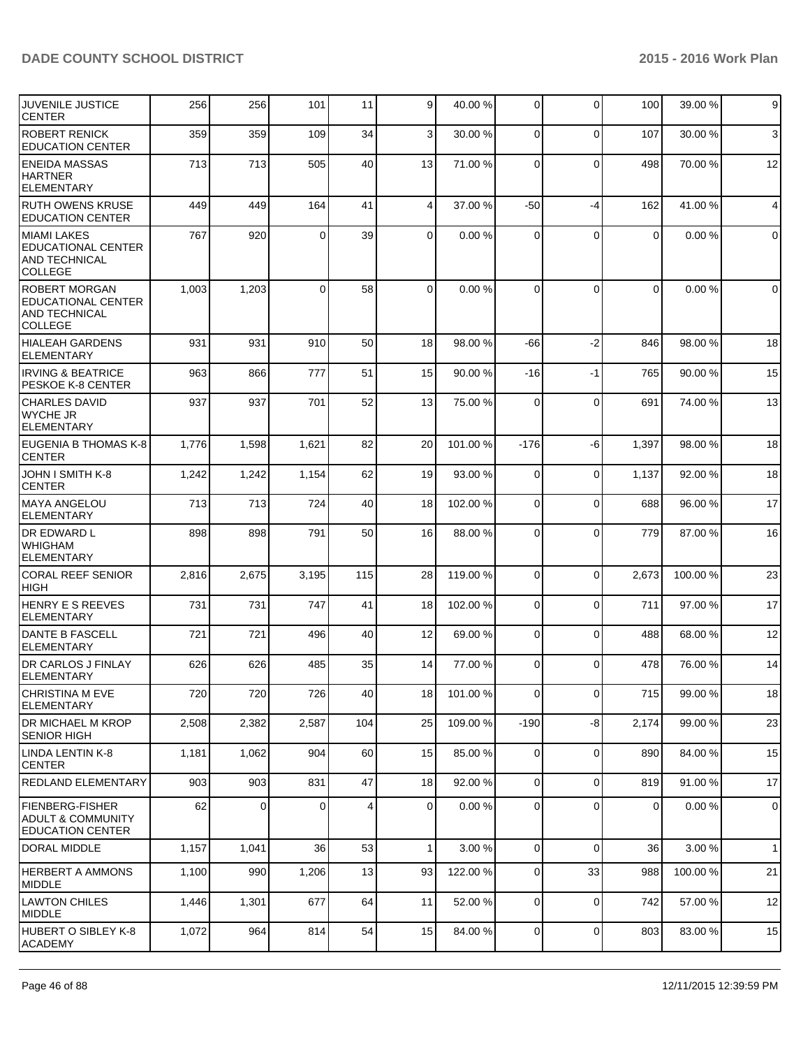| | | | | | | | | | | |
|---|---|---|---|---|---|---|---|---|---|---|
| JUVENILE JUSTICE CENTER | 256 | 256 | 101 | 11 | 9 | 40.00 % | 0 | 0 | 100 | 39.00 % | 9 |
| ROBERT RENICK EDUCATION CENTER | 359 | 359 | 109 | 34 | 3 | 30.00 % | 0 | 0 | 107 | 30.00 % | 3 |
| ENEIDA MASSAS HARTNER ELEMENTARY | 713 | 713 | 505 | 40 | 13 | 71.00 % | 0 | 0 | 498 | 70.00 % | 12 |
| RUTH OWENS KRUSE EDUCATION CENTER | 449 | 449 | 164 | 41 | 4 | 37.00 % | -50 | -4 | 162 | 41.00 % | 4 |
| MIAMI LAKES EDUCATIONAL CENTER AND TECHNICAL COLLEGE | 767 | 920 | 0 | 39 | 0 | 0.00 % | 0 | 0 | 0 | 0.00 % | 0 |
| ROBERT MORGAN EDUCATIONAL CENTER AND TECHNICAL COLLEGE | 1,003 | 1,203 | 0 | 58 | 0 | 0.00 % | 0 | 0 | 0 | 0.00 % | 0 |
| HIALEAH GARDENS ELEMENTARY | 931 | 931 | 910 | 50 | 18 | 98.00 % | -66 | -2 | 846 | 98.00 % | 18 |
| IRVING & BEATRICE PESKOE K-8 CENTER | 963 | 866 | 777 | 51 | 15 | 90.00 % | -16 | -1 | 765 | 90.00 % | 15 |
| CHARLES DAVID WYCHE JR ELEMENTARY | 937 | 937 | 701 | 52 | 13 | 75.00 % | 0 | 0 | 691 | 74.00 % | 13 |
| EUGENIA B THOMAS K-8 CENTER | 1,776 | 1,598 | 1,621 | 82 | 20 | 101.00 % | -176 | -6 | 1,397 | 98.00 % | 18 |
| JOHN I SMITH K-8 CENTER | 1,242 | 1,242 | 1,154 | 62 | 19 | 93.00 % | 0 | 0 | 1,137 | 92.00 % | 18 |
| MAYA ANGELOU ELEMENTARY | 713 | 713 | 724 | 40 | 18 | 102.00 % | 0 | 0 | 688 | 96.00 % | 17 |
| DR EDWARD L WHIGHAM ELEMENTARY | 898 | 898 | 791 | 50 | 16 | 88.00 % | 0 | 0 | 779 | 87.00 % | 16 |
| CORAL REEF SENIOR HIGH | 2,816 | 2,675 | 3,195 | 115 | 28 | 119.00 % | 0 | 0 | 2,673 | 100.00 % | 23 |
| HENRY E S REEVES ELEMENTARY | 731 | 731 | 747 | 41 | 18 | 102.00 % | 0 | 0 | 711 | 97.00 % | 17 |
| DANTE B FASCELL ELEMENTARY | 721 | 721 | 496 | 40 | 12 | 69.00 % | 0 | 0 | 488 | 68.00 % | 12 |
| DR CARLOS J FINLAY ELEMENTARY | 626 | 626 | 485 | 35 | 14 | 77.00 % | 0 | 0 | 478 | 76.00 % | 14 |
| CHRISTINA M EVE ELEMENTARY | 720 | 720 | 726 | 40 | 18 | 101.00 % | 0 | 0 | 715 | 99.00 % | 18 |
| DR MICHAEL M KROP SENIOR HIGH | 2,508 | 2,382 | 2,587 | 104 | 25 | 109.00 % | -190 | -8 | 2,174 | 99.00 % | 23 |
| LINDA LENTIN K-8 CENTER | 1,181 | 1,062 | 904 | 60 | 15 | 85.00 % | 0 | 0 | 890 | 84.00 % | 15 |
| REDLAND ELEMENTARY | 903 | 903 | 831 | 47 | 18 | 92.00 % | 0 | 0 | 819 | 91.00 % | 17 |
| FIENBERG-FISHER ADULT & COMMUNITY EDUCATION CENTER | 62 | 0 | 0 | 4 | 0 | 0.00 % | 0 | 0 | 0 | 0.00 % | 0 |
| DORAL MIDDLE | 1,157 | 1,041 | 36 | 53 | 1 | 3.00 % | 0 | 0 | 36 | 3.00 % | 1 |
| HERBERT A AMMONS MIDDLE | 1,100 | 990 | 1,206 | 13 | 93 | 122.00 % | 0 | 33 | 988 | 100.00 % | 21 |
| LAWTON CHILES MIDDLE | 1,446 | 1,301 | 677 | 64 | 11 | 52.00 % | 0 | 0 | 742 | 57.00 % | 12 |
| HUBERT O SIBLEY K-8 ACADEMY | 1,072 | 964 | 814 | 54 | 15 | 84.00 % | 0 | 0 | 803 | 83.00 % | 15 |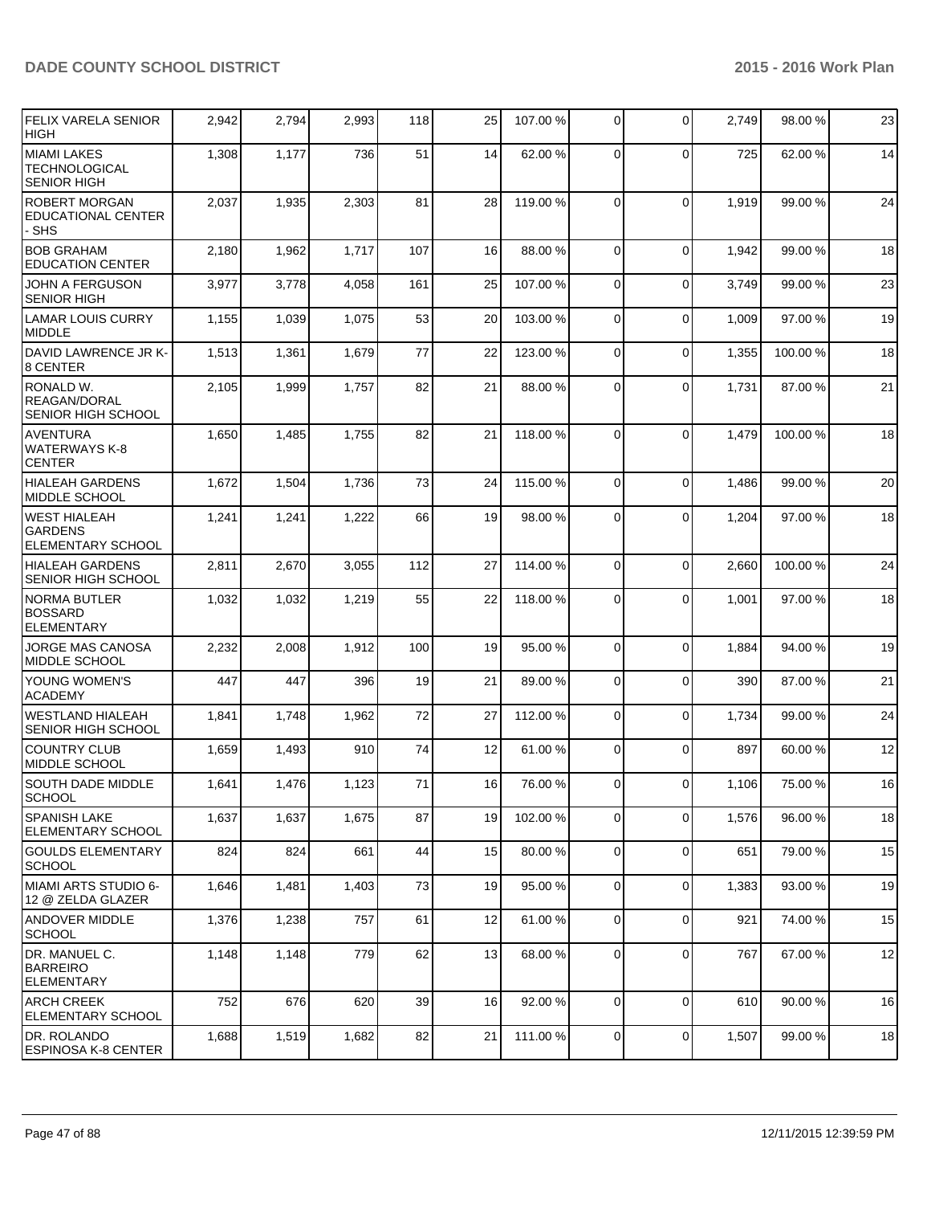| | | | | | | | | | | | |
|---|---|---|---|---|---|---|---|---|---|---|---|
| FELIX VARELA SENIOR HIGH | 2,942 | 2,794 | 2,993 | 118 | 25 | 107.00 % | 0 | 0 | 2,749 | 98.00 % | 23 |
| MIAMI LAKES TECHNOLOGICAL SENIOR HIGH | 1,308 | 1,177 | 736 | 51 | 14 | 62.00 % | 0 | 0 | 725 | 62.00 % | 14 |
| ROBERT MORGAN EDUCATIONAL CENTER - SHS | 2,037 | 1,935 | 2,303 | 81 | 28 | 119.00 % | 0 | 0 | 1,919 | 99.00 % | 24 |
| BOB GRAHAM EDUCATION CENTER | 2,180 | 1,962 | 1,717 | 107 | 16 | 88.00 % | 0 | 0 | 1,942 | 99.00 % | 18 |
| JOHN A FERGUSON SENIOR HIGH | 3,977 | 3,778 | 4,058 | 161 | 25 | 107.00 % | 0 | 0 | 3,749 | 99.00 % | 23 |
| LAMAR LOUIS CURRY MIDDLE | 1,155 | 1,039 | 1,075 | 53 | 20 | 103.00 % | 0 | 0 | 1,009 | 97.00 % | 19 |
| DAVID LAWRENCE JR K-8 CENTER | 1,513 | 1,361 | 1,679 | 77 | 22 | 123.00 % | 0 | 0 | 1,355 | 100.00 % | 18 |
| RONALD W. REAGAN/DORAL SENIOR HIGH SCHOOL | 2,105 | 1,999 | 1,757 | 82 | 21 | 88.00 % | 0 | 0 | 1,731 | 87.00 % | 21 |
| AVENTURA WATERWAYS K-8 CENTER | 1,650 | 1,485 | 1,755 | 82 | 21 | 118.00 % | 0 | 0 | 1,479 | 100.00 % | 18 |
| HIALEAH GARDENS MIDDLE SCHOOL | 1,672 | 1,504 | 1,736 | 73 | 24 | 115.00 % | 0 | 0 | 1,486 | 99.00 % | 20 |
| WEST HIALEAH GARDENS ELEMENTARY SCHOOL | 1,241 | 1,241 | 1,222 | 66 | 19 | 98.00 % | 0 | 0 | 1,204 | 97.00 % | 18 |
| HIALEAH GARDENS SENIOR HIGH SCHOOL | 2,811 | 2,670 | 3,055 | 112 | 27 | 114.00 % | 0 | 0 | 2,660 | 100.00 % | 24 |
| NORMA BUTLER BOSSARD ELEMENTARY | 1,032 | 1,032 | 1,219 | 55 | 22 | 118.00 % | 0 | 0 | 1,001 | 97.00 % | 18 |
| JORGE MAS CANOSA MIDDLE SCHOOL | 2,232 | 2,008 | 1,912 | 100 | 19 | 95.00 % | 0 | 0 | 1,884 | 94.00 % | 19 |
| YOUNG WOMEN'S ACADEMY | 447 | 447 | 396 | 19 | 21 | 89.00 % | 0 | 0 | 390 | 87.00 % | 21 |
| WESTLAND HIALEAH SENIOR HIGH SCHOOL | 1,841 | 1,748 | 1,962 | 72 | 27 | 112.00 % | 0 | 0 | 1,734 | 99.00 % | 24 |
| COUNTRY CLUB MIDDLE SCHOOL | 1,659 | 1,493 | 910 | 74 | 12 | 61.00 % | 0 | 0 | 897 | 60.00 % | 12 |
| SOUTH DADE MIDDLE SCHOOL | 1,641 | 1,476 | 1,123 | 71 | 16 | 76.00 % | 0 | 0 | 1,106 | 75.00 % | 16 |
| SPANISH LAKE ELEMENTARY SCHOOL | 1,637 | 1,637 | 1,675 | 87 | 19 | 102.00 % | 0 | 0 | 1,576 | 96.00 % | 18 |
| GOULDS ELEMENTARY SCHOOL | 824 | 824 | 661 | 44 | 15 | 80.00 % | 0 | 0 | 651 | 79.00 % | 15 |
| MIAMI ARTS STUDIO 6-12 @ ZELDA GLAZER | 1,646 | 1,481 | 1,403 | 73 | 19 | 95.00 % | 0 | 0 | 1,383 | 93.00 % | 19 |
| ANDOVER MIDDLE SCHOOL | 1,376 | 1,238 | 757 | 61 | 12 | 61.00 % | 0 | 0 | 921 | 74.00 % | 15 |
| DR. MANUEL C. BARREIRO ELEMENTARY | 1,148 | 1,148 | 779 | 62 | 13 | 68.00 % | 0 | 0 | 767 | 67.00 % | 12 |
| ARCH CREEK ELEMENTARY SCHOOL | 752 | 676 | 620 | 39 | 16 | 92.00 % | 0 | 0 | 610 | 90.00 % | 16 |
| DR. ROLANDO ESPINOSA K-8 CENTER | 1,688 | 1,519 | 1,682 | 82 | 21 | 111.00 % | 0 | 0 | 1,507 | 99.00 % | 18 |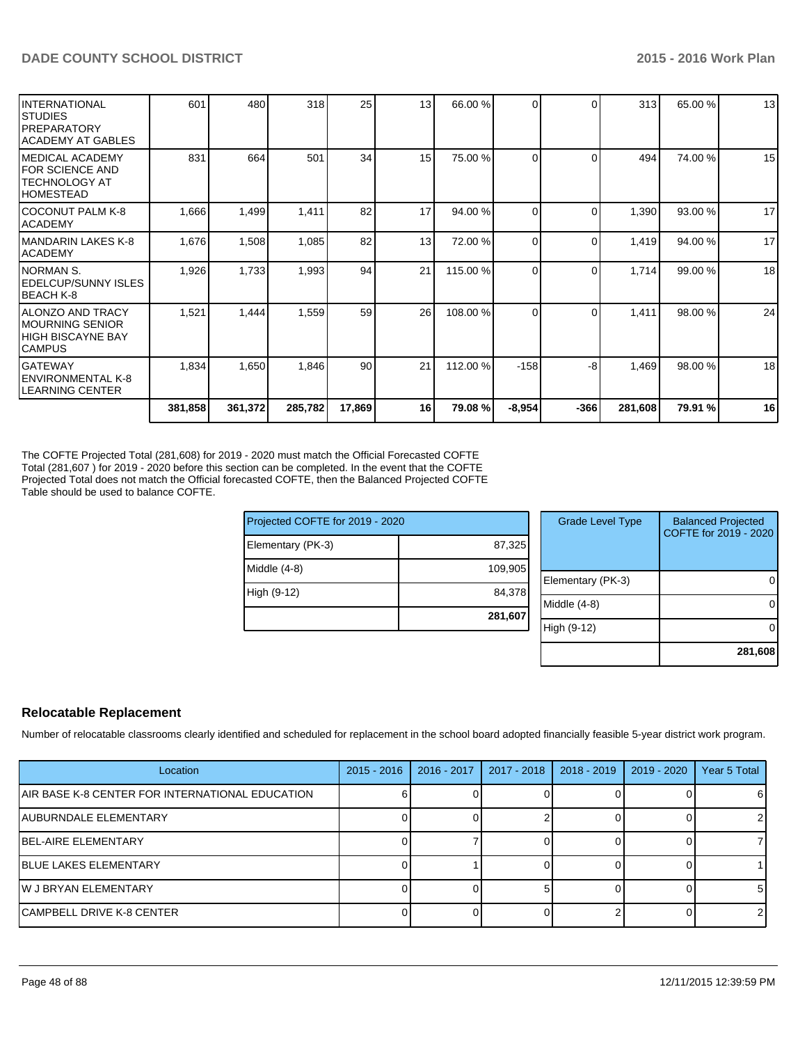| | | | | | | | | | | | |
|---|---|---|---|---|---|---|---|---|---|---|---|
| INTERNATIONAL STUDIES PREPARATORY ACADEMY AT GABLES | 601 | 480 | 318 | 25 | 13 | 66.00 % | 0 | 0 | 313 | 65.00 % | 13 |
| MEDICAL ACADEMY FOR SCIENCE AND TECHNOLOGY AT HOMESTEAD | 831 | 664 | 501 | 34 | 15 | 75.00 % | 0 | 0 | 494 | 74.00 % | 15 |
| COCONUT PALM K-8 ACADEMY | 1,666 | 1,499 | 1,411 | 82 | 17 | 94.00 % | 0 | 0 | 1,390 | 93.00 % | 17 |
| MANDARIN LAKES K-8 ACADEMY | 1,676 | 1,508 | 1,085 | 82 | 13 | 72.00 % | 0 | 0 | 1,419 | 94.00 % | 17 |
| NORMAN S. EDELCUP/SUNNY ISLES BEACH K-8 | 1,926 | 1,733 | 1,993 | 94 | 21 | 115.00 % | 0 | 0 | 1,714 | 99.00 % | 18 |
| ALONZO AND TRACY MOURNING SENIOR HIGH BISCAYNE BAY CAMPUS | 1,521 | 1,444 | 1,559 | 59 | 26 | 108.00 % | 0 | 0 | 1,411 | 98.00 % | 24 |
| GATEWAY ENVIRONMENTAL K-8 LEARNING CENTER | 1,834 | 1,650 | 1,846 | 90 | 21 | 112.00 % | -158 | -8 | 1,469 | 98.00 % | 18 |
| | **381,858** | **361,372** | **285,782** | **17,869** | **16** | **79.08 %** | **-8,954** | **-366** | **281,608** | **79.91 %** | **16** |

The COFTE Projected Total (281,608) for 2019 - 2020 must match the Official Forecasted COFTE Total (281,607 ) for 2019 - 2020 before this section can be completed. In the event that the COFTE Projected Total does not match the Official forecasted COFTE, then the Balanced Projected COFTE Table should be used to balance COFTE.

| Projected COFTE for 2019 - 2020 | |
|---|---|
| Elementary (PK-3) | 87,325 |
| Middle (4-8) | 109,905 |
| High (9-12) | 84,378 |
| | **281,607** |

| Grade Level Type | Balanced Projected COFTE for 2019 - 2020 |
|---|---|
| Elementary (PK-3) | 0 |
| Middle (4-8) | 0 |
| High (9-12) | 0 |
| | **281,608** |

## Relocatable Replacement

Number of relocatable classrooms clearly identified and scheduled for replacement in the school board adopted financially feasible 5-year district work program.

| Location | 2015 - 2016 | 2016 - 2017 | 2017 - 2018 | 2018 - 2019 | 2019 - 2020 | Year 5 Total |
|---|---|---|---|---|---|---|
| AIR BASE K-8 CENTER FOR INTERNATIONAL EDUCATION | 6 | 0 | 0 | 0 | 0 | 6 |
| AUBURNDALE ELEMENTARY | 0 | 0 | 2 | 0 | 0 | 2 |
| BEL-AIRE ELEMENTARY | 0 | 7 | 0 | 0 | 0 | 7 |
| BLUE LAKES ELEMENTARY | 0 | 1 | 0 | 0 | 0 | 1 |
| W J BRYAN ELEMENTARY | 0 | 0 | 5 | 0 | 0 | 5 |
| CAMPBELL DRIVE K-8 CENTER | 0 | 0 | 0 | 2 | 0 | 2 |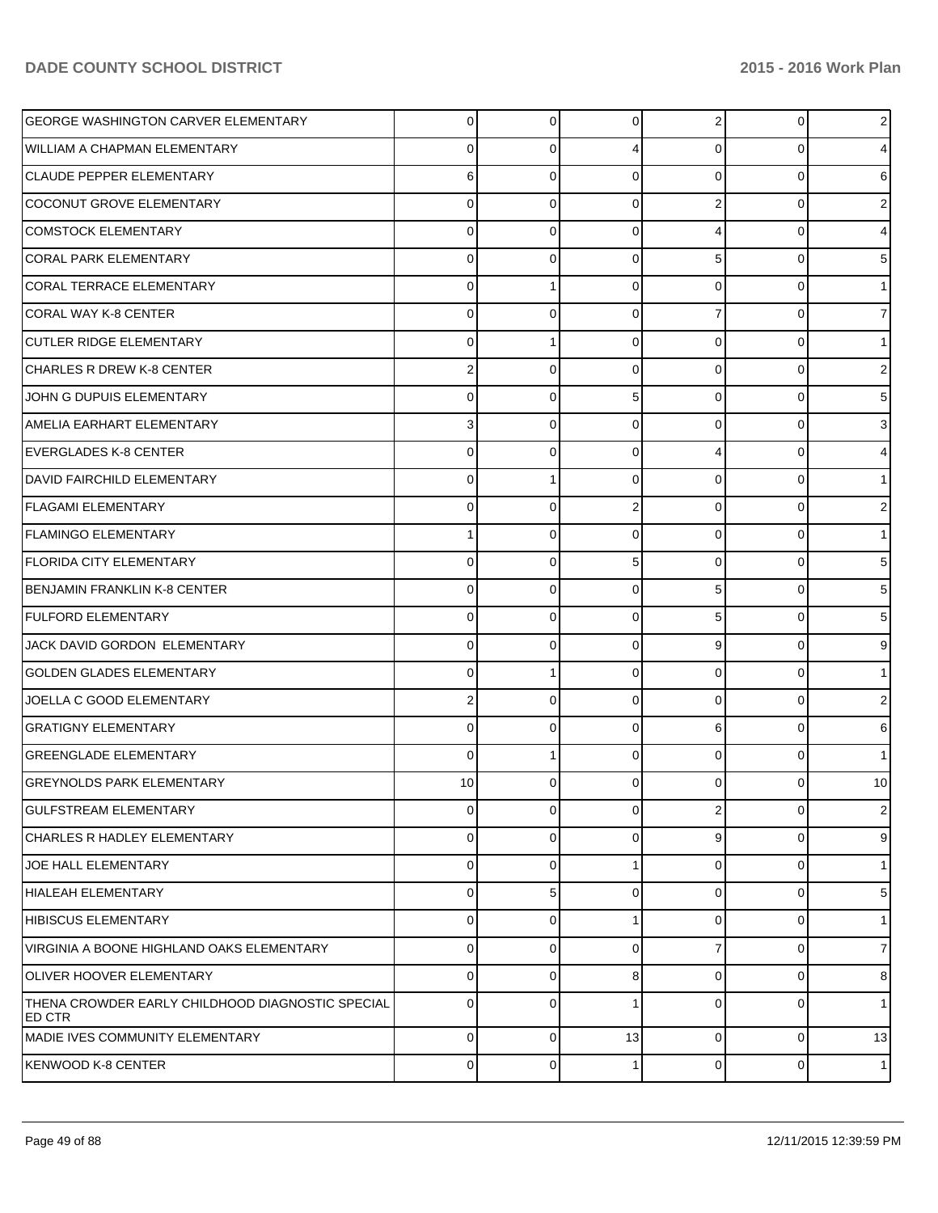| | | | | | | |
|---|---|---|---|---|---|---|
| GEORGE WASHINGTON CARVER ELEMENTARY | 0 | 0 | 0 | 2 | 0 | 2 |
| WILLIAM A CHAPMAN ELEMENTARY | 0 | 0 | 4 | 0 | 0 | 4 |
| CLAUDE PEPPER ELEMENTARY | 6 | 0 | 0 | 0 | 0 | 6 |
| COCONUT GROVE ELEMENTARY | 0 | 0 | 0 | 2 | 0 | 2 |
| COMSTOCK ELEMENTARY | 0 | 0 | 0 | 4 | 0 | 4 |
| CORAL PARK ELEMENTARY | 0 | 0 | 0 | 5 | 0 | 5 |
| CORAL TERRACE ELEMENTARY | 0 | 1 | 0 | 0 | 0 | 1 |
| CORAL WAY K-8 CENTER | 0 | 0 | 0 | 7 | 0 | 7 |
| CUTLER RIDGE ELEMENTARY | 0 | 1 | 0 | 0 | 0 | 1 |
| CHARLES R DREW K-8 CENTER | 2 | 0 | 0 | 0 | 0 | 2 |
| JOHN G DUPUIS ELEMENTARY | 0 | 0 | 5 | 0 | 0 | 5 |
| AMELIA EARHART ELEMENTARY | 3 | 0 | 0 | 0 | 0 | 3 |
| EVERGLADES K-8 CENTER | 0 | 0 | 0 | 4 | 0 | 4 |
| DAVID FAIRCHILD ELEMENTARY | 0 | 1 | 0 | 0 | 0 | 1 |
| FLAGAMI ELEMENTARY | 0 | 0 | 2 | 0 | 0 | 2 |
| FLAMINGO ELEMENTARY | 1 | 0 | 0 | 0 | 0 | 1 |
| FLORIDA CITY ELEMENTARY | 0 | 0 | 5 | 0 | 0 | 5 |
| BENJAMIN FRANKLIN K-8 CENTER | 0 | 0 | 0 | 5 | 0 | 5 |
| FULFORD ELEMENTARY | 0 | 0 | 0 | 5 | 0 | 5 |
| JACK DAVID GORDON ELEMENTARY | 0 | 0 | 0 | 9 | 0 | 9 |
| GOLDEN GLADES ELEMENTARY | 0 | 1 | 0 | 0 | 0 | 1 |
| JOELLA C GOOD ELEMENTARY | 2 | 0 | 0 | 0 | 0 | 2 |
| GRATIGNY ELEMENTARY | 0 | 0 | 0 | 6 | 0 | 6 |
| GREENGLADE ELEMENTARY | 0 | 1 | 0 | 0 | 0 | 1 |
| GREYNOLDS PARK ELEMENTARY | 10 | 0 | 0 | 0 | 0 | 10 |
| GULFSTREAM ELEMENTARY | 0 | 0 | 0 | 2 | 0 | 2 |
| CHARLES R HADLEY ELEMENTARY | 0 | 0 | 0 | 9 | 0 | 9 |
| JOE HALL ELEMENTARY | 0 | 0 | 1 | 0 | 0 | 1 |
| HIALEAH ELEMENTARY | 0 | 5 | 0 | 0 | 0 | 5 |
| HIBISCUS ELEMENTARY | 0 | 0 | 1 | 0 | 0 | 1 |
| VIRGINIA A BOONE HIGHLAND OAKS ELEMENTARY | 0 | 0 | 0 | 7 | 0 | 7 |
| OLIVER HOOVER ELEMENTARY | 0 | 0 | 8 | 0 | 0 | 8 |
| THENA CROWDER EARLY CHILDHOOD DIAGNOSTIC SPECIAL ED CTR | 0 | 0 | 1 | 0 | 0 | 1 |
| MADIE IVES COMMUNITY ELEMENTARY | 0 | 0 | 13 | 0 | 0 | 13 |
| KENWOOD K-8 CENTER | 0 | 0 | 1 | 0 | 0 | 1 |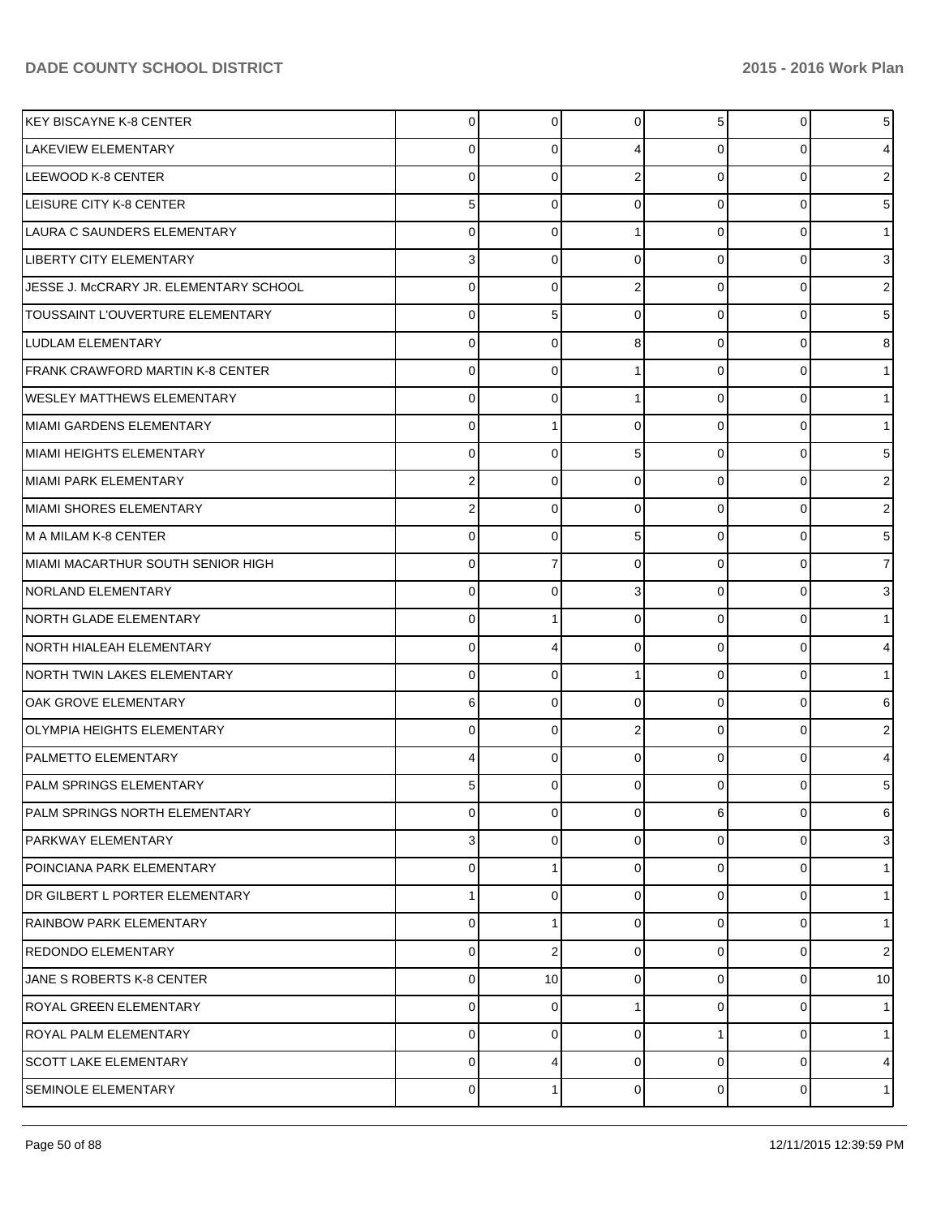| | | | | | | |
|---|---|---|---|---|---|---|
| KEY BISCAYNE K-8 CENTER | 0 | 0 | 0 | 5 | 0 | 5 |
| LAKEVIEW ELEMENTARY | 0 | 0 | 4 | 0 | 0 | 4 |
| LEEWOOD K-8 CENTER | 0 | 0 | 2 | 0 | 0 | 2 |
| LEISURE CITY K-8 CENTER | 5 | 0 | 0 | 0 | 0 | 5 |
| LAURA C SAUNDERS ELEMENTARY | 0 | 0 | 1 | 0 | 0 | 1 |
| LIBERTY CITY ELEMENTARY | 3 | 0 | 0 | 0 | 0 | 3 |
| JESSE J. McCRARY JR. ELEMENTARY SCHOOL | 0 | 0 | 2 | 0 | 0 | 2 |
| TOUSSAINT L'OUVERTURE ELEMENTARY | 0 | 5 | 0 | 0 | 0 | 5 |
| LUDLAM ELEMENTARY | 0 | 0 | 8 | 0 | 0 | 8 |
| FRANK CRAWFORD MARTIN K-8 CENTER | 0 | 0 | 1 | 0 | 0 | 1 |
| WESLEY MATTHEWS ELEMENTARY | 0 | 0 | 1 | 0 | 0 | 1 |
| MIAMI GARDENS ELEMENTARY | 0 | 1 | 0 | 0 | 0 | 1 |
| MIAMI HEIGHTS ELEMENTARY | 0 | 0 | 5 | 0 | 0 | 5 |
| MIAMI PARK ELEMENTARY | 2 | 0 | 0 | 0 | 0 | 2 |
| MIAMI SHORES ELEMENTARY | 2 | 0 | 0 | 0 | 0 | 2 |
| M A MILAM K-8 CENTER | 0 | 0 | 5 | 0 | 0 | 5 |
| MIAMI MACARTHUR SOUTH SENIOR HIGH | 0 | 7 | 0 | 0 | 0 | 7 |
| NORLAND ELEMENTARY | 0 | 0 | 3 | 0 | 0 | 3 |
| NORTH GLADE ELEMENTARY | 0 | 1 | 0 | 0 | 0 | 1 |
| NORTH HIALEAH ELEMENTARY | 0 | 4 | 0 | 0 | 0 | 4 |
| NORTH TWIN LAKES ELEMENTARY | 0 | 0 | 1 | 0 | 0 | 1 |
| OAK GROVE ELEMENTARY | 6 | 0 | 0 | 0 | 0 | 6 |
| OLYMPIA HEIGHTS ELEMENTARY | 0 | 0 | 2 | 0 | 0 | 2 |
| PALMETTO ELEMENTARY | 4 | 0 | 0 | 0 | 0 | 4 |
| PALM SPRINGS ELEMENTARY | 5 | 0 | 0 | 0 | 0 | 5 |
| PALM SPRINGS NORTH ELEMENTARY | 0 | 0 | 0 | 6 | 0 | 6 |
| PARKWAY ELEMENTARY | 3 | 0 | 0 | 0 | 0 | 3 |
| POINCIANA PARK ELEMENTARY | 0 | 1 | 0 | 0 | 0 | 1 |
| DR GILBERT L PORTER ELEMENTARY | 1 | 0 | 0 | 0 | 0 | 1 |
| RAINBOW PARK ELEMENTARY | 0 | 1 | 0 | 0 | 0 | 1 |
| REDONDO ELEMENTARY | 0 | 2 | 0 | 0 | 0 | 2 |
| JANE S ROBERTS K-8 CENTER | 0 | 10 | 0 | 0 | 0 | 10 |
| ROYAL GREEN ELEMENTARY | 0 | 0 | 1 | 0 | 0 | 1 |
| ROYAL PALM ELEMENTARY | 0 | 0 | 0 | 1 | 0 | 1 |
| SCOTT LAKE ELEMENTARY | 0 | 4 | 0 | 0 | 0 | 4 |
| SEMINOLE ELEMENTARY | 0 | 1 | 0 | 0 | 0 | 1 |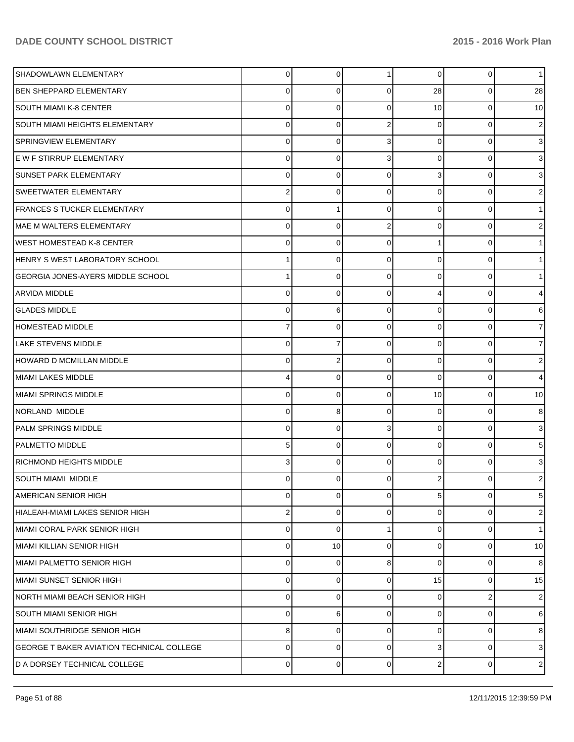| | | | | | | |
|---|---|---|---|---|---|---|
| SHADOWLAWN ELEMENTARY | 0 | 0 | 1 | 0 | 0 | 1 |
| BEN SHEPPARD ELEMENTARY | 0 | 0 | 0 | 28 | 0 | 28 |
| SOUTH MIAMI K-8 CENTER | 0 | 0 | 0 | 10 | 0 | 10 |
| SOUTH MIAMI HEIGHTS ELEMENTARY | 0 | 0 | 2 | 0 | 0 | 2 |
| SPRINGVIEW ELEMENTARY | 0 | 0 | 3 | 0 | 0 | 3 |
| E W F STIRRUP ELEMENTARY | 0 | 0 | 3 | 0 | 0 | 3 |
| SUNSET PARK ELEMENTARY | 0 | 0 | 0 | 3 | 0 | 3 |
| SWEETWATER ELEMENTARY | 2 | 0 | 0 | 0 | 0 | 2 |
| FRANCES S TUCKER ELEMENTARY | 0 | 1 | 0 | 0 | 0 | 1 |
| MAE M WALTERS ELEMENTARY | 0 | 0 | 2 | 0 | 0 | 2 |
| WEST HOMESTEAD K-8 CENTER | 0 | 0 | 0 | 1 | 0 | 1 |
| HENRY S WEST LABORATORY SCHOOL | 1 | 0 | 0 | 0 | 0 | 1 |
| GEORGIA JONES-AYERS MIDDLE SCHOOL | 1 | 0 | 0 | 0 | 0 | 1 |
| ARVIDA MIDDLE | 0 | 0 | 0 | 4 | 0 | 4 |
| GLADES MIDDLE | 0 | 6 | 0 | 0 | 0 | 6 |
| HOMESTEAD MIDDLE | 7 | 0 | 0 | 0 | 0 | 7 |
| LAKE STEVENS MIDDLE | 0 | 7 | 0 | 0 | 0 | 7 |
| HOWARD D MCMILLAN MIDDLE | 0 | 2 | 0 | 0 | 0 | 2 |
| MIAMI LAKES MIDDLE | 4 | 0 | 0 | 0 | 0 | 4 |
| MIAMI SPRINGS MIDDLE | 0 | 0 | 0 | 10 | 0 | 10 |
| NORLAND MIDDLE | 0 | 8 | 0 | 0 | 0 | 8 |
| PALM SPRINGS MIDDLE | 0 | 0 | 3 | 0 | 0 | 3 |
| PALMETTO MIDDLE | 5 | 0 | 0 | 0 | 0 | 5 |
| RICHMOND HEIGHTS MIDDLE | 3 | 0 | 0 | 0 | 0 | 3 |
| SOUTH MIAMI MIDDLE | 0 | 0 | 0 | 2 | 0 | 2 |
| AMERICAN SENIOR HIGH | 0 | 0 | 0 | 5 | 0 | 5 |
| HIALEAH-MIAMI LAKES SENIOR HIGH | 2 | 0 | 0 | 0 | 0 | 2 |
| MIAMI CORAL PARK SENIOR HIGH | 0 | 0 | 1 | 0 | 0 | 1 |
| MIAMI KILLIAN SENIOR HIGH | 0 | 10 | 0 | 0 | 0 | 10 |
| MIAMI PALMETTO SENIOR HIGH | 0 | 0 | 8 | 0 | 0 | 8 |
| MIAMI SUNSET SENIOR HIGH | 0 | 0 | 0 | 15 | 0 | 15 |
| NORTH MIAMI BEACH SENIOR HIGH | 0 | 0 | 0 | 0 | 2 | 2 |
| SOUTH MIAMI SENIOR HIGH | 0 | 6 | 0 | 0 | 0 | 6 |
| MIAMI SOUTHRIDGE SENIOR HIGH | 8 | 0 | 0 | 0 | 0 | 8 |
| GEORGE T BAKER AVIATION TECHNICAL COLLEGE | 0 | 0 | 0 | 3 | 0 | 3 |
| D A DORSEY TECHNICAL COLLEGE | 0 | 0 | 0 | 2 | 0 | 2 |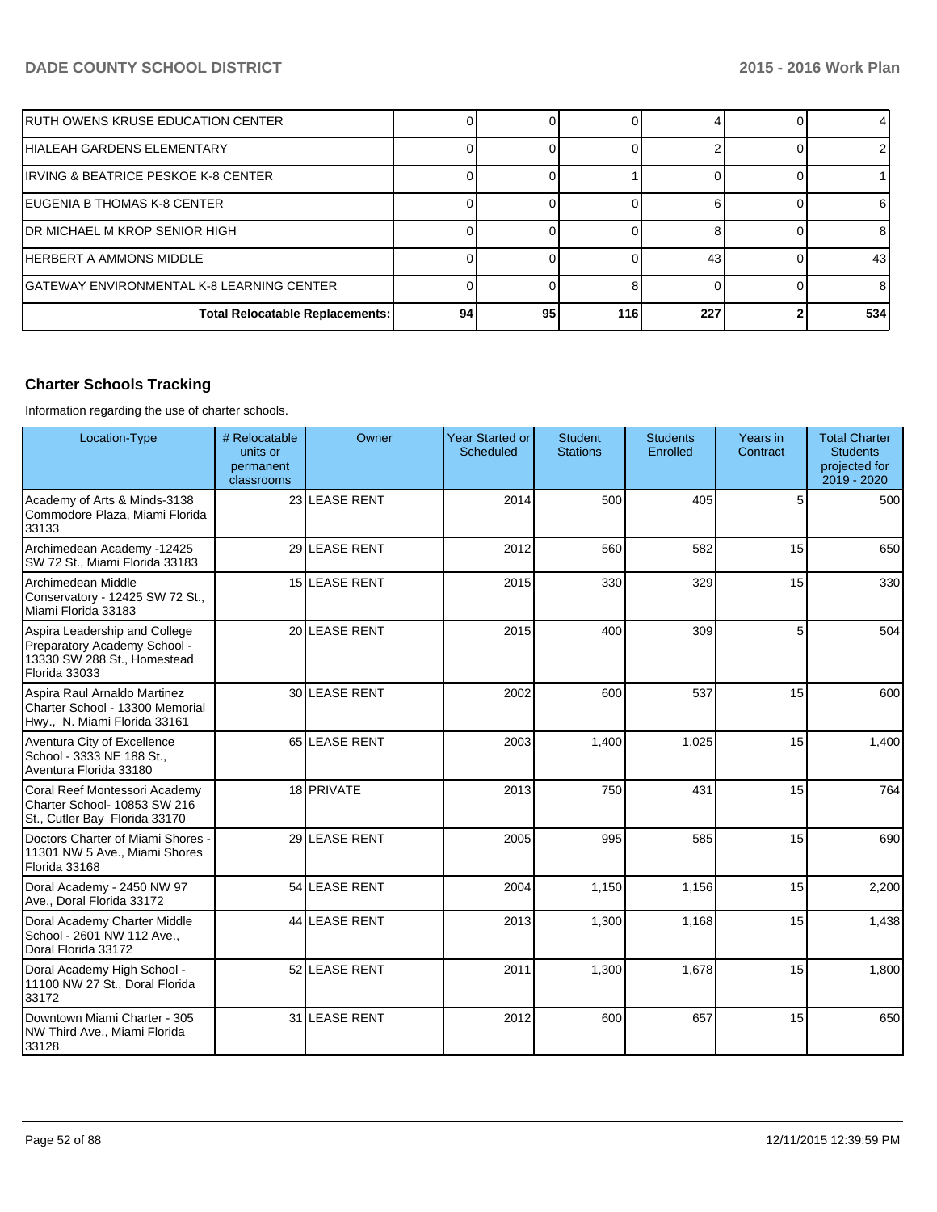| | | | | | | |
|---|---|---|---|---|---|---|
| RUTH OWENS KRUSE EDUCATION CENTER | 0 | 0 | 0 | 4 | 0 | 4 |
| HIALEAH GARDENS ELEMENTARY | 0 | 0 | 0 | 2 | 0 | 2 |
| IRVING & BEATRICE PESKOE K-8 CENTER | 0 | 0 | 1 | 0 | 0 | 1 |
| EUGENIA B THOMAS K-8 CENTER | 0 | 0 | 0 | 6 | 0 | 6 |
| DR MICHAEL M KROP SENIOR HIGH | 0 | 0 | 0 | 8 | 0 | 8 |
| HERBERT A AMMONS MIDDLE | 0 | 0 | 0 | 43 | 0 | 43 |
| GATEWAY ENVIRONMENTAL K-8 LEARNING CENTER | 0 | 0 | 8 | 0 | 0 | 8 |
| **Total Relocatable Replacements:** | **94** | **95** | **116** | **227** | **2** | **534** |

## Charter Schools Tracking

Information regarding the use of charter schools.

| Location-Type | # Relocatable units or permanent classrooms | Owner | Year Started or Scheduled | Student Stations | Students Enrolled | Years in Contract | Total Charter Students projected for 2019 - 2020 |
|---|---|---|---|---|---|---|---|
| Academy of Arts & Minds-3138 Commodore Plaza, Miami Florida 33133 | 23 | LEASE RENT | 2014 | 500 | 405 | 5 | 500 |
| Archimedean Academy -12425 SW 72 St., Miami Florida 33183 | 29 | LEASE RENT | 2012 | 560 | 582 | 15 | 650 |
| Archimedean Middle Conservatory - 12425 SW 72 St., Miami Florida 33183 | 15 | LEASE RENT | 2015 | 330 | 329 | 15 | 330 |
| Aspira Leadership and College Preparatory Academy School - 13330 SW 288 St., Homestead Florida 33033 | 20 | LEASE RENT | 2015 | 400 | 309 | 5 | 504 |
| Aspira Raul Arnaldo Martinez Charter School - 13300 Memorial Hwy., N. Miami Florida 33161 | 30 | LEASE RENT | 2002 | 600 | 537 | 15 | 600 |
| Aventura City of Excellence School - 3333 NE 188 St., Aventura Florida 33180 | 65 | LEASE RENT | 2003 | 1,400 | 1,025 | 15 | 1,400 |
| Coral Reef Montessori Academy Charter School- 10853 SW 216 St., Cutler Bay Florida 33170 | 18 | PRIVATE | 2013 | 750 | 431 | 15 | 764 |
| Doctors Charter of Miami Shores - 11301 NW 5 Ave., Miami Shores Florida 33168 | 29 | LEASE RENT | 2005 | 995 | 585 | 15 | 690 |
| Doral Academy - 2450 NW 97 Ave., Doral Florida 33172 | 54 | LEASE RENT | 2004 | 1,150 | 1,156 | 15 | 2,200 |
| Doral Academy Charter Middle School - 2601 NW 112 Ave., Doral Florida 33172 | 44 | LEASE RENT | 2013 | 1,300 | 1,168 | 15 | 1,438 |
| Doral Academy High School - 11100 NW 27 St., Doral Florida 33172 | 52 | LEASE RENT | 2011 | 1,300 | 1,678 | 15 | 1,800 |
| Downtown Miami Charter - 305 NW Third Ave., Miami Florida 33128 | 31 | LEASE RENT | 2012 | 600 | 657 | 15 | 650 |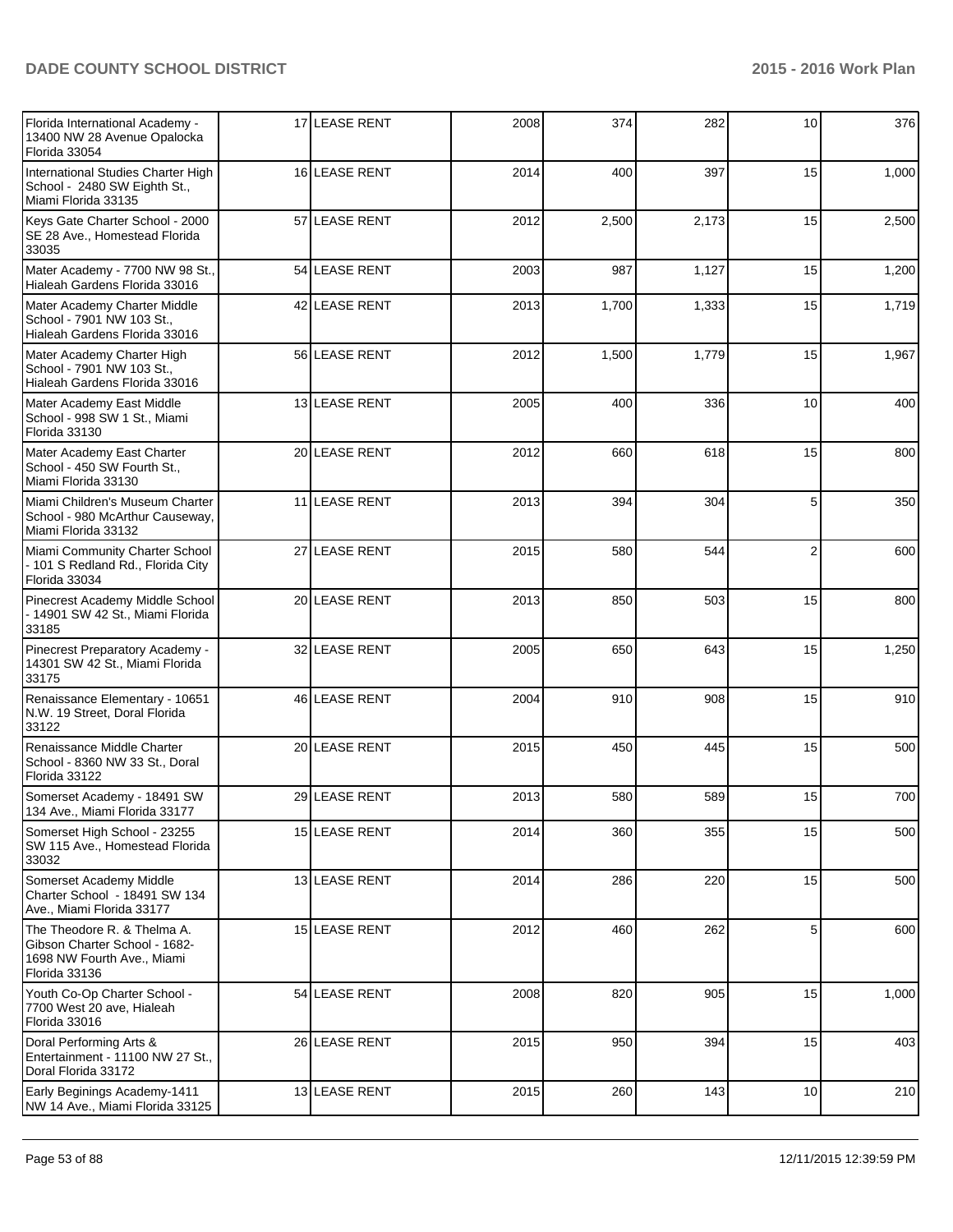| | | | | | | | |
|---|---|---|---|---|---|---|---|
| Florida International Academy - 13400 NW 28 Avenue Opalocka Florida 33054 | 17 | LEASE RENT | 2008 | 374 | 282 | 10 | 376 |
| International Studies Charter High School - 2480 SW Eighth St., Miami Florida 33135 | 16 | LEASE RENT | 2014 | 400 | 397 | 15 | 1,000 |
| Keys Gate Charter School - 2000 SE 28 Ave., Homestead Florida 33035 | 57 | LEASE RENT | 2012 | 2,500 | 2,173 | 15 | 2,500 |
| Mater Academy - 7700 NW 98 St., Hialeah Gardens Florida 33016 | 54 | LEASE RENT | 2003 | 987 | 1,127 | 15 | 1,200 |
| Mater Academy Charter Middle School - 7901 NW 103 St., Hialeah Gardens Florida 33016 | 42 | LEASE RENT | 2013 | 1,700 | 1,333 | 15 | 1,719 |
| Mater Academy Charter High School - 7901 NW 103 St., Hialeah Gardens Florida 33016 | 56 | LEASE RENT | 2012 | 1,500 | 1,779 | 15 | 1,967 |
| Mater Academy East Middle School - 998 SW 1 St., Miami Florida 33130 | 13 | LEASE RENT | 2005 | 400 | 336 | 10 | 400 |
| Mater Academy East Charter School - 450 SW Fourth St., Miami Florida 33130 | 20 | LEASE RENT | 2012 | 660 | 618 | 15 | 800 |
| Miami Children's Museum Charter School - 980 McArthur Causeway, Miami Florida 33132 | 11 | LEASE RENT | 2013 | 394 | 304 | 5 | 350 |
| Miami Community Charter School - 101 S Redland Rd., Florida City Florida 33034 | 27 | LEASE RENT | 2015 | 580 | 544 | 2 | 600 |
| Pinecrest Academy Middle School - 14901 SW 42 St., Miami Florida 33185 | 20 | LEASE RENT | 2013 | 850 | 503 | 15 | 800 |
| Pinecrest Preparatory Academy - 14301 SW 42 St., Miami Florida 33175 | 32 | LEASE RENT | 2005 | 650 | 643 | 15 | 1,250 |
| Renaissance Elementary - 10651 N.W. 19 Street, Doral Florida 33122 | 46 | LEASE RENT | 2004 | 910 | 908 | 15 | 910 |
| Renaissance Middle Charter School - 8360 NW 33 St., Doral Florida 33122 | 20 | LEASE RENT | 2015 | 450 | 445 | 15 | 500 |
| Somerset Academy - 18491 SW 134 Ave., Miami Florida 33177 | 29 | LEASE RENT | 2013 | 580 | 589 | 15 | 700 |
| Somerset High School - 23255 SW 115 Ave., Homestead Florida 33032 | 15 | LEASE RENT | 2014 | 360 | 355 | 15 | 500 |
| Somerset Academy Middle Charter School - 18491 SW 134 Ave., Miami Florida 33177 | 13 | LEASE RENT | 2014 | 286 | 220 | 15 | 500 |
| The Theodore R. & Thelma A. Gibson Charter School - 1682-1698 NW Fourth Ave., Miami Florida 33136 | 15 | LEASE RENT | 2012 | 460 | 262 | 5 | 600 |
| Youth Co-Op Charter School - 7700 West 20 ave, Hialeah Florida 33016 | 54 | LEASE RENT | 2008 | 820 | 905 | 15 | 1,000 |
| Doral Performing Arts & Entertainment - 11100 NW 27 St., Doral Florida 33172 | 26 | LEASE RENT | 2015 | 950 | 394 | 15 | 403 |
| Early Beginings Academy-1411 NW 14 Ave., Miami Florida 33125 | 13 | LEASE RENT | 2015 | 260 | 143 | 10 | 210 |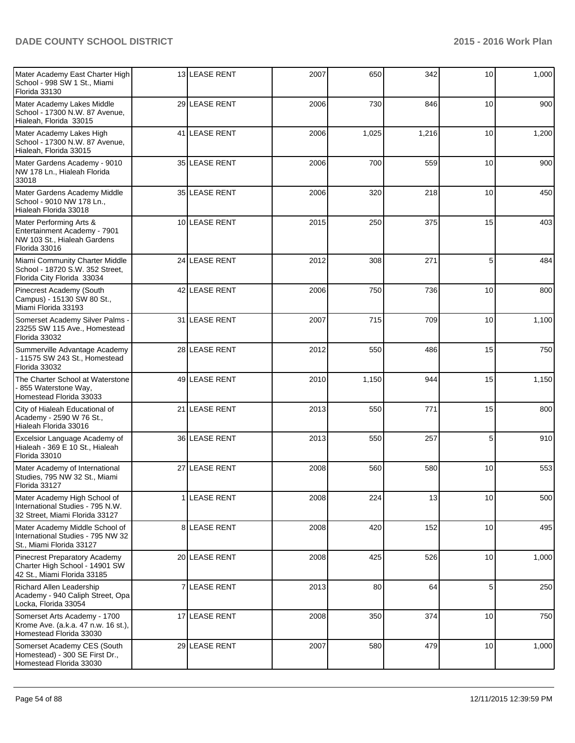| | | | | | | | |
|---|---|---|---|---|---|---|---|
| Mater Academy East Charter High School - 998 SW 1 St., Miami Florida 33130 | 13 | LEASE RENT | 2007 | 650 | 342 | 10 | 1,000 |
| Mater Academy Lakes Middle School - 17300 N.W. 87 Avenue, Hialeah, Florida 33015 | 29 | LEASE RENT | 2006 | 730 | 846 | 10 | 900 |
| Mater Academy Lakes High School - 17300 N.W. 87 Avenue, Hialeah, Florida 33015 | 41 | LEASE RENT | 2006 | 1,025 | 1,216 | 10 | 1,200 |
| Mater Gardens Academy - 9010 NW 178 Ln., Hialeah Florida 33018 | 35 | LEASE RENT | 2006 | 700 | 559 | 10 | 900 |
| Mater Gardens Academy Middle School - 9010 NW 178 Ln., Hialeah Florida 33018 | 35 | LEASE RENT | 2006 | 320 | 218 | 10 | 450 |
| Mater Performing Arts & Entertainment Academy - 7901 NW 103 St., Hialeah Gardens Florida 33016 | 10 | LEASE RENT | 2015 | 250 | 375 | 15 | 403 |
| Miami Community Charter Middle School - 18720 S.W. 352 Street, Florida City Florida 33034 | 24 | LEASE RENT | 2012 | 308 | 271 | 5 | 484 |
| Pinecrest Academy (South Campus) - 15130 SW 80 St., Miami Florida 33193 | 42 | LEASE RENT | 2006 | 750 | 736 | 10 | 800 |
| Somerset Academy Silver Palms - 23255 SW 115 Ave., Homestead Florida 33032 | 31 | LEASE RENT | 2007 | 715 | 709 | 10 | 1,100 |
| Summerville Advantage Academy - 11575 SW 243 St., Homestead Florida 33032 | 28 | LEASE RENT | 2012 | 550 | 486 | 15 | 750 |
| The Charter School at Waterstone - 855 Waterstone Way, Homestead Florida 33033 | 49 | LEASE RENT | 2010 | 1,150 | 944 | 15 | 1,150 |
| City of Hialeah Educational of Academy - 2590 W 76 St., Hialeah Florida 33016 | 21 | LEASE RENT | 2013 | 550 | 771 | 15 | 800 |
| Excelsior Language Academy of Hialeah - 369 E 10 St., Hialeah Florida 33010 | 36 | LEASE RENT | 2013 | 550 | 257 | 5 | 910 |
| Mater Academy of International Studies, 795 NW 32 St., Miami Florida 33127 | 27 | LEASE RENT | 2008 | 560 | 580 | 10 | 553 |
| Mater Academy High School of International Studies - 795 N.W. 32 Street, Miami Florida 33127 | 1 | LEASE RENT | 2008 | 224 | 13 | 10 | 500 |
| Mater Academy Middle School of International Studies - 795 NW 32 St., Miami Florida 33127 | 8 | LEASE RENT | 2008 | 420 | 152 | 10 | 495 |
| Pinecrest Preparatory Academy Charter High School - 14901 SW 42 St., Miami Florida 33185 | 20 | LEASE RENT | 2008 | 425 | 526 | 10 | 1,000 |
| Richard Allen Leadership Academy - 940 Caliph Street, Opa Locka, Florida 33054 | 7 | LEASE RENT | 2013 | 80 | 64 | 5 | 250 |
| Somerset Arts Academy - 1700 Krome Ave. (a.k.a. 47 n.w. 16 st.), Homestead Florida 33030 | 17 | LEASE RENT | 2008 | 350 | 374 | 10 | 750 |
| Somerset Academy CES (South Homestead) - 300 SE First Dr., Homestead Florida 33030 | 29 | LEASE RENT | 2007 | 580 | 479 | 10 | 1,000 |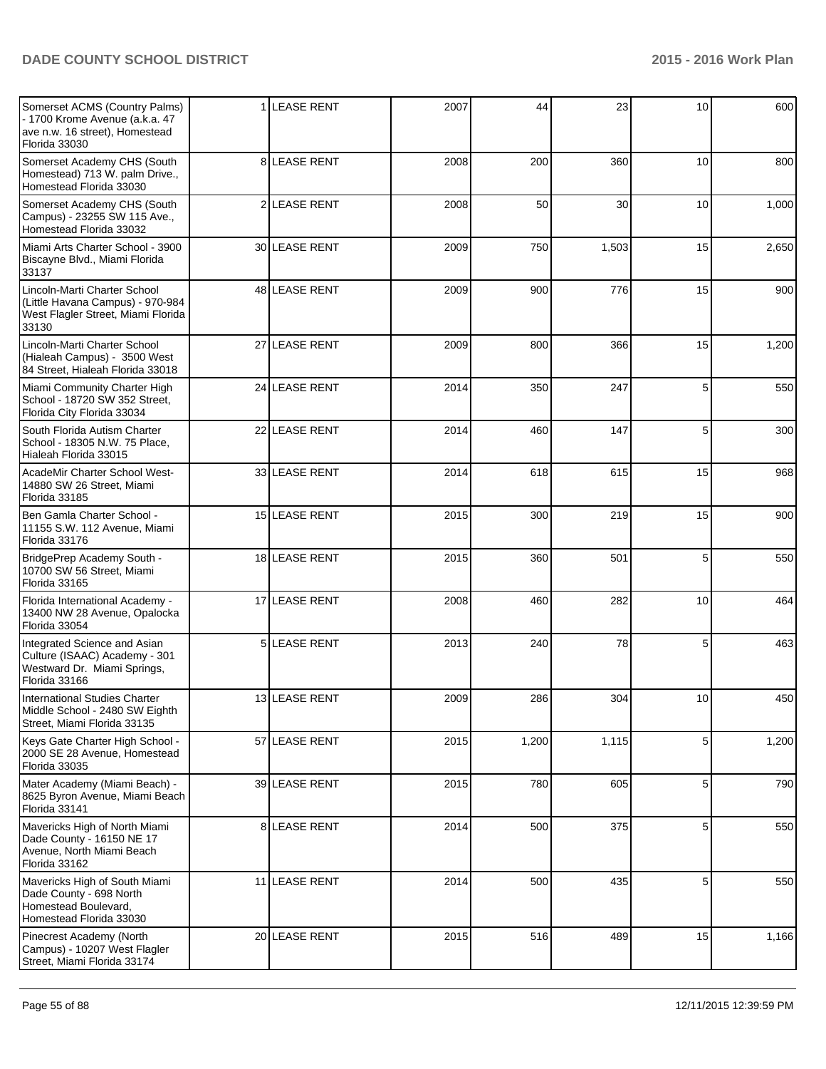| | | | | | | | |
|---|---|---|---|---|---|---|---|
| Somerset ACMS (Country Palms) - 1700 Krome Avenue (a.k.a. 47 ave n.w. 16 street), Homestead Florida 33030 | 1 | LEASE RENT | 2007 | 44 | 23 | 10 | 600 |
| Somerset Academy CHS (South Homestead) 713 W. palm Drive., Homestead Florida 33030 | 8 | LEASE RENT | 2008 | 200 | 360 | 10 | 800 |
| Somerset Academy CHS (South Campus) - 23255 SW 115 Ave., Homestead Florida 33032 | 2 | LEASE RENT | 2008 | 50 | 30 | 10 | 1,000 |
| Miami Arts Charter School - 3900 Biscayne Blvd., Miami Florida 33137 | 30 | LEASE RENT | 2009 | 750 | 1,503 | 15 | 2,650 |
| Lincoln-Marti Charter School (Little Havana Campus) - 970-984 West Flagler Street, Miami Florida 33130 | 48 | LEASE RENT | 2009 | 900 | 776 | 15 | 900 |
| Lincoln-Marti Charter School (Hialeah Campus) - 3500 West 84 Street, Hialeah Florida 33018 | 27 | LEASE RENT | 2009 | 800 | 366 | 15 | 1,200 |
| Miami Community Charter High School - 18720 SW 352 Street, Florida City Florida 33034 | 24 | LEASE RENT | 2014 | 350 | 247 | 5 | 550 |
| South Florida Autism Charter School - 18305 N.W. 75 Place, Hialeah Florida 33015 | 22 | LEASE RENT | 2014 | 460 | 147 | 5 | 300 |
| AcadeMir Charter School West-14880 SW 26 Street, Miami Florida 33185 | 33 | LEASE RENT | 2014 | 618 | 615 | 15 | 968 |
| Ben Gamla Charter School - 11155 S.W. 112 Avenue, Miami Florida 33176 | 15 | LEASE RENT | 2015 | 300 | 219 | 15 | 900 |
| BridgePrep Academy South - 10700 SW 56 Street, Miami Florida 33165 | 18 | LEASE RENT | 2015 | 360 | 501 | 5 | 550 |
| Florida International Academy - 13400 NW 28 Avenue, Opalocka Florida 33054 | 17 | LEASE RENT | 2008 | 460 | 282 | 10 | 464 |
| Integrated Science and Asian Culture (ISAAC) Academy - 301 Westward Dr. Miami Springs, Florida 33166 | 5 | LEASE RENT | 2013 | 240 | 78 | 5 | 463 |
| International Studies Charter Middle School - 2480 SW Eighth Street, Miami Florida 33135 | 13 | LEASE RENT | 2009 | 286 | 304 | 10 | 450 |
| Keys Gate Charter High School - 2000 SE 28 Avenue, Homestead Florida 33035 | 57 | LEASE RENT | 2015 | 1,200 | 1,115 | 5 | 1,200 |
| Mater Academy (Miami Beach) - 8625 Byron Avenue, Miami Beach Florida 33141 | 39 | LEASE RENT | 2015 | 780 | 605 | 5 | 790 |
| Mavericks High of North Miami Dade County - 16150 NE 17 Avenue, North Miami Beach Florida 33162 | 8 | LEASE RENT | 2014 | 500 | 375 | 5 | 550 |
| Mavericks High of South Miami Dade County - 698 North Homestead Boulevard, Homestead Florida 33030 | 11 | LEASE RENT | 2014 | 500 | 435 | 5 | 550 |
| Pinecrest Academy (North Campus) - 10207 West Flagler Street, Miami Florida 33174 | 20 | LEASE RENT | 2015 | 516 | 489 | 15 | 1,166 |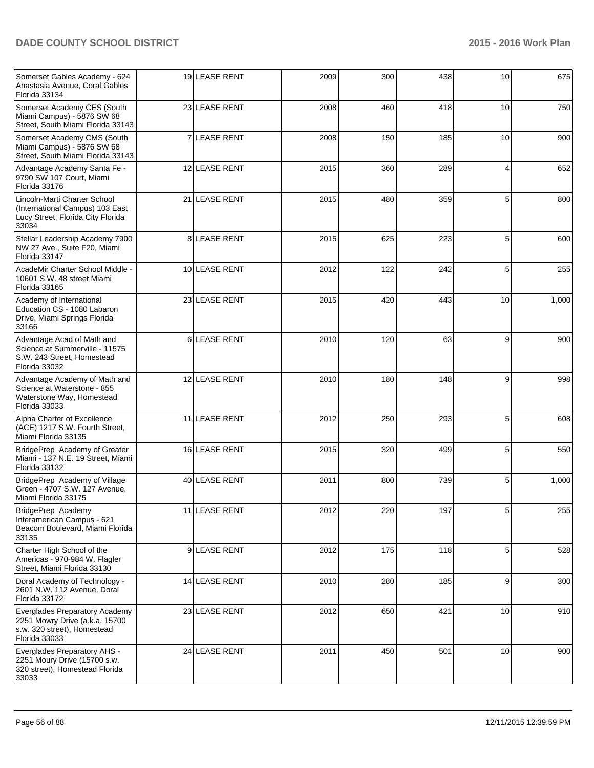| | | | | | | | |
|---|---|---|---|---|---|---|---|
| Somerset Gables Academy - 624 Anastasia Avenue, Coral Gables Florida 33134 | 19 | LEASE RENT | 2009 | 300 | 438 | 10 | 675 |
| Somerset Academy CES (South Miami Campus) - 5876 SW 68 Street, South Miami Florida 33143 | 23 | LEASE RENT | 2008 | 460 | 418 | 10 | 750 |
| Somerset Academy CMS (South Miami Campus) - 5876 SW 68 Street, South Miami Florida 33143 | 7 | LEASE RENT | 2008 | 150 | 185 | 10 | 900 |
| Advantage Academy Santa Fe - 9790 SW 107 Court, Miami Florida 33176 | 12 | LEASE RENT | 2015 | 360 | 289 | 4 | 652 |
| Lincoln-Marti Charter School (International Campus) 103 East Lucy Street, Florida City Florida 33034 | 21 | LEASE RENT | 2015 | 480 | 359 | 5 | 800 |
| Stellar Leadership Academy 7900 NW 27 Ave., Suite F20, Miami Florida 33147 | 8 | LEASE RENT | 2015 | 625 | 223 | 5 | 600 |
| AcadeMir Charter School Middle - 10601 S.W. 48 street Miami Florida 33165 | 10 | LEASE RENT | 2012 | 122 | 242 | 5 | 255 |
| Academy of International Education CS - 1080 Labaron Drive, Miami Springs Florida 33166 | 23 | LEASE RENT | 2015 | 420 | 443 | 10 | 1,000 |
| Advantage Acad of Math and Science at Summerville - 11575 S.W. 243 Street, Homestead Florida 33032 | 6 | LEASE RENT | 2010 | 120 | 63 | 9 | 900 |
| Advantage Academy of Math and Science at Waterstone - 855 Waterstone Way, Homestead Florida 33033 | 12 | LEASE RENT | 2010 | 180 | 148 | 9 | 998 |
| Alpha Charter of Excellence (ACE) 1217 S.W. Fourth Street, Miami Florida 33135 | 11 | LEASE RENT | 2012 | 250 | 293 | 5 | 608 |
| BridgePrep Academy of Greater Miami - 137 N.E. 19 Street, Miami Florida 33132 | 16 | LEASE RENT | 2015 | 320 | 499 | 5 | 550 |
| BridgePrep Academy of Village Green - 4707 S.W. 127 Avenue, Miami Florida 33175 | 40 | LEASE RENT | 2011 | 800 | 739 | 5 | 1,000 |
| BridgePrep Academy Interamerican Campus - 621 Beacom Boulevard, Miami Florida 33135 | 11 | LEASE RENT | 2012 | 220 | 197 | 5 | 255 |
| Charter High School of the Americas - 970-984 W. Flagler Street, Miami Florida 33130 | 9 | LEASE RENT | 2012 | 175 | 118 | 5 | 528 |
| Doral Academy of Technology - 2601 N.W. 112 Avenue, Doral Florida 33172 | 14 | LEASE RENT | 2010 | 280 | 185 | 9 | 300 |
| Everglades Preparatory Academy 2251 Mowry Drive (a.k.a. 15700 s.w. 320 street), Homestead Florida 33033 | 23 | LEASE RENT | 2012 | 650 | 421 | 10 | 910 |
| Everglades Preparatory AHS - 2251 Moury Drive (15700 s.w. 320 street), Homestead Florida 33033 | 24 | LEASE RENT | 2011 | 450 | 501 | 10 | 900 |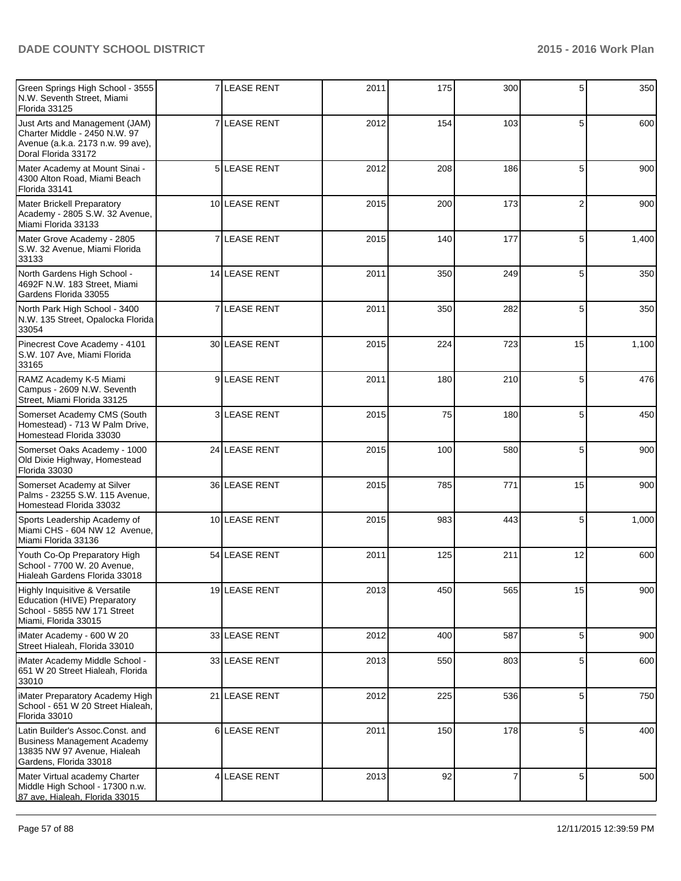| | | | | | | | |
|---|---|---|---|---|---|---|---|
| Green Springs High School - 3555 N.W. Seventh Street, Miami Florida 33125 | 7 | LEASE RENT | 2011 | 175 | 300 | 5 | 350 |
| Just Arts and Management (JAM) Charter Middle - 2450 N.W. 97 Avenue (a.k.a. 2173 n.w. 99 ave), Doral Florida 33172 | 7 | LEASE RENT | 2012 | 154 | 103 | 5 | 600 |
| Mater Academy at Mount Sinai - 4300 Alton Road, Miami Beach Florida 33141 | 5 | LEASE RENT | 2012 | 208 | 186 | 5 | 900 |
| Mater Brickell Preparatory Academy - 2805 S.W. 32 Avenue, Miami Florida 33133 | 10 | LEASE RENT | 2015 | 200 | 173 | 2 | 900 |
| Mater Grove Academy - 2805 S.W. 32 Avenue, Miami Florida 33133 | 7 | LEASE RENT | 2015 | 140 | 177 | 5 | 1,400 |
| North Gardens High School - 4692F N.W. 183 Street, Miami Gardens Florida 33055 | 14 | LEASE RENT | 2011 | 350 | 249 | 5 | 350 |
| North Park High School - 3400 N.W. 135 Street, Opalocka Florida 33054 | 7 | LEASE RENT | 2011 | 350 | 282 | 5 | 350 |
| Pinecrest Cove Academy - 4101 S.W. 107 Ave, Miami Florida 33165 | 30 | LEASE RENT | 2015 | 224 | 723 | 15 | 1,100 |
| RAMZ Academy K-5 Miami Campus - 2609 N.W. Seventh Street, Miami Florida 33125 | 9 | LEASE RENT | 2011 | 180 | 210 | 5 | 476 |
| Somerset Academy CMS (South Homestead) - 713 W Palm Drive, Homestead Florida 33030 | 3 | LEASE RENT | 2015 | 75 | 180 | 5 | 450 |
| Somerset Oaks Academy - 1000 Old Dixie Highway, Homestead Florida 33030 | 24 | LEASE RENT | 2015 | 100 | 580 | 5 | 900 |
| Somerset Academy at Silver Palms - 23255 S.W. 115 Avenue, Homestead Florida 33032 | 36 | LEASE RENT | 2015 | 785 | 771 | 15 | 900 |
| Sports Leadership Academy of Miami CHS - 604 NW 12 Avenue, Miami Florida 33136 | 10 | LEASE RENT | 2015 | 983 | 443 | 5 | 1,000 |
| Youth Co-Op Preparatory High School - 7700 W. 20 Avenue, Hialeah Gardens Florida 33018 | 54 | LEASE RENT | 2011 | 125 | 211 | 12 | 600 |
| Highly Inquisitive & Versatile Education (HIVE) Preparatory School - 5855 NW 171 Street Miami, Florida 33015 | 19 | LEASE RENT | 2013 | 450 | 565 | 15 | 900 |
| iMater Academy - 600 W 20 Street Hialeah, Florida 33010 | 33 | LEASE RENT | 2012 | 400 | 587 | 5 | 900 |
| iMater Academy Middle School - 651 W 20 Street Hialeah, Florida 33010 | 33 | LEASE RENT | 2013 | 550 | 803 | 5 | 600 |
| iMater Preparatory Academy High School - 651 W 20 Street Hialeah, Florida 33010 | 21 | LEASE RENT | 2012 | 225 | 536 | 5 | 750 |
| Latin Builder's Assoc.Const. and Business Management Academy 13835 NW 97 Avenue, Hialeah Gardens, Florida 33018 | 6 | LEASE RENT | 2011 | 150 | 178 | 5 | 400 |
| Mater Virtual academy Charter Middle High School - 17300 n.w. 87 ave, Hialeah, Florida 33015 | 4 | LEASE RENT | 2013 | 92 | 7 | 5 | 500 |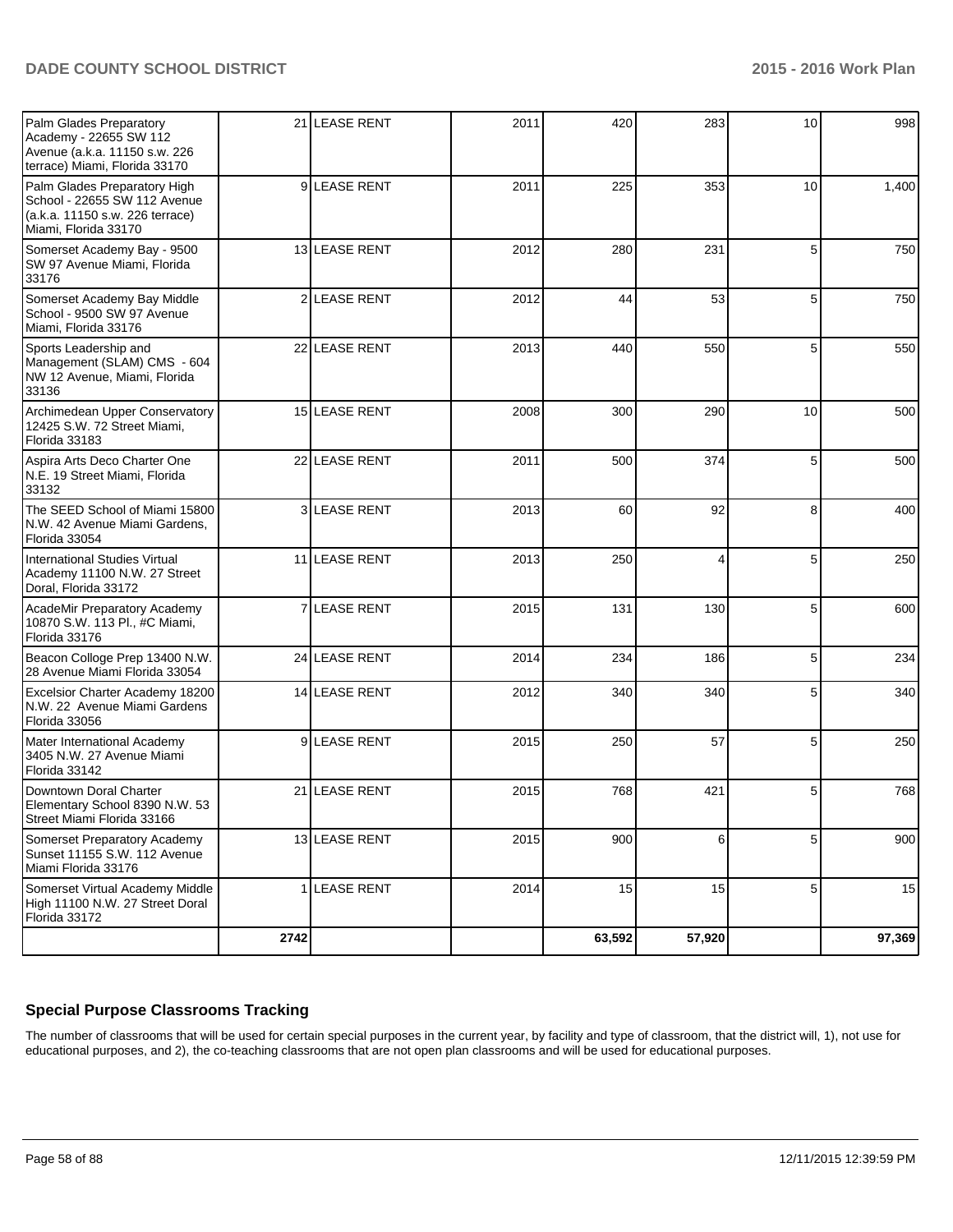| | | | | | | | |
|---|---|---|---|---|---|---|---|
| Palm Glades Preparatory Academy - 22655 SW 112 Avenue (a.k.a. 11150 s.w. 226 terrace) Miami, Florida 33170 | 21 | LEASE RENT | 2011 | 420 | 283 | 10 | 998 |
| Palm Glades Preparatory High School - 22655 SW 112 Avenue (a.k.a. 11150 s.w. 226 terrace) Miami, Florida 33170 | 9 | LEASE RENT | 2011 | 225 | 353 | 10 | 1,400 |
| Somerset Academy Bay - 9500 SW 97 Avenue Miami, Florida 33176 | 13 | LEASE RENT | 2012 | 280 | 231 | 5 | 750 |
| Somerset Academy Bay Middle School - 9500 SW 97 Avenue Miami, Florida 33176 | 2 | LEASE RENT | 2012 | 44 | 53 | 5 | 750 |
| Sports Leadership and Management (SLAM) CMS - 604 NW 12 Avenue, Miami, Florida 33136 | 22 | LEASE RENT | 2013 | 440 | 550 | 5 | 550 |
| Archimedean Upper Conservatory 12425 S.W. 72 Street Miami, Florida 33183 | 15 | LEASE RENT | 2008 | 300 | 290 | 10 | 500 |
| Aspira Arts Deco Charter One N.E. 19 Street Miami, Florida 33132 | 22 | LEASE RENT | 2011 | 500 | 374 | 5 | 500 |
| The SEED School of Miami 15800 N.W. 42 Avenue Miami Gardens, Florida 33054 | 3 | LEASE RENT | 2013 | 60 | 92 | 8 | 400 |
| International Studies Virtual Academy 11100 N.W. 27 Street Doral, Florida 33172 | 11 | LEASE RENT | 2013 | 250 | 4 | 5 | 250 |
| AcadeMir Preparatory Academy 10870 S.W. 113 Pl., #C Miami, Florida 33176 | 7 | LEASE RENT | 2015 | 131 | 130 | 5 | 600 |
| Beacon Colloge Prep 13400 N.W. 28 Avenue Miami Florida 33054 | 24 | LEASE RENT | 2014 | 234 | 186 | 5 | 234 |
| Excelsior Charter Academy 18200 N.W. 22 Avenue Miami Gardens Florida 33056 | 14 | LEASE RENT | 2012 | 340 | 340 | 5 | 340 |
| Mater International Academy 3405 N.W. 27 Avenue Miami Florida 33142 | 9 | LEASE RENT | 2015 | 250 | 57 | 5 | 250 |
| Downtown Doral Charter Elementary School 8390 N.W. 53 Street Miami Florida 33166 | 21 | LEASE RENT | 2015 | 768 | 421 | 5 | 768 |
| Somerset Preparatory Academy Sunset 11155 S.W. 112 Avenue Miami Florida 33176 | 13 | LEASE RENT | 2015 | 900 | 6 | 5 | 900 |
| Somerset Virtual Academy Middle High 11100 N.W. 27 Street Doral Florida 33172 | 1 | LEASE RENT | 2014 | 15 | 15 | 5 | 15 |
| | **2742** | | | **63,592** | **57,920** | | **97,369** |

## Special Purpose Classrooms Tracking

The number of classrooms that will be used for certain special purposes in the current year, by facility and type of classroom, that the district will, 1), not use for educational purposes, and 2), the co-teaching classrooms that are not open plan classrooms and will be used for educational purposes.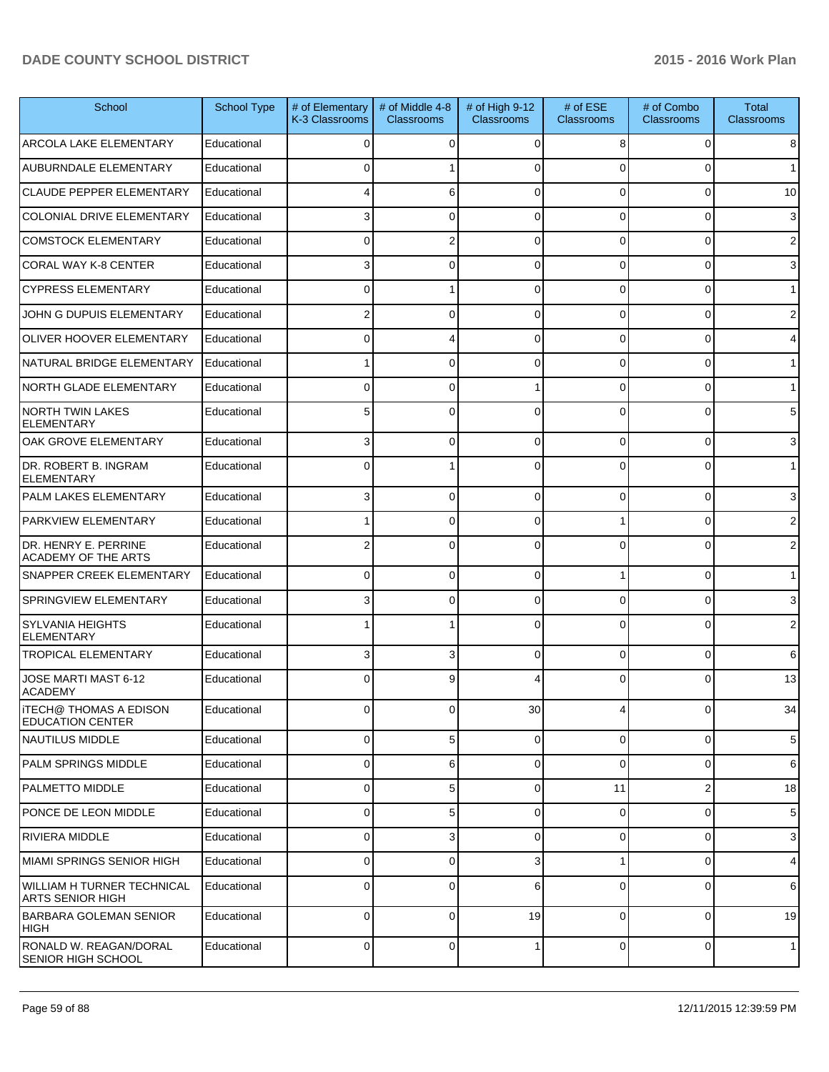| School | School Type | # of Elementary K-3 Classrooms | # of Middle 4-8 Classrooms | # of High 9-12 Classrooms | # of ESE Classrooms | # of Combo Classrooms | Total Classrooms |
|---|---|---|---|---|---|---|---|
| ARCOLA LAKE ELEMENTARY | Educational | 0 | 0 | 0 | 8 | 0 | 8 |
| AUBURNDALE ELEMENTARY | Educational | 0 | 1 | 0 | 0 | 0 | 1 |
| CLAUDE PEPPER ELEMENTARY | Educational | 4 | 6 | 0 | 0 | 0 | 10 |
| COLONIAL DRIVE ELEMENTARY | Educational | 3 | 0 | 0 | 0 | 0 | 3 |
| COMSTOCK ELEMENTARY | Educational | 0 | 2 | 0 | 0 | 0 | 2 |
| CORAL WAY K-8 CENTER | Educational | 3 | 0 | 0 | 0 | 0 | 3 |
| CYPRESS ELEMENTARY | Educational | 0 | 1 | 0 | 0 | 0 | 1 |
| JOHN G DUPUIS ELEMENTARY | Educational | 2 | 0 | 0 | 0 | 0 | 2 |
| OLIVER HOOVER ELEMENTARY | Educational | 0 | 4 | 0 | 0 | 0 | 4 |
| NATURAL BRIDGE ELEMENTARY | Educational | 1 | 0 | 0 | 0 | 0 | 1 |
| NORTH GLADE ELEMENTARY | Educational | 0 | 0 | 1 | 0 | 0 | 1 |
| NORTH TWIN LAKES ELEMENTARY | Educational | 5 | 0 | 0 | 0 | 0 | 5 |
| OAK GROVE ELEMENTARY | Educational | 3 | 0 | 0 | 0 | 0 | 3 |
| DR. ROBERT B. INGRAM ELEMENTARY | Educational | 0 | 1 | 0 | 0 | 0 | 1 |
| PALM LAKES ELEMENTARY | Educational | 3 | 0 | 0 | 0 | 0 | 3 |
| PARKVIEW ELEMENTARY | Educational | 1 | 0 | 0 | 1 | 0 | 2 |
| DR. HENRY E. PERRINE ACADEMY OF THE ARTS | Educational | 2 | 0 | 0 | 0 | 0 | 2 |
| SNAPPER CREEK ELEMENTARY | Educational | 0 | 0 | 0 | 1 | 0 | 1 |
| SPRINGVIEW ELEMENTARY | Educational | 3 | 0 | 0 | 0 | 0 | 3 |
| SYLVANIA HEIGHTS ELEMENTARY | Educational | 1 | 1 | 0 | 0 | 0 | 2 |
| TROPICAL ELEMENTARY | Educational | 3 | 3 | 0 | 0 | 0 | 6 |
| JOSE MARTI MAST 6-12 ACADEMY | Educational | 0 | 9 | 4 | 0 | 0 | 13 |
| iTECH@ THOMAS A EDISON EDUCATION CENTER | Educational | 0 | 0 | 30 | 4 | 0 | 34 |
| NAUTILUS MIDDLE | Educational | 0 | 5 | 0 | 0 | 0 | 5 |
| PALM SPRINGS MIDDLE | Educational | 0 | 6 | 0 | 0 | 0 | 6 |
| PALMETTO MIDDLE | Educational | 0 | 5 | 0 | 11 | 2 | 18 |
| PONCE DE LEON MIDDLE | Educational | 0 | 5 | 0 | 0 | 0 | 5 |
| RIVIERA MIDDLE | Educational | 0 | 3 | 0 | 0 | 0 | 3 |
| MIAMI SPRINGS SENIOR HIGH | Educational | 0 | 0 | 3 | 1 | 0 | 4 |
| WILLIAM H TURNER TECHNICAL ARTS SENIOR HIGH | Educational | 0 | 0 | 6 | 0 | 0 | 6 |
| BARBARA GOLEMAN SENIOR HIGH | Educational | 0 | 0 | 19 | 0 | 0 | 19 |
| RONALD W. REAGAN/DORAL SENIOR HIGH SCHOOL | Educational | 0 | 0 | 1 | 0 | 0 | 1 |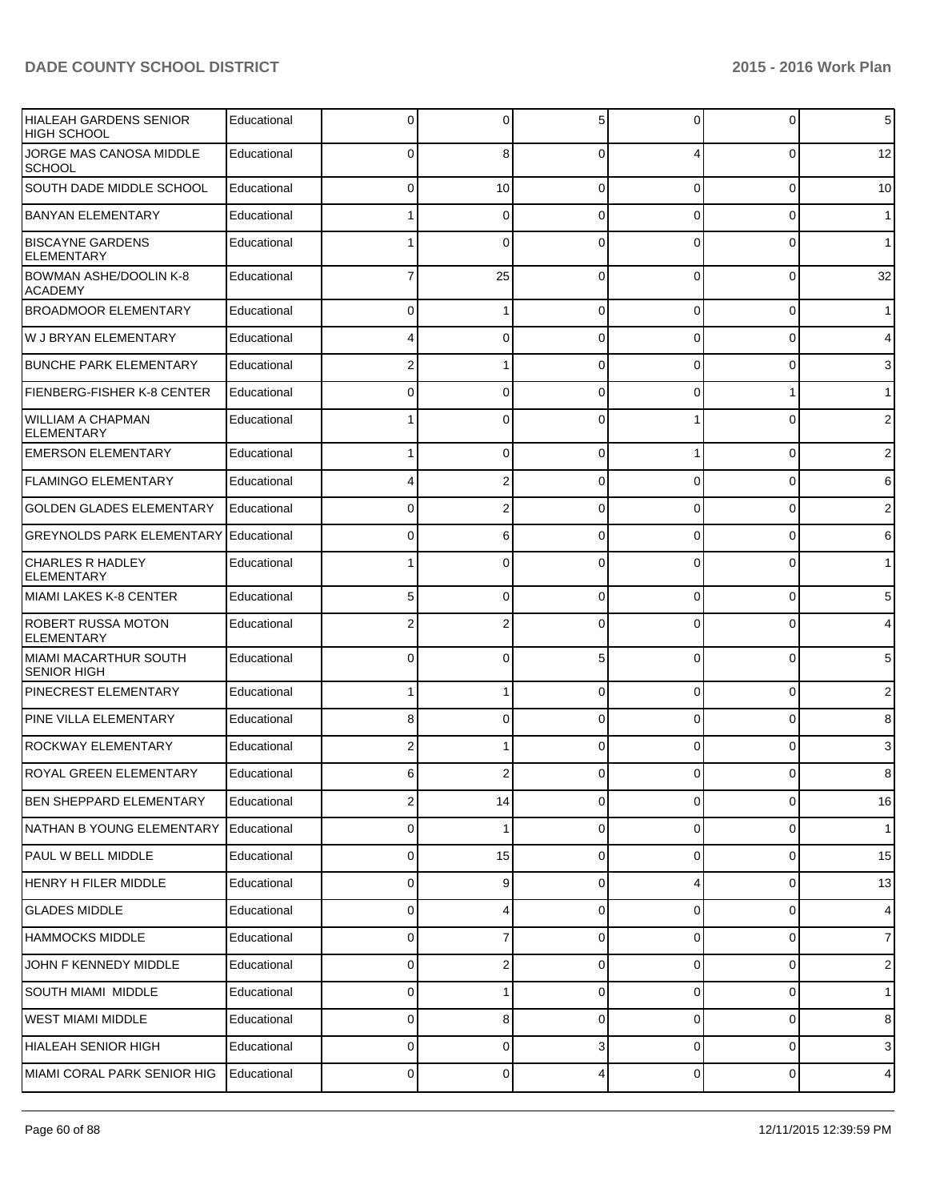| | | | | | | | |
|---|---|---|---|---|---|---|---|
| HIALEAH GARDENS SENIOR HIGH SCHOOL | Educational | 0 | 0 | 5 | 0 | 0 | 5 |
| JORGE MAS CANOSA MIDDLE SCHOOL | Educational | 0 | 8 | 0 | 4 | 0 | 12 |
| SOUTH DADE MIDDLE SCHOOL | Educational | 0 | 10 | 0 | 0 | 0 | 10 |
| BANYAN ELEMENTARY | Educational | 1 | 0 | 0 | 0 | 0 | 1 |
| BISCAYNE GARDENS ELEMENTARY | Educational | 1 | 0 | 0 | 0 | 0 | 1 |
| BOWMAN ASHE/DOOLIN K-8 ACADEMY | Educational | 7 | 25 | 0 | 0 | 0 | 32 |
| BROADMOOR ELEMENTARY | Educational | 0 | 1 | 0 | 0 | 0 | 1 |
| W J BRYAN ELEMENTARY | Educational | 4 | 0 | 0 | 0 | 0 | 4 |
| BUNCHE PARK ELEMENTARY | Educational | 2 | 1 | 0 | 0 | 0 | 3 |
| FIENBERG-FISHER K-8 CENTER | Educational | 0 | 0 | 0 | 0 | 1 | 1 |
| WILLIAM A CHAPMAN ELEMENTARY | Educational | 1 | 0 | 0 | 1 | 0 | 2 |
| EMERSON ELEMENTARY | Educational | 1 | 0 | 0 | 1 | 0 | 2 |
| FLAMINGO ELEMENTARY | Educational | 4 | 2 | 0 | 0 | 0 | 6 |
| GOLDEN GLADES ELEMENTARY | Educational | 0 | 2 | 0 | 0 | 0 | 2 |
| GREYNOLDS PARK ELEMENTARY | Educational | 0 | 6 | 0 | 0 | 0 | 6 |
| CHARLES R HADLEY ELEMENTARY | Educational | 1 | 0 | 0 | 0 | 0 | 1 |
| MIAMI LAKES K-8 CENTER | Educational | 5 | 0 | 0 | 0 | 0 | 5 |
| ROBERT RUSSA MOTON ELEMENTARY | Educational | 2 | 2 | 0 | 0 | 0 | 4 |
| MIAMI MACARTHUR SOUTH SENIOR HIGH | Educational | 0 | 0 | 5 | 0 | 0 | 5 |
| PINECREST ELEMENTARY | Educational | 1 | 1 | 0 | 0 | 0 | 2 |
| PINE VILLA ELEMENTARY | Educational | 8 | 0 | 0 | 0 | 0 | 8 |
| ROCKWAY ELEMENTARY | Educational | 2 | 1 | 0 | 0 | 0 | 3 |
| ROYAL GREEN ELEMENTARY | Educational | 6 | 2 | 0 | 0 | 0 | 8 |
| BEN SHEPPARD ELEMENTARY | Educational | 2 | 14 | 0 | 0 | 0 | 16 |
| NATHAN B YOUNG ELEMENTARY | Educational | 0 | 1 | 0 | 0 | 0 | 1 |
| PAUL W BELL MIDDLE | Educational | 0 | 15 | 0 | 0 | 0 | 15 |
| HENRY H FILER MIDDLE | Educational | 0 | 9 | 0 | 4 | 0 | 13 |
| GLADES MIDDLE | Educational | 0 | 4 | 0 | 0 | 0 | 4 |
| HAMMOCKS MIDDLE | Educational | 0 | 7 | 0 | 0 | 0 | 7 |
| JOHN F KENNEDY MIDDLE | Educational | 0 | 2 | 0 | 0 | 0 | 2 |
| SOUTH MIAMI MIDDLE | Educational | 0 | 1 | 0 | 0 | 0 | 1 |
| WEST MIAMI MIDDLE | Educational | 0 | 8 | 0 | 0 | 0 | 8 |
| HIALEAH SENIOR HIGH | Educational | 0 | 0 | 3 | 0 | 0 | 3 |
| MIAMI CORAL PARK SENIOR HIG | Educational | 0 | 0 | 4 | 0 | 0 | 4 |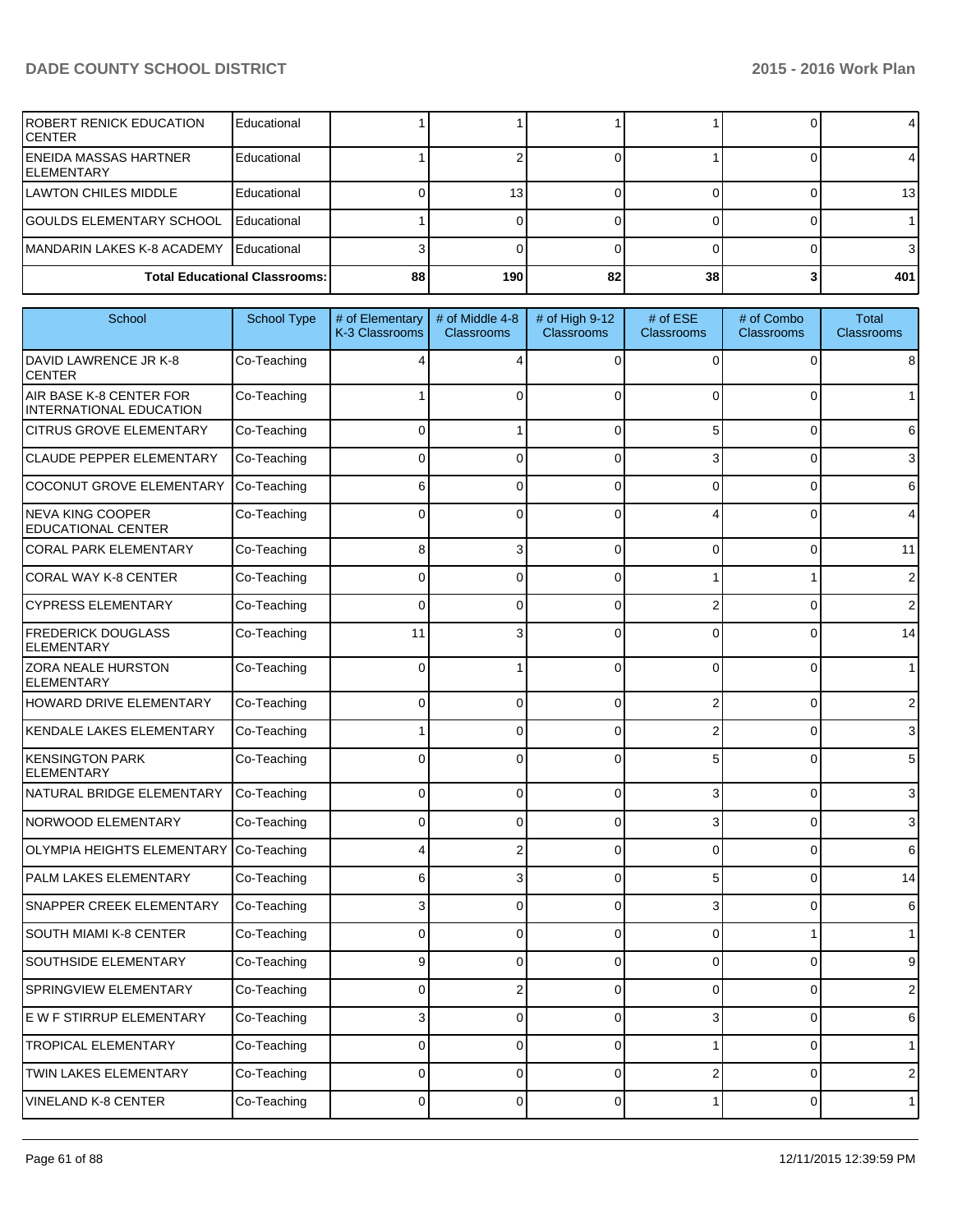| School | School Type | # of Elementary K-3 Classrooms | # of Middle 4-8 Classrooms | # of High 9-12 Classrooms | # of ESE Classrooms | # of Combo Classrooms | Total Classrooms |
|---|---|---|---|---|---|---|---|
| ROBERT RENICK EDUCATION CENTER | Educational | 1 | 1 | 1 | 1 | 0 | 4 |
| ENEIDA MASSAS HARTNER ELEMENTARY | Educational | 1 | 2 | 0 | 1 | 0 | 4 |
| LAWTON CHILES MIDDLE | Educational | 0 | 13 | 0 | 0 | 0 | 13 |
| GOULDS ELEMENTARY SCHOOL | Educational | 1 | 0 | 0 | 0 | 0 | 1 |
| MANDARIN LAKES K-8 ACADEMY | Educational | 3 | 0 | 0 | 0 | 0 | 3 |
| Total Educational Classrooms: | | 88 | 190 | 82 | 38 | 3 | 401 |

| School | School Type | # of Elementary K-3 Classrooms | # of Middle 4-8 Classrooms | # of High 9-12 Classrooms | # of ESE Classrooms | # of Combo Classrooms | Total Classrooms |
|---|---|---|---|---|---|---|---|
| DAVID LAWRENCE JR K-8 CENTER | Co-Teaching | 4 | 4 | 0 | 0 | 0 | 8 |
| AIR BASE K-8 CENTER FOR INTERNATIONAL EDUCATION | Co-Teaching | 1 | 0 | 0 | 0 | 0 | 1 |
| CITRUS GROVE ELEMENTARY | Co-Teaching | 0 | 1 | 0 | 5 | 0 | 6 |
| CLAUDE PEPPER ELEMENTARY | Co-Teaching | 0 | 0 | 0 | 3 | 0 | 3 |
| COCONUT GROVE ELEMENTARY | Co-Teaching | 6 | 0 | 0 | 0 | 0 | 6 |
| NEVA KING COOPER EDUCATIONAL CENTER | Co-Teaching | 0 | 0 | 0 | 4 | 0 | 4 |
| CORAL PARK ELEMENTARY | Co-Teaching | 8 | 3 | 0 | 0 | 0 | 11 |
| CORAL WAY K-8 CENTER | Co-Teaching | 0 | 0 | 0 | 1 | 1 | 2 |
| CYPRESS ELEMENTARY | Co-Teaching | 0 | 0 | 0 | 2 | 0 | 2 |
| FREDERICK DOUGLASS ELEMENTARY | Co-Teaching | 11 | 3 | 0 | 0 | 0 | 14 |
| ZORA NEALE HURSTON ELEMENTARY | Co-Teaching | 0 | 1 | 0 | 0 | 0 | 1 |
| HOWARD DRIVE ELEMENTARY | Co-Teaching | 0 | 0 | 0 | 2 | 0 | 2 |
| KENDALE LAKES ELEMENTARY | Co-Teaching | 1 | 0 | 0 | 2 | 0 | 3 |
| KENSINGTON PARK ELEMENTARY | Co-Teaching | 0 | 0 | 0 | 5 | 0 | 5 |
| NATURAL BRIDGE ELEMENTARY | Co-Teaching | 0 | 0 | 0 | 3 | 0 | 3 |
| NORWOOD ELEMENTARY | Co-Teaching | 0 | 0 | 0 | 3 | 0 | 3 |
| OLYMPIA HEIGHTS ELEMENTARY | Co-Teaching | 4 | 2 | 0 | 0 | 0 | 6 |
| PALM LAKES ELEMENTARY | Co-Teaching | 6 | 3 | 0 | 5 | 0 | 14 |
| SNAPPER CREEK ELEMENTARY | Co-Teaching | 3 | 0 | 0 | 3 | 0 | 6 |
| SOUTH MIAMI K-8 CENTER | Co-Teaching | 0 | 0 | 0 | 0 | 1 | 1 |
| SOUTHSIDE ELEMENTARY | Co-Teaching | 9 | 0 | 0 | 0 | 0 | 9 |
| SPRINGVIEW ELEMENTARY | Co-Teaching | 0 | 2 | 0 | 0 | 0 | 2 |
| E W F STIRRUP ELEMENTARY | Co-Teaching | 3 | 0 | 0 | 3 | 0 | 6 |
| TROPICAL ELEMENTARY | Co-Teaching | 0 | 0 | 0 | 1 | 0 | 1 |
| TWIN LAKES ELEMENTARY | Co-Teaching | 0 | 0 | 0 | 2 | 0 | 2 |
| VINELAND K-8 CENTER | Co-Teaching | 0 | 0 | 0 | 1 | 0 | 1 |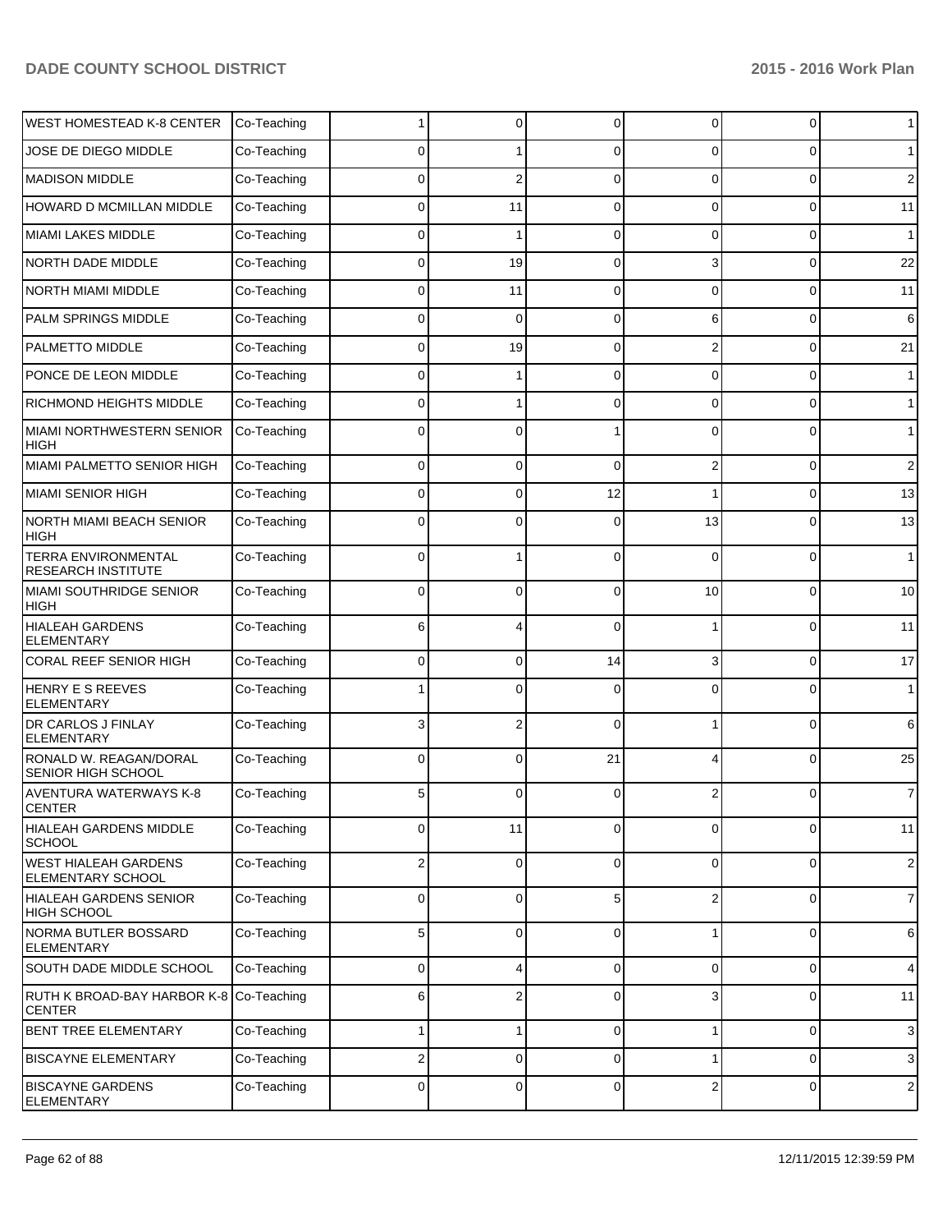| | | | | | | | |
|---|---|---|---|---|---|---|---|
| WEST HOMESTEAD K-8 CENTER | Co-Teaching | 1 | 0 | 0 | 0 | 0 | 1 |
| JOSE DE DIEGO MIDDLE | Co-Teaching | 0 | 1 | 0 | 0 | 0 | 1 |
| MADISON MIDDLE | Co-Teaching | 0 | 2 | 0 | 0 | 0 | 2 |
| HOWARD D MCMILLAN MIDDLE | Co-Teaching | 0 | 11 | 0 | 0 | 0 | 11 |
| MIAMI LAKES MIDDLE | Co-Teaching | 0 | 1 | 0 | 0 | 0 | 1 |
| NORTH DADE MIDDLE | Co-Teaching | 0 | 19 | 0 | 3 | 0 | 22 |
| NORTH MIAMI MIDDLE | Co-Teaching | 0 | 11 | 0 | 0 | 0 | 11 |
| PALM SPRINGS MIDDLE | Co-Teaching | 0 | 0 | 0 | 6 | 0 | 6 |
| PALMETTO MIDDLE | Co-Teaching | 0 | 19 | 0 | 2 | 0 | 21 |
| PONCE DE LEON MIDDLE | Co-Teaching | 0 | 1 | 0 | 0 | 0 | 1 |
| RICHMOND HEIGHTS MIDDLE | Co-Teaching | 0 | 1 | 0 | 0 | 0 | 1 |
| MIAMI NORTHWESTERN SENIOR HIGH | Co-Teaching | 0 | 0 | 1 | 0 | 0 | 1 |
| MIAMI PALMETTO SENIOR HIGH | Co-Teaching | 0 | 0 | 0 | 2 | 0 | 2 |
| MIAMI SENIOR HIGH | Co-Teaching | 0 | 0 | 12 | 1 | 0 | 13 |
| NORTH MIAMI BEACH SENIOR HIGH | Co-Teaching | 0 | 0 | 0 | 13 | 0 | 13 |
| TERRA ENVIRONMENTAL RESEARCH INSTITUTE | Co-Teaching | 0 | 1 | 0 | 0 | 0 | 1 |
| MIAMI SOUTHRIDGE SENIOR HIGH | Co-Teaching | 0 | 0 | 0 | 10 | 0 | 10 |
| HIALEAH GARDENS ELEMENTARY | Co-Teaching | 6 | 4 | 0 | 1 | 0 | 11 |
| CORAL REEF SENIOR HIGH | Co-Teaching | 0 | 0 | 14 | 3 | 0 | 17 |
| HENRY E S REEVES ELEMENTARY | Co-Teaching | 1 | 0 | 0 | 0 | 0 | 1 |
| DR CARLOS J FINLAY ELEMENTARY | Co-Teaching | 3 | 2 | 0 | 1 | 0 | 6 |
| RONALD W. REAGAN/DORAL SENIOR HIGH SCHOOL | Co-Teaching | 0 | 0 | 21 | 4 | 0 | 25 |
| AVENTURA WATERWAYS K-8 CENTER | Co-Teaching | 5 | 0 | 0 | 2 | 0 | 7 |
| HIALEAH GARDENS MIDDLE SCHOOL | Co-Teaching | 0 | 11 | 0 | 0 | 0 | 11 |
| WEST HIALEAH GARDENS ELEMENTARY SCHOOL | Co-Teaching | 2 | 0 | 0 | 0 | 0 | 2 |
| HIALEAH GARDENS SENIOR HIGH SCHOOL | Co-Teaching | 0 | 0 | 5 | 2 | 0 | 7 |
| NORMA BUTLER BOSSARD ELEMENTARY | Co-Teaching | 5 | 0 | 0 | 1 | 0 | 6 |
| SOUTH DADE MIDDLE SCHOOL | Co-Teaching | 0 | 4 | 0 | 0 | 0 | 4 |
| RUTH K BROAD-BAY HARBOR K-8 CENTER | Co-Teaching | 6 | 2 | 0 | 3 | 0 | 11 |
| BENT TREE ELEMENTARY | Co-Teaching | 1 | 1 | 0 | 1 | 0 | 3 |
| BISCAYNE ELEMENTARY | Co-Teaching | 2 | 0 | 0 | 1 | 0 | 3 |
| BISCAYNE GARDENS ELEMENTARY | Co-Teaching | 0 | 0 | 0 | 2 | 0 | 2 |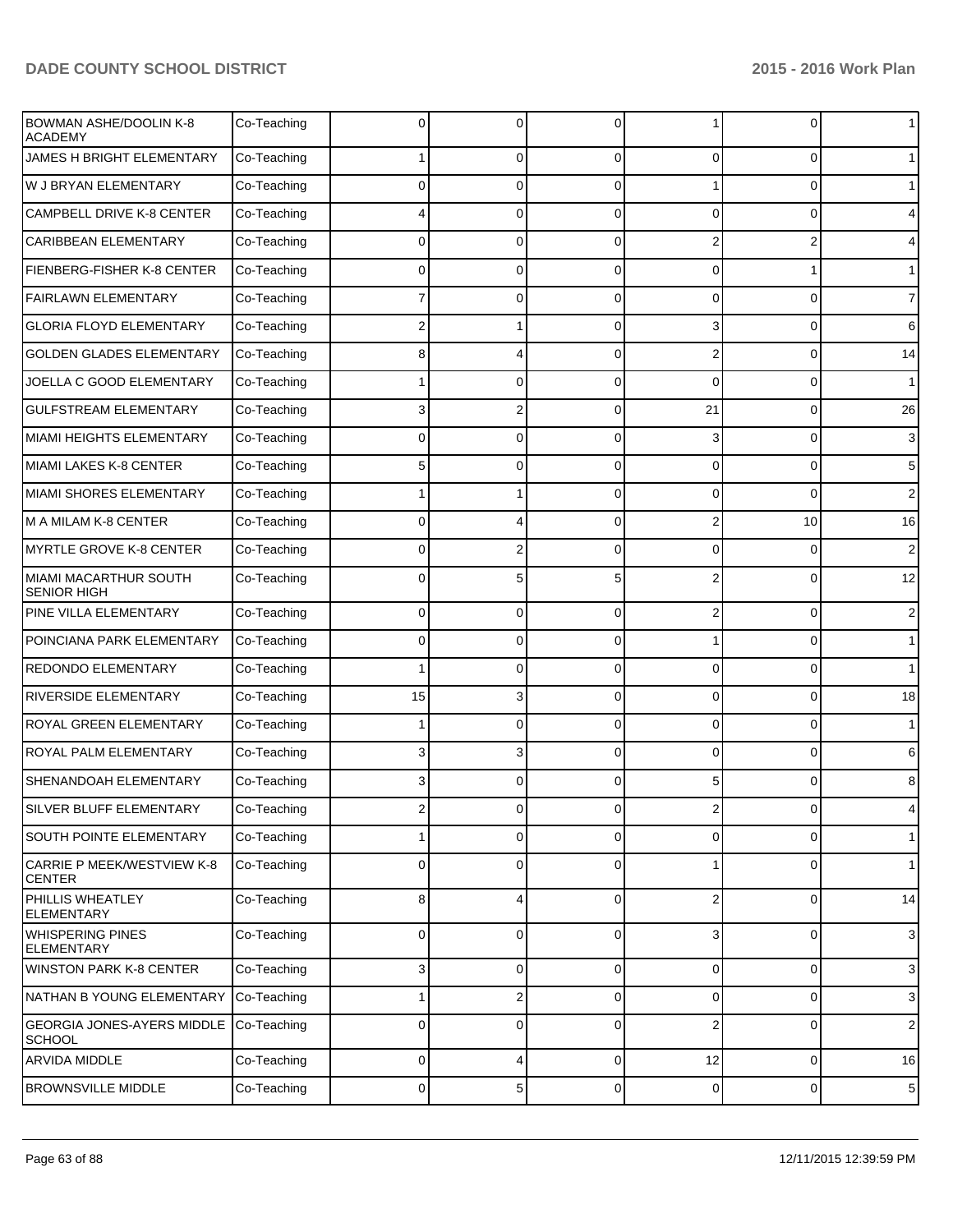| | | | | | | | |
|---|---|---|---|---|---|---|---|
| BOWMAN ASHE/DOOLIN K-8 ACADEMY | Co-Teaching | 0 | 0 | 0 | 1 | 0 | 1 |
| JAMES H BRIGHT ELEMENTARY | Co-Teaching | 1 | 0 | 0 | 0 | 0 | 1 |
| W J BRYAN ELEMENTARY | Co-Teaching | 0 | 0 | 0 | 1 | 0 | 1 |
| CAMPBELL DRIVE K-8 CENTER | Co-Teaching | 4 | 0 | 0 | 0 | 0 | 4 |
| CARIBBEAN ELEMENTARY | Co-Teaching | 0 | 0 | 0 | 2 | 2 | 4 |
| FIENBERG-FISHER K-8 CENTER | Co-Teaching | 0 | 0 | 0 | 0 | 1 | 1 |
| FAIRLAWN ELEMENTARY | Co-Teaching | 7 | 0 | 0 | 0 | 0 | 7 |
| GLORIA FLOYD ELEMENTARY | Co-Teaching | 2 | 1 | 0 | 3 | 0 | 6 |
| GOLDEN GLADES ELEMENTARY | Co-Teaching | 8 | 4 | 0 | 2 | 0 | 14 |
| JOELLA C GOOD ELEMENTARY | Co-Teaching | 1 | 0 | 0 | 0 | 0 | 1 |
| GULFSTREAM ELEMENTARY | Co-Teaching | 3 | 2 | 0 | 21 | 0 | 26 |
| MIAMI HEIGHTS ELEMENTARY | Co-Teaching | 0 | 0 | 0 | 3 | 0 | 3 |
| MIAMI LAKES K-8 CENTER | Co-Teaching | 5 | 0 | 0 | 0 | 0 | 5 |
| MIAMI SHORES ELEMENTARY | Co-Teaching | 1 | 1 | 0 | 0 | 0 | 2 |
| M A MILAM K-8 CENTER | Co-Teaching | 0 | 4 | 0 | 2 | 10 | 16 |
| MYRTLE GROVE K-8 CENTER | Co-Teaching | 0 | 2 | 0 | 0 | 0 | 2 |
| MIAMI MACARTHUR SOUTH SENIOR HIGH | Co-Teaching | 0 | 5 | 5 | 2 | 0 | 12 |
| PINE VILLA ELEMENTARY | Co-Teaching | 0 | 0 | 0 | 2 | 0 | 2 |
| POINCIANA PARK ELEMENTARY | Co-Teaching | 0 | 0 | 0 | 1 | 0 | 1 |
| REDONDO ELEMENTARY | Co-Teaching | 1 | 0 | 0 | 0 | 0 | 1 |
| RIVERSIDE ELEMENTARY | Co-Teaching | 15 | 3 | 0 | 0 | 0 | 18 |
| ROYAL GREEN ELEMENTARY | Co-Teaching | 1 | 0 | 0 | 0 | 0 | 1 |
| ROYAL PALM ELEMENTARY | Co-Teaching | 3 | 3 | 0 | 0 | 0 | 6 |
| SHENANDOAH ELEMENTARY | Co-Teaching | 3 | 0 | 0 | 5 | 0 | 8 |
| SILVER BLUFF ELEMENTARY | Co-Teaching | 2 | 0 | 0 | 2 | 0 | 4 |
| SOUTH POINTE ELEMENTARY | Co-Teaching | 1 | 0 | 0 | 0 | 0 | 1 |
| CARRIE P MEEK/WESTVIEW K-8 CENTER | Co-Teaching | 0 | 0 | 0 | 1 | 0 | 1 |
| PHILLIS WHEATLEY ELEMENTARY | Co-Teaching | 8 | 4 | 0 | 2 | 0 | 14 |
| WHISPERING PINES ELEMENTARY | Co-Teaching | 0 | 0 | 0 | 3 | 0 | 3 |
| WINSTON PARK K-8 CENTER | Co-Teaching | 3 | 0 | 0 | 0 | 0 | 3 |
| NATHAN B YOUNG ELEMENTARY | Co-Teaching | 1 | 2 | 0 | 0 | 0 | 3 |
| GEORGIA JONES-AYERS MIDDLE SCHOOL | Co-Teaching | 0 | 0 | 0 | 2 | 0 | 2 |
| ARVIDA MIDDLE | Co-Teaching | 0 | 4 | 0 | 12 | 0 | 16 |
| BROWNSVILLE MIDDLE | Co-Teaching | 0 | 5 | 0 | 0 | 0 | 5 |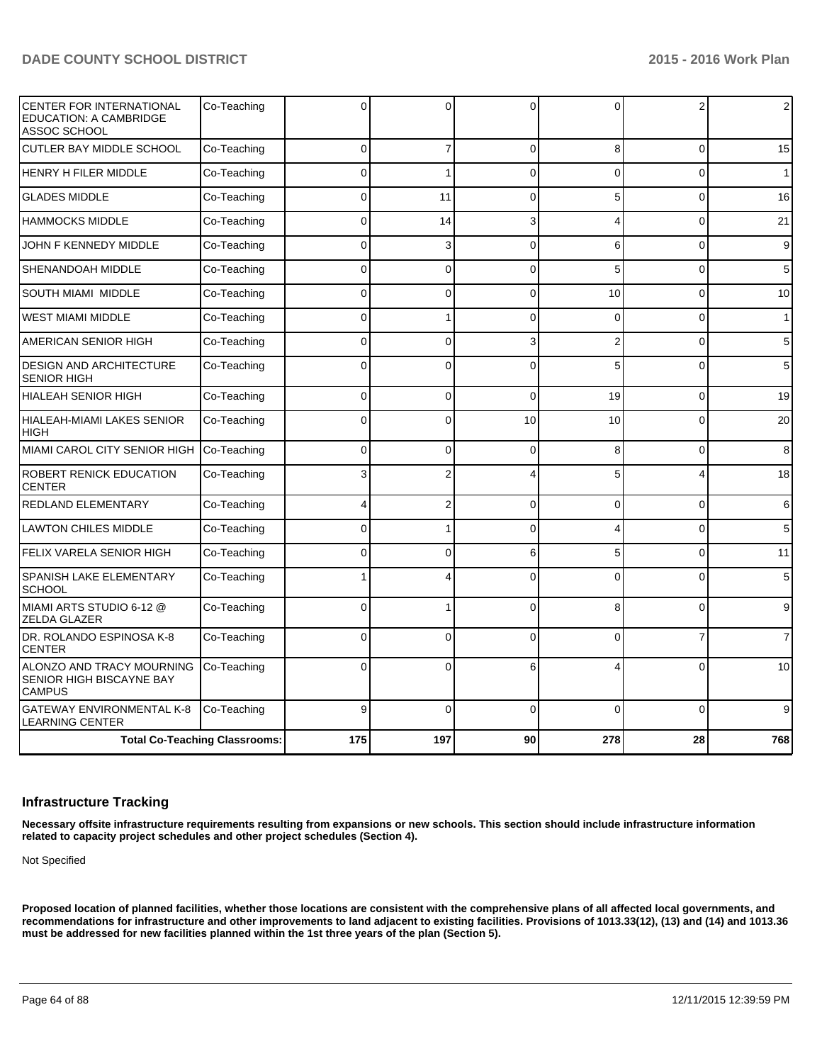| | | | | | | | |
|---|---|---|---|---|---|---|---|
| CENTER FOR INTERNATIONAL EDUCATION: A CAMBRIDGE ASSOC SCHOOL | Co-Teaching | 0 | 0 | 0 | 0 | 2 | 2 |
| CUTLER BAY MIDDLE SCHOOL | Co-Teaching | 0 | 7 | 0 | 8 | 0 | 15 |
| HENRY H FILER MIDDLE | Co-Teaching | 0 | 1 | 0 | 0 | 0 | 1 |
| GLADES MIDDLE | Co-Teaching | 0 | 11 | 0 | 5 | 0 | 16 |
| HAMMOCKS MIDDLE | Co-Teaching | 0 | 14 | 3 | 4 | 0 | 21 |
| JOHN F KENNEDY MIDDLE | Co-Teaching | 0 | 3 | 0 | 6 | 0 | 9 |
| SHENANDOAH MIDDLE | Co-Teaching | 0 | 0 | 0 | 5 | 0 | 5 |
| SOUTH MIAMI MIDDLE | Co-Teaching | 0 | 0 | 0 | 10 | 0 | 10 |
| WEST MIAMI MIDDLE | Co-Teaching | 0 | 1 | 0 | 0 | 0 | 1 |
| AMERICAN SENIOR HIGH | Co-Teaching | 0 | 0 | 3 | 2 | 0 | 5 |
| DESIGN AND ARCHITECTURE SENIOR HIGH | Co-Teaching | 0 | 0 | 0 | 5 | 0 | 5 |
| HIALEAH SENIOR HIGH | Co-Teaching | 0 | 0 | 0 | 19 | 0 | 19 |
| HIALEAH-MIAMI LAKES SENIOR HIGH | Co-Teaching | 0 | 0 | 10 | 10 | 0 | 20 |
| MIAMI CAROL CITY SENIOR HIGH | Co-Teaching | 0 | 0 | 0 | 8 | 0 | 8 |
| ROBERT RENICK EDUCATION CENTER | Co-Teaching | 3 | 2 | 4 | 5 | 4 | 18 |
| REDLAND ELEMENTARY | Co-Teaching | 4 | 2 | 0 | 0 | 0 | 6 |
| LAWTON CHILES MIDDLE | Co-Teaching | 0 | 1 | 0 | 4 | 0 | 5 |
| FELIX VARELA SENIOR HIGH | Co-Teaching | 0 | 0 | 6 | 5 | 0 | 11 |
| SPANISH LAKE ELEMENTARY SCHOOL | Co-Teaching | 1 | 4 | 0 | 0 | 0 | 5 |
| MIAMI ARTS STUDIO 6-12 @ ZELDA GLAZER | Co-Teaching | 0 | 1 | 0 | 8 | 0 | 9 |
| DR. ROLANDO ESPINOSA K-8 CENTER | Co-Teaching | 0 | 0 | 0 | 0 | 7 | 7 |
| ALONZO AND TRACY MOURNING SENIOR HIGH BISCAYNE BAY CAMPUS | Co-Teaching | 0 | 0 | 6 | 4 | 0 | 10 |
| GATEWAY ENVIRONMENTAL K-8 LEARNING CENTER | Co-Teaching | 9 | 0 | 0 | 0 | 0 | 9 |
| **Total Co-Teaching Classrooms:** | | **175** | **197** | **90** | **278** | **28** | **768** |

## Infrastructure Tracking

**Necessary offsite infrastructure requirements resulting from expansions or new schools. This section should include infrastructure information related to capacity project schedules and other project schedules (Section 4).**

Not Specified

**Proposed location of planned facilities, whether those locations are consistent with the comprehensive plans of all affected local governments, and recommendations for infrastructure and other improvements to land adjacent to existing facilities. Provisions of 1013.33(12), (13) and (14) and 1013.36 must be addressed for new facilities planned within the 1st three years of the plan (Section 5).**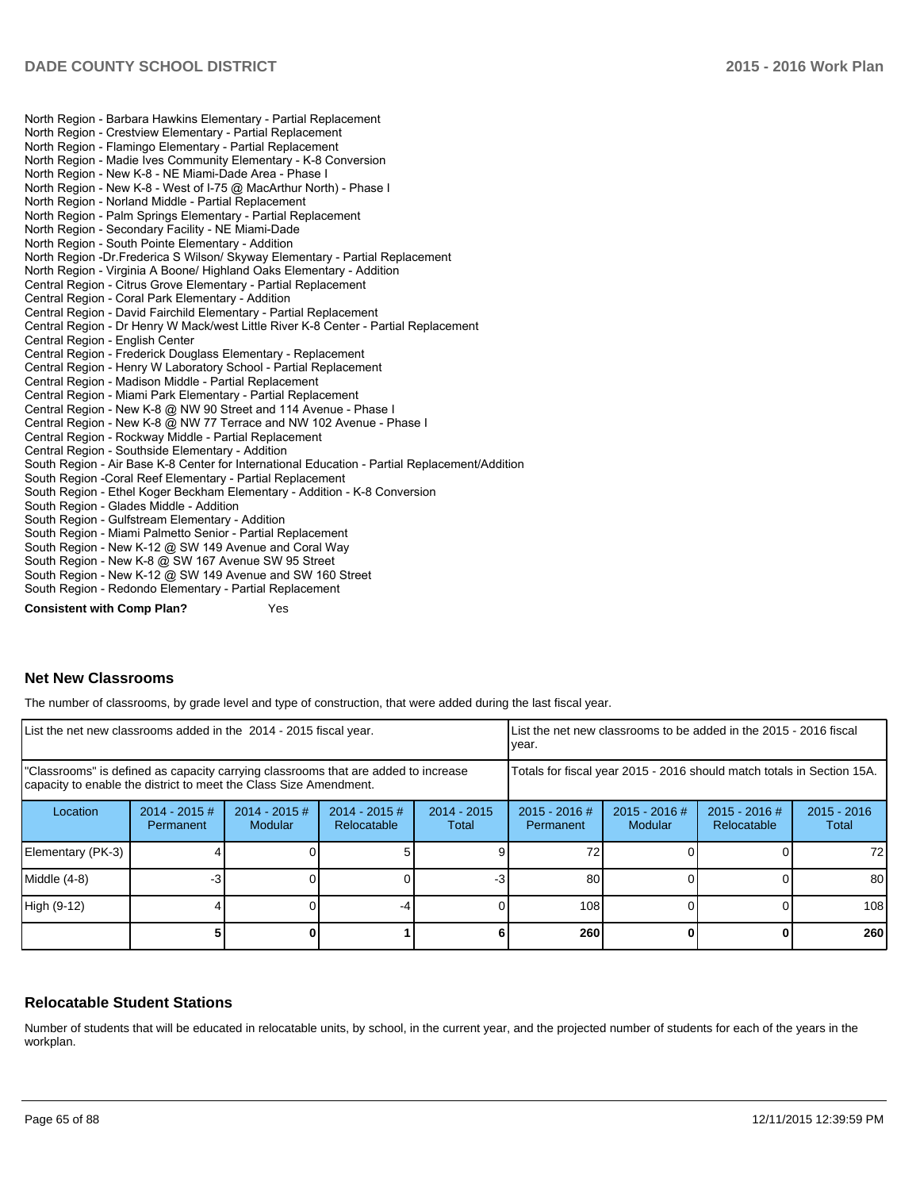North Region - Barbara Hawkins Elementary - Partial Replacement
North Region - Crestview Elementary - Partial Replacement
North Region - Flamingo Elementary - Partial Replacement
North Region - Madie Ives Community Elementary - K-8 Conversion
North Region - New K-8 - NE Miami-Dade Area - Phase I
North Region - New K-8 - West of I-75 @ MacArthur North) - Phase I
North Region - Norland Middle - Partial Replacement
North Region - Palm Springs Elementary - Partial Replacement
North Region - Secondary Facility - NE Miami-Dade
North Region - South Pointe Elementary - Addition
North Region -Dr.Frederica S Wilson/ Skyway Elementary - Partial Replacement
North Region - Virginia A Boone/ Highland Oaks Elementary - Addition
Central Region - Citrus Grove Elementary - Partial Replacement
Central Region - Coral Park Elementary - Addition
Central Region - David Fairchild Elementary - Partial Replacement
Central Region - Dr Henry W Mack/west Little River K-8 Center - Partial Replacement
Central Region - English Center
Central Region - Frederick Douglass Elementary - Replacement
Central Region - Henry W Laboratory School - Partial Replacement
Central Region - Madison Middle - Partial Replacement
Central Region - Miami Park Elementary - Partial Replacement
Central Region - New K-8 @ NW 90 Street and 114 Avenue - Phase I
Central Region - New K-8 @ NW 77 Terrace and NW 102 Avenue - Phase I
Central Region - Rockway Middle - Partial Replacement
Central Region - Southside Elementary - Addition
South Region - Air Base K-8 Center for International Education - Partial Replacement/Addition
South Region -Coral Reef Elementary - Partial Replacement
South Region - Ethel Koger Beckham Elementary - Addition - K-8 Conversion
South Region - Glades Middle - Addition
South Region - Gulfstream Elementary - Addition
South Region - Miami Palmetto Senior - Partial Replacement
South Region - New K-12 @ SW 149 Avenue and Coral Way
South Region - New K-8 @ SW 167 Avenue SW 95 Street
South Region - New K-12 @ SW 149 Avenue and SW 160 Street
South Region - Redondo Elementary - Partial Replacement

**Consistent with Comp Plan?** Yes

## Net New Classrooms

The number of classrooms, by grade level and type of construction, that were added during the last fiscal year.

| List the net new classrooms added in the 2014 - 2015 fiscal year. | | | | | List the net new classrooms to be added in the 2015 - 2016 fiscal year. | | | |
|---|---|---|---|---|---|---|---|---|
| "Classrooms" is defined as capacity carrying classrooms that are added to increase capacity to enable the district to meet the Class Size Amendment. | | | | | Totals for fiscal year 2015 - 2016 should match totals in Section 15A. | | | |
| Location | 2014 - 2015 # Permanent | 2014 - 2015 # Modular | 2014 - 2015 # Relocatable | 2014 - 2015 Total | 2015 - 2016 # Permanent | 2015 - 2016 # Modular | 2015 - 2016 # Relocatable | 2015 - 2016 Total |
| Elementary (PK-3) | 4 | 0 | 5 | 9 | 72 | 0 | 0 | 72 |
| Middle (4-8) | -3 | 0 | 0 | -3 | 80 | 0 | 0 | 80 |
| High (9-12) | 4 | 0 | -4 | 0 | 108 | 0 | 0 | 108 |
| | **5** | **0** | **1** | **6** | **260** | **0** | **0** | **260** |

## Relocatable Student Stations

Number of students that will be educated in relocatable units, by school, in the current year, and the projected number of students for each of the years in the workplan.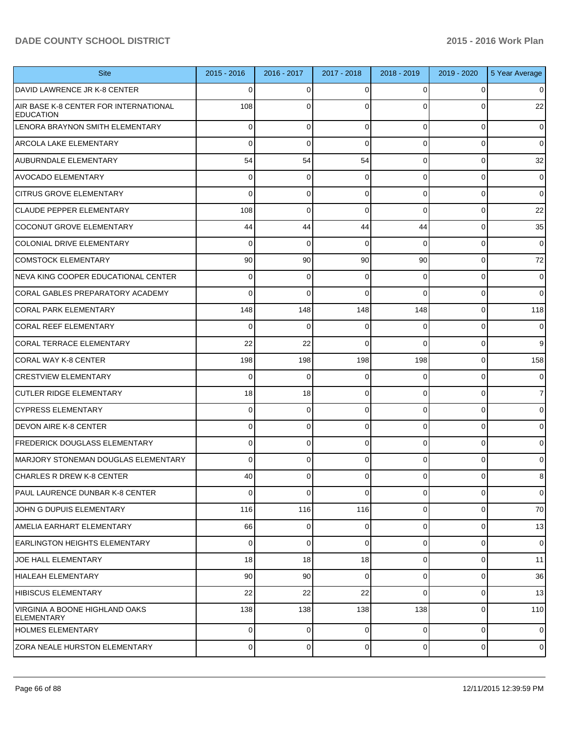| Site | 2015 - 2016 | 2016 - 2017 | 2017 - 2018 | 2018 - 2019 | 2019 - 2020 | 5 Year Average |
|---|---|---|---|---|---|---|
| DAVID LAWRENCE JR K-8 CENTER | 0 | 0 | 0 | 0 | 0 | 0 |
| AIR BASE K-8 CENTER FOR INTERNATIONAL EDUCATION | 108 | 0 | 0 | 0 | 0 | 22 |
| LENORA BRAYNON SMITH ELEMENTARY | 0 | 0 | 0 | 0 | 0 | 0 |
| ARCOLA LAKE ELEMENTARY | 0 | 0 | 0 | 0 | 0 | 0 |
| AUBURNDALE ELEMENTARY | 54 | 54 | 54 | 0 | 0 | 32 |
| AVOCADO ELEMENTARY | 0 | 0 | 0 | 0 | 0 | 0 |
| CITRUS GROVE ELEMENTARY | 0 | 0 | 0 | 0 | 0 | 0 |
| CLAUDE PEPPER ELEMENTARY | 108 | 0 | 0 | 0 | 0 | 22 |
| COCONUT GROVE ELEMENTARY | 44 | 44 | 44 | 44 | 0 | 35 |
| COLONIAL DRIVE ELEMENTARY | 0 | 0 | 0 | 0 | 0 | 0 |
| COMSTOCK ELEMENTARY | 90 | 90 | 90 | 90 | 0 | 72 |
| NEVA KING COOPER EDUCATIONAL CENTER | 0 | 0 | 0 | 0 | 0 | 0 |
| CORAL GABLES PREPARATORY ACADEMY | 0 | 0 | 0 | 0 | 0 | 0 |
| CORAL PARK ELEMENTARY | 148 | 148 | 148 | 148 | 0 | 118 |
| CORAL REEF ELEMENTARY | 0 | 0 | 0 | 0 | 0 | 0 |
| CORAL TERRACE ELEMENTARY | 22 | 22 | 0 | 0 | 0 | 9 |
| CORAL WAY K-8 CENTER | 198 | 198 | 198 | 198 | 0 | 158 |
| CRESTVIEW ELEMENTARY | 0 | 0 | 0 | 0 | 0 | 0 |
| CUTLER RIDGE ELEMENTARY | 18 | 18 | 0 | 0 | 0 | 7 |
| CYPRESS ELEMENTARY | 0 | 0 | 0 | 0 | 0 | 0 |
| DEVON AIRE K-8 CENTER | 0 | 0 | 0 | 0 | 0 | 0 |
| FREDERICK DOUGLASS ELEMENTARY | 0 | 0 | 0 | 0 | 0 | 0 |
| MARJORY STONEMAN DOUGLAS ELEMENTARY | 0 | 0 | 0 | 0 | 0 | 0 |
| CHARLES R DREW K-8 CENTER | 40 | 0 | 0 | 0 | 0 | 8 |
| PAUL LAURENCE DUNBAR K-8 CENTER | 0 | 0 | 0 | 0 | 0 | 0 |
| JOHN G DUPUIS ELEMENTARY | 116 | 116 | 116 | 0 | 0 | 70 |
| AMELIA EARHART ELEMENTARY | 66 | 0 | 0 | 0 | 0 | 13 |
| EARLINGTON HEIGHTS ELEMENTARY | 0 | 0 | 0 | 0 | 0 | 0 |
| JOE HALL ELEMENTARY | 18 | 18 | 18 | 0 | 0 | 11 |
| HIALEAH ELEMENTARY | 90 | 90 | 0 | 0 | 0 | 36 |
| HIBISCUS ELEMENTARY | 22 | 22 | 22 | 0 | 0 | 13 |
| VIRGINIA A BOONE HIGHLAND OAKS ELEMENTARY | 138 | 138 | 138 | 138 | 0 | 110 |
| HOLMES ELEMENTARY | 0 | 0 | 0 | 0 | 0 | 0 |
| ZORA NEALE HURSTON ELEMENTARY | 0 | 0 | 0 | 0 | 0 | 0 |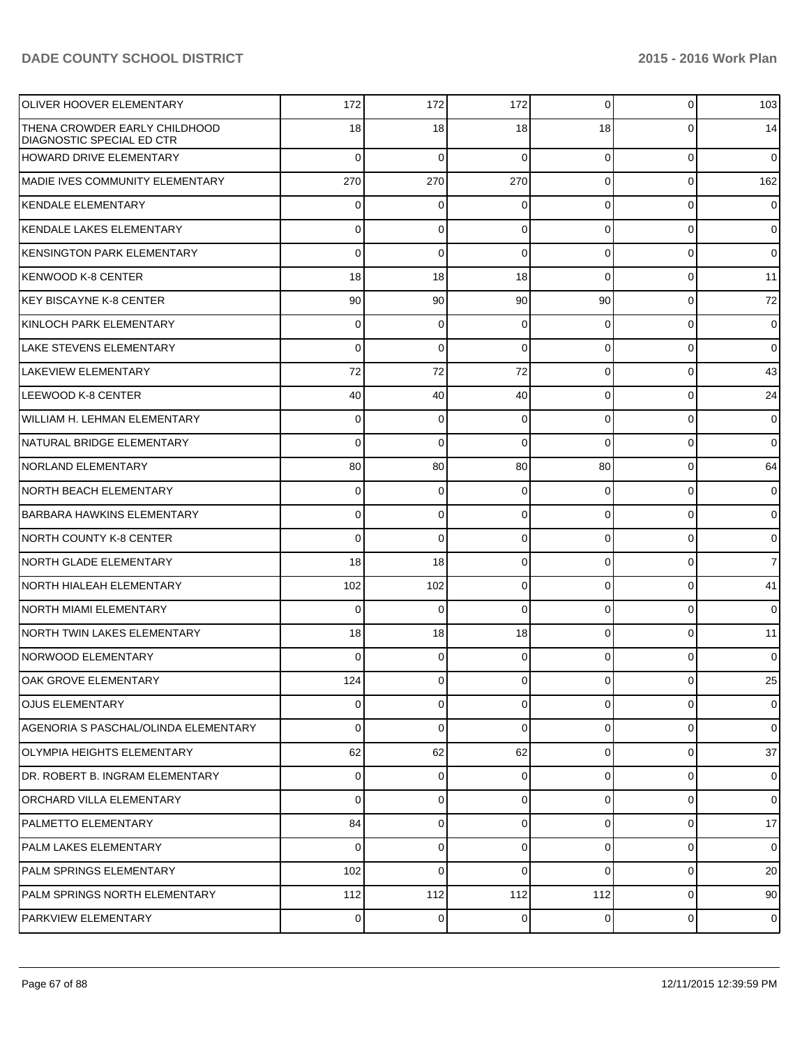| | | | | | | |
|---|---|---|---|---|---|---|
| OLIVER HOOVER ELEMENTARY | 172 | 172 | 172 | 0 | 0 | 103 |
| THENA CROWDER EARLY CHILDHOOD DIAGNOSTIC SPECIAL ED CTR | 18 | 18 | 18 | 18 | 0 | 14 |
| HOWARD DRIVE ELEMENTARY | 0 | 0 | 0 | 0 | 0 | 0 |
| MADIE IVES COMMUNITY ELEMENTARY | 270 | 270 | 270 | 0 | 0 | 162 |
| KENDALE ELEMENTARY | 0 | 0 | 0 | 0 | 0 | 0 |
| KENDALE LAKES ELEMENTARY | 0 | 0 | 0 | 0 | 0 | 0 |
| KENSINGTON PARK ELEMENTARY | 0 | 0 | 0 | 0 | 0 | 0 |
| KENWOOD K-8 CENTER | 18 | 18 | 18 | 0 | 0 | 11 |
| KEY BISCAYNE K-8 CENTER | 90 | 90 | 90 | 90 | 0 | 72 |
| KINLOCH PARK ELEMENTARY | 0 | 0 | 0 | 0 | 0 | 0 |
| LAKE STEVENS ELEMENTARY | 0 | 0 | 0 | 0 | 0 | 0 |
| LAKEVIEW ELEMENTARY | 72 | 72 | 72 | 0 | 0 | 43 |
| LEEWOOD K-8 CENTER | 40 | 40 | 40 | 0 | 0 | 24 |
| WILLIAM H. LEHMAN ELEMENTARY | 0 | 0 | 0 | 0 | 0 | 0 |
| NATURAL BRIDGE ELEMENTARY | 0 | 0 | 0 | 0 | 0 | 0 |
| NORLAND ELEMENTARY | 80 | 80 | 80 | 80 | 0 | 64 |
| NORTH BEACH ELEMENTARY | 0 | 0 | 0 | 0 | 0 | 0 |
| BARBARA HAWKINS ELEMENTARY | 0 | 0 | 0 | 0 | 0 | 0 |
| NORTH COUNTY K-8 CENTER | 0 | 0 | 0 | 0 | 0 | 0 |
| NORTH GLADE ELEMENTARY | 18 | 18 | 0 | 0 | 0 | 7 |
| NORTH HIALEAH ELEMENTARY | 102 | 102 | 0 | 0 | 0 | 41 |
| NORTH MIAMI ELEMENTARY | 0 | 0 | 0 | 0 | 0 | 0 |
| NORTH TWIN LAKES ELEMENTARY | 18 | 18 | 18 | 0 | 0 | 11 |
| NORWOOD ELEMENTARY | 0 | 0 | 0 | 0 | 0 | 0 |
| OAK GROVE ELEMENTARY | 124 | 0 | 0 | 0 | 0 | 25 |
| OJUS ELEMENTARY | 0 | 0 | 0 | 0 | 0 | 0 |
| AGENORIA S PASCHAL/OLINDA ELEMENTARY | 0 | 0 | 0 | 0 | 0 | 0 |
| OLYMPIA HEIGHTS ELEMENTARY | 62 | 62 | 62 | 0 | 0 | 37 |
| DR. ROBERT B. INGRAM ELEMENTARY | 0 | 0 | 0 | 0 | 0 | 0 |
| ORCHARD VILLA ELEMENTARY | 0 | 0 | 0 | 0 | 0 | 0 |
| PALMETTO ELEMENTARY | 84 | 0 | 0 | 0 | 0 | 17 |
| PALM LAKES ELEMENTARY | 0 | 0 | 0 | 0 | 0 | 0 |
| PALM SPRINGS ELEMENTARY | 102 | 0 | 0 | 0 | 0 | 20 |
| PALM SPRINGS NORTH ELEMENTARY | 112 | 112 | 112 | 112 | 0 | 90 |
| PARKVIEW ELEMENTARY | 0 | 0 | 0 | 0 | 0 | 0 |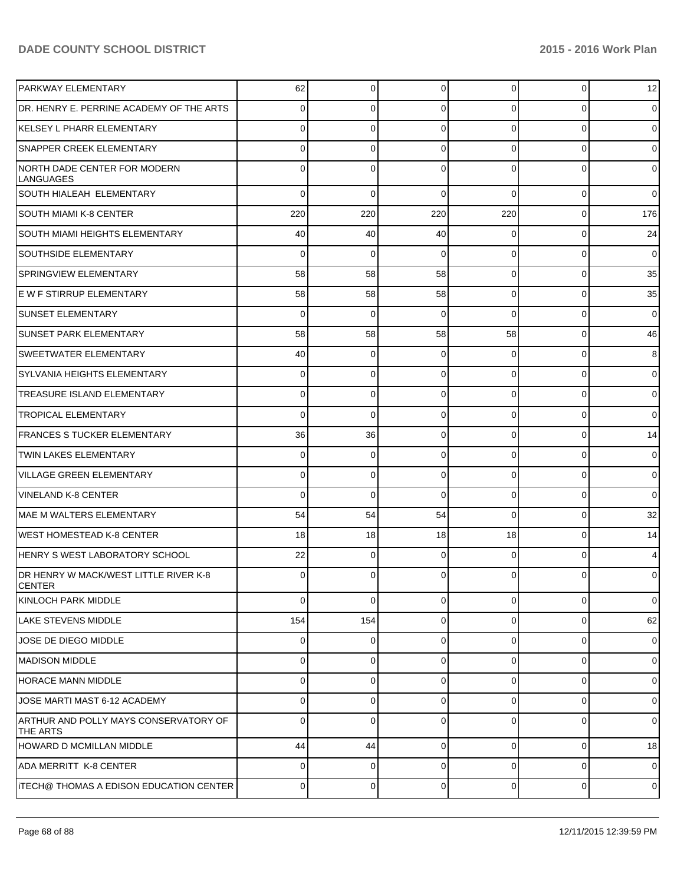| | | | | | | |
|---|---|---|---|---|---|---|
| PARKWAY ELEMENTARY | 62 | 0 | 0 | 0 | 0 | 12 |
| DR. HENRY E. PERRINE ACADEMY OF THE ARTS | 0 | 0 | 0 | 0 | 0 | 0 |
| KELSEY L PHARR ELEMENTARY | 0 | 0 | 0 | 0 | 0 | 0 |
| SNAPPER CREEK ELEMENTARY | 0 | 0 | 0 | 0 | 0 | 0 |
| NORTH DADE CENTER FOR MODERN LANGUAGES | 0 | 0 | 0 | 0 | 0 | 0 |
| SOUTH HIALEAH ELEMENTARY | 0 | 0 | 0 | 0 | 0 | 0 |
| SOUTH MIAMI K-8 CENTER | 220 | 220 | 220 | 220 | 0 | 176 |
| SOUTH MIAMI HEIGHTS ELEMENTARY | 40 | 40 | 40 | 0 | 0 | 24 |
| SOUTHSIDE ELEMENTARY | 0 | 0 | 0 | 0 | 0 | 0 |
| SPRINGVIEW ELEMENTARY | 58 | 58 | 58 | 0 | 0 | 35 |
| E W F STIRRUP ELEMENTARY | 58 | 58 | 58 | 0 | 0 | 35 |
| SUNSET ELEMENTARY | 0 | 0 | 0 | 0 | 0 | 0 |
| SUNSET PARK ELEMENTARY | 58 | 58 | 58 | 58 | 0 | 46 |
| SWEETWATER ELEMENTARY | 40 | 0 | 0 | 0 | 0 | 8 |
| SYLVANIA HEIGHTS ELEMENTARY | 0 | 0 | 0 | 0 | 0 | 0 |
| TREASURE ISLAND ELEMENTARY | 0 | 0 | 0 | 0 | 0 | 0 |
| TROPICAL ELEMENTARY | 0 | 0 | 0 | 0 | 0 | 0 |
| FRANCES S TUCKER ELEMENTARY | 36 | 36 | 0 | 0 | 0 | 14 |
| TWIN LAKES ELEMENTARY | 0 | 0 | 0 | 0 | 0 | 0 |
| VILLAGE GREEN ELEMENTARY | 0 | 0 | 0 | 0 | 0 | 0 |
| VINELAND K-8 CENTER | 0 | 0 | 0 | 0 | 0 | 0 |
| MAE M WALTERS ELEMENTARY | 54 | 54 | 54 | 0 | 0 | 32 |
| WEST HOMESTEAD K-8 CENTER | 18 | 18 | 18 | 18 | 0 | 14 |
| HENRY S WEST LABORATORY SCHOOL | 22 | 0 | 0 | 0 | 0 | 4 |
| DR HENRY W MACK/WEST LITTLE RIVER K-8 CENTER | 0 | 0 | 0 | 0 | 0 | 0 |
| KINLOCH PARK MIDDLE | 0 | 0 | 0 | 0 | 0 | 0 |
| LAKE STEVENS MIDDLE | 154 | 154 | 0 | 0 | 0 | 62 |
| JOSE DE DIEGO MIDDLE | 0 | 0 | 0 | 0 | 0 | 0 |
| MADISON MIDDLE | 0 | 0 | 0 | 0 | 0 | 0 |
| HORACE MANN MIDDLE | 0 | 0 | 0 | 0 | 0 | 0 |
| JOSE MARTI MAST 6-12 ACADEMY | 0 | 0 | 0 | 0 | 0 | 0 |
| ARTHUR AND POLLY MAYS CONSERVATORY OF THE ARTS | 0 | 0 | 0 | 0 | 0 | 0 |
| HOWARD D MCMILLAN MIDDLE | 44 | 44 | 0 | 0 | 0 | 18 |
| ADA MERRITT K-8 CENTER | 0 | 0 | 0 | 0 | 0 | 0 |
| iTECH@ THOMAS A EDISON EDUCATION CENTER | 0 | 0 | 0 | 0 | 0 | 0 |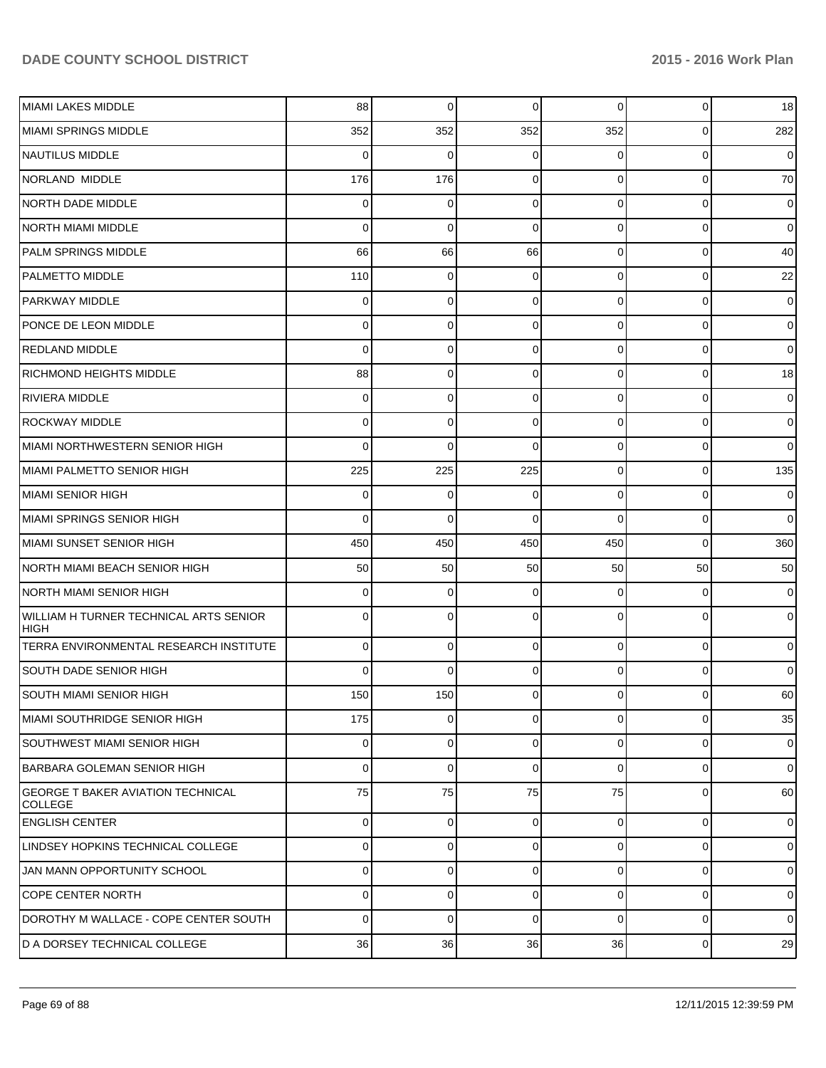| | | | | | | |
|---|---|---|---|---|---|---|
| MIAMI LAKES MIDDLE | 88 | 0 | 0 | 0 | 0 | 18 |
| MIAMI SPRINGS MIDDLE | 352 | 352 | 352 | 352 | 0 | 282 |
| NAUTILUS MIDDLE | 0 | 0 | 0 | 0 | 0 | 0 |
| NORLAND MIDDLE | 176 | 176 | 0 | 0 | 0 | 70 |
| NORTH DADE MIDDLE | 0 | 0 | 0 | 0 | 0 | 0 |
| NORTH MIAMI MIDDLE | 0 | 0 | 0 | 0 | 0 | 0 |
| PALM SPRINGS MIDDLE | 66 | 66 | 66 | 0 | 0 | 40 |
| PALMETTO MIDDLE | 110 | 0 | 0 | 0 | 0 | 22 |
| PARKWAY MIDDLE | 0 | 0 | 0 | 0 | 0 | 0 |
| PONCE DE LEON MIDDLE | 0 | 0 | 0 | 0 | 0 | 0 |
| REDLAND MIDDLE | 0 | 0 | 0 | 0 | 0 | 0 |
| RICHMOND HEIGHTS MIDDLE | 88 | 0 | 0 | 0 | 0 | 18 |
| RIVIERA MIDDLE | 0 | 0 | 0 | 0 | 0 | 0 |
| ROCKWAY MIDDLE | 0 | 0 | 0 | 0 | 0 | 0 |
| MIAMI NORTHWESTERN SENIOR HIGH | 0 | 0 | 0 | 0 | 0 | 0 |
| MIAMI PALMETTO SENIOR HIGH | 225 | 225 | 225 | 0 | 0 | 135 |
| MIAMI SENIOR HIGH | 0 | 0 | 0 | 0 | 0 | 0 |
| MIAMI SPRINGS SENIOR HIGH | 0 | 0 | 0 | 0 | 0 | 0 |
| MIAMI SUNSET SENIOR HIGH | 450 | 450 | 450 | 450 | 0 | 360 |
| NORTH MIAMI BEACH SENIOR HIGH | 50 | 50 | 50 | 50 | 50 | 50 |
| NORTH MIAMI SENIOR HIGH | 0 | 0 | 0 | 0 | 0 | 0 |
| WILLIAM H TURNER TECHNICAL ARTS SENIOR HIGH | 0 | 0 | 0 | 0 | 0 | 0 |
| TERRA ENVIRONMENTAL RESEARCH INSTITUTE | 0 | 0 | 0 | 0 | 0 | 0 |
| SOUTH DADE SENIOR HIGH | 0 | 0 | 0 | 0 | 0 | 0 |
| SOUTH MIAMI SENIOR HIGH | 150 | 150 | 0 | 0 | 0 | 60 |
| MIAMI SOUTHRIDGE SENIOR HIGH | 175 | 0 | 0 | 0 | 0 | 35 |
| SOUTHWEST MIAMI SENIOR HIGH | 0 | 0 | 0 | 0 | 0 | 0 |
| BARBARA GOLEMAN SENIOR HIGH | 0 | 0 | 0 | 0 | 0 | 0 |
| GEORGE T BAKER AVIATION TECHNICAL COLLEGE | 75 | 75 | 75 | 75 | 0 | 60 |
| ENGLISH CENTER | 0 | 0 | 0 | 0 | 0 | 0 |
| LINDSEY HOPKINS TECHNICAL COLLEGE | 0 | 0 | 0 | 0 | 0 | 0 |
| JAN MANN OPPORTUNITY SCHOOL | 0 | 0 | 0 | 0 | 0 | 0 |
| COPE CENTER NORTH | 0 | 0 | 0 | 0 | 0 | 0 |
| DOROTHY M WALLACE - COPE CENTER SOUTH | 0 | 0 | 0 | 0 | 0 | 0 |
| D A DORSEY TECHNICAL COLLEGE | 36 | 36 | 36 | 36 | 0 | 29 |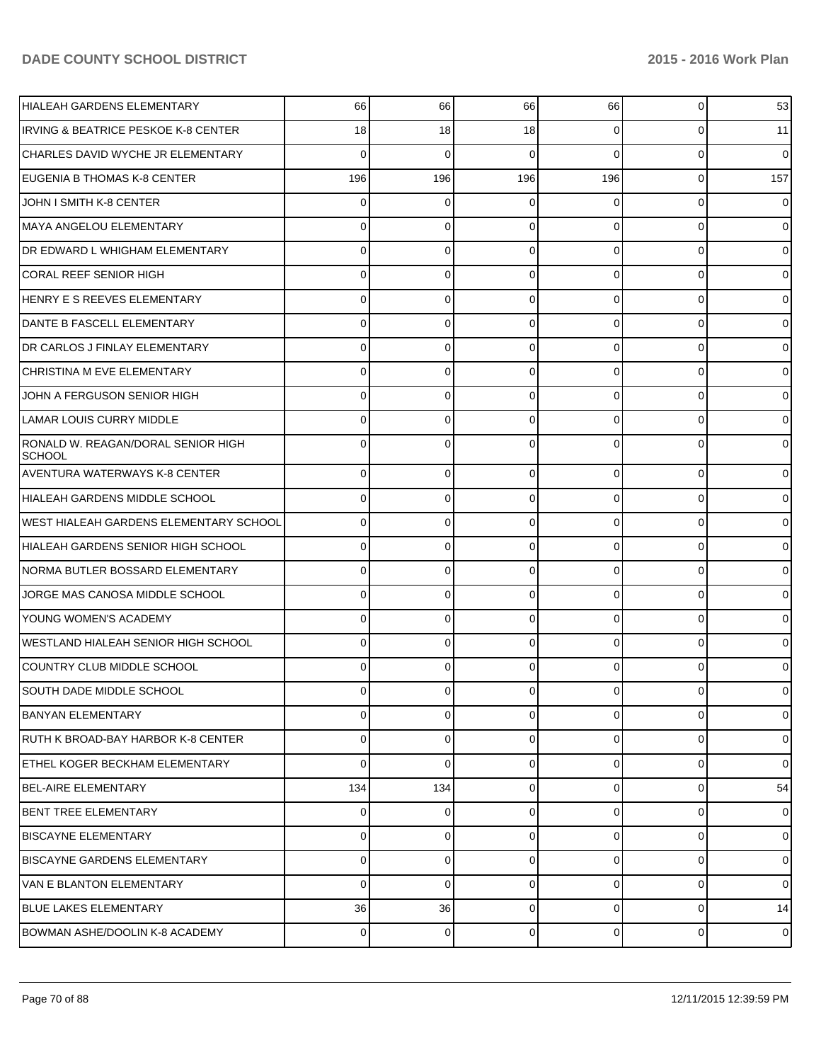| | | | | | | |
|---|---|---|---|---|---|---|
| HIALEAH GARDENS ELEMENTARY | 66 | 66 | 66 | 66 | 0 | 53 |
| IRVING & BEATRICE PESKOE K-8 CENTER | 18 | 18 | 18 | 0 | 0 | 11 |
| CHARLES DAVID WYCHE JR ELEMENTARY | 0 | 0 | 0 | 0 | 0 | 0 |
| EUGENIA B THOMAS K-8 CENTER | 196 | 196 | 196 | 196 | 0 | 157 |
| JOHN I SMITH K-8 CENTER | 0 | 0 | 0 | 0 | 0 | 0 |
| MAYA ANGELOU ELEMENTARY | 0 | 0 | 0 | 0 | 0 | 0 |
| DR EDWARD L WHIGHAM ELEMENTARY | 0 | 0 | 0 | 0 | 0 | 0 |
| CORAL REEF SENIOR HIGH | 0 | 0 | 0 | 0 | 0 | 0 |
| HENRY E S REEVES ELEMENTARY | 0 | 0 | 0 | 0 | 0 | 0 |
| DANTE B FASCELL ELEMENTARY | 0 | 0 | 0 | 0 | 0 | 0 |
| DR CARLOS J FINLAY ELEMENTARY | 0 | 0 | 0 | 0 | 0 | 0 |
| CHRISTINA M EVE ELEMENTARY | 0 | 0 | 0 | 0 | 0 | 0 |
| JOHN A FERGUSON SENIOR HIGH | 0 | 0 | 0 | 0 | 0 | 0 |
| LAMAR LOUIS CURRY MIDDLE | 0 | 0 | 0 | 0 | 0 | 0 |
| RONALD W. REAGAN/DORAL SENIOR HIGH SCHOOL | 0 | 0 | 0 | 0 | 0 | 0 |
| AVENTURA WATERWAYS K-8 CENTER | 0 | 0 | 0 | 0 | 0 | 0 |
| HIALEAH GARDENS MIDDLE SCHOOL | 0 | 0 | 0 | 0 | 0 | 0 |
| WEST HIALEAH GARDENS ELEMENTARY SCHOOL | 0 | 0 | 0 | 0 | 0 | 0 |
| HIALEAH GARDENS SENIOR HIGH SCHOOL | 0 | 0 | 0 | 0 | 0 | 0 |
| NORMA BUTLER BOSSARD ELEMENTARY | 0 | 0 | 0 | 0 | 0 | 0 |
| JORGE MAS CANOSA MIDDLE SCHOOL | 0 | 0 | 0 | 0 | 0 | 0 |
| YOUNG WOMEN'S ACADEMY | 0 | 0 | 0 | 0 | 0 | 0 |
| WESTLAND HIALEAH SENIOR HIGH SCHOOL | 0 | 0 | 0 | 0 | 0 | 0 |
| COUNTRY CLUB MIDDLE SCHOOL | 0 | 0 | 0 | 0 | 0 | 0 |
| SOUTH DADE MIDDLE SCHOOL | 0 | 0 | 0 | 0 | 0 | 0 |
| BANYAN ELEMENTARY | 0 | 0 | 0 | 0 | 0 | 0 |
| RUTH K BROAD-BAY HARBOR K-8 CENTER | 0 | 0 | 0 | 0 | 0 | 0 |
| ETHEL KOGER BECKHAM ELEMENTARY | 0 | 0 | 0 | 0 | 0 | 0 |
| BEL-AIRE ELEMENTARY | 134 | 134 | 0 | 0 | 0 | 54 |
| BENT TREE ELEMENTARY | 0 | 0 | 0 | 0 | 0 | 0 |
| BISCAYNE ELEMENTARY | 0 | 0 | 0 | 0 | 0 | 0 |
| BISCAYNE GARDENS ELEMENTARY | 0 | 0 | 0 | 0 | 0 | 0 |
| VAN E BLANTON ELEMENTARY | 0 | 0 | 0 | 0 | 0 | 0 |
| BLUE LAKES ELEMENTARY | 36 | 36 | 0 | 0 | 0 | 14 |
| BOWMAN ASHE/DOOLIN K-8 ACADEMY | 0 | 0 | 0 | 0 | 0 | 0 |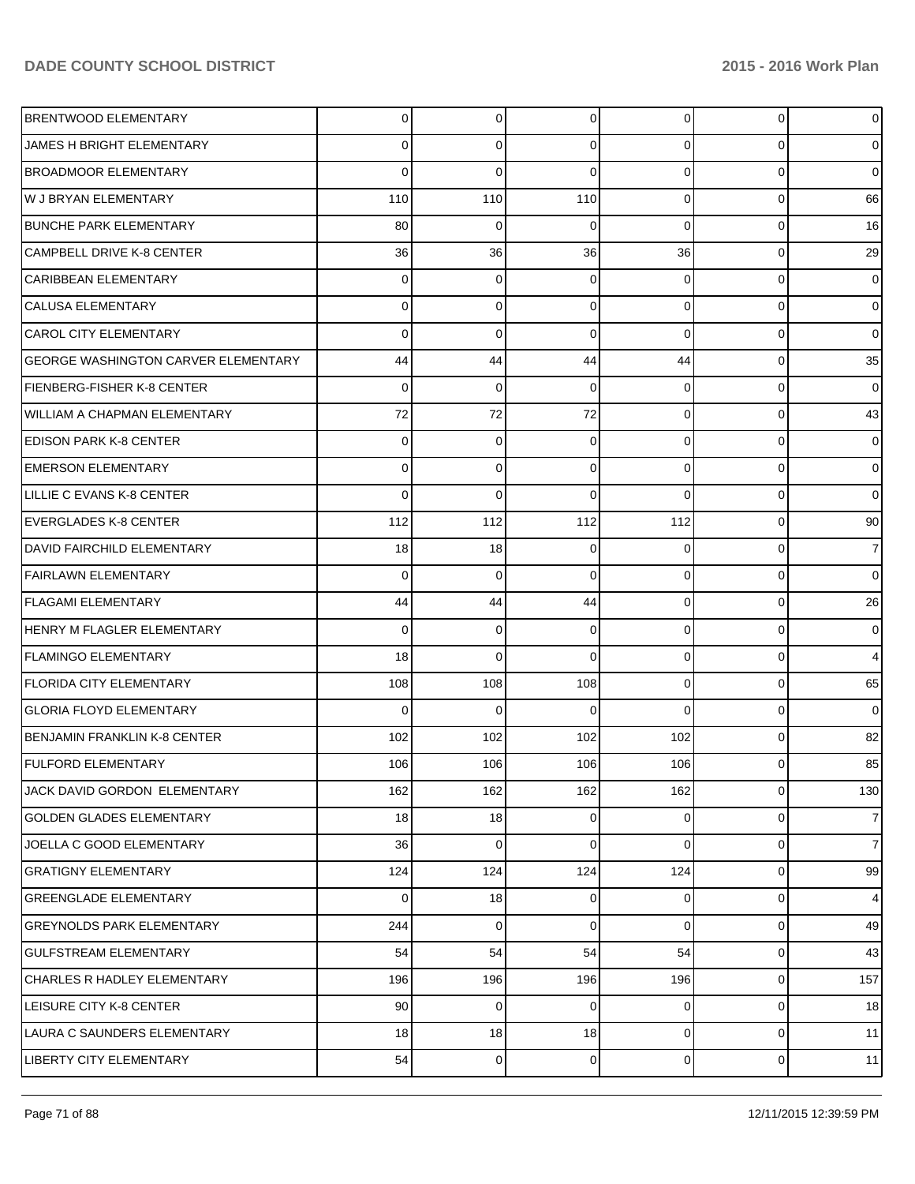| | | | | | | |
|---|---|---|---|---|---|---|
| BRENTWOOD ELEMENTARY | 0 | 0 | 0 | 0 | 0 | 0 |
| JAMES H BRIGHT ELEMENTARY | 0 | 0 | 0 | 0 | 0 | 0 |
| BROADMOOR ELEMENTARY | 0 | 0 | 0 | 0 | 0 | 0 |
| W J BRYAN ELEMENTARY | 110 | 110 | 110 | 0 | 0 | 66 |
| BUNCHE PARK ELEMENTARY | 80 | 0 | 0 | 0 | 0 | 16 |
| CAMPBELL DRIVE K-8 CENTER | 36 | 36 | 36 | 36 | 0 | 29 |
| CARIBBEAN ELEMENTARY | 0 | 0 | 0 | 0 | 0 | 0 |
| CALUSA ELEMENTARY | 0 | 0 | 0 | 0 | 0 | 0 |
| CAROL CITY ELEMENTARY | 0 | 0 | 0 | 0 | 0 | 0 |
| GEORGE WASHINGTON CARVER ELEMENTARY | 44 | 44 | 44 | 44 | 0 | 35 |
| FIENBERG-FISHER K-8 CENTER | 0 | 0 | 0 | 0 | 0 | 0 |
| WILLIAM A CHAPMAN ELEMENTARY | 72 | 72 | 72 | 0 | 0 | 43 |
| EDISON PARK K-8 CENTER | 0 | 0 | 0 | 0 | 0 | 0 |
| EMERSON ELEMENTARY | 0 | 0 | 0 | 0 | 0 | 0 |
| LILLIE C EVANS K-8 CENTER | 0 | 0 | 0 | 0 | 0 | 0 |
| EVERGLADES K-8 CENTER | 112 | 112 | 112 | 112 | 0 | 90 |
| DAVID FAIRCHILD ELEMENTARY | 18 | 18 | 0 | 0 | 0 | 7 |
| FAIRLAWN ELEMENTARY | 0 | 0 | 0 | 0 | 0 | 0 |
| FLAGAMI ELEMENTARY | 44 | 44 | 44 | 0 | 0 | 26 |
| HENRY M FLAGLER ELEMENTARY | 0 | 0 | 0 | 0 | 0 | 0 |
| FLAMINGO ELEMENTARY | 18 | 0 | 0 | 0 | 0 | 4 |
| FLORIDA CITY ELEMENTARY | 108 | 108 | 108 | 0 | 0 | 65 |
| GLORIA FLOYD ELEMENTARY | 0 | 0 | 0 | 0 | 0 | 0 |
| BENJAMIN FRANKLIN K-8 CENTER | 102 | 102 | 102 | 102 | 0 | 82 |
| FULFORD ELEMENTARY | 106 | 106 | 106 | 106 | 0 | 85 |
| JACK DAVID GORDON ELEMENTARY | 162 | 162 | 162 | 162 | 0 | 130 |
| GOLDEN GLADES ELEMENTARY | 18 | 18 | 0 | 0 | 0 | 7 |
| JOELLA C GOOD ELEMENTARY | 36 | 0 | 0 | 0 | 0 | 7 |
| GRATIGNY ELEMENTARY | 124 | 124 | 124 | 124 | 0 | 99 |
| GREENGLADE ELEMENTARY | 0 | 18 | 0 | 0 | 0 | 4 |
| GREYNOLDS PARK ELEMENTARY | 244 | 0 | 0 | 0 | 0 | 49 |
| GULFSTREAM ELEMENTARY | 54 | 54 | 54 | 54 | 0 | 43 |
| CHARLES R HADLEY ELEMENTARY | 196 | 196 | 196 | 196 | 0 | 157 |
| LEISURE CITY K-8 CENTER | 90 | 0 | 0 | 0 | 0 | 18 |
| LAURA C SAUNDERS ELEMENTARY | 18 | 18 | 18 | 0 | 0 | 11 |
| LIBERTY CITY ELEMENTARY | 54 | 0 | 0 | 0 | 0 | 11 |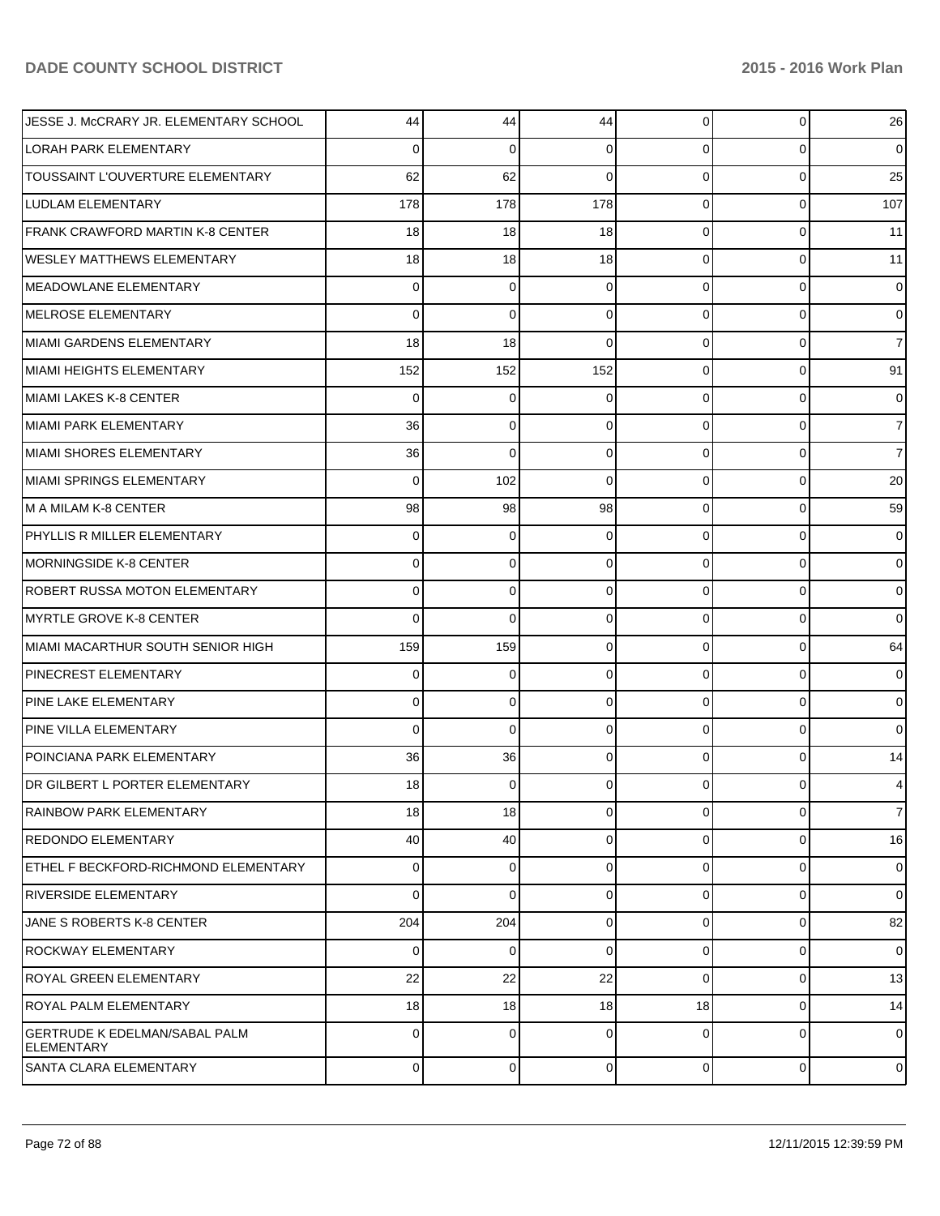| | | | | | | |
|---|---|---|---|---|---|---|
| JESSE J. McCRARY JR. ELEMENTARY SCHOOL | 44 | 44 | 44 | 0 | 0 | 26 |
| LORAH PARK ELEMENTARY | 0 | 0 | 0 | 0 | 0 | 0 |
| TOUSSAINT L'OUVERTURE ELEMENTARY | 62 | 62 | 0 | 0 | 0 | 25 |
| LUDLAM ELEMENTARY | 178 | 178 | 178 | 0 | 0 | 107 |
| FRANK CRAWFORD MARTIN K-8 CENTER | 18 | 18 | 18 | 0 | 0 | 11 |
| WESLEY MATTHEWS ELEMENTARY | 18 | 18 | 18 | 0 | 0 | 11 |
| MEADOWLANE ELEMENTARY | 0 | 0 | 0 | 0 | 0 | 0 |
| MELROSE ELEMENTARY | 0 | 0 | 0 | 0 | 0 | 0 |
| MIAMI GARDENS ELEMENTARY | 18 | 18 | 0 | 0 | 0 | 7 |
| MIAMI HEIGHTS ELEMENTARY | 152 | 152 | 152 | 0 | 0 | 91 |
| MIAMI LAKES K-8 CENTER | 0 | 0 | 0 | 0 | 0 | 0 |
| MIAMI PARK ELEMENTARY | 36 | 0 | 0 | 0 | 0 | 7 |
| MIAMI SHORES ELEMENTARY | 36 | 0 | 0 | 0 | 0 | 7 |
| MIAMI SPRINGS ELEMENTARY | 0 | 102 | 0 | 0 | 0 | 20 |
| M A MILAM K-8 CENTER | 98 | 98 | 98 | 0 | 0 | 59 |
| PHYLLIS R MILLER ELEMENTARY | 0 | 0 | 0 | 0 | 0 | 0 |
| MORNINGSIDE K-8 CENTER | 0 | 0 | 0 | 0 | 0 | 0 |
| ROBERT RUSSA MOTON ELEMENTARY | 0 | 0 | 0 | 0 | 0 | 0 |
| MYRTLE GROVE K-8 CENTER | 0 | 0 | 0 | 0 | 0 | 0 |
| MIAMI MACARTHUR SOUTH SENIOR HIGH | 159 | 159 | 0 | 0 | 0 | 64 |
| PINECREST ELEMENTARY | 0 | 0 | 0 | 0 | 0 | 0 |
| PINE LAKE ELEMENTARY | 0 | 0 | 0 | 0 | 0 | 0 |
| PINE VILLA ELEMENTARY | 0 | 0 | 0 | 0 | 0 | 0 |
| POINCIANA PARK ELEMENTARY | 36 | 36 | 0 | 0 | 0 | 14 |
| DR GILBERT L PORTER ELEMENTARY | 18 | 0 | 0 | 0 | 0 | 4 |
| RAINBOW PARK ELEMENTARY | 18 | 18 | 0 | 0 | 0 | 7 |
| REDONDO ELEMENTARY | 40 | 40 | 0 | 0 | 0 | 16 |
| ETHEL F BECKFORD-RICHMOND ELEMENTARY | 0 | 0 | 0 | 0 | 0 | 0 |
| RIVERSIDE ELEMENTARY | 0 | 0 | 0 | 0 | 0 | 0 |
| JANE S ROBERTS K-8 CENTER | 204 | 204 | 0 | 0 | 0 | 82 |
| ROCKWAY ELEMENTARY | 0 | 0 | 0 | 0 | 0 | 0 |
| ROYAL GREEN ELEMENTARY | 22 | 22 | 22 | 0 | 0 | 13 |
| ROYAL PALM ELEMENTARY | 18 | 18 | 18 | 18 | 0 | 14 |
| GERTRUDE K EDELMAN/SABAL PALM ELEMENTARY | 0 | 0 | 0 | 0 | 0 | 0 |
| SANTA CLARA ELEMENTARY | 0 | 0 | 0 | 0 | 0 | 0 |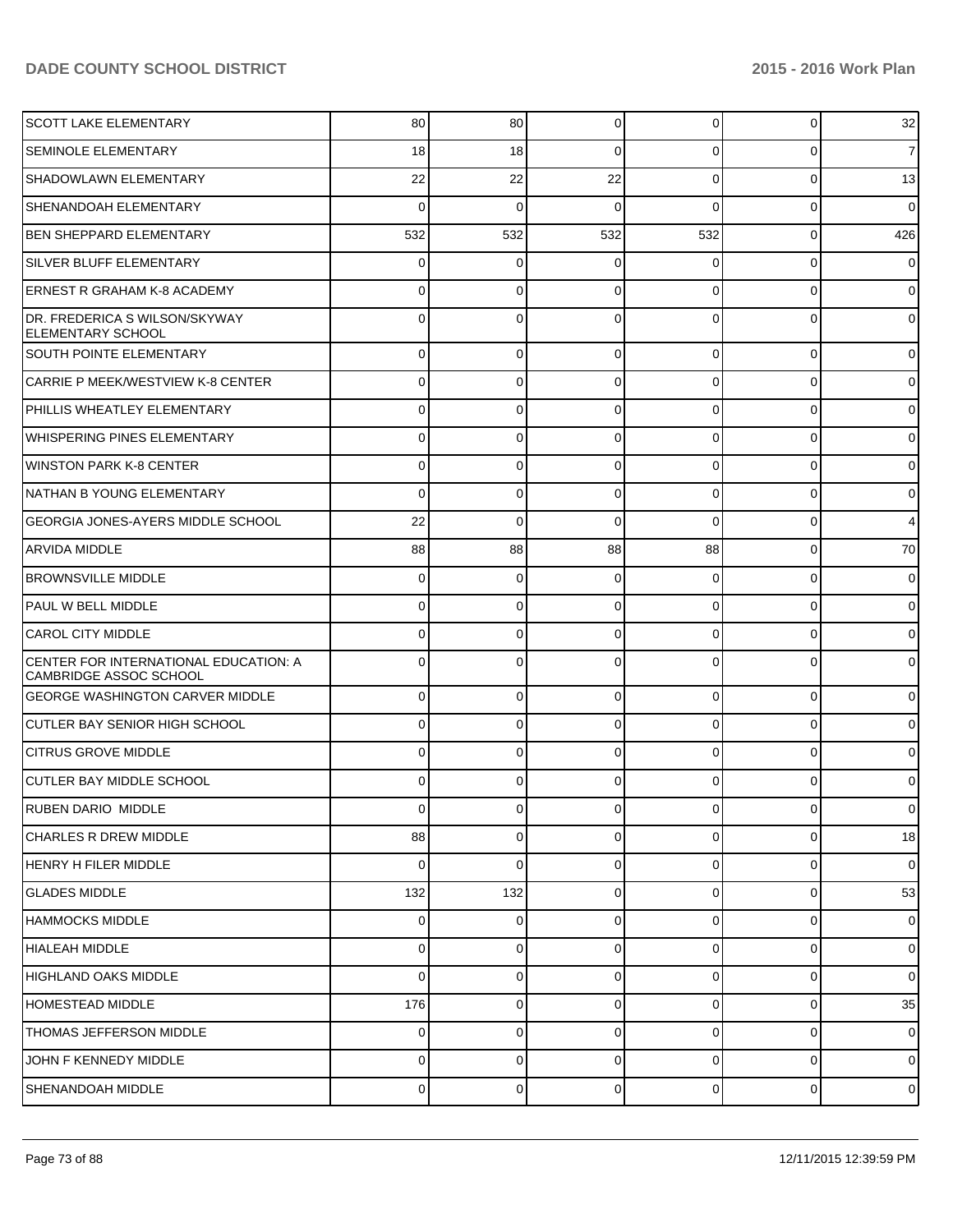| | | | | | | |
|---|---|---|---|---|---|---|
| SCOTT LAKE ELEMENTARY | 80 | 80 | 0 | 0 | 0 | 32 |
| SEMINOLE ELEMENTARY | 18 | 18 | 0 | 0 | 0 | 7 |
| SHADOWLAWN ELEMENTARY | 22 | 22 | 22 | 0 | 0 | 13 |
| SHENANDOAH ELEMENTARY | 0 | 0 | 0 | 0 | 0 | 0 |
| BEN SHEPPARD ELEMENTARY | 532 | 532 | 532 | 532 | 0 | 426 |
| SILVER BLUFF ELEMENTARY | 0 | 0 | 0 | 0 | 0 | 0 |
| ERNEST R GRAHAM K-8 ACADEMY | 0 | 0 | 0 | 0 | 0 | 0 |
| DR. FREDERICA S WILSON/SKYWAY ELEMENTARY SCHOOL | 0 | 0 | 0 | 0 | 0 | 0 |
| SOUTH POINTE ELEMENTARY | 0 | 0 | 0 | 0 | 0 | 0 |
| CARRIE P MEEK/WESTVIEW K-8 CENTER | 0 | 0 | 0 | 0 | 0 | 0 |
| PHILLIS WHEATLEY ELEMENTARY | 0 | 0 | 0 | 0 | 0 | 0 |
| WHISPERING PINES ELEMENTARY | 0 | 0 | 0 | 0 | 0 | 0 |
| WINSTON PARK K-8 CENTER | 0 | 0 | 0 | 0 | 0 | 0 |
| NATHAN B YOUNG ELEMENTARY | 0 | 0 | 0 | 0 | 0 | 0 |
| GEORGIA JONES-AYERS MIDDLE SCHOOL | 22 | 0 | 0 | 0 | 0 | 4 |
| ARVIDA MIDDLE | 88 | 88 | 88 | 88 | 0 | 70 |
| BROWNSVILLE MIDDLE | 0 | 0 | 0 | 0 | 0 | 0 |
| PAUL W BELL MIDDLE | 0 | 0 | 0 | 0 | 0 | 0 |
| CAROL CITY MIDDLE | 0 | 0 | 0 | 0 | 0 | 0 |
| CENTER FOR INTERNATIONAL EDUCATION: A CAMBRIDGE ASSOC SCHOOL | 0 | 0 | 0 | 0 | 0 | 0 |
| GEORGE WASHINGTON CARVER MIDDLE | 0 | 0 | 0 | 0 | 0 | 0 |
| CUTLER BAY SENIOR HIGH SCHOOL | 0 | 0 | 0 | 0 | 0 | 0 |
| CITRUS GROVE MIDDLE | 0 | 0 | 0 | 0 | 0 | 0 |
| CUTLER BAY MIDDLE SCHOOL | 0 | 0 | 0 | 0 | 0 | 0 |
| RUBEN DARIO MIDDLE | 0 | 0 | 0 | 0 | 0 | 0 |
| CHARLES R DREW MIDDLE | 88 | 0 | 0 | 0 | 0 | 18 |
| HENRY H FILER MIDDLE | 0 | 0 | 0 | 0 | 0 | 0 |
| GLADES MIDDLE | 132 | 132 | 0 | 0 | 0 | 53 |
| HAMMOCKS MIDDLE | 0 | 0 | 0 | 0 | 0 | 0 |
| HIALEAH MIDDLE | 0 | 0 | 0 | 0 | 0 | 0 |
| HIGHLAND OAKS MIDDLE | 0 | 0 | 0 | 0 | 0 | 0 |
| HOMESTEAD MIDDLE | 176 | 0 | 0 | 0 | 0 | 35 |
| THOMAS JEFFERSON MIDDLE | 0 | 0 | 0 | 0 | 0 | 0 |
| JOHN F KENNEDY MIDDLE | 0 | 0 | 0 | 0 | 0 | 0 |
| SHENANDOAH MIDDLE | 0 | 0 | 0 | 0 | 0 | 0 |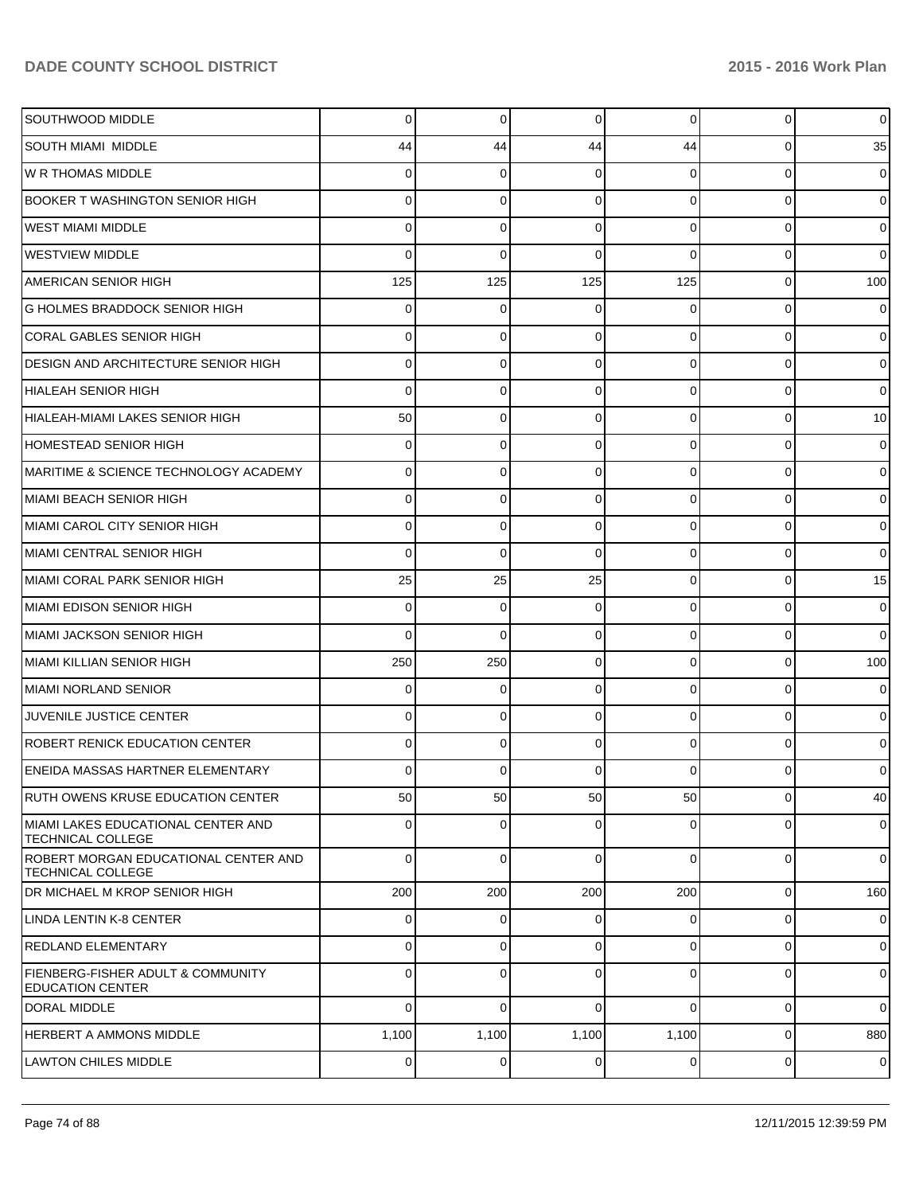| | | | | | | |
|---|---|---|---|---|---|---|
| SOUTHWOOD MIDDLE | 0 | 0 | 0 | 0 | 0 | 0 |
| SOUTH MIAMI MIDDLE | 44 | 44 | 44 | 44 | 0 | 35 |
| W R THOMAS MIDDLE | 0 | 0 | 0 | 0 | 0 | 0 |
| BOOKER T WASHINGTON SENIOR HIGH | 0 | 0 | 0 | 0 | 0 | 0 |
| WEST MIAMI MIDDLE | 0 | 0 | 0 | 0 | 0 | 0 |
| WESTVIEW MIDDLE | 0 | 0 | 0 | 0 | 0 | 0 |
| AMERICAN SENIOR HIGH | 125 | 125 | 125 | 125 | 0 | 100 |
| G HOLMES BRADDOCK SENIOR HIGH | 0 | 0 | 0 | 0 | 0 | 0 |
| CORAL GABLES SENIOR HIGH | 0 | 0 | 0 | 0 | 0 | 0 |
| DESIGN AND ARCHITECTURE SENIOR HIGH | 0 | 0 | 0 | 0 | 0 | 0 |
| HIALEAH SENIOR HIGH | 0 | 0 | 0 | 0 | 0 | 0 |
| HIALEAH-MIAMI LAKES SENIOR HIGH | 50 | 0 | 0 | 0 | 0 | 10 |
| HOMESTEAD SENIOR HIGH | 0 | 0 | 0 | 0 | 0 | 0 |
| MARITIME & SCIENCE TECHNOLOGY ACADEMY | 0 | 0 | 0 | 0 | 0 | 0 |
| MIAMI BEACH SENIOR HIGH | 0 | 0 | 0 | 0 | 0 | 0 |
| MIAMI CAROL CITY SENIOR HIGH | 0 | 0 | 0 | 0 | 0 | 0 |
| MIAMI CENTRAL SENIOR HIGH | 0 | 0 | 0 | 0 | 0 | 0 |
| MIAMI CORAL PARK SENIOR HIGH | 25 | 25 | 25 | 0 | 0 | 15 |
| MIAMI EDISON SENIOR HIGH | 0 | 0 | 0 | 0 | 0 | 0 |
| MIAMI JACKSON SENIOR HIGH | 0 | 0 | 0 | 0 | 0 | 0 |
| MIAMI KILLIAN SENIOR HIGH | 250 | 250 | 0 | 0 | 0 | 100 |
| MIAMI NORLAND SENIOR | 0 | 0 | 0 | 0 | 0 | 0 |
| JUVENILE JUSTICE CENTER | 0 | 0 | 0 | 0 | 0 | 0 |
| ROBERT RENICK EDUCATION CENTER | 0 | 0 | 0 | 0 | 0 | 0 |
| ENEIDA MASSAS HARTNER ELEMENTARY | 0 | 0 | 0 | 0 | 0 | 0 |
| RUTH OWENS KRUSE EDUCATION CENTER | 50 | 50 | 50 | 50 | 0 | 40 |
| MIAMI LAKES EDUCATIONAL CENTER AND TECHNICAL COLLEGE | 0 | 0 | 0 | 0 | 0 | 0 |
| ROBERT MORGAN EDUCATIONAL CENTER AND TECHNICAL COLLEGE | 0 | 0 | 0 | 0 | 0 | 0 |
| DR MICHAEL M KROP SENIOR HIGH | 200 | 200 | 200 | 200 | 0 | 160 |
| LINDA LENTIN K-8 CENTER | 0 | 0 | 0 | 0 | 0 | 0 |
| REDLAND ELEMENTARY | 0 | 0 | 0 | 0 | 0 | 0 |
| FIENBERG-FISHER ADULT & COMMUNITY EDUCATION CENTER | 0 | 0 | 0 | 0 | 0 | 0 |
| DORAL MIDDLE | 0 | 0 | 0 | 0 | 0 | 0 |
| HERBERT A AMMONS MIDDLE | 1,100 | 1,100 | 1,100 | 1,100 | 0 | 880 |
| LAWTON CHILES MIDDLE | 0 | 0 | 0 | 0 | 0 | 0 |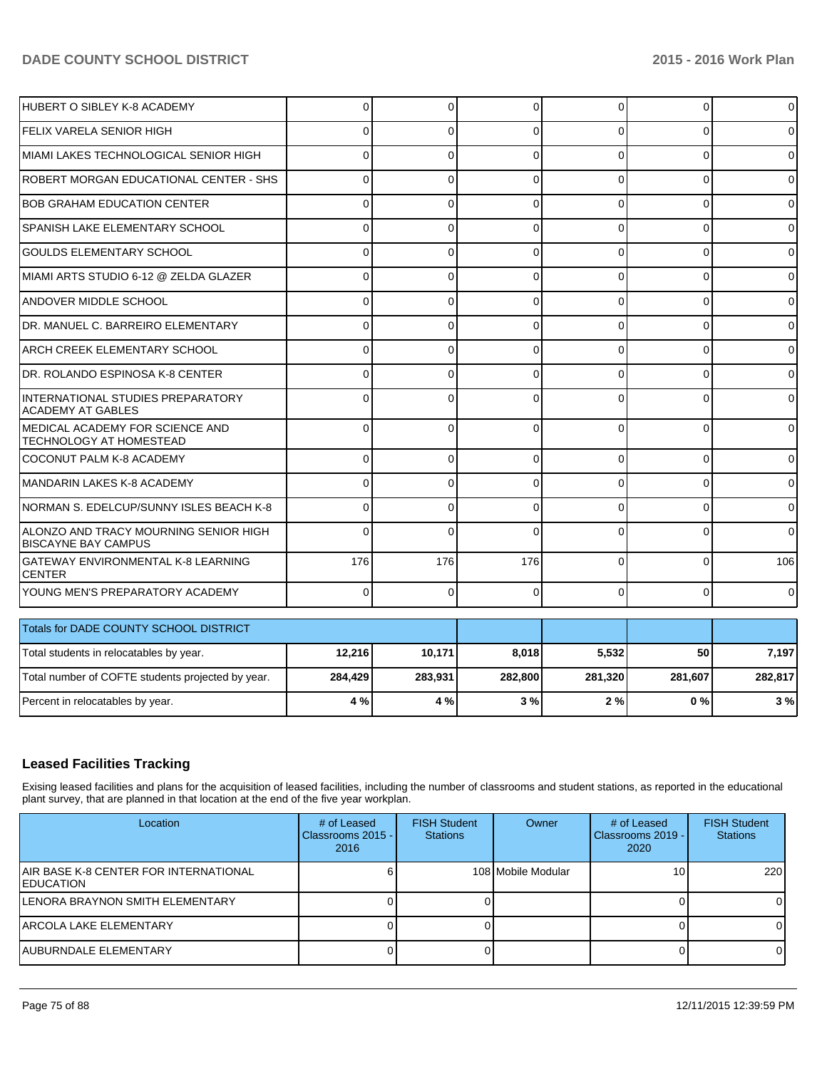| | | | | | | |
|---|---|---|---|---|---|---|
| HUBERT O SIBLEY K-8 ACADEMY | 0 | 0 | 0 | 0 | 0 | 0 |
| FELIX VARELA SENIOR HIGH | 0 | 0 | 0 | 0 | 0 | 0 |
| MIAMI LAKES TECHNOLOGICAL SENIOR HIGH | 0 | 0 | 0 | 0 | 0 | 0 |
| ROBERT MORGAN EDUCATIONAL CENTER - SHS | 0 | 0 | 0 | 0 | 0 | 0 |
| BOB GRAHAM EDUCATION CENTER | 0 | 0 | 0 | 0 | 0 | 0 |
| SPANISH LAKE ELEMENTARY SCHOOL | 0 | 0 | 0 | 0 | 0 | 0 |
| GOULDS ELEMENTARY SCHOOL | 0 | 0 | 0 | 0 | 0 | 0 |
| MIAMI ARTS STUDIO 6-12 @ ZELDA GLAZER | 0 | 0 | 0 | 0 | 0 | 0 |
| ANDOVER MIDDLE SCHOOL | 0 | 0 | 0 | 0 | 0 | 0 |
| DR. MANUEL C. BARREIRO ELEMENTARY | 0 | 0 | 0 | 0 | 0 | 0 |
| ARCH CREEK ELEMENTARY SCHOOL | 0 | 0 | 0 | 0 | 0 | 0 |
| DR. ROLANDO ESPINOSA K-8 CENTER | 0 | 0 | 0 | 0 | 0 | 0 |
| INTERNATIONAL STUDIES PREPARATORY ACADEMY AT GABLES | 0 | 0 | 0 | 0 | 0 | 0 |
| MEDICAL ACADEMY FOR SCIENCE AND TECHNOLOGY AT HOMESTEAD | 0 | 0 | 0 | 0 | 0 | 0 |
| COCONUT PALM K-8 ACADEMY | 0 | 0 | 0 | 0 | 0 | 0 |
| MANDARIN LAKES K-8 ACADEMY | 0 | 0 | 0 | 0 | 0 | 0 |
| NORMAN S. EDELCUP/SUNNY ISLES BEACH K-8 | 0 | 0 | 0 | 0 | 0 | 0 |
| ALONZO AND TRACY MOURNING SENIOR HIGH BISCAYNE BAY CAMPUS | 0 | 0 | 0 | 0 | 0 | 0 |
| GATEWAY ENVIRONMENTAL K-8 LEARNING CENTER | 176 | 176 | 176 | 0 | 0 | 106 |
| YOUNG MEN'S PREPARATORY ACADEMY | 0 | 0 | 0 | 0 | 0 | 0 |

| Totals for DADE COUNTY SCHOOL DISTRICT | | | | | | |
|---|---|---|---|---|---|---|
| Total students in relocatables by year. | **12,216** | **10,171** | **8,018** | **5,532** | **50** | **7,197** |
| Total number of COFTE students projected by year. | **284,429** | **283,931** | **282,800** | **281,320** | **281,607** | **282,817** |
| Percent in relocatables by year. | **4 %** | **4 %** | **3 %** | **2 %** | **0 %** | **3 %** |

## Leased Facilities Tracking

Exising leased facilities and plans for the acquisition of leased facilities, including the number of classrooms and student stations, as reported in the educational plant survey, that are planned in that location at the end of the five year workplan.

| Location | # of Leased Classrooms 2015 - 2016 | FISH Student Stations | Owner | # of Leased Classrooms 2019 - 2020 | FISH Student Stations |
|---|---|---|---|---|---|
| AIR BASE K-8 CENTER FOR INTERNATIONAL EDUCATION | 6 | 108 | Mobile Modular | 10 | 220 |
| LENORA BRAYNON SMITH ELEMENTARY | 0 | 0 | | 0 | 0 |
| ARCOLA LAKE ELEMENTARY | 0 | 0 | | 0 | 0 |
| AUBURNDALE ELEMENTARY | 0 | 0 | | 0 | 0 |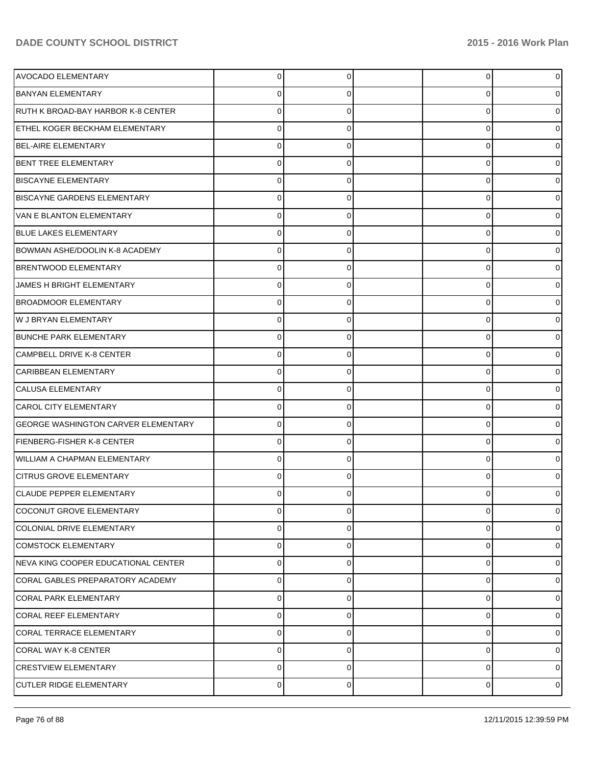| | | | | | |
|---|---|---|---|---|---|
| AVOCADO ELEMENTARY | 0 | 0 | | 0 | 0 |
| BANYAN ELEMENTARY | 0 | 0 | | 0 | 0 |
| RUTH K BROAD-BAY HARBOR K-8 CENTER | 0 | 0 | | 0 | 0 |
| ETHEL KOGER BECKHAM ELEMENTARY | 0 | 0 | | 0 | 0 |
| BEL-AIRE ELEMENTARY | 0 | 0 | | 0 | 0 |
| BENT TREE ELEMENTARY | 0 | 0 | | 0 | 0 |
| BISCAYNE ELEMENTARY | 0 | 0 | | 0 | 0 |
| BISCAYNE GARDENS ELEMENTARY | 0 | 0 | | 0 | 0 |
| VAN E BLANTON ELEMENTARY | 0 | 0 | | 0 | 0 |
| BLUE LAKES ELEMENTARY | 0 | 0 | | 0 | 0 |
| BOWMAN ASHE/DOOLIN K-8 ACADEMY | 0 | 0 | | 0 | 0 |
| BRENTWOOD ELEMENTARY | 0 | 0 | | 0 | 0 |
| JAMES H BRIGHT ELEMENTARY | 0 | 0 | | 0 | 0 |
| BROADMOOR ELEMENTARY | 0 | 0 | | 0 | 0 |
| W J BRYAN ELEMENTARY | 0 | 0 | | 0 | 0 |
| BUNCHE PARK ELEMENTARY | 0 | 0 | | 0 | 0 |
| CAMPBELL DRIVE K-8 CENTER | 0 | 0 | | 0 | 0 |
| CARIBBEAN ELEMENTARY | 0 | 0 | | 0 | 0 |
| CALUSA ELEMENTARY | 0 | 0 | | 0 | 0 |
| CAROL CITY ELEMENTARY | 0 | 0 | | 0 | 0 |
| GEORGE WASHINGTON CARVER ELEMENTARY | 0 | 0 | | 0 | 0 |
| FIENBERG-FISHER K-8 CENTER | 0 | 0 | | 0 | 0 |
| WILLIAM A CHAPMAN ELEMENTARY | 0 | 0 | | 0 | 0 |
| CITRUS GROVE ELEMENTARY | 0 | 0 | | 0 | 0 |
| CLAUDE PEPPER ELEMENTARY | 0 | 0 | | 0 | 0 |
| COCONUT GROVE ELEMENTARY | 0 | 0 | | 0 | 0 |
| COLONIAL DRIVE ELEMENTARY | 0 | 0 | | 0 | 0 |
| COMSTOCK ELEMENTARY | 0 | 0 | | 0 | 0 |
| NEVA KING COOPER EDUCATIONAL CENTER | 0 | 0 | | 0 | 0 |
| CORAL GABLES PREPARATORY ACADEMY | 0 | 0 | | 0 | 0 |
| CORAL PARK ELEMENTARY | 0 | 0 | | 0 | 0 |
| CORAL REEF ELEMENTARY | 0 | 0 | | 0 | 0 |
| CORAL TERRACE ELEMENTARY | 0 | 0 | | 0 | 0 |
| CORAL WAY K-8 CENTER | 0 | 0 | | 0 | 0 |
| CRESTVIEW ELEMENTARY | 0 | 0 | | 0 | 0 |
| CUTLER RIDGE ELEMENTARY | 0 | 0 | | 0 | 0 |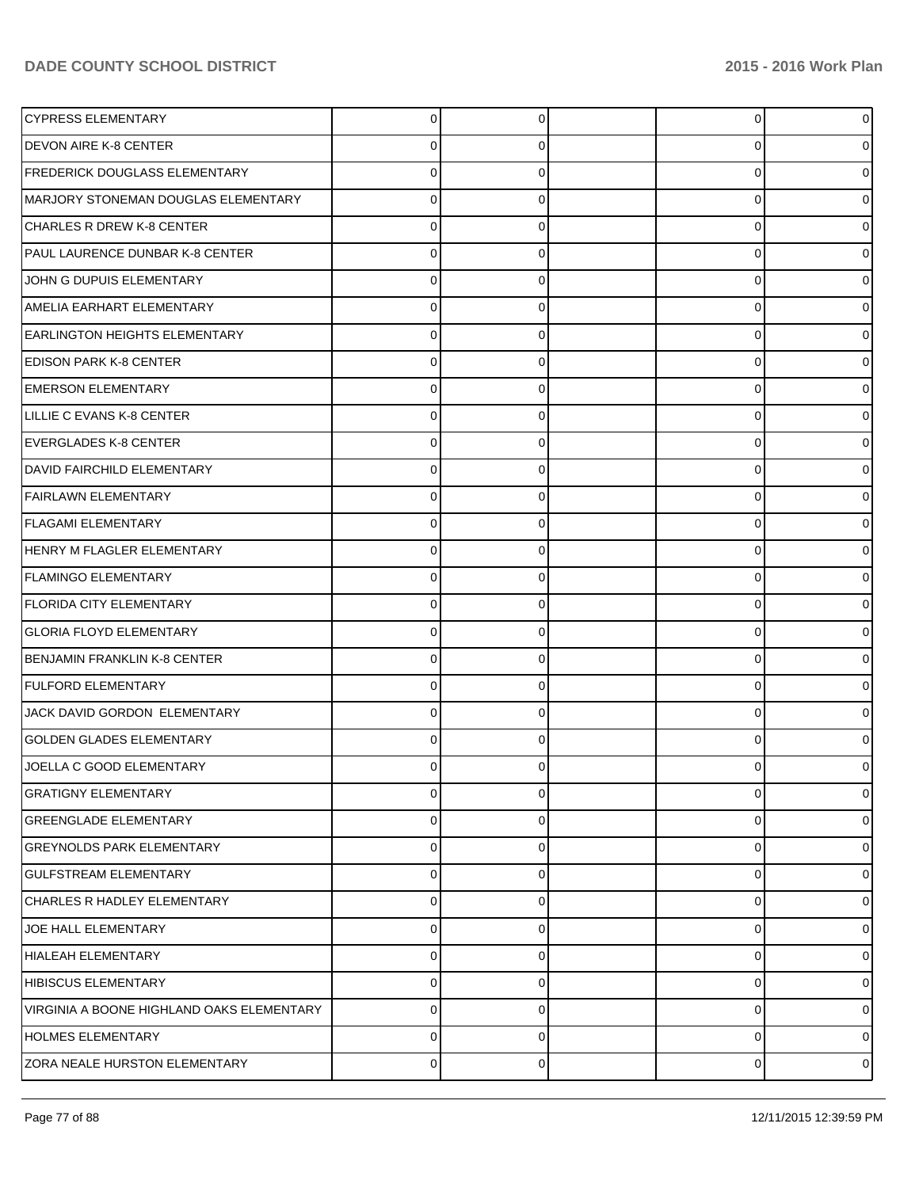| | | | | | |
|---|---|---|---|---|---|
| CYPRESS ELEMENTARY | 0 | 0 | | 0 | 0 |
| DEVON AIRE K-8 CENTER | 0 | 0 | | 0 | 0 |
| FREDERICK DOUGLASS ELEMENTARY | 0 | 0 | | 0 | 0 |
| MARJORY STONEMAN DOUGLAS ELEMENTARY | 0 | 0 | | 0 | 0 |
| CHARLES R DREW K-8 CENTER | 0 | 0 | | 0 | 0 |
| PAUL LAURENCE DUNBAR K-8 CENTER | 0 | 0 | | 0 | 0 |
| JOHN G DUPUIS ELEMENTARY | 0 | 0 | | 0 | 0 |
| AMELIA EARHART ELEMENTARY | 0 | 0 | | 0 | 0 |
| EARLINGTON HEIGHTS ELEMENTARY | 0 | 0 | | 0 | 0 |
| EDISON PARK K-8 CENTER | 0 | 0 | | 0 | 0 |
| EMERSON ELEMENTARY | 0 | 0 | | 0 | 0 |
| LILLIE C EVANS K-8 CENTER | 0 | 0 | | 0 | 0 |
| EVERGLADES K-8 CENTER | 0 | 0 | | 0 | 0 |
| DAVID FAIRCHILD ELEMENTARY | 0 | 0 | | 0 | 0 |
| FAIRLAWN ELEMENTARY | 0 | 0 | | 0 | 0 |
| FLAGAMI ELEMENTARY | 0 | 0 | | 0 | 0 |
| HENRY M FLAGLER ELEMENTARY | 0 | 0 | | 0 | 0 |
| FLAMINGO ELEMENTARY | 0 | 0 | | 0 | 0 |
| FLORIDA CITY ELEMENTARY | 0 | 0 | | 0 | 0 |
| GLORIA FLOYD ELEMENTARY | 0 | 0 | | 0 | 0 |
| BENJAMIN FRANKLIN K-8 CENTER | 0 | 0 | | 0 | 0 |
| FULFORD ELEMENTARY | 0 | 0 | | 0 | 0 |
| JACK DAVID GORDON ELEMENTARY | 0 | 0 | | 0 | 0 |
| GOLDEN GLADES ELEMENTARY | 0 | 0 | | 0 | 0 |
| JOELLA C GOOD ELEMENTARY | 0 | 0 | | 0 | 0 |
| GRATIGNY ELEMENTARY | 0 | 0 | | 0 | 0 |
| GREENGLADE ELEMENTARY | 0 | 0 | | 0 | 0 |
| GREYNOLDS PARK ELEMENTARY | 0 | 0 | | 0 | 0 |
| GULFSTREAM ELEMENTARY | 0 | 0 | | 0 | 0 |
| CHARLES R HADLEY ELEMENTARY | 0 | 0 | | 0 | 0 |
| JOE HALL ELEMENTARY | 0 | 0 | | 0 | 0 |
| HIALEAH ELEMENTARY | 0 | 0 | | 0 | 0 |
| HIBISCUS ELEMENTARY | 0 | 0 | | 0 | 0 |
| VIRGINIA A BOONE HIGHLAND OAKS ELEMENTARY | 0 | 0 | | 0 | 0 |
| HOLMES ELEMENTARY | 0 | 0 | | 0 | 0 |
| ZORA NEALE HURSTON ELEMENTARY | 0 | 0 | | 0 | 0 |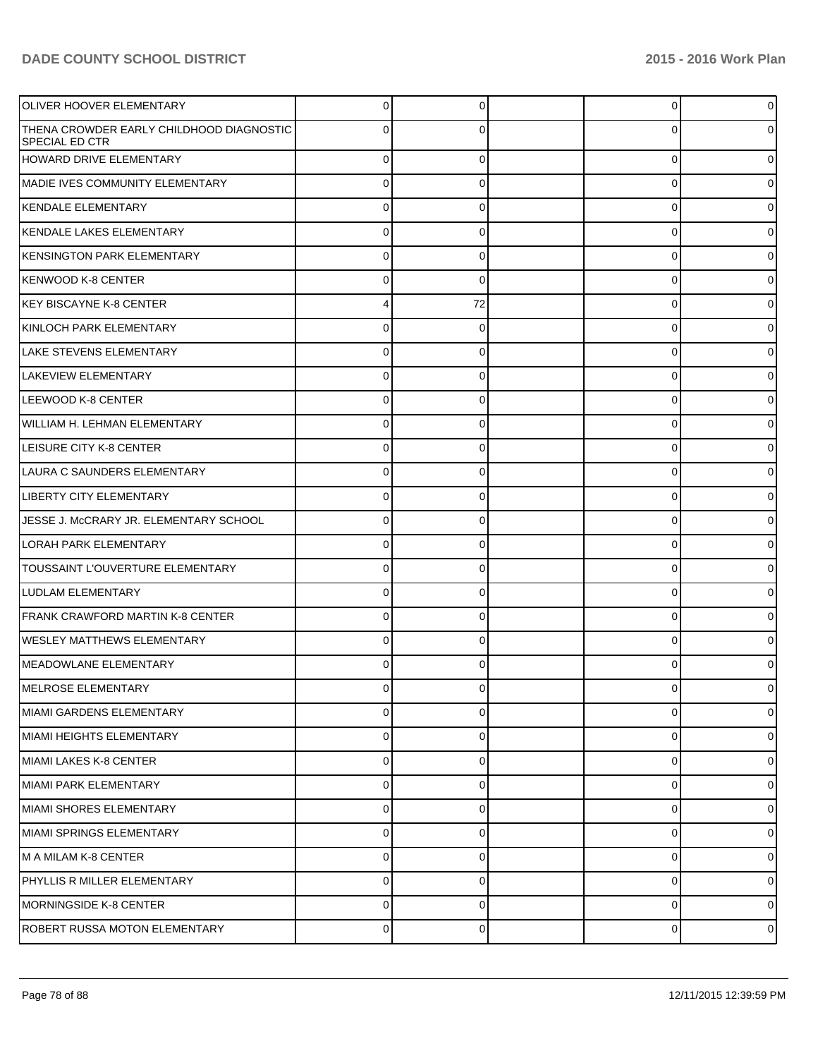| | | | | | |
|---|---|---|---|---|---|
| OLIVER HOOVER ELEMENTARY | 0 | 0 | | 0 | 0 |
| THENA CROWDER EARLY CHILDHOOD DIAGNOSTIC SPECIAL ED CTR | 0 | 0 | | 0 | 0 |
| HOWARD DRIVE ELEMENTARY | 0 | 0 | | 0 | 0 |
| MADIE IVES COMMUNITY ELEMENTARY | 0 | 0 | | 0 | 0 |
| KENDALE ELEMENTARY | 0 | 0 | | 0 | 0 |
| KENDALE LAKES ELEMENTARY | 0 | 0 | | 0 | 0 |
| KENSINGTON PARK ELEMENTARY | 0 | 0 | | 0 | 0 |
| KENWOOD K-8 CENTER | 0 | 0 | | 0 | 0 |
| KEY BISCAYNE K-8 CENTER | 4 | 72 | | 0 | 0 |
| KINLOCH PARK ELEMENTARY | 0 | 0 | | 0 | 0 |
| LAKE STEVENS ELEMENTARY | 0 | 0 | | 0 | 0 |
| LAKEVIEW ELEMENTARY | 0 | 0 | | 0 | 0 |
| LEEWOOD K-8 CENTER | 0 | 0 | | 0 | 0 |
| WILLIAM H. LEHMAN ELEMENTARY | 0 | 0 | | 0 | 0 |
| LEISURE CITY K-8 CENTER | 0 | 0 | | 0 | 0 |
| LAURA C SAUNDERS ELEMENTARY | 0 | 0 | | 0 | 0 |
| LIBERTY CITY ELEMENTARY | 0 | 0 | | 0 | 0 |
| JESSE J. McCRARY JR. ELEMENTARY SCHOOL | 0 | 0 | | 0 | 0 |
| LORAH PARK ELEMENTARY | 0 | 0 | | 0 | 0 |
| TOUSSAINT L'OUVERTURE ELEMENTARY | 0 | 0 | | 0 | 0 |
| LUDLAM ELEMENTARY | 0 | 0 | | 0 | 0 |
| FRANK CRAWFORD MARTIN K-8 CENTER | 0 | 0 | | 0 | 0 |
| WESLEY MATTHEWS ELEMENTARY | 0 | 0 | | 0 | 0 |
| MEADOWLANE ELEMENTARY | 0 | 0 | | 0 | 0 |
| MELROSE ELEMENTARY | 0 | 0 | | 0 | 0 |
| MIAMI GARDENS ELEMENTARY | 0 | 0 | | 0 | 0 |
| MIAMI HEIGHTS ELEMENTARY | 0 | 0 | | 0 | 0 |
| MIAMI LAKES K-8 CENTER | 0 | 0 | | 0 | 0 |
| MIAMI PARK ELEMENTARY | 0 | 0 | | 0 | 0 |
| MIAMI SHORES ELEMENTARY | 0 | 0 | | 0 | 0 |
| MIAMI SPRINGS ELEMENTARY | 0 | 0 | | 0 | 0 |
| M A MILAM K-8 CENTER | 0 | 0 | | 0 | 0 |
| PHYLLIS R MILLER ELEMENTARY | 0 | 0 | | 0 | 0 |
| MORNINGSIDE K-8 CENTER | 0 | 0 | | 0 | 0 |
| ROBERT RUSSA MOTON ELEMENTARY | 0 | 0 | | 0 | 0 |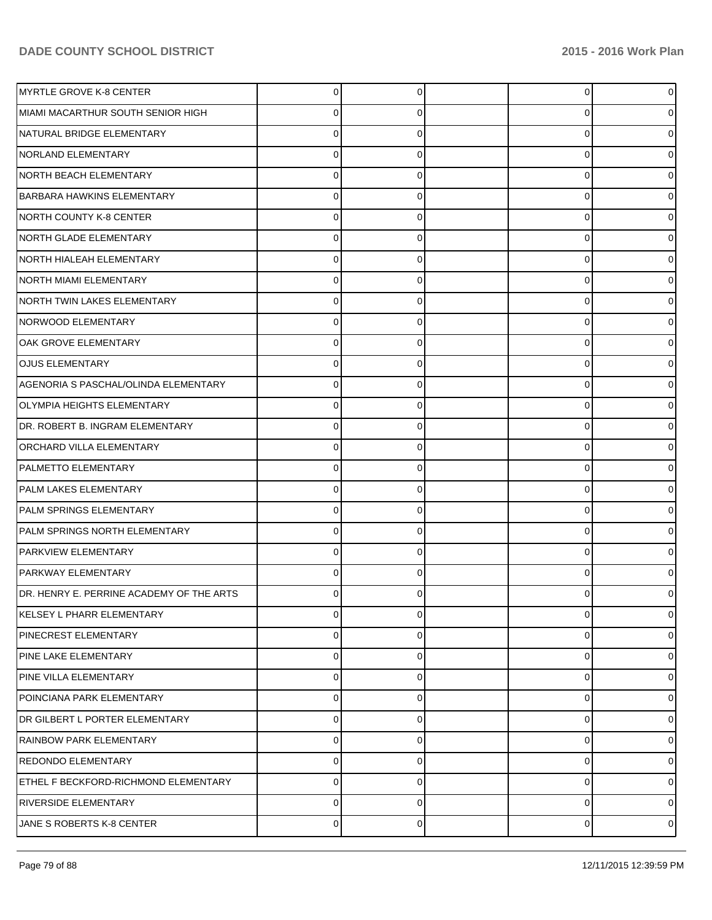| | | | | | |
|---|---|---|---|---|---|
| MYRTLE GROVE K-8 CENTER | 0 | 0 | | 0 | 0 |
| MIAMI MACARTHUR SOUTH SENIOR HIGH | 0 | 0 | | 0 | 0 |
| NATURAL BRIDGE ELEMENTARY | 0 | 0 | | 0 | 0 |
| NORLAND ELEMENTARY | 0 | 0 | | 0 | 0 |
| NORTH BEACH ELEMENTARY | 0 | 0 | | 0 | 0 |
| BARBARA HAWKINS ELEMENTARY | 0 | 0 | | 0 | 0 |
| NORTH COUNTY K-8 CENTER | 0 | 0 | | 0 | 0 |
| NORTH GLADE ELEMENTARY | 0 | 0 | | 0 | 0 |
| NORTH HIALEAH ELEMENTARY | 0 | 0 | | 0 | 0 |
| NORTH MIAMI ELEMENTARY | 0 | 0 | | 0 | 0 |
| NORTH TWIN LAKES ELEMENTARY | 0 | 0 | | 0 | 0 |
| NORWOOD ELEMENTARY | 0 | 0 | | 0 | 0 |
| OAK GROVE ELEMENTARY | 0 | 0 | | 0 | 0 |
| OJUS ELEMENTARY | 0 | 0 | | 0 | 0 |
| AGENORIA S PASCHAL/OLINDA ELEMENTARY | 0 | 0 | | 0 | 0 |
| OLYMPIA HEIGHTS ELEMENTARY | 0 | 0 | | 0 | 0 |
| DR. ROBERT B. INGRAM ELEMENTARY | 0 | 0 | | 0 | 0 |
| ORCHARD VILLA ELEMENTARY | 0 | 0 | | 0 | 0 |
| PALMETTO ELEMENTARY | 0 | 0 | | 0 | 0 |
| PALM LAKES ELEMENTARY | 0 | 0 | | 0 | 0 |
| PALM SPRINGS ELEMENTARY | 0 | 0 | | 0 | 0 |
| PALM SPRINGS NORTH ELEMENTARY | 0 | 0 | | 0 | 0 |
| PARKVIEW ELEMENTARY | 0 | 0 | | 0 | 0 |
| PARKWAY ELEMENTARY | 0 | 0 | | 0 | 0 |
| DR. HENRY E. PERRINE ACADEMY OF THE ARTS | 0 | 0 | | 0 | 0 |
| KELSEY L PHARR ELEMENTARY | 0 | 0 | | 0 | 0 |
| PINECREST ELEMENTARY | 0 | 0 | | 0 | 0 |
| PINE LAKE ELEMENTARY | 0 | 0 | | 0 | 0 |
| PINE VILLA ELEMENTARY | 0 | 0 | | 0 | 0 |
| POINCIANA PARK ELEMENTARY | 0 | 0 | | 0 | 0 |
| DR GILBERT L PORTER ELEMENTARY | 0 | 0 | | 0 | 0 |
| RAINBOW PARK ELEMENTARY | 0 | 0 | | 0 | 0 |
| REDONDO ELEMENTARY | 0 | 0 | | 0 | 0 |
| ETHEL F BECKFORD-RICHMOND ELEMENTARY | 0 | 0 | | 0 | 0 |
| RIVERSIDE ELEMENTARY | 0 | 0 | | 0 | 0 |
| JANE S ROBERTS K-8 CENTER | 0 | 0 | | 0 | 0 |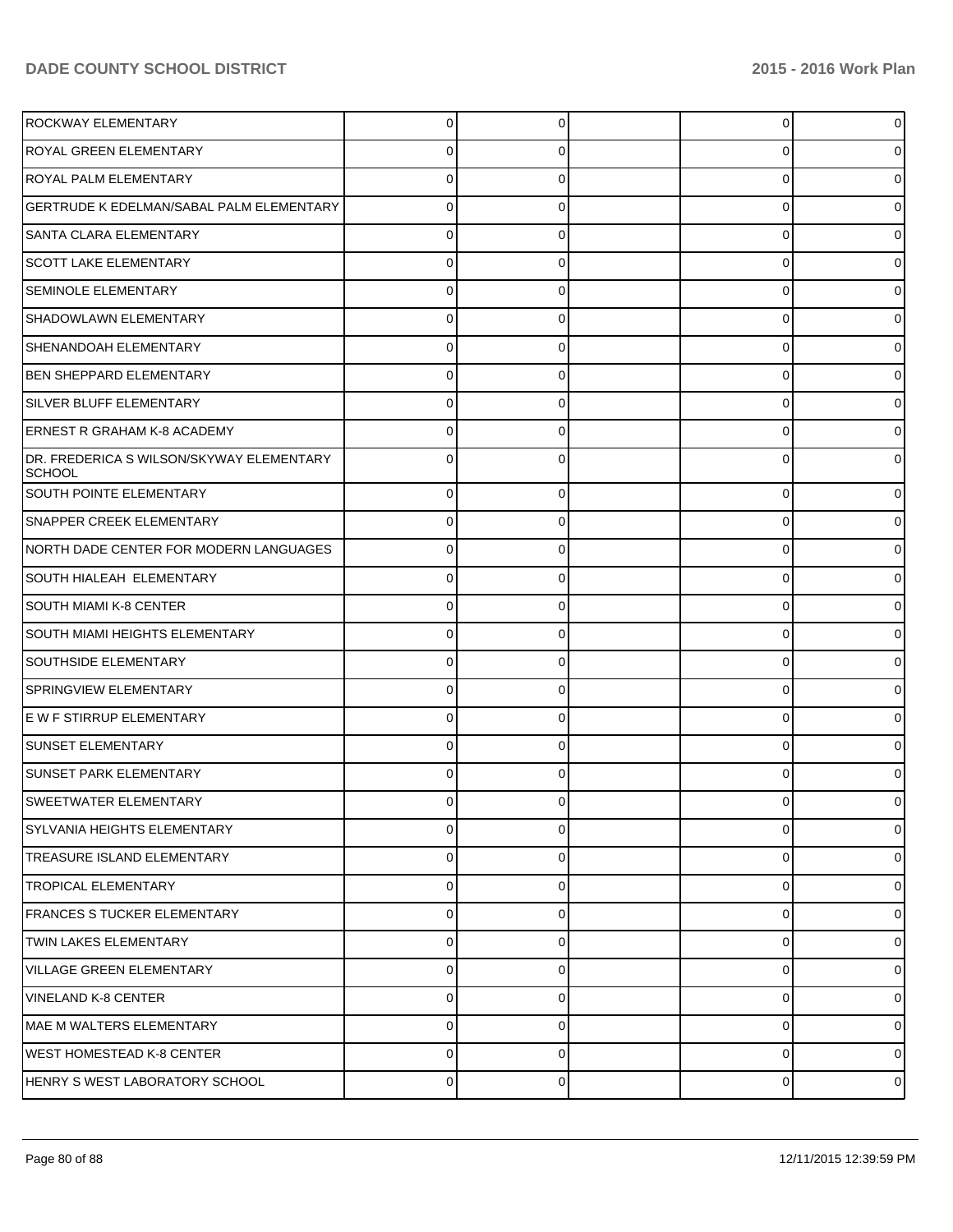| | | | | | |
|---|---|---|---|---|---|
| ROCKWAY ELEMENTARY | 0 | 0 | | 0 | 0 |
| ROYAL GREEN ELEMENTARY | 0 | 0 | | 0 | 0 |
| ROYAL PALM ELEMENTARY | 0 | 0 | | 0 | 0 |
| GERTRUDE K EDELMAN/SABAL PALM ELEMENTARY | 0 | 0 | | 0 | 0 |
| SANTA CLARA ELEMENTARY | 0 | 0 | | 0 | 0 |
| SCOTT LAKE ELEMENTARY | 0 | 0 | | 0 | 0 |
| SEMINOLE ELEMENTARY | 0 | 0 | | 0 | 0 |
| SHADOWLAWN ELEMENTARY | 0 | 0 | | 0 | 0 |
| SHENANDOAH ELEMENTARY | 0 | 0 | | 0 | 0 |
| BEN SHEPPARD ELEMENTARY | 0 | 0 | | 0 | 0 |
| SILVER BLUFF ELEMENTARY | 0 | 0 | | 0 | 0 |
| ERNEST R GRAHAM K-8 ACADEMY | 0 | 0 | | 0 | 0 |
| DR. FREDERICA S WILSON/SKYWAY ELEMENTARY SCHOOL | 0 | 0 | | 0 | 0 |
| SOUTH POINTE ELEMENTARY | 0 | 0 | | 0 | 0 |
| SNAPPER CREEK ELEMENTARY | 0 | 0 | | 0 | 0 |
| NORTH DADE CENTER FOR MODERN LANGUAGES | 0 | 0 | | 0 | 0 |
| SOUTH HIALEAH ELEMENTARY | 0 | 0 | | 0 | 0 |
| SOUTH MIAMI K-8 CENTER | 0 | 0 | | 0 | 0 |
| SOUTH MIAMI HEIGHTS ELEMENTARY | 0 | 0 | | 0 | 0 |
| SOUTHSIDE ELEMENTARY | 0 | 0 | | 0 | 0 |
| SPRINGVIEW ELEMENTARY | 0 | 0 | | 0 | 0 |
| E W F STIRRUP ELEMENTARY | 0 | 0 | | 0 | 0 |
| SUNSET ELEMENTARY | 0 | 0 | | 0 | 0 |
| SUNSET PARK ELEMENTARY | 0 | 0 | | 0 | 0 |
| SWEETWATER ELEMENTARY | 0 | 0 | | 0 | 0 |
| SYLVANIA HEIGHTS ELEMENTARY | 0 | 0 | | 0 | 0 |
| TREASURE ISLAND ELEMENTARY | 0 | 0 | | 0 | 0 |
| TROPICAL ELEMENTARY | 0 | 0 | | 0 | 0 |
| FRANCES S TUCKER ELEMENTARY | 0 | 0 | | 0 | 0 |
| TWIN LAKES ELEMENTARY | 0 | 0 | | 0 | 0 |
| VILLAGE GREEN ELEMENTARY | 0 | 0 | | 0 | 0 |
| VINELAND K-8 CENTER | 0 | 0 | | 0 | 0 |
| MAE M WALTERS ELEMENTARY | 0 | 0 | | 0 | 0 |
| WEST HOMESTEAD K-8 CENTER | 0 | 0 | | 0 | 0 |
| HENRY S WEST LABORATORY SCHOOL | 0 | 0 | | 0 | 0 |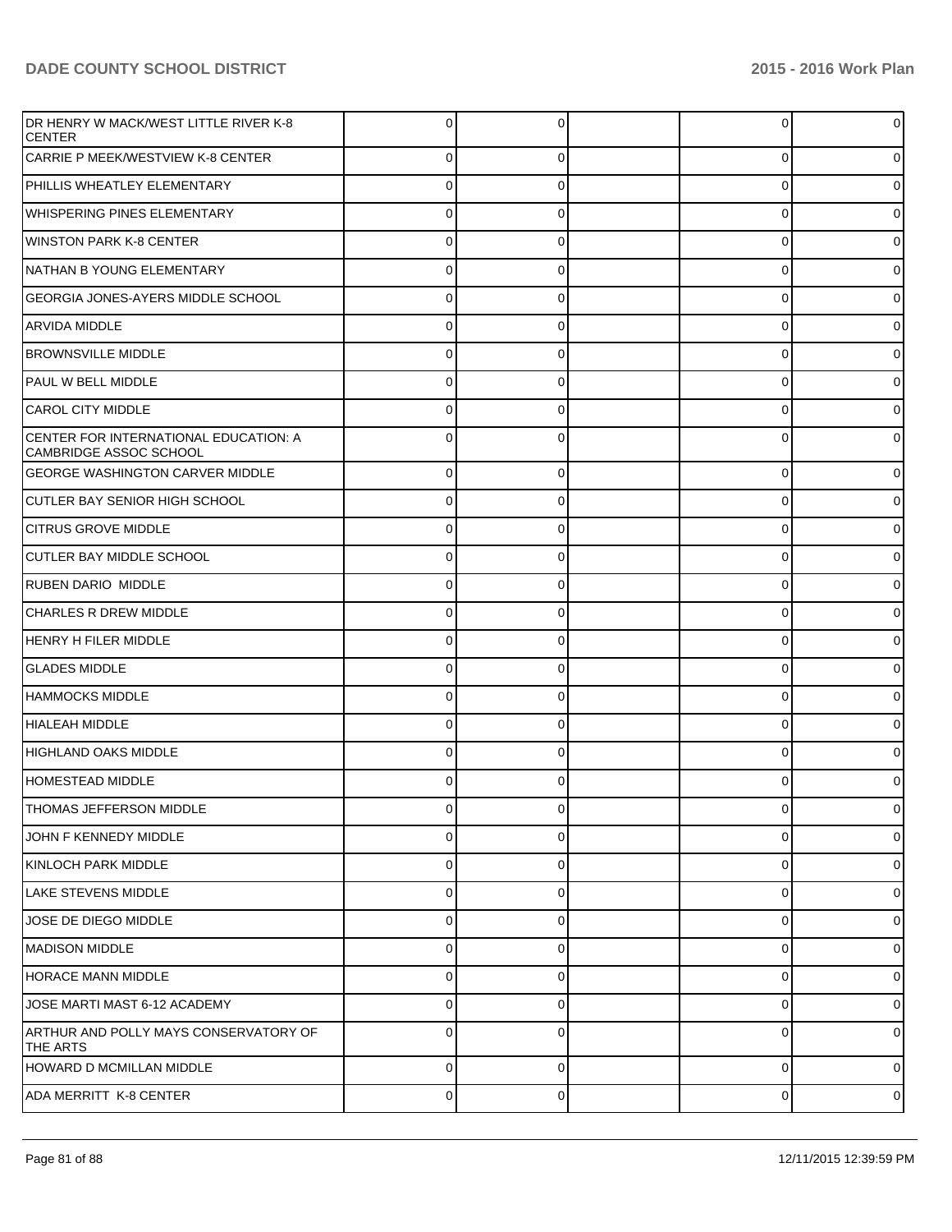| | | | | | |
|---|---|---|---|---|---|
| DR HENRY W MACK/WEST LITTLE RIVER K-8 CENTER | 0 | 0 | | 0 | 0 |
| CARRIE P MEEK/WESTVIEW K-8 CENTER | 0 | 0 | | 0 | 0 |
| PHILLIS WHEATLEY ELEMENTARY | 0 | 0 | | 0 | 0 |
| WHISPERING PINES ELEMENTARY | 0 | 0 | | 0 | 0 |
| WINSTON PARK K-8 CENTER | 0 | 0 | | 0 | 0 |
| NATHAN B YOUNG ELEMENTARY | 0 | 0 | | 0 | 0 |
| GEORGIA JONES-AYERS MIDDLE SCHOOL | 0 | 0 | | 0 | 0 |
| ARVIDA MIDDLE | 0 | 0 | | 0 | 0 |
| BROWNSVILLE MIDDLE | 0 | 0 | | 0 | 0 |
| PAUL W BELL MIDDLE | 0 | 0 | | 0 | 0 |
| CAROL CITY MIDDLE | 0 | 0 | | 0 | 0 |
| CENTER FOR INTERNATIONAL EDUCATION: A CAMBRIDGE ASSOC SCHOOL | 0 | 0 | | 0 | 0 |
| GEORGE WASHINGTON CARVER MIDDLE | 0 | 0 | | 0 | 0 |
| CUTLER BAY SENIOR HIGH SCHOOL | 0 | 0 | | 0 | 0 |
| CITRUS GROVE MIDDLE | 0 | 0 | | 0 | 0 |
| CUTLER BAY MIDDLE SCHOOL | 0 | 0 | | 0 | 0 |
| RUBEN DARIO MIDDLE | 0 | 0 | | 0 | 0 |
| CHARLES R DREW MIDDLE | 0 | 0 | | 0 | 0 |
| HENRY H FILER MIDDLE | 0 | 0 | | 0 | 0 |
| GLADES MIDDLE | 0 | 0 | | 0 | 0 |
| HAMMOCKS MIDDLE | 0 | 0 | | 0 | 0 |
| HIALEAH MIDDLE | 0 | 0 | | 0 | 0 |
| HIGHLAND OAKS MIDDLE | 0 | 0 | | 0 | 0 |
| HOMESTEAD MIDDLE | 0 | 0 | | 0 | 0 |
| THOMAS JEFFERSON MIDDLE | 0 | 0 | | 0 | 0 |
| JOHN F KENNEDY MIDDLE | 0 | 0 | | 0 | 0 |
| KINLOCH PARK MIDDLE | 0 | 0 | | 0 | 0 |
| LAKE STEVENS MIDDLE | 0 | 0 | | 0 | 0 |
| JOSE DE DIEGO MIDDLE | 0 | 0 | | 0 | 0 |
| MADISON MIDDLE | 0 | 0 | | 0 | 0 |
| HORACE MANN MIDDLE | 0 | 0 | | 0 | 0 |
| JOSE MARTI MAST 6-12 ACADEMY | 0 | 0 | | 0 | 0 |
| ARTHUR AND POLLY MAYS CONSERVATORY OF THE ARTS | 0 | 0 | | 0 | 0 |
| HOWARD D MCMILLAN MIDDLE | 0 | 0 | | 0 | 0 |
| ADA MERRITT K-8 CENTER | 0 | 0 | | 0 | 0 |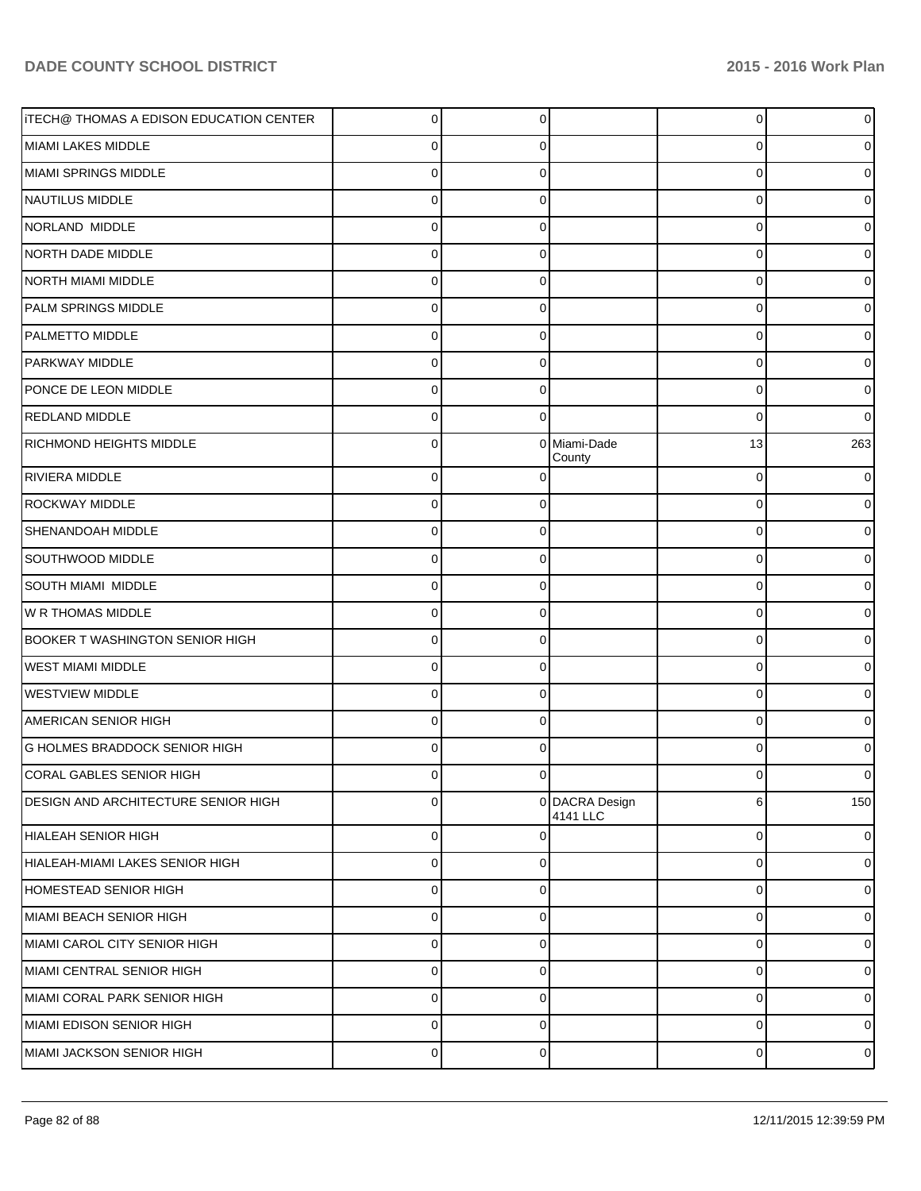| | | | | | |
|---|---|---|---|---|---|
| iTECH@ THOMAS A EDISON EDUCATION CENTER | 0 | 0 | | 0 | 0 |
| MIAMI LAKES MIDDLE | 0 | 0 | | 0 | 0 |
| MIAMI SPRINGS MIDDLE | 0 | 0 | | 0 | 0 |
| NAUTILUS MIDDLE | 0 | 0 | | 0 | 0 |
| NORLAND MIDDLE | 0 | 0 | | 0 | 0 |
| NORTH DADE MIDDLE | 0 | 0 | | 0 | 0 |
| NORTH MIAMI MIDDLE | 0 | 0 | | 0 | 0 |
| PALM SPRINGS MIDDLE | 0 | 0 | | 0 | 0 |
| PALMETTO MIDDLE | 0 | 0 | | 0 | 0 |
| PARKWAY MIDDLE | 0 | 0 | | 0 | 0 |
| PONCE DE LEON MIDDLE | 0 | 0 | | 0 | 0 |
| REDLAND MIDDLE | 0 | 0 | | 0 | 0 |
| RICHMOND HEIGHTS MIDDLE | 0 | 0 | Miami-Dade County | 13 | 263 |
| RIVIERA MIDDLE | 0 | 0 | | 0 | 0 |
| ROCKWAY MIDDLE | 0 | 0 | | 0 | 0 |
| SHENANDOAH MIDDLE | 0 | 0 | | 0 | 0 |
| SOUTHWOOD MIDDLE | 0 | 0 | | 0 | 0 |
| SOUTH MIAMI MIDDLE | 0 | 0 | | 0 | 0 |
| W R THOMAS MIDDLE | 0 | 0 | | 0 | 0 |
| BOOKER T WASHINGTON SENIOR HIGH | 0 | 0 | | 0 | 0 |
| WEST MIAMI MIDDLE | 0 | 0 | | 0 | 0 |
| WESTVIEW MIDDLE | 0 | 0 | | 0 | 0 |
| AMERICAN SENIOR HIGH | 0 | 0 | | 0 | 0 |
| G HOLMES BRADDOCK SENIOR HIGH | 0 | 0 | | 0 | 0 |
| CORAL GABLES SENIOR HIGH | 0 | 0 | | 0 | 0 |
| DESIGN AND ARCHITECTURE SENIOR HIGH | 0 | 0 | DACRA Design 4141 LLC | 6 | 150 |
| HIALEAH SENIOR HIGH | 0 | 0 | | 0 | 0 |
| HIALEAH-MIAMI LAKES SENIOR HIGH | 0 | 0 | | 0 | 0 |
| HOMESTEAD SENIOR HIGH | 0 | 0 | | 0 | 0 |
| MIAMI BEACH SENIOR HIGH | 0 | 0 | | 0 | 0 |
| MIAMI CAROL CITY SENIOR HIGH | 0 | 0 | | 0 | 0 |
| MIAMI CENTRAL SENIOR HIGH | 0 | 0 | | 0 | 0 |
| MIAMI CORAL PARK SENIOR HIGH | 0 | 0 | | 0 | 0 |
| MIAMI EDISON SENIOR HIGH | 0 | 0 | | 0 | 0 |
| MIAMI JACKSON SENIOR HIGH | 0 | 0 | | 0 | 0 |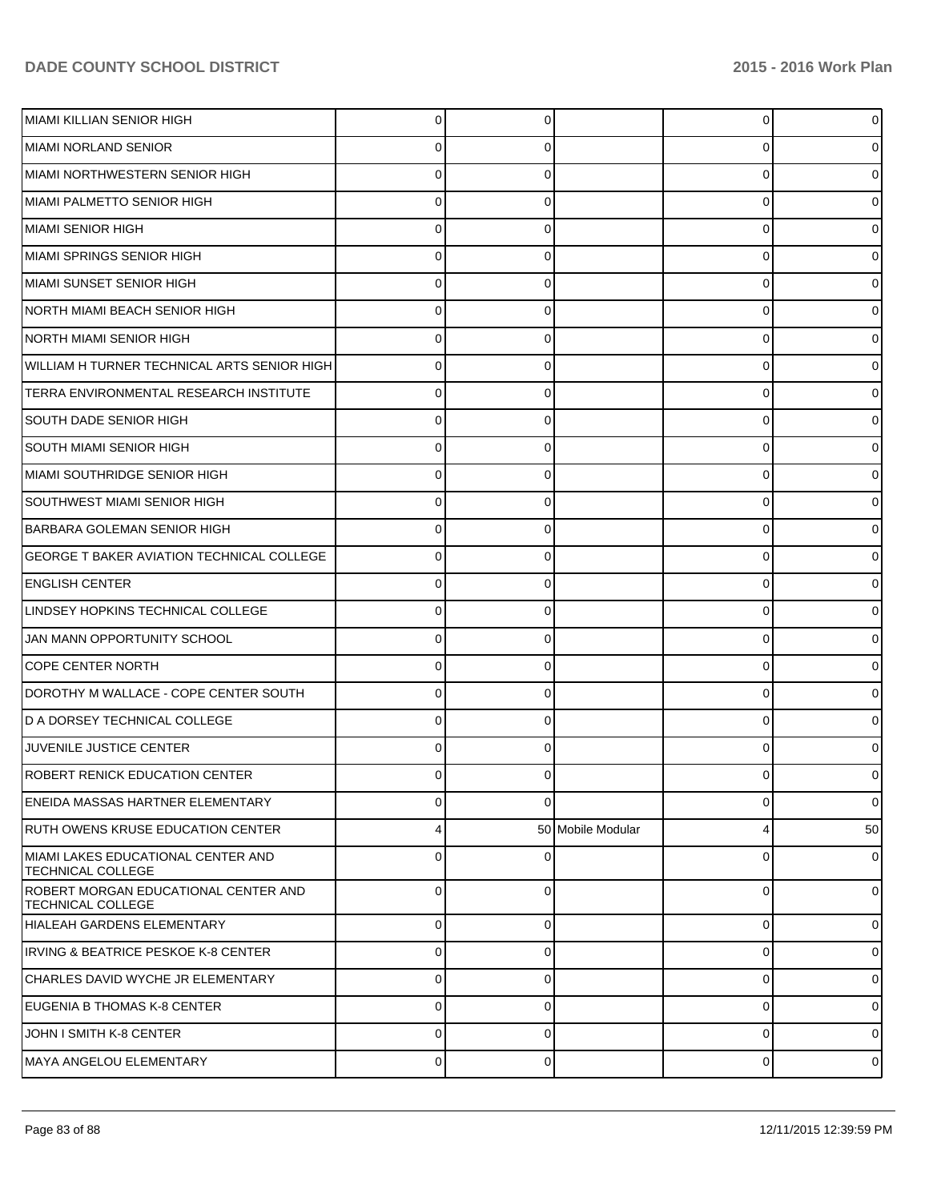| | | | | | |
|---|---|---|---|---|---|
| MIAMI KILLIAN SENIOR HIGH | 0 | 0 | | 0 | 0 |
| MIAMI NORLAND SENIOR | 0 | 0 | | 0 | 0 |
| MIAMI NORTHWESTERN SENIOR HIGH | 0 | 0 | | 0 | 0 |
| MIAMI PALMETTO SENIOR HIGH | 0 | 0 | | 0 | 0 |
| MIAMI SENIOR HIGH | 0 | 0 | | 0 | 0 |
| MIAMI SPRINGS SENIOR HIGH | 0 | 0 | | 0 | 0 |
| MIAMI SUNSET SENIOR HIGH | 0 | 0 | | 0 | 0 |
| NORTH MIAMI BEACH SENIOR HIGH | 0 | 0 | | 0 | 0 |
| NORTH MIAMI SENIOR HIGH | 0 | 0 | | 0 | 0 |
| WILLIAM H TURNER TECHNICAL ARTS SENIOR HIGH | 0 | 0 | | 0 | 0 |
| TERRA ENVIRONMENTAL RESEARCH INSTITUTE | 0 | 0 | | 0 | 0 |
| SOUTH DADE SENIOR HIGH | 0 | 0 | | 0 | 0 |
| SOUTH MIAMI SENIOR HIGH | 0 | 0 | | 0 | 0 |
| MIAMI SOUTHRIDGE SENIOR HIGH | 0 | 0 | | 0 | 0 |
| SOUTHWEST MIAMI SENIOR HIGH | 0 | 0 | | 0 | 0 |
| BARBARA GOLEMAN SENIOR HIGH | 0 | 0 | | 0 | 0 |
| GEORGE T BAKER AVIATION TECHNICAL COLLEGE | 0 | 0 | | 0 | 0 |
| ENGLISH CENTER | 0 | 0 | | 0 | 0 |
| LINDSEY HOPKINS TECHNICAL COLLEGE | 0 | 0 | | 0 | 0 |
| JAN MANN OPPORTUNITY SCHOOL | 0 | 0 | | 0 | 0 |
| COPE CENTER NORTH | 0 | 0 | | 0 | 0 |
| DOROTHY M WALLACE - COPE CENTER SOUTH | 0 | 0 | | 0 | 0 |
| D A DORSEY TECHNICAL COLLEGE | 0 | 0 | | 0 | 0 |
| JUVENILE JUSTICE CENTER | 0 | 0 | | 0 | 0 |
| ROBERT RENICK EDUCATION CENTER | 0 | 0 | | 0 | 0 |
| ENEIDA MASSAS HARTNER ELEMENTARY | 0 | 0 | | 0 | 0 |
| RUTH OWENS KRUSE EDUCATION CENTER | 4 | 50 | Mobile Modular | 4 | 50 |
| MIAMI LAKES EDUCATIONAL CENTER AND TECHNICAL COLLEGE | 0 | 0 | | 0 | 0 |
| ROBERT MORGAN EDUCATIONAL CENTER AND TECHNICAL COLLEGE | 0 | 0 | | 0 | 0 |
| HIALEAH GARDENS ELEMENTARY | 0 | 0 | | 0 | 0 |
| IRVING & BEATRICE PESKOE K-8 CENTER | 0 | 0 | | 0 | 0 |
| CHARLES DAVID WYCHE JR ELEMENTARY | 0 | 0 | | 0 | 0 |
| EUGENIA B THOMAS K-8 CENTER | 0 | 0 | | 0 | 0 |
| JOHN I SMITH K-8 CENTER | 0 | 0 | | 0 | 0 |
| MAYA ANGELOU ELEMENTARY | 0 | 0 | | 0 | 0 |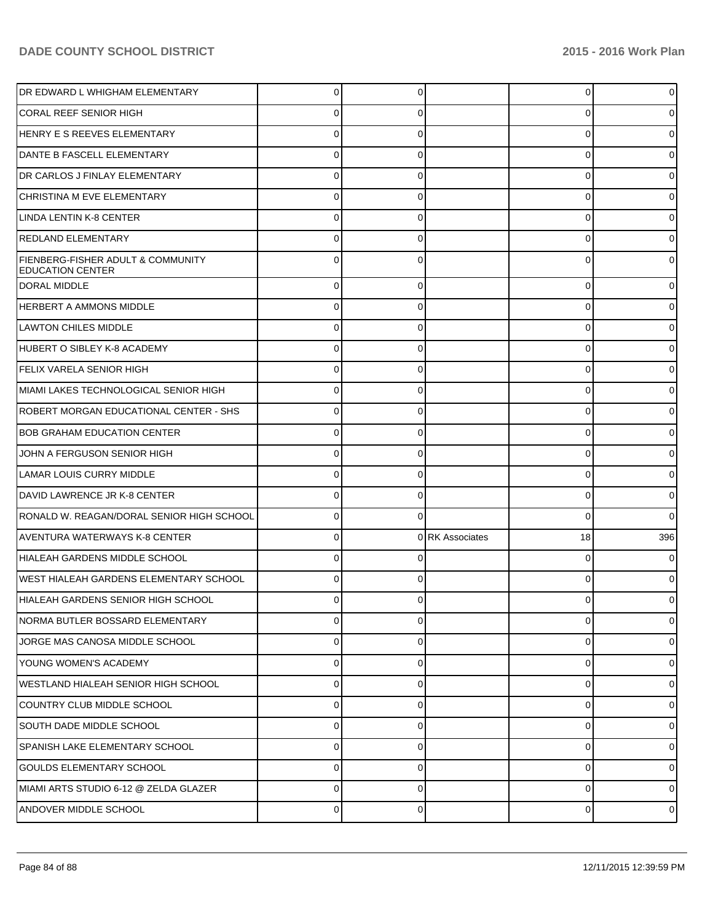| | | | | | |
|---|---|---|---|---|---|
| DR EDWARD L WHIGHAM ELEMENTARY | 0 | 0 | | 0 | 0 |
| CORAL REEF SENIOR HIGH | 0 | 0 | | 0 | 0 |
| HENRY E S REEVES ELEMENTARY | 0 | 0 | | 0 | 0 |
| DANTE B FASCELL ELEMENTARY | 0 | 0 | | 0 | 0 |
| DR CARLOS J FINLAY ELEMENTARY | 0 | 0 | | 0 | 0 |
| CHRISTINA M EVE ELEMENTARY | 0 | 0 | | 0 | 0 |
| LINDA LENTIN K-8 CENTER | 0 | 0 | | 0 | 0 |
| REDLAND ELEMENTARY | 0 | 0 | | 0 | 0 |
| FIENBERG-FISHER ADULT & COMMUNITY EDUCATION CENTER | 0 | 0 | | 0 | 0 |
| DORAL MIDDLE | 0 | 0 | | 0 | 0 |
| HERBERT A AMMONS MIDDLE | 0 | 0 | | 0 | 0 |
| LAWTON CHILES MIDDLE | 0 | 0 | | 0 | 0 |
| HUBERT O SIBLEY K-8 ACADEMY | 0 | 0 | | 0 | 0 |
| FELIX VARELA SENIOR HIGH | 0 | 0 | | 0 | 0 |
| MIAMI LAKES TECHNOLOGICAL SENIOR HIGH | 0 | 0 | | 0 | 0 |
| ROBERT MORGAN EDUCATIONAL CENTER - SHS | 0 | 0 | | 0 | 0 |
| BOB GRAHAM EDUCATION CENTER | 0 | 0 | | 0 | 0 |
| JOHN A FERGUSON SENIOR HIGH | 0 | 0 | | 0 | 0 |
| LAMAR LOUIS CURRY MIDDLE | 0 | 0 | | 0 | 0 |
| DAVID LAWRENCE JR K-8 CENTER | 0 | 0 | | 0 | 0 |
| RONALD W. REAGAN/DORAL SENIOR HIGH SCHOOL | 0 | 0 | | 0 | 0 |
| AVENTURA WATERWAYS K-8 CENTER | 0 | 0 | RK Associates | 18 | 396 |
| HIALEAH GARDENS MIDDLE SCHOOL | 0 | 0 | | 0 | 0 |
| WEST HIALEAH GARDENS ELEMENTARY SCHOOL | 0 | 0 | | 0 | 0 |
| HIALEAH GARDENS SENIOR HIGH SCHOOL | 0 | 0 | | 0 | 0 |
| NORMA BUTLER BOSSARD ELEMENTARY | 0 | 0 | | 0 | 0 |
| JORGE MAS CANOSA MIDDLE SCHOOL | 0 | 0 | | 0 | 0 |
| YOUNG WOMEN'S ACADEMY | 0 | 0 | | 0 | 0 |
| WESTLAND HIALEAH SENIOR HIGH SCHOOL | 0 | 0 | | 0 | 0 |
| COUNTRY CLUB MIDDLE SCHOOL | 0 | 0 | | 0 | 0 |
| SOUTH DADE MIDDLE SCHOOL | 0 | 0 | | 0 | 0 |
| SPANISH LAKE ELEMENTARY SCHOOL | 0 | 0 | | 0 | 0 |
| GOULDS ELEMENTARY SCHOOL | 0 | 0 | | 0 | 0 |
| MIAMI ARTS STUDIO 6-12 @ ZELDA GLAZER | 0 | 0 | | 0 | 0 |
| ANDOVER MIDDLE SCHOOL | 0 | 0 | | 0 | 0 |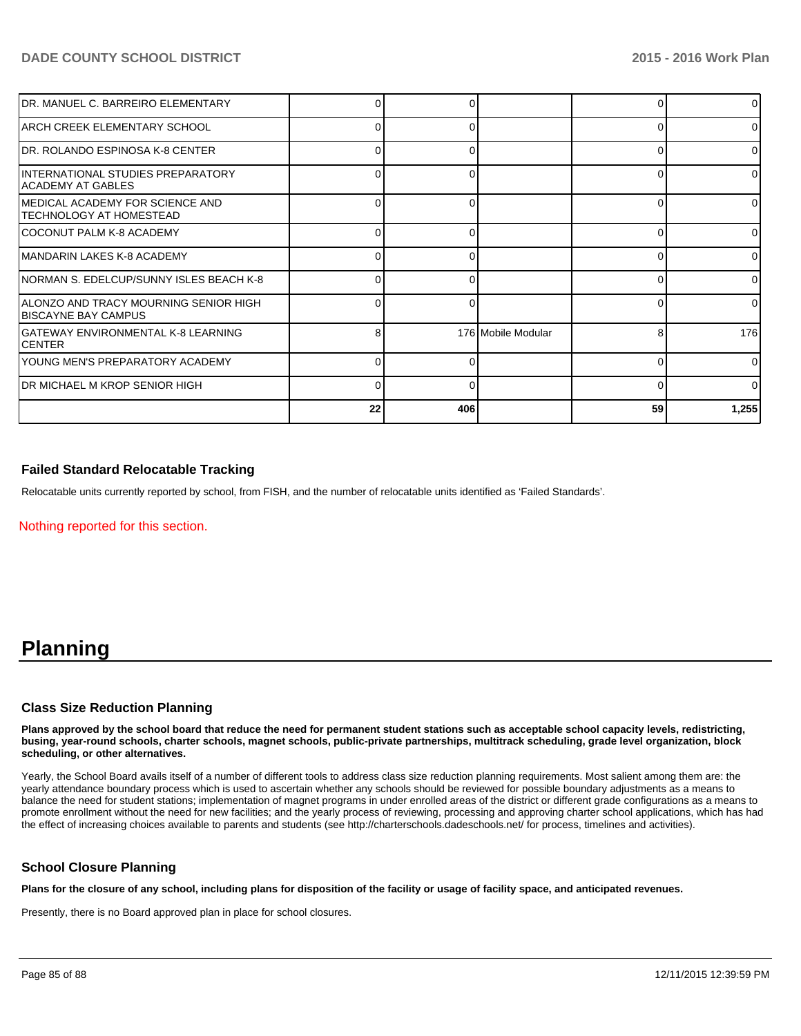| | | | | | |
|---|---|---|---|---|---|
| DR. MANUEL C. BARREIRO ELEMENTARY | 0 | 0 | | 0 | 0 |
| ARCH CREEK ELEMENTARY SCHOOL | 0 | 0 | | 0 | 0 |
| DR. ROLANDO ESPINOSA K-8 CENTER | 0 | 0 | | 0 | 0 |
| INTERNATIONAL STUDIES PREPARATORY ACADEMY AT GABLES | 0 | 0 | | 0 | 0 |
| MEDICAL ACADEMY FOR SCIENCE AND TECHNOLOGY AT HOMESTEAD | 0 | 0 | | 0 | 0 |
| COCONUT PALM K-8 ACADEMY | 0 | 0 | | 0 | 0 |
| MANDARIN LAKES K-8 ACADEMY | 0 | 0 | | 0 | 0 |
| NORMAN S. EDELCUP/SUNNY ISLES BEACH K-8 | 0 | 0 | | 0 | 0 |
| ALONZO AND TRACY MOURNING SENIOR HIGH BISCAYNE BAY CAMPUS | 0 | 0 | | 0 | 0 |
| GATEWAY ENVIRONMENTAL K-8 LEARNING CENTER | 8 | 176 | Mobile Modular | 8 | 176 |
| YOUNG MEN'S PREPARATORY ACADEMY | 0 | 0 | | 0 | 0 |
| DR MICHAEL M KROP SENIOR HIGH | 0 | 0 | | 0 | 0 |
| | 22 | 406 | | 59 | 1,255 |

### Failed Standard Relocatable Tracking

Relocatable units currently reported by school, from FISH, and the number of relocatable units identified as 'Failed Standards'.

Nothing reported for this section.

# Planning

### Class Size Reduction Planning

**Plans approved by the school board that reduce the need for permanent student stations such as acceptable school capacity levels, redistricting, busing, year-round schools, charter schools, magnet schools, public-private partnerships, multitrack scheduling, grade level organization, block scheduling, or other alternatives.**

Yearly, the School Board avails itself of a number of different tools to address class size reduction planning requirements. Most salient among them are: the yearly attendance boundary process which is used to ascertain whether any schools should be reviewed for possible boundary adjustments as a means to balance the need for student stations; implementation of magnet programs in under enrolled areas of the district or different grade configurations as a means to promote enrollment without the need for new facilities; and the yearly process of reviewing, processing and approving charter school applications, which has had the effect of increasing choices available to parents and students (see http://charterschools.dadeschools.net/ for process, timelines and activities).

### School Closure Planning

**Plans for the closure of any school, including plans for disposition of the facility or usage of facility space, and anticipated revenues.**

Presently, there is no Board approved plan in place for school closures.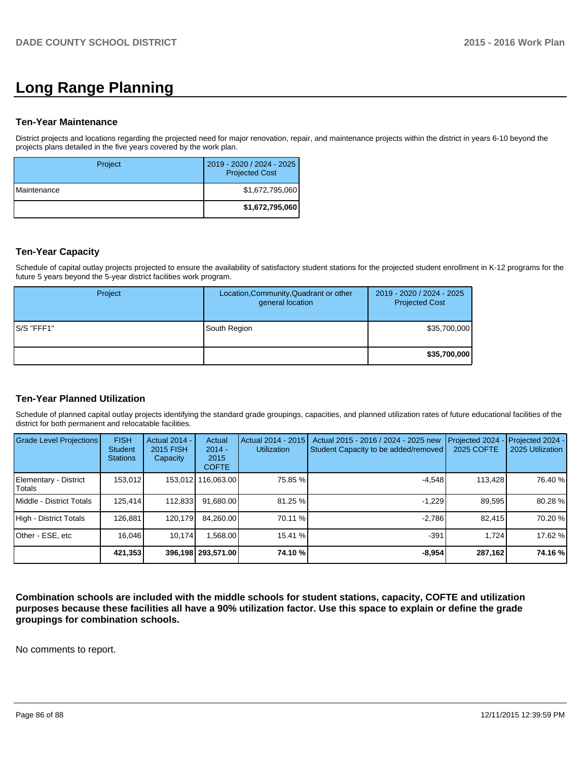# Long Range Planning

### Ten-Year Maintenance

District projects and locations regarding the projected need for major renovation, repair, and maintenance projects within the district in years 6-10 beyond the projects plans detailed in the five years covered by the work plan.

| Project | 2019 - 2020 / 2024 - 2025 Projected Cost |
|---|---|
| Maintenance | $1,672,795,060 |
| | **$1,672,795,060** |

### Ten-Year Capacity

Schedule of capital outlay projects projected to ensure the availability of satisfactory student stations for the projected student enrollment in K-12 programs for the future 5 years beyond the 5-year district facilities work program.

| Project | Location,Community,Quadrant or other general location | 2019 - 2020 / 2024 - 2025 Projected Cost |
|---|---|---|
| S/S "FFF1" | South Region | $35,700,000 |
| | | **$35,700,000** |

### Ten-Year Planned Utilization

Schedule of planned capital outlay projects identifying the standard grade groupings, capacities, and planned utilization rates of future educational facilities of the district for both permanent and relocatable facilities.

| Grade Level Projections | FISH Student Stations | Actual 2014 - 2015 FISH Capacity | Actual 2014 - 2015 COFTE | Actual 2014 - 2015 Utilization | Actual 2015 - 2016 / 2024 - 2025 new Student Capacity to be added/removed | Projected 2024 - 2025 COFTE | Projected 2024 - 2025 Utilization |
|---|---|---|---|---|---|---|---|
| Elementary - District Totals | 153,012 | 153,012 | 116,063.00 | 75.85 % | -4,548 | 113,428 | 76.40 % |
| Middle - District Totals | 125,414 | 112,833 | 91,680.00 | 81.25 % | -1,229 | 89,595 | 80.28 % |
| High - District Totals | 126,881 | 120,179 | 84,260.00 | 70.11 % | -2,786 | 82,415 | 70.20 % |
| Other - ESE, etc | 16,046 | 10,174 | 1,568.00 | 15.41 % | -391 | 1,724 | 17.62 % |
| | **421,353** | **396,198** | **293,571.00** | **74.10 %** | **-8,954** | **287,162** | **74.16 %** |

**Combination schools are included with the middle schools for student stations, capacity, COFTE and utilization purposes because these facilities all have a 90% utilization factor. Use this space to explain or define the grade groupings for combination schools.**

No comments to report.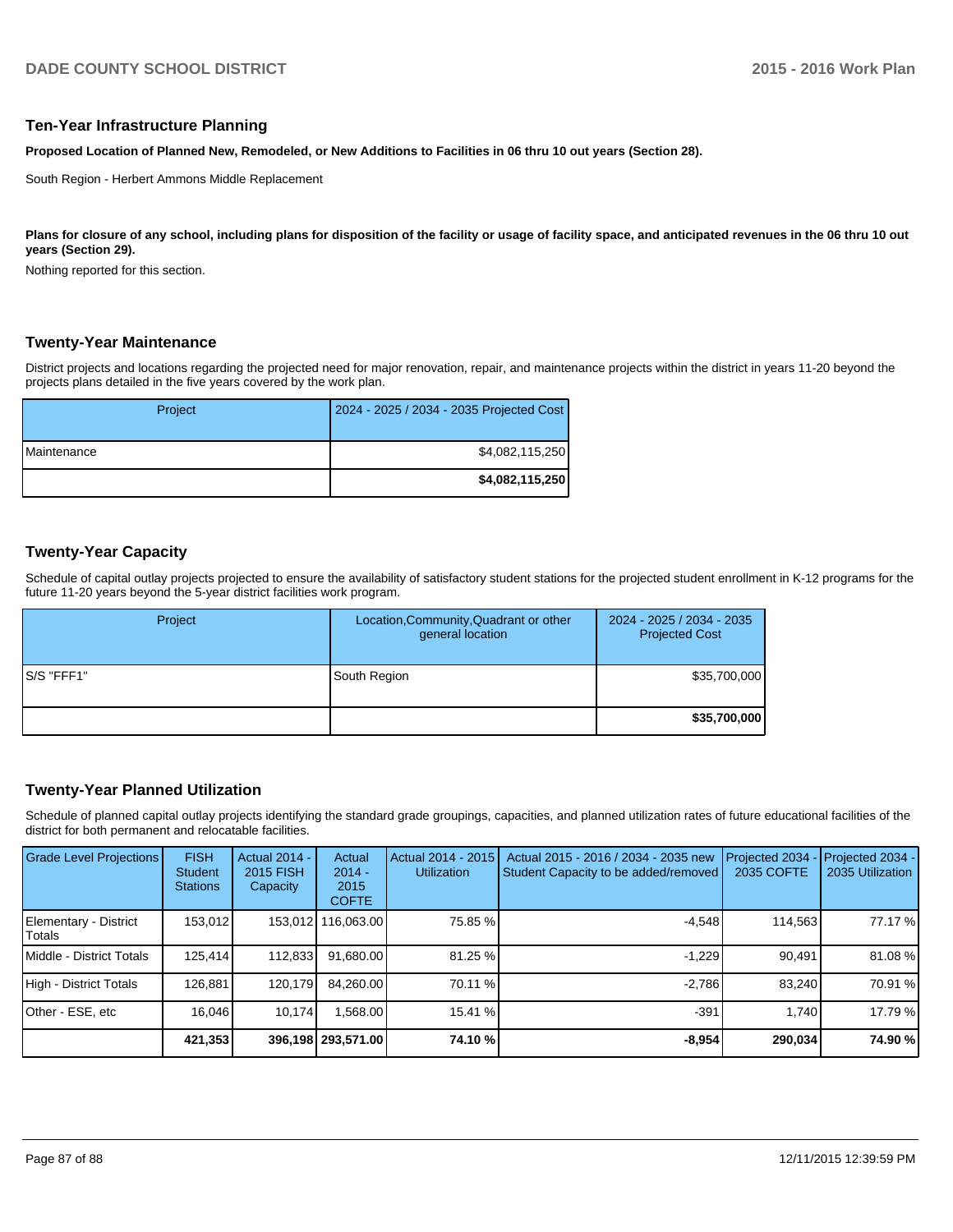## Ten-Year Infrastructure Planning

**Proposed Location of Planned New, Remodeled, or New Additions to Facilities in 06 thru 10 out years (Section 28).**

South Region - Herbert Ammons Middle Replacement

**Plans for closure of any school, including plans for disposition of the facility or usage of facility space, and anticipated revenues in the 06 thru 10 out years (Section 29).**

Nothing reported for this section.

## Twenty-Year Maintenance

District projects and locations regarding the projected need for major renovation, repair, and maintenance projects within the district in years 11-20 beyond the projects plans detailed in the five years covered by the work plan.

| Project | 2024 - 2025 / 2034 - 2035 Projected Cost |
|---|---|
| Maintenance | $4,082,115,250 |
| | **$4,082,115,250** |

## Twenty-Year Capacity

Schedule of capital outlay projects projected to ensure the availability of satisfactory student stations for the projected student enrollment in K-12 programs for the future 11-20 years beyond the 5-year district facilities work program.

| Project | Location,Community,Quadrant or other general location | 2024 - 2025 / 2034 - 2035 Projected Cost |
|---|---|---|
| S/S "FFF1" | South Region | $35,700,000 |
| | | **$35,700,000** |

## Twenty-Year Planned Utilization

Schedule of planned capital outlay projects identifying the standard grade groupings, capacities, and planned utilization rates of future educational facilities of the district for both permanent and relocatable facilities.

| Grade Level Projections | FISH Student Stations | Actual 2014 - 2015 FISH Capacity | Actual 2014 - 2015 COFTE | Actual 2014 - 2015 Utilization | Actual 2015 - 2016 / 2034 - 2035 new Student Capacity to be added/removed | Projected 2034 - 2035 COFTE | Projected 2034 - 2035 Utilization |
|---|---|---|---|---|---|---|---|
| Elementary - District Totals | 153,012 | 153,012 | 116,063.00 | 75.85 % | -4,548 | 114,563 | 77.17 % |
| Middle - District Totals | 125,414 | 112,833 | 91,680.00 | 81.25 % | -1,229 | 90,491 | 81.08 % |
| High - District Totals | 126,881 | 120,179 | 84,260.00 | 70.11 % | -2,786 | 83,240 | 70.91 % |
| Other - ESE, etc | 16,046 | 10,174 | 1,568.00 | 15.41 % | -391 | 1,740 | 17.79 % |
| | **421,353** | **396,198** | **293,571.00** | **74.10 %** | **-8,954** | **290,034** | **74.90 %** |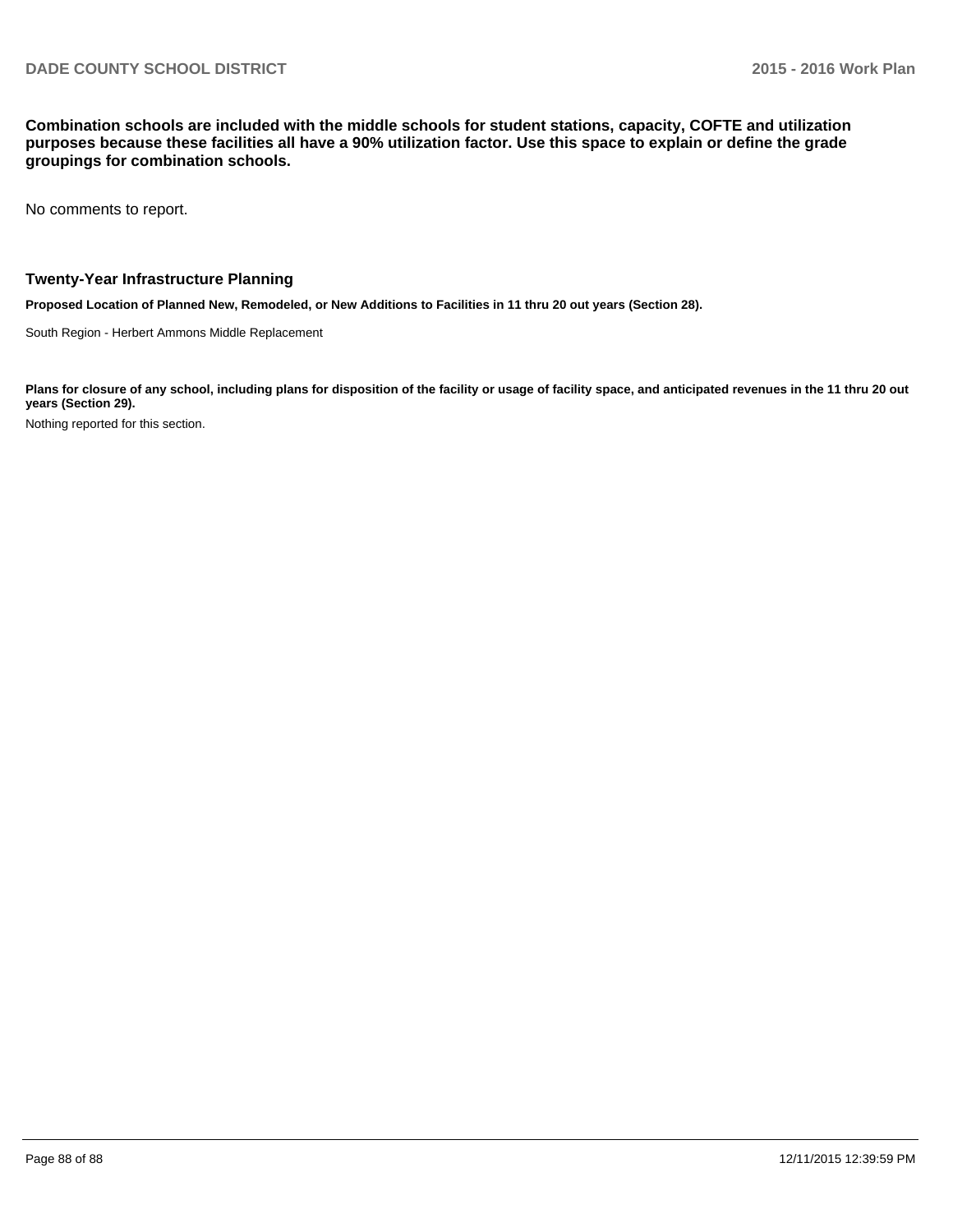**Combination schools are included with the middle schools for student stations, capacity, COFTE and utilization purposes because these facilities all have a 90% utilization factor. Use this space to explain or define the grade groupings for combination schools.**

No comments to report.

## Twenty-Year Infrastructure Planning

**Proposed Location of Planned New, Remodeled, or New Additions to Facilities in 11 thru 20 out years (Section 28).**

South Region - Herbert Ammons Middle Replacement

**Plans for closure of any school, including plans for disposition of the facility or usage of facility space, and anticipated revenues in the 11 thru 20 out years (Section 29).**

Nothing reported for this section.